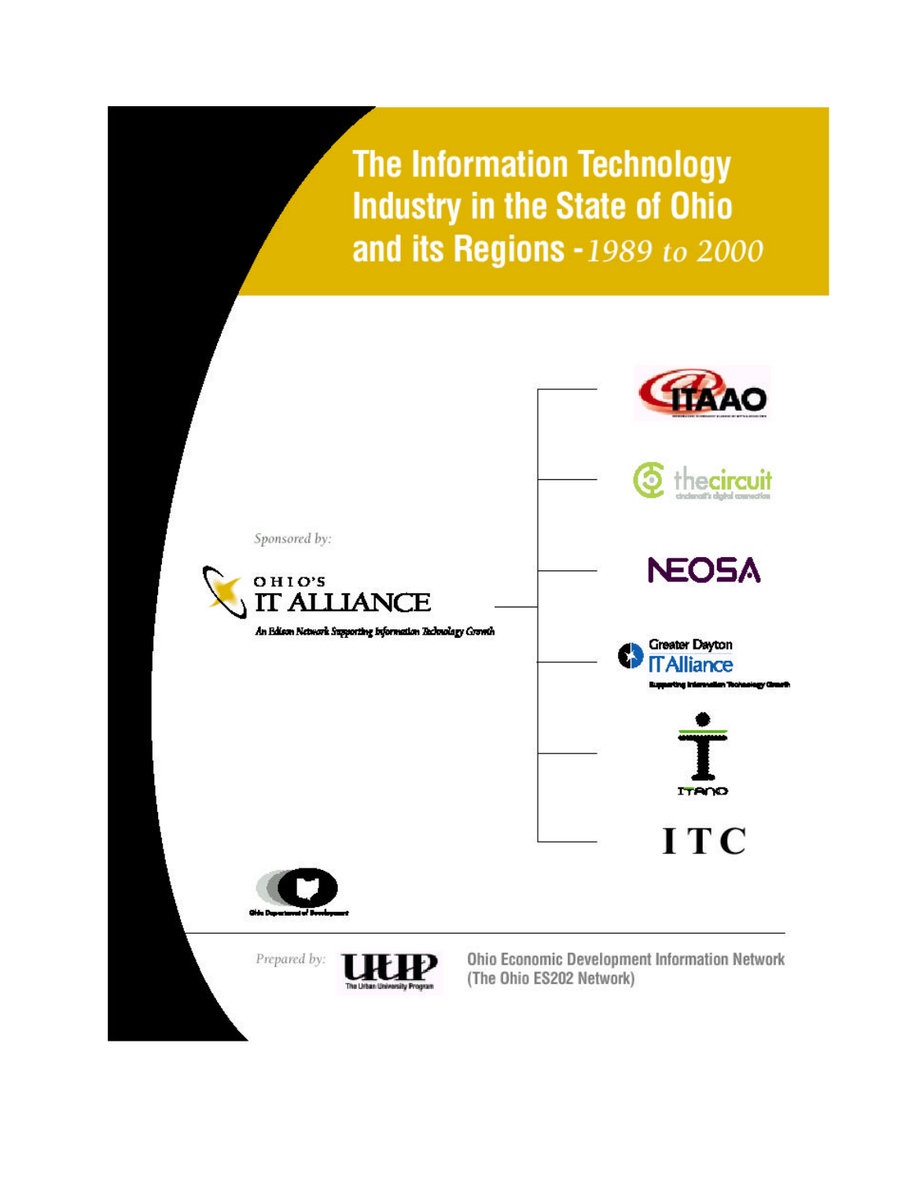# The Information Technology Industry in the State of Ohio and its Regions - *1989 to 2000*

*Sponsored by:*

OHIO'S IT ALLIANCE

*An Edison Network Supporting Information Technology Growth*

ITAAO

thecircuit

cincinnati's digital connection

NEOSA

Greater Dayton IT Alliance

Supporting Information Technology Growth

ITANO

ITC

Ohio Department of Development

*Prepared by:* UUP The Urban University Program

Ohio Economic Development Information Network (The Ohio ES202 Network)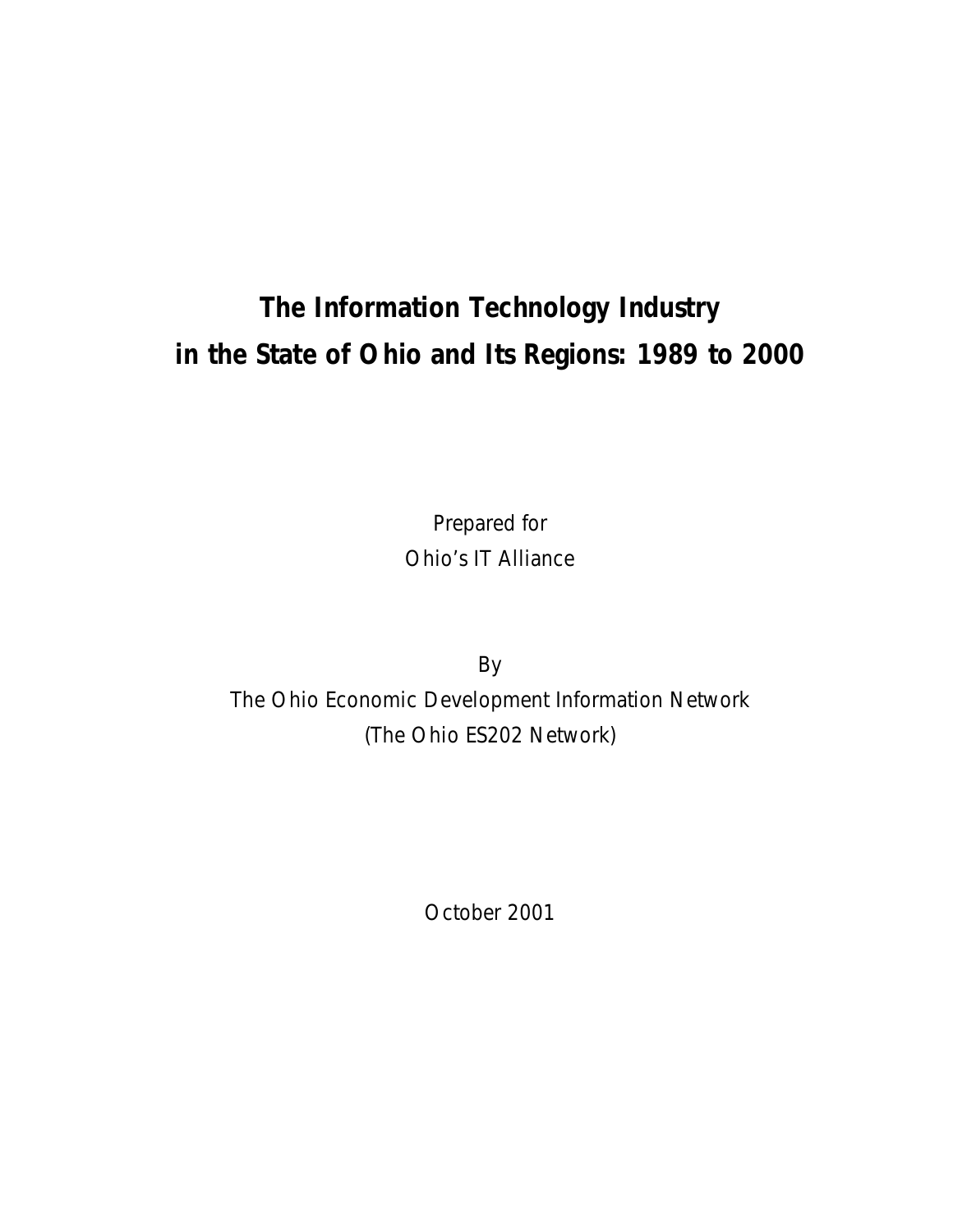# The Information Technology Industry in the State of Ohio and Its Regions: 1989 to 2000

Prepared for
Ohio's IT Alliance

By
The Ohio Economic Development Information Network
(The Ohio ES202 Network)

October 2001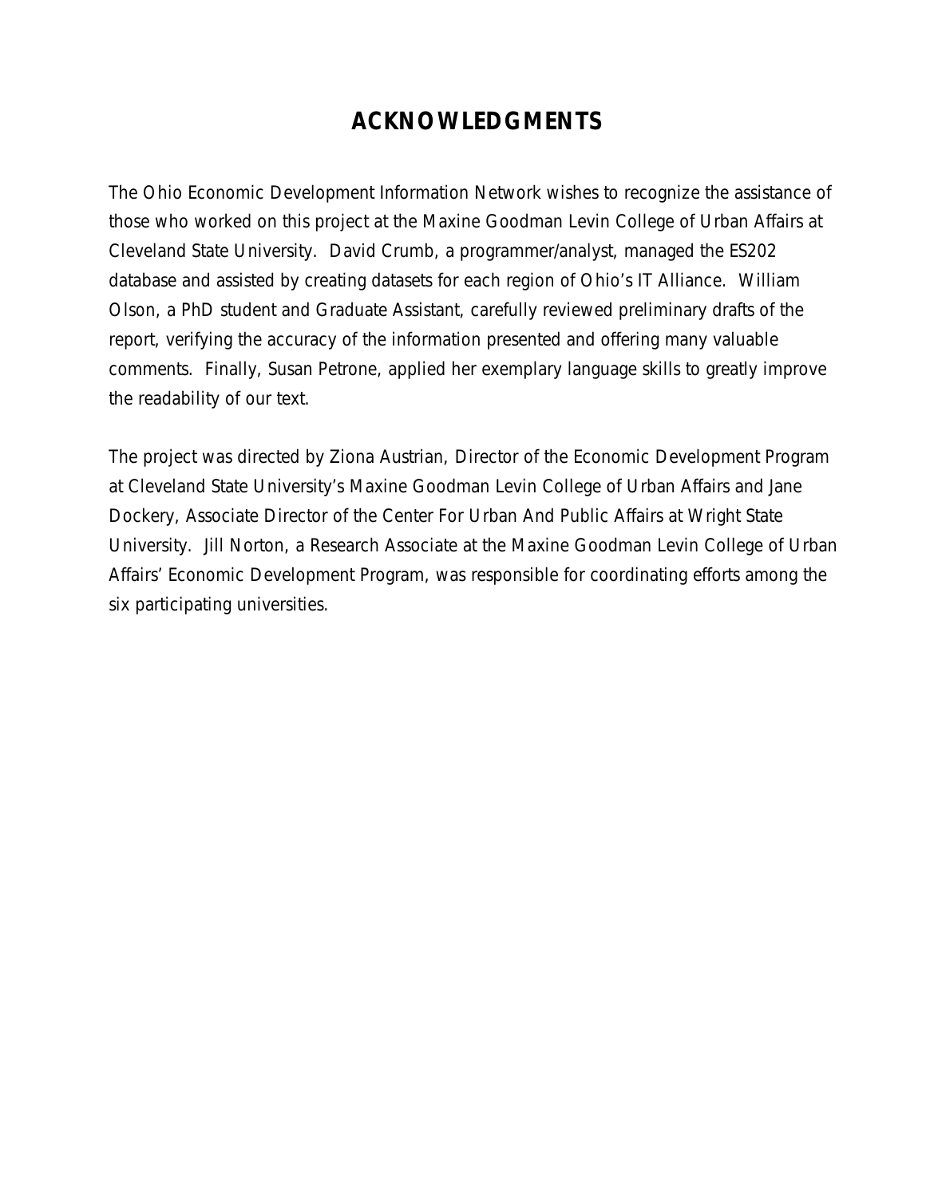# ACKNOWLEDGMENTS

The Ohio Economic Development Information Network wishes to recognize the assistance of those who worked on this project at the Maxine Goodman Levin College of Urban Affairs at Cleveland State University. David Crumb, a programmer/analyst, managed the ES202 database and assisted by creating datasets for each region of Ohio's IT Alliance. William Olson, a PhD student and Graduate Assistant, carefully reviewed preliminary drafts of the report, verifying the accuracy of the information presented and offering many valuable comments. Finally, Susan Petrone, applied her exemplary language skills to greatly improve the readability of our text.

The project was directed by Ziona Austrian, Director of the Economic Development Program at Cleveland State University's Maxine Goodman Levin College of Urban Affairs and Jane Dockery, Associate Director of the Center For Urban And Public Affairs at Wright State University. Jill Norton, a Research Associate at the Maxine Goodman Levin College of Urban Affairs' Economic Development Program, was responsible for coordinating efforts among the six participating universities.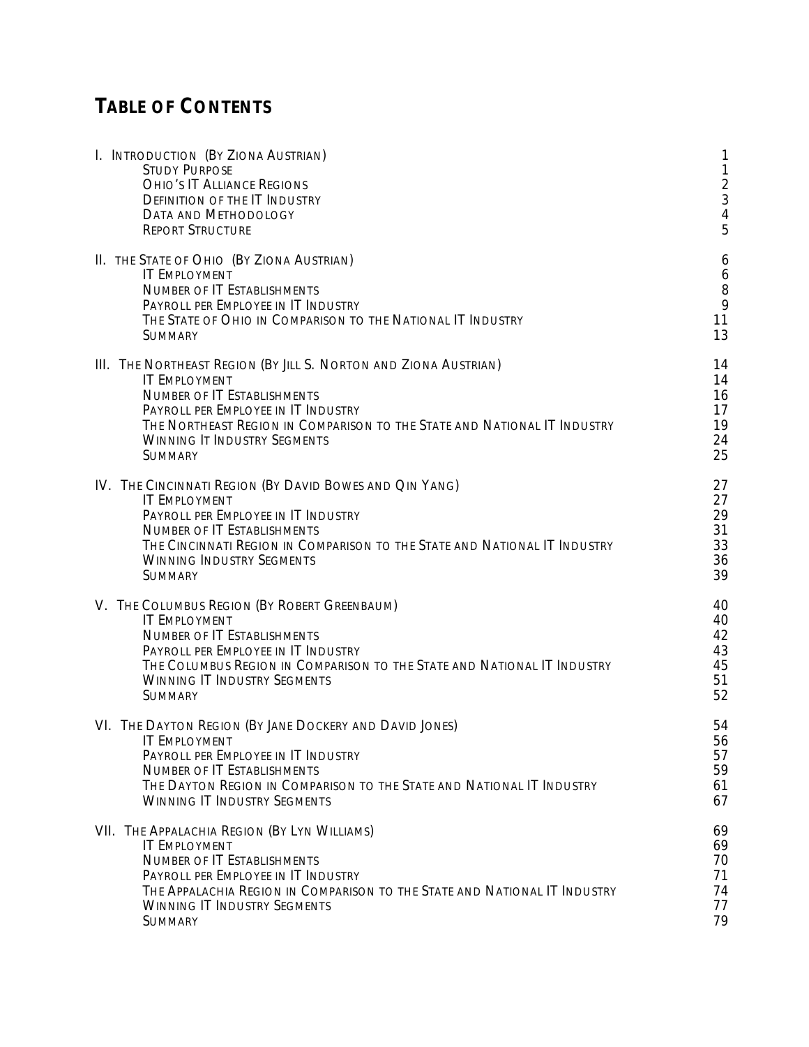# TABLE OF CONTENTS

| | |
|---|---|
| I. INTRODUCTION (BY ZIONA AUSTRIAN) | 1 |
| STUDY PURPOSE | 1 |
| OHIO'S IT ALLIANCE REGIONS | 2 |
| DEFINITION OF THE IT INDUSTRY | 3 |
| DATA AND METHODOLOGY | 4 |
| REPORT STRUCTURE | 5 |
| II. THE STATE OF OHIO (BY ZIONA AUSTRIAN) | 6 |
| IT EMPLOYMENT | 6 |
| NUMBER OF IT ESTABLISHMENTS | 8 |
| PAYROLL PER EMPLOYEE IN IT INDUSTRY | 9 |
| THE STATE OF OHIO IN COMPARISON TO THE NATIONAL IT INDUSTRY | 11 |
| SUMMARY | 13 |
| III. THE NORTHEAST REGION (BY JILL S. NORTON AND ZIONA AUSTRIAN) | 14 |
| IT EMPLOYMENT | 14 |
| NUMBER OF IT ESTABLISHMENTS | 16 |
| PAYROLL PER EMPLOYEE IN IT INDUSTRY | 17 |
| THE NORTHEAST REGION IN COMPARISON TO THE STATE AND NATIONAL IT INDUSTRY | 19 |
| WINNING IT INDUSTRY SEGMENTS | 24 |
| SUMMARY | 25 |
| IV. THE CINCINNATI REGION (BY DAVID BOWES AND QIN YANG) | 27 |
| IT EMPLOYMENT | 27 |
| PAYROLL PER EMPLOYEE IN IT INDUSTRY | 29 |
| NUMBER OF IT ESTABLISHMENTS | 31 |
| THE CINCINNATI REGION IN COMPARISON TO THE STATE AND NATIONAL IT INDUSTRY | 33 |
| WINNING INDUSTRY SEGMENTS | 36 |
| SUMMARY | 39 |
| V. THE COLUMBUS REGION (BY ROBERT GREENBAUM) | 40 |
| IT EMPLOYMENT | 40 |
| NUMBER OF IT ESTABLISHMENTS | 42 |
| PAYROLL PER EMPLOYEE IN IT INDUSTRY | 43 |
| THE COLUMBUS REGION IN COMPARISON TO THE STATE AND NATIONAL IT INDUSTRY | 45 |
| WINNING IT INDUSTRY SEGMENTS | 51 |
| SUMMARY | 52 |
| VI. THE DAYTON REGION (BY JANE DOCKERY AND DAVID JONES) | 54 |
| IT EMPLOYMENT | 56 |
| PAYROLL PER EMPLOYEE IN IT INDUSTRY | 57 |
| NUMBER OF IT ESTABLISHMENTS | 59 |
| THE DAYTON REGION IN COMPARISON TO THE STATE AND NATIONAL IT INDUSTRY | 61 |
| WINNING IT INDUSTRY SEGMENTS | 67 |
| VII. THE APPALACHIA REGION (BY LYN WILLIAMS) | 69 |
| IT EMPLOYMENT | 69 |
| NUMBER OF IT ESTABLISHMENTS | 70 |
| PAYROLL PER EMPLOYEE IN IT INDUSTRY | 71 |
| THE APPALACHIA REGION IN COMPARISON TO THE STATE AND NATIONAL IT INDUSTRY | 74 |
| WINNING IT INDUSTRY SEGMENTS | 77 |
| SUMMARY | 79 |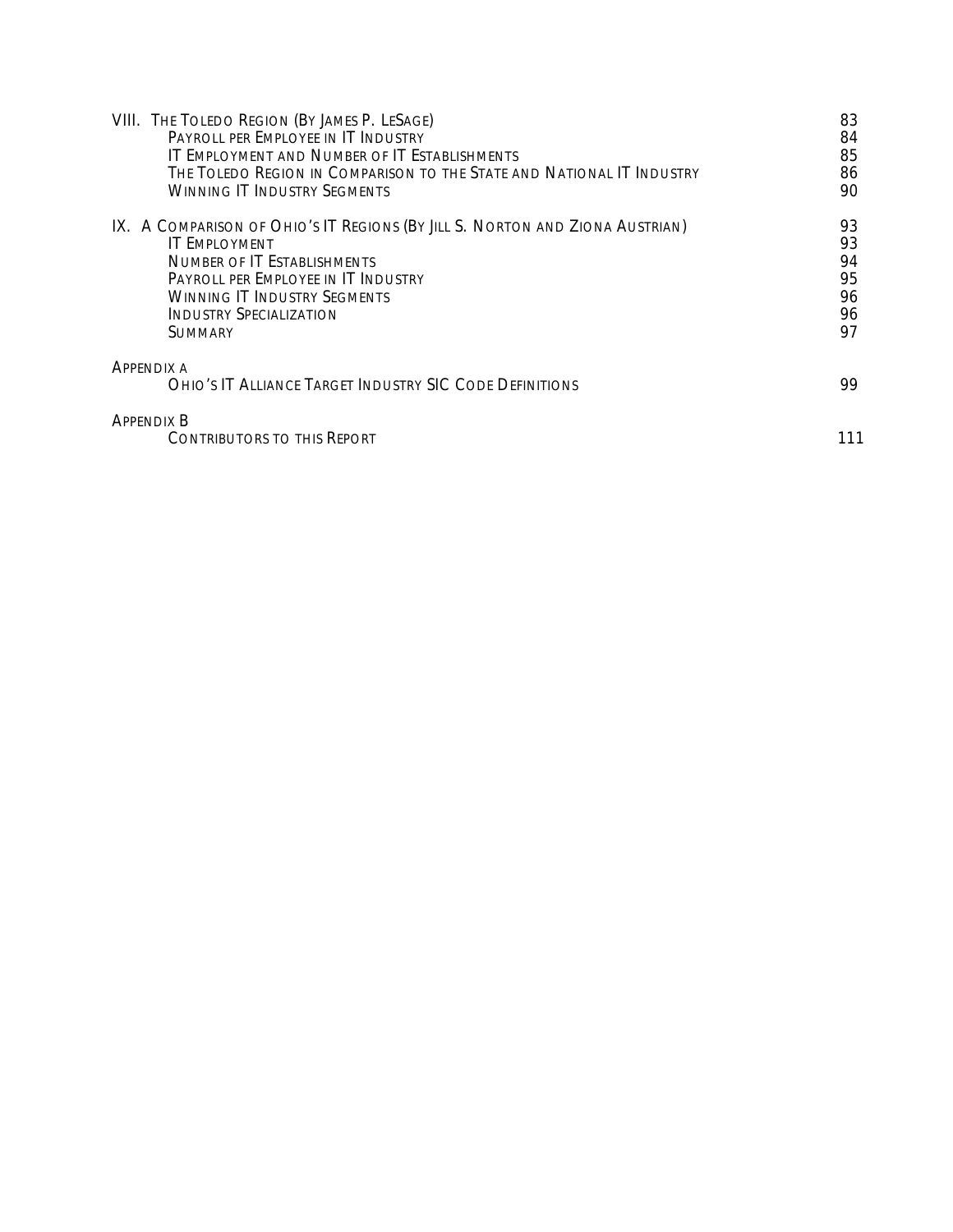| | |
|---|---|
| VIII. The Toledo Region (By James P. LeSage) | 83 |
| Payroll per Employee in IT Industry | 84 |
| IT Employment and Number of IT Establishments | 85 |
| The Toledo Region in Comparison to the State and National IT Industry | 86 |
| Winning IT Industry Segments | 90 |
| IX. A Comparison of Ohio's IT Regions (By Jill S. Norton and Ziona Austrian) | 93 |
| IT Employment | 93 |
| Number of IT Establishments | 94 |
| Payroll per Employee in IT Industry | 95 |
| Winning IT Industry Segments | 96 |
| Industry Specialization | 96 |
| Summary | 97 |
| Appendix A | |
| Ohio's IT Alliance Target Industry SIC Code Definitions | 99 |
| Appendix B | |
| Contributors to this Report | 111 |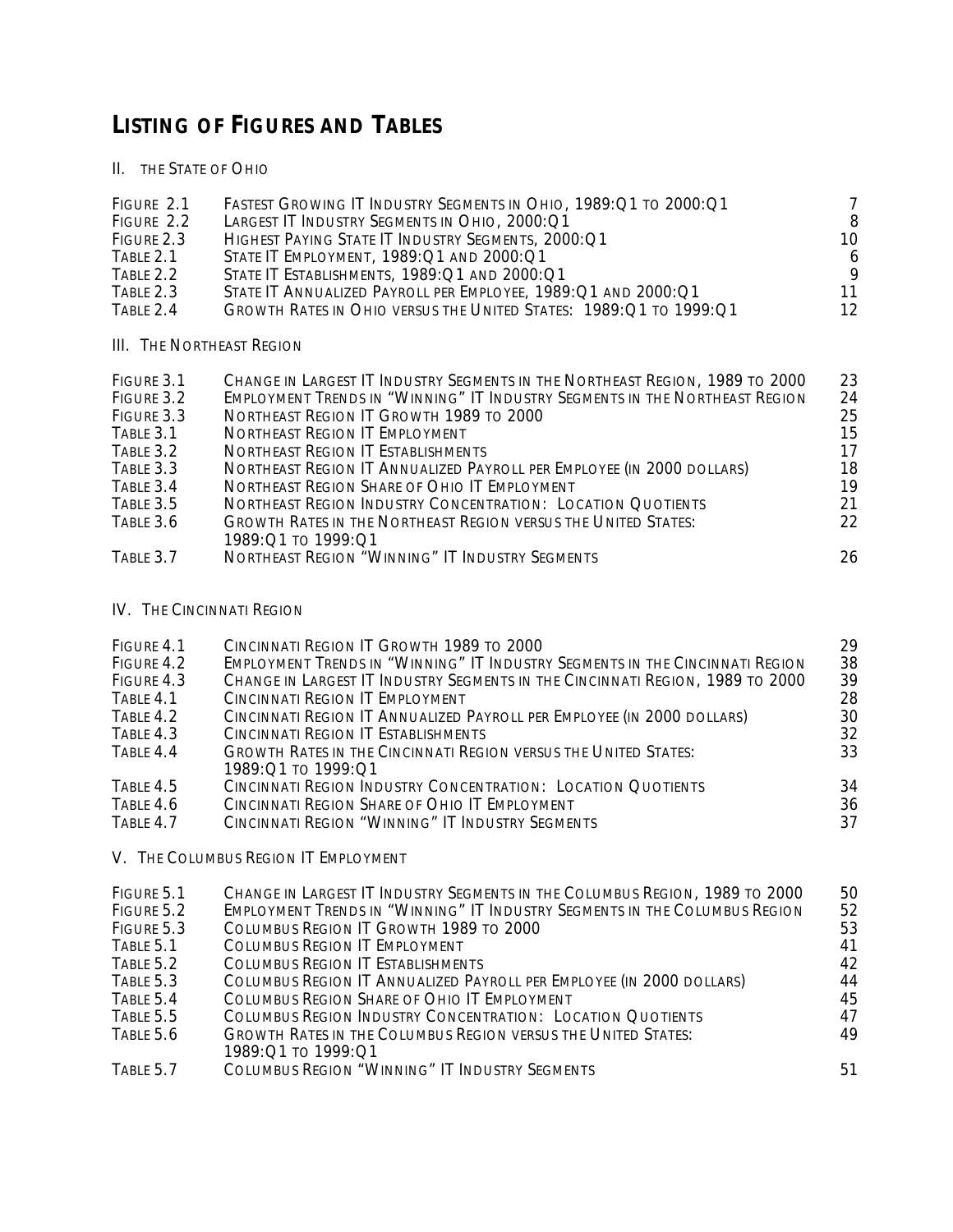# Listing of Figures and Tables

## II. The State of Ohio

| | | |
|---|---|---|
| Figure 2.1 | Fastest Growing IT Industry Segments in Ohio, 1989:Q1 to 2000:Q1 | 7 |
| Figure 2.2 | Largest IT Industry Segments in Ohio, 2000:Q1 | 8 |
| Figure 2.3 | Highest Paying State IT Industry Segments, 2000:Q1 | 10 |
| Table 2.1 | State IT Employment, 1989:Q1 and 2000:Q1 | 6 |
| Table 2.2 | State IT Establishments, 1989:Q1 and 2000:Q1 | 9 |
| Table 2.3 | State IT Annualized Payroll per Employee, 1989:Q1 and 2000:Q1 | 11 |
| Table 2.4 | Growth Rates in Ohio versus the United States: 1989:Q1 to 1999:Q1 | 12 |

## III. The Northeast Region

| | | |
|---|---|---|
| Figure 3.1 | Change in Largest IT Industry Segments in the Northeast Region, 1989 to 2000 | 23 |
| Figure 3.2 | Employment Trends in "Winning" IT Industry Segments in the Northeast Region | 24 |
| Figure 3.3 | Northeast Region IT Growth 1989 to 2000 | 25 |
| Table 3.1 | Northeast Region IT Employment | 15 |
| Table 3.2 | Northeast Region IT Establishments | 17 |
| Table 3.3 | Northeast Region IT Annualized Payroll per Employee (in 2000 dollars) | 18 |
| Table 3.4 | Northeast Region Share of Ohio IT Employment | 19 |
| Table 3.5 | Northeast Region Industry Concentration: Location Quotients | 21 |
| Table 3.6 | Growth Rates in the Northeast Region versus the United States: 1989:Q1 to 1999:Q1 | 22 |
| Table 3.7 | Northeast Region "Winning" IT Industry Segments | 26 |

## IV. The Cincinnati Region

| | | |
|---|---|---|
| Figure 4.1 | Cincinnati Region IT Growth 1989 to 2000 | 29 |
| Figure 4.2 | Employment Trends in "Winning" IT Industry Segments in the Cincinnati Region | 38 |
| Figure 4.3 | Change in Largest IT Industry Segments in the Cincinnati Region, 1989 to 2000 | 39 |
| Table 4.1 | Cincinnati Region IT Employment | 28 |
| Table 4.2 | Cincinnati Region IT Annualized Payroll per Employee (in 2000 dollars) | 30 |
| Table 4.3 | Cincinnati Region IT Establishments | 32 |
| Table 4.4 | Growth Rates in the Cincinnati Region versus the United States: 1989:Q1 to 1999:Q1 | 33 |
| Table 4.5 | Cincinnati Region Industry Concentration: Location Quotients | 34 |
| Table 4.6 | Cincinnati Region Share of Ohio IT Employment | 36 |
| Table 4.7 | Cincinnati Region "Winning" IT Industry Segments | 37 |

## V. The Columbus Region IT Employment

| | | |
|---|---|---|
| Figure 5.1 | Change in Largest IT Industry Segments in the Columbus Region, 1989 to 2000 | 50 |
| Figure 5.2 | Employment Trends in "Winning" IT Industry Segments in the Columbus Region | 52 |
| Figure 5.3 | Columbus Region IT Growth 1989 to 2000 | 53 |
| Table 5.1 | Columbus Region IT Employment | 41 |
| Table 5.2 | Columbus Region IT Establishments | 42 |
| Table 5.3 | Columbus Region IT Annualized Payroll per Employee (in 2000 dollars) | 44 |
| Table 5.4 | Columbus Region Share of Ohio IT Employment | 45 |
| Table 5.5 | Columbus Region Industry Concentration: Location Quotients | 47 |
| Table 5.6 | Growth Rates in the Columbus Region versus the United States: 1989:Q1 to 1999:Q1 | 49 |
| Table 5.7 | Columbus Region "Winning" IT Industry Segments | 51 |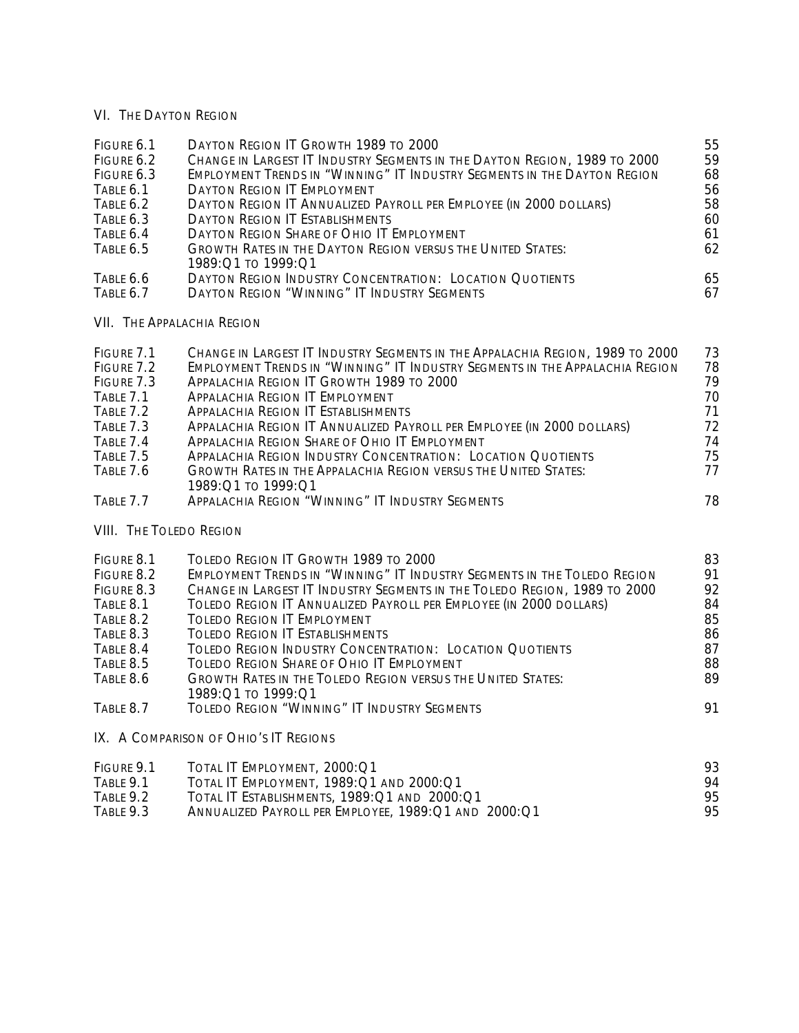## VI. The Dayton Region

| | | |
|---|---|---|
| Figure 6.1 | Dayton Region IT Growth 1989 to 2000 | 55 |
| Figure 6.2 | Change in Largest IT Industry Segments in the Dayton Region, 1989 to 2000 | 59 |
| Figure 6.3 | Employment Trends in "Winning" IT Industry Segments in the Dayton Region | 68 |
| Table 6.1 | Dayton Region IT Employment | 56 |
| Table 6.2 | Dayton Region IT Annualized Payroll per Employee (in 2000 dollars) | 58 |
| Table 6.3 | Dayton Region IT Establishments | 60 |
| Table 6.4 | Dayton Region Share of Ohio IT Employment | 61 |
| Table 6.5 | Growth Rates in the Dayton Region versus the United States: 1989:Q1 to 1999:Q1 | 62 |
| Table 6.6 | Dayton Region Industry Concentration: Location Quotients | 65 |
| Table 6.7 | Dayton Region "Winning" IT Industry Segments | 67 |

## VII. The Appalachia Region

| | | |
|---|---|---|
| Figure 7.1 | Change in Largest IT Industry Segments in the Appalachia Region, 1989 to 2000 | 73 |
| Figure 7.2 | Employment Trends in "Winning" IT Industry Segments in the Appalachia Region | 78 |
| Figure 7.3 | Appalachia Region IT Growth 1989 to 2000 | 79 |
| Table 7.1 | Appalachia Region IT Employment | 70 |
| Table 7.2 | Appalachia Region IT Establishments | 71 |
| Table 7.3 | Appalachia Region IT Annualized Payroll per Employee (in 2000 dollars) | 72 |
| Table 7.4 | Appalachia Region Share of Ohio IT Employment | 74 |
| Table 7.5 | Appalachia Region Industry Concentration: Location Quotients | 75 |
| Table 7.6 | Growth Rates in the Appalachia Region versus the United States: 1989:Q1 to 1999:Q1 | 77 |
| Table 7.7 | Appalachia Region "Winning" IT Industry Segments | 78 |

## VIII. The Toledo Region

| | | |
|---|---|---|
| Figure 8.1 | Toledo Region IT Growth 1989 to 2000 | 83 |
| Figure 8.2 | Employment Trends in "Winning" IT Industry Segments in the Toledo Region | 91 |
| Figure 8.3 | Change in Largest IT Industry Segments in the Toledo Region, 1989 to 2000 | 92 |
| Table 8.1 | Toledo Region IT Annualized Payroll per Employee (in 2000 dollars) | 84 |
| Table 8.2 | Toledo Region IT Employment | 85 |
| Table 8.3 | Toledo Region IT Establishments | 86 |
| Table 8.4 | Toledo Region Industry Concentration: Location Quotients | 87 |
| Table 8.5 | Toledo Region Share of Ohio IT Employment | 88 |
| Table 8.6 | Growth Rates in the Toledo Region versus the United States: 1989:Q1 to 1999:Q1 | 89 |
| Table 8.7 | Toledo Region "Winning" IT Industry Segments | 91 |

## IX. A Comparison of Ohio's IT Regions

| | | |
|---|---|---|
| Figure 9.1 | Total IT Employment, 2000:Q1 | 93 |
| Table 9.1 | Total IT Employment, 1989:Q1 and 2000:Q1 | 94 |
| Table 9.2 | Total IT Establishments, 1989:Q1 and 2000:Q1 | 95 |
| Table 9.3 | Annualized Payroll per Employee, 1989:Q1 and 2000:Q1 | 95 |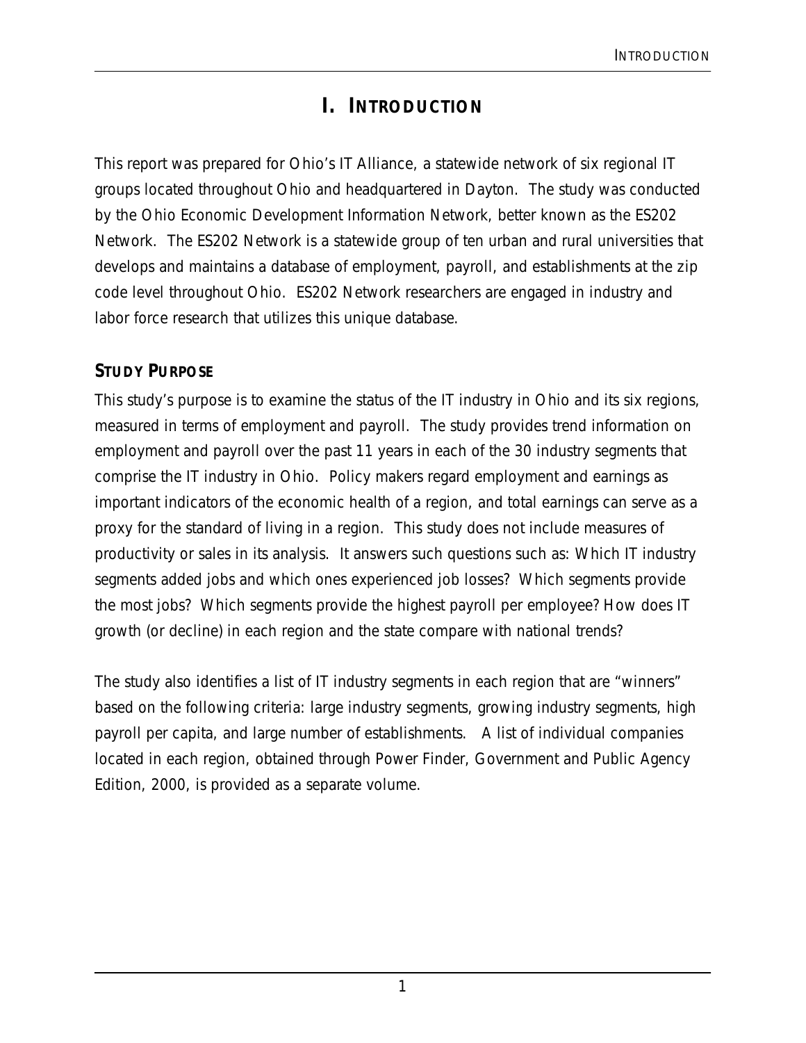# I. INTRODUCTION

This report was prepared for Ohio's IT Alliance, a statewide network of six regional IT groups located throughout Ohio and headquartered in Dayton. The study was conducted by the Ohio Economic Development Information Network, better known as the ES202 Network. The ES202 Network is a statewide group of ten urban and rural universities that develops and maintains a database of employment, payroll, and establishments at the zip code level throughout Ohio. ES202 Network researchers are engaged in industry and labor force research that utilizes this unique database.

## STUDY PURPOSE

This study's purpose is to examine the status of the IT industry in Ohio and its six regions, measured in terms of employment and payroll. The study provides trend information on employment and payroll over the past 11 years in each of the 30 industry segments that comprise the IT industry in Ohio. Policy makers regard employment and earnings as important indicators of the economic health of a region, and total earnings can serve as a proxy for the standard of living in a region. This study does not include measures of productivity or sales in its analysis. It answers such questions such as: Which IT industry segments added jobs and which ones experienced job losses? Which segments provide the most jobs? Which segments provide the highest payroll per employee? How does IT growth (or decline) in each region and the state compare with national trends?

The study also identifies a list of IT industry segments in each region that are "winners" based on the following criteria: large industry segments, growing industry segments, high payroll per capita, and large number of establishments. A list of individual companies located in each region, obtained through Power Finder, Government and Public Agency Edition, 2000, is provided as a separate volume.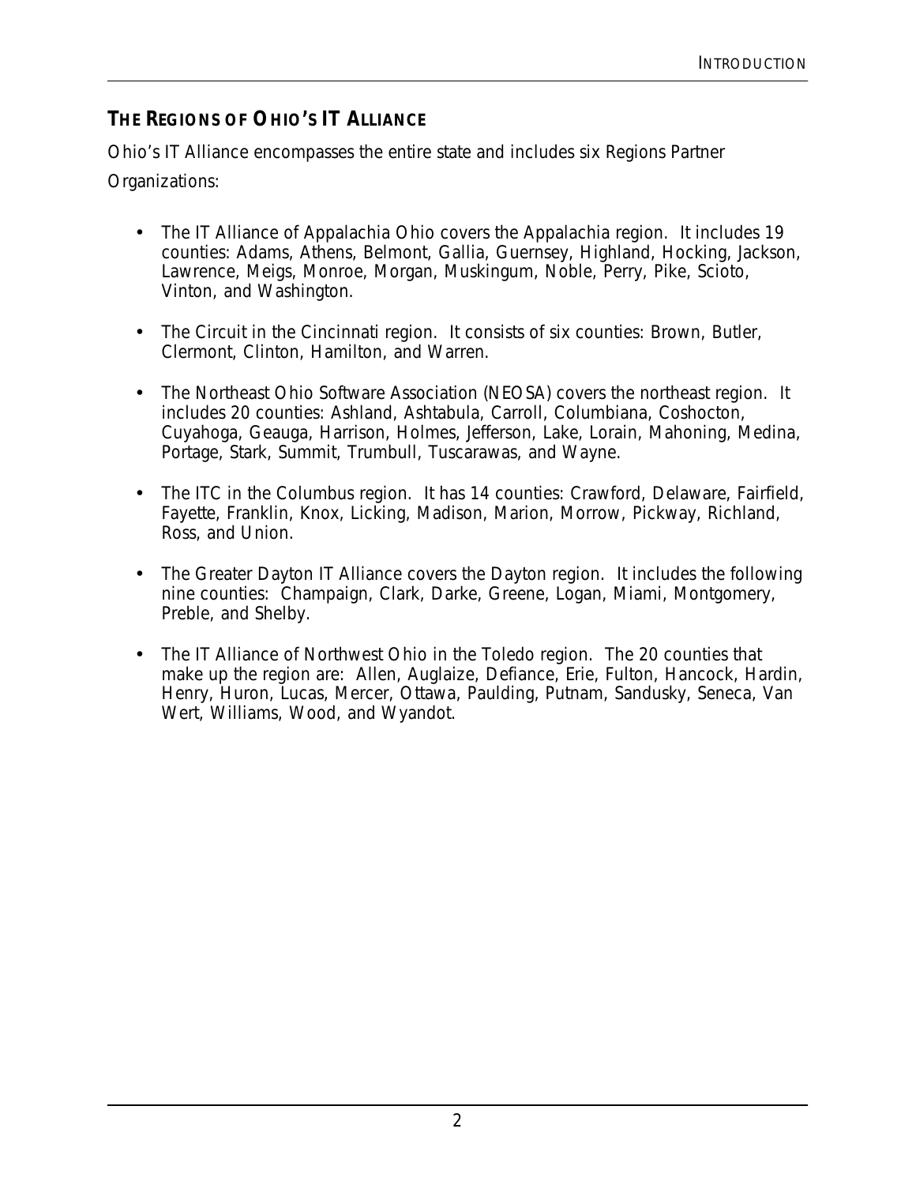## THE REGIONS OF OHIO'S IT ALLIANCE

Ohio's IT Alliance encompasses the entire state and includes six Regions Partner Organizations:

- The IT Alliance of Appalachia Ohio covers the Appalachia region. It includes 19 counties: Adams, Athens, Belmont, Gallia, Guernsey, Highland, Hocking, Jackson, Lawrence, Meigs, Monroe, Morgan, Muskingum, Noble, Perry, Pike, Scioto, Vinton, and Washington.

- The Circuit in the Cincinnati region. It consists of six counties: Brown, Butler, Clermont, Clinton, Hamilton, and Warren.

- The Northeast Ohio Software Association (NEOSA) covers the northeast region. It includes 20 counties: Ashland, Ashtabula, Carroll, Columbiana, Coshocton, Cuyahoga, Geauga, Harrison, Holmes, Jefferson, Lake, Lorain, Mahoning, Medina, Portage, Stark, Summit, Trumbull, Tuscarawas, and Wayne.

- The ITC in the Columbus region. It has 14 counties: Crawford, Delaware, Fairfield, Fayette, Franklin, Knox, Licking, Madison, Marion, Morrow, Pickway, Richland, Ross, and Union.

- The Greater Dayton IT Alliance covers the Dayton region. It includes the following nine counties: Champaign, Clark, Darke, Greene, Logan, Miami, Montgomery, Preble, and Shelby.

- The IT Alliance of Northwest Ohio in the Toledo region. The 20 counties that make up the region are: Allen, Auglaize, Defiance, Erie, Fulton, Hancock, Hardin, Henry, Huron, Lucas, Mercer, Ottawa, Paulding, Putnam, Sandusky, Seneca, Van Wert, Williams, Wood, and Wyandot.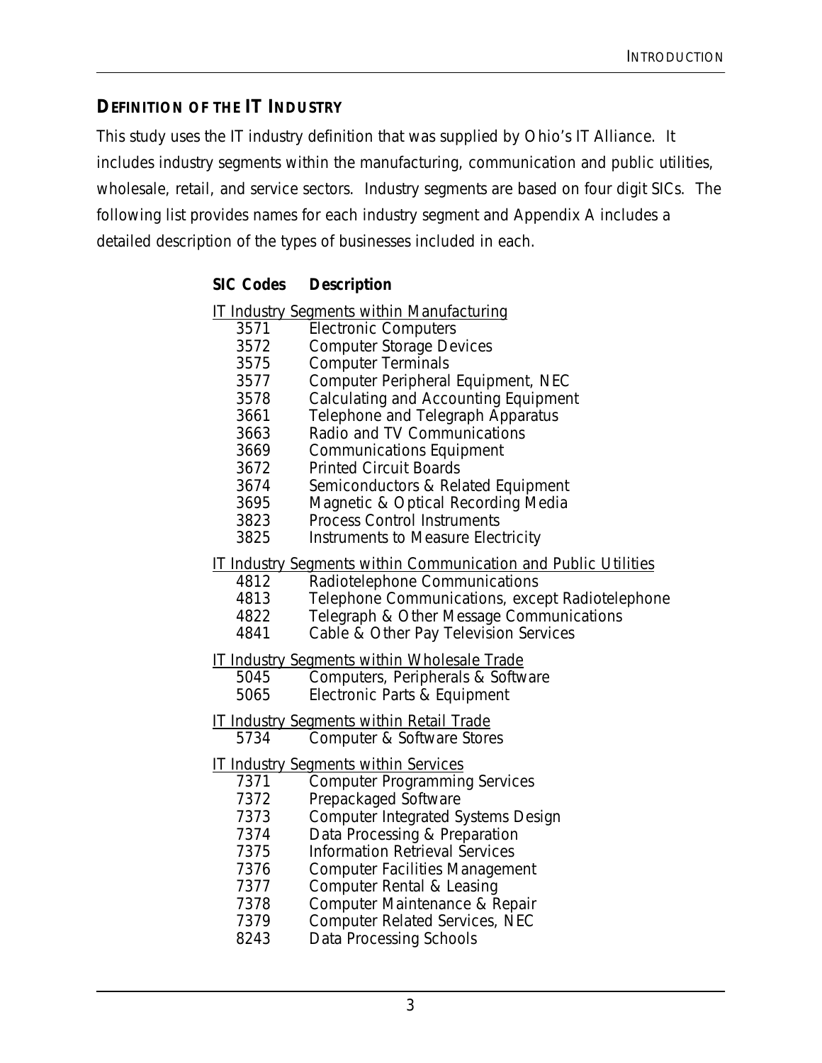## DEFINITION OF THE IT INDUSTRY

This study uses the IT industry definition that was supplied by Ohio's IT Alliance. It includes industry segments within the manufacturing, communication and public utilities, wholesale, retail, and service sectors. Industry segments are based on four digit SICs. The following list provides names for each industry segment and Appendix A includes a detailed description of the types of businesses included in each.

| SIC Codes | Description |
|---|---|
| IT Industry Segments within Manufacturing | |
| 3571 | Electronic Computers |
| 3572 | Computer Storage Devices |
| 3575 | Computer Terminals |
| 3577 | Computer Peripheral Equipment, NEC |
| 3578 | Calculating and Accounting Equipment |
| 3661 | Telephone and Telegraph Apparatus |
| 3663 | Radio and TV Communications |
| 3669 | Communications Equipment |
| 3672 | Printed Circuit Boards |
| 3674 | Semiconductors & Related Equipment |
| 3695 | Magnetic & Optical Recording Media |
| 3823 | Process Control Instruments |
| 3825 | Instruments to Measure Electricity |
| IT Industry Segments within Communication and Public Utilities | |
| 4812 | Radiotelephone Communications |
| 4813 | Telephone Communications, except Radiotelephone |
| 4822 | Telegraph & Other Message Communications |
| 4841 | Cable & Other Pay Television Services |
| IT Industry Segments within Wholesale Trade | |
| 5045 | Computers, Peripherals & Software |
| 5065 | Electronic Parts & Equipment |
| IT Industry Segments within Retail Trade | |
| 5734 | Computer & Software Stores |
| IT Industry Segments within Services | |
| 7371 | Computer Programming Services |
| 7372 | Prepackaged Software |
| 7373 | Computer Integrated Systems Design |
| 7374 | Data Processing & Preparation |
| 7375 | Information Retrieval Services |
| 7376 | Computer Facilities Management |
| 7377 | Computer Rental & Leasing |
| 7378 | Computer Maintenance & Repair |
| 7379 | Computer Related Services, NEC |
| 8243 | Data Processing Schools |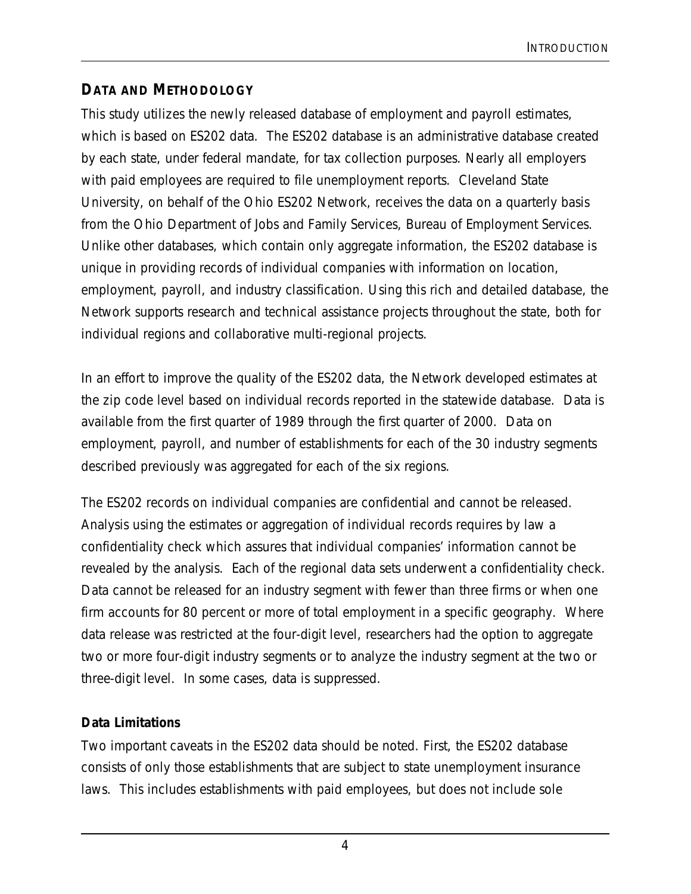## Data and Methodology

This study utilizes the newly released database of employment and payroll estimates, which is based on ES202 data. The ES202 database is an administrative database created by each state, under federal mandate, for tax collection purposes. Nearly all employers with paid employees are required to file unemployment reports. Cleveland State University, on behalf of the Ohio ES202 Network, receives the data on a quarterly basis from the Ohio Department of Jobs and Family Services, Bureau of Employment Services. Unlike other databases, which contain only aggregate information, the ES202 database is unique in providing records of individual companies with information on location, employment, payroll, and industry classification. Using this rich and detailed database, the Network supports research and technical assistance projects throughout the state, both for individual regions and collaborative multi-regional projects.

In an effort to improve the quality of the ES202 data, the Network developed estimates at the zip code level based on individual records reported in the statewide database. Data is available from the first quarter of 1989 through the first quarter of 2000. Data on employment, payroll, and number of establishments for each of the 30 industry segments described previously was aggregated for each of the six regions.

The ES202 records on individual companies are confidential and cannot be released. Analysis using the estimates or aggregation of individual records requires by law a confidentiality check which assures that individual companies' information cannot be revealed by the analysis. Each of the regional data sets underwent a confidentiality check. Data cannot be released for an industry segment with fewer than three firms or when one firm accounts for 80 percent or more of total employment in a specific geography. Where data release was restricted at the four-digit level, researchers had the option to aggregate two or more four-digit industry segments or to analyze the industry segment at the two or three-digit level. In some cases, data is suppressed.

### Data Limitations

Two important caveats in the ES202 data should be noted. First, the ES202 database consists of only those establishments that are subject to state unemployment insurance laws. This includes establishments with paid employees, but does not include sole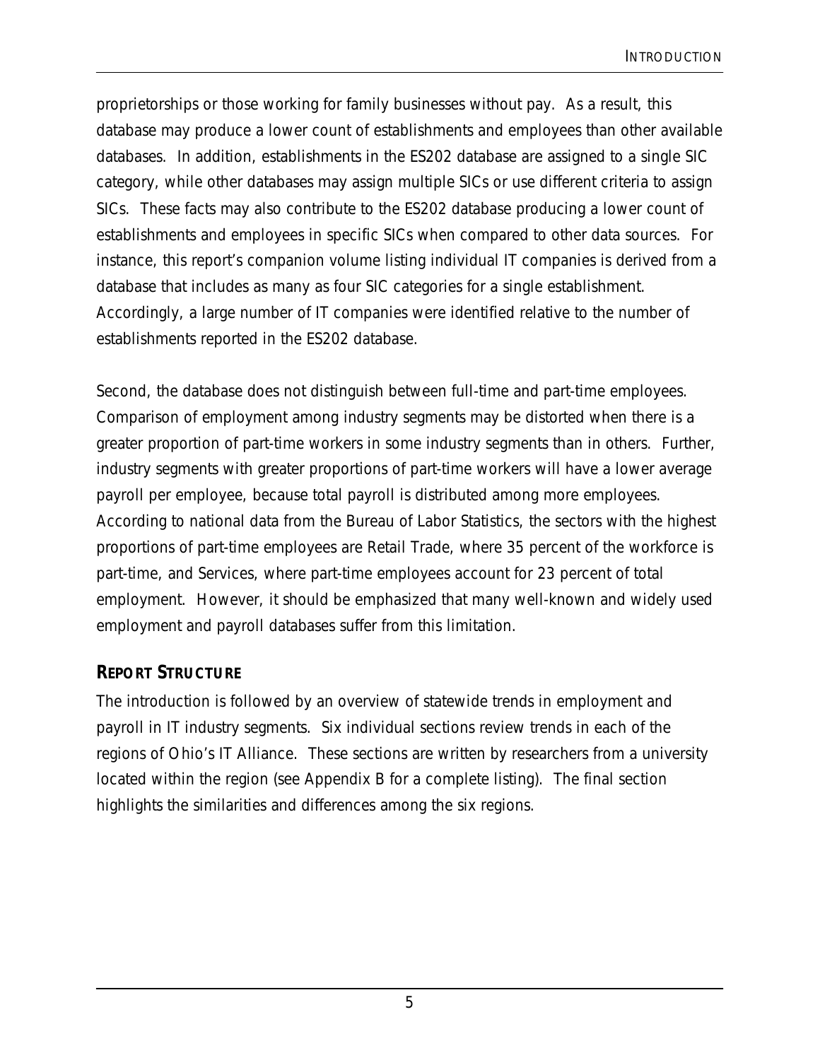proprietorships or those working for family businesses without pay. As a result, this database may produce a lower count of establishments and employees than other available databases. In addition, establishments in the ES202 database are assigned to a single SIC category, while other databases may assign multiple SICs or use different criteria to assign SICs. These facts may also contribute to the ES202 database producing a lower count of establishments and employees in specific SICs when compared to other data sources. For instance, this report's companion volume listing individual IT companies is derived from a database that includes as many as four SIC categories for a single establishment. Accordingly, a large number of IT companies were identified relative to the number of establishments reported in the ES202 database.

Second, the database does not distinguish between full-time and part-time employees. Comparison of employment among industry segments may be distorted when there is a greater proportion of part-time workers in some industry segments than in others. Further, industry segments with greater proportions of part-time workers will have a lower average payroll per employee, because total payroll is distributed among more employees. According to national data from the Bureau of Labor Statistics, the sectors with the highest proportions of part-time employees are Retail Trade, where 35 percent of the workforce is part-time, and Services, where part-time employees account for 23 percent of total employment. However, it should be emphasized that many well-known and widely used employment and payroll databases suffer from this limitation.

## REPORT STRUCTURE

The introduction is followed by an overview of statewide trends in employment and payroll in IT industry segments. Six individual sections review trends in each of the regions of Ohio's IT Alliance. These sections are written by researchers from a university located within the region (see Appendix B for a complete listing). The final section highlights the similarities and differences among the six regions.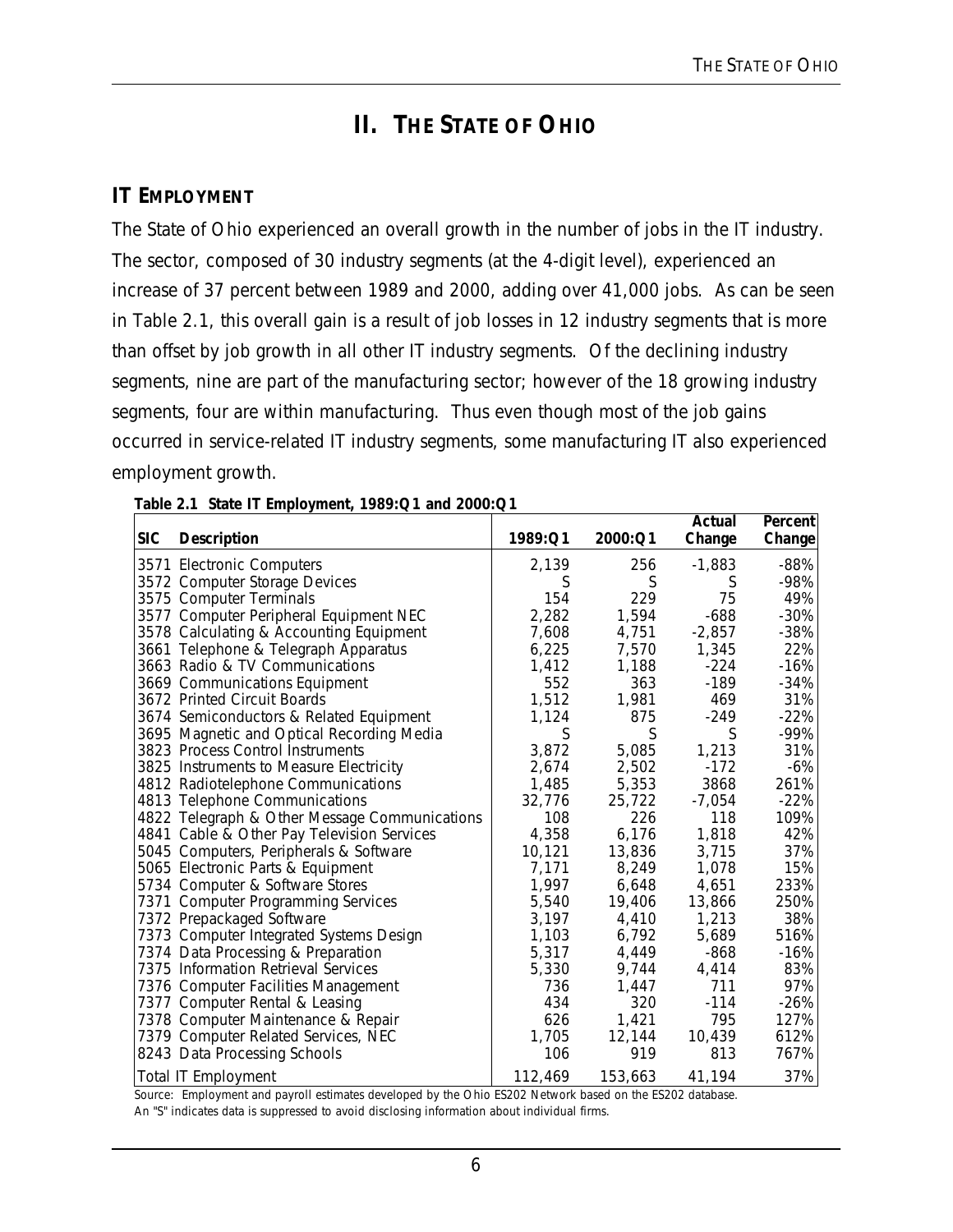# II. THE STATE OF OHIO

## IT EMPLOYMENT

The State of Ohio experienced an overall growth in the number of jobs in the IT industry. The sector, composed of 30 industry segments (at the 4-digit level), experienced an increase of 37 percent between 1989 and 2000, adding over 41,000 jobs. As can be seen in Table 2.1, this overall gain is a result of job losses in 12 industry segments that is more than offset by job growth in all other IT industry segments. Of the declining industry segments, nine are part of the manufacturing sector; however of the 18 growing industry segments, four are within manufacturing. Thus even though most of the job gains occurred in service-related IT industry segments, some manufacturing IT also experienced employment growth.

**Table 2.1 State IT Employment, 1989:Q1 and 2000:Q1**

| SIC | Description | 1989:Q1 | 2000:Q1 | Actual Change | Percent Change |
|---|---|---|---|---|---|
| 3571 | Electronic Computers | 2,139 | 256 | -1,883 | -88% |
| 3572 | Computer Storage Devices | S | S | S | -98% |
| 3575 | Computer Terminals | 154 | 229 | 75 | 49% |
| 3577 | Computer Peripheral Equipment NEC | 2,282 | 1,594 | -688 | -30% |
| 3578 | Calculating & Accounting Equipment | 7,608 | 4,751 | -2,857 | -38% |
| 3661 | Telephone & Telegraph Apparatus | 6,225 | 7,570 | 1,345 | 22% |
| 3663 | Radio & TV Communications | 1,412 | 1,188 | -224 | -16% |
| 3669 | Communications Equipment | 552 | 363 | -189 | -34% |
| 3672 | Printed Circuit Boards | 1,512 | 1,981 | 469 | 31% |
| 3674 | Semiconductors & Related Equipment | 1,124 | 875 | -249 | -22% |
| 3695 | Magnetic and Optical Recording Media | S | S | S | -99% |
| 3823 | Process Control Instruments | 3,872 | 5,085 | 1,213 | 31% |
| 3825 | Instruments to Measure Electricity | 2,674 | 2,502 | -172 | -6% |
| 4812 | Radiotelephone Communications | 1,485 | 5,353 | 3868 | 261% |
| 4813 | Telephone Communications | 32,776 | 25,722 | -7,054 | -22% |
| 4822 | Telegraph & Other Message Communications | 108 | 226 | 118 | 109% |
| 4841 | Cable & Other Pay Television Services | 4,358 | 6,176 | 1,818 | 42% |
| 5045 | Computers, Peripherals & Software | 10,121 | 13,836 | 3,715 | 37% |
| 5065 | Electronic Parts & Equipment | 7,171 | 8,249 | 1,078 | 15% |
| 5734 | Computer & Software Stores | 1,997 | 6,648 | 4,651 | 233% |
| 7371 | Computer Programming Services | 5,540 | 19,406 | 13,866 | 250% |
| 7372 | Prepackaged Software | 3,197 | 4,410 | 1,213 | 38% |
| 7373 | Computer Integrated Systems Design | 1,103 | 6,792 | 5,689 | 516% |
| 7374 | Data Processing & Preparation | 5,317 | 4,449 | -868 | -16% |
| 7375 | Information Retrieval Services | 5,330 | 9,744 | 4,414 | 83% |
| 7376 | Computer Facilities Management | 736 | 1,447 | 711 | 97% |
| 7377 | Computer Rental & Leasing | 434 | 320 | -114 | -26% |
| 7378 | Computer Maintenance & Repair | 626 | 1,421 | 795 | 127% |
| 7379 | Computer Related Services, NEC | 1,705 | 12,144 | 10,439 | 612% |
| 8243 | Data Processing Schools | 106 | 919 | 813 | 767% |
| | Total IT Employment | 112,469 | 153,663 | 41,194 | 37% |

Source: Employment and payroll estimates developed by the Ohio ES202 Network based on the ES202 database.
An "S" indicates data is suppressed to avoid disclosing information about individual firms.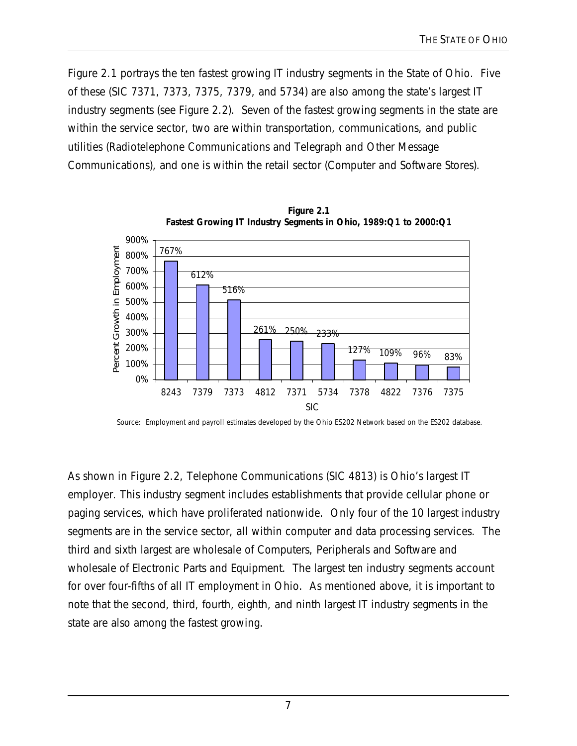Figure 2.1 portrays the ten fastest growing IT industry segments in the State of Ohio. Five of these (SIC 7371, 7373, 7375, 7379, and 5734) are also among the state's largest IT industry segments (see Figure 2.2). Seven of the fastest growing segments in the state are within the service sector, two are within transportation, communications, and public utilities (Radiotelephone Communications and Telegraph and Other Message Communications), and one is within the retail sector (Computer and Software Stores).

**Figure 2.1**
**Fastest Growing IT Industry Segments in Ohio, 1989:Q1 to 2000:Q1**

| SIC | Percent Growth in Employment |
|---|---|
| 8243 | 767% |
| 7379 | 612% |
| 7373 | 516% |
| 4812 | 261% |
| 7371 | 250% |
| 5734 | 233% |
| 7378 | 127% |
| 4822 | 109% |
| 7376 | 96% |
| 7375 | 83% |

Source: Employment and payroll estimates developed by the Ohio ES202 Network based on the ES202 database.

As shown in Figure 2.2, Telephone Communications (SIC 4813) is Ohio's largest IT employer. This industry segment includes establishments that provide cellular phone or paging services, which have proliferated nationwide. Only four of the 10 largest industry segments are in the service sector, all within computer and data processing services. The third and sixth largest are wholesale of Computers, Peripherals and Software and wholesale of Electronic Parts and Equipment. The largest ten industry segments account for over four-fifths of all IT employment in Ohio. As mentioned above, it is important to note that the second, third, fourth, eighth, and ninth largest IT industry segments in the state are also among the fastest growing.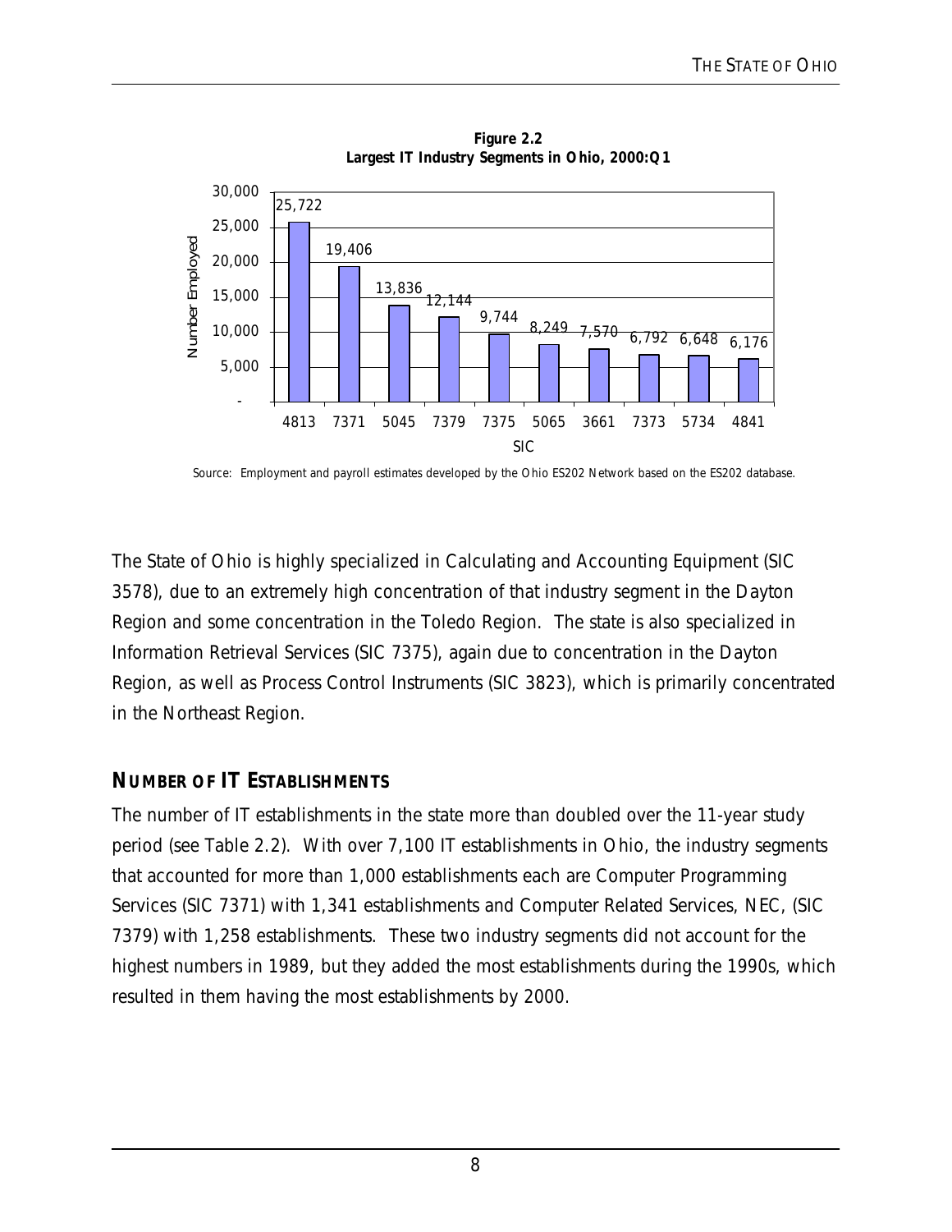**Figure 2.2**
**Largest IT Industry Segments in Ohio, 2000:Q1**

| SIC | Number Employed |
|---|---|
| 4813 | 25,722 |
| 7371 | 19,406 |
| 5045 | 13,836 |
| 7379 | 12,144 |
| 7375 | 9,744 |
| 5065 | 8,249 |
| 3661 | 7,570 |
| 7373 | 6,792 |
| 5734 | 6,648 |
| 4841 | 6,176 |

Source: Employment and payroll estimates developed by the Ohio ES202 Network based on the ES202 database.

The State of Ohio is highly specialized in Calculating and Accounting Equipment (SIC 3578), due to an extremely high concentration of that industry segment in the Dayton Region and some concentration in the Toledo Region. The state is also specialized in Information Retrieval Services (SIC 7375), again due to concentration in the Dayton Region, as well as Process Control Instruments (SIC 3823), which is primarily concentrated in the Northeast Region.

## NUMBER OF IT ESTABLISHMENTS

The number of IT establishments in the state more than doubled over the 11-year study period (see Table 2.2). With over 7,100 IT establishments in Ohio, the industry segments that accounted for more than 1,000 establishments each are Computer Programming Services (SIC 7371) with 1,341 establishments and Computer Related Services, NEC, (SIC 7379) with 1,258 establishments. These two industry segments did not account for the highest numbers in 1989, but they added the most establishments during the 1990s, which resulted in them having the most establishments by 2000.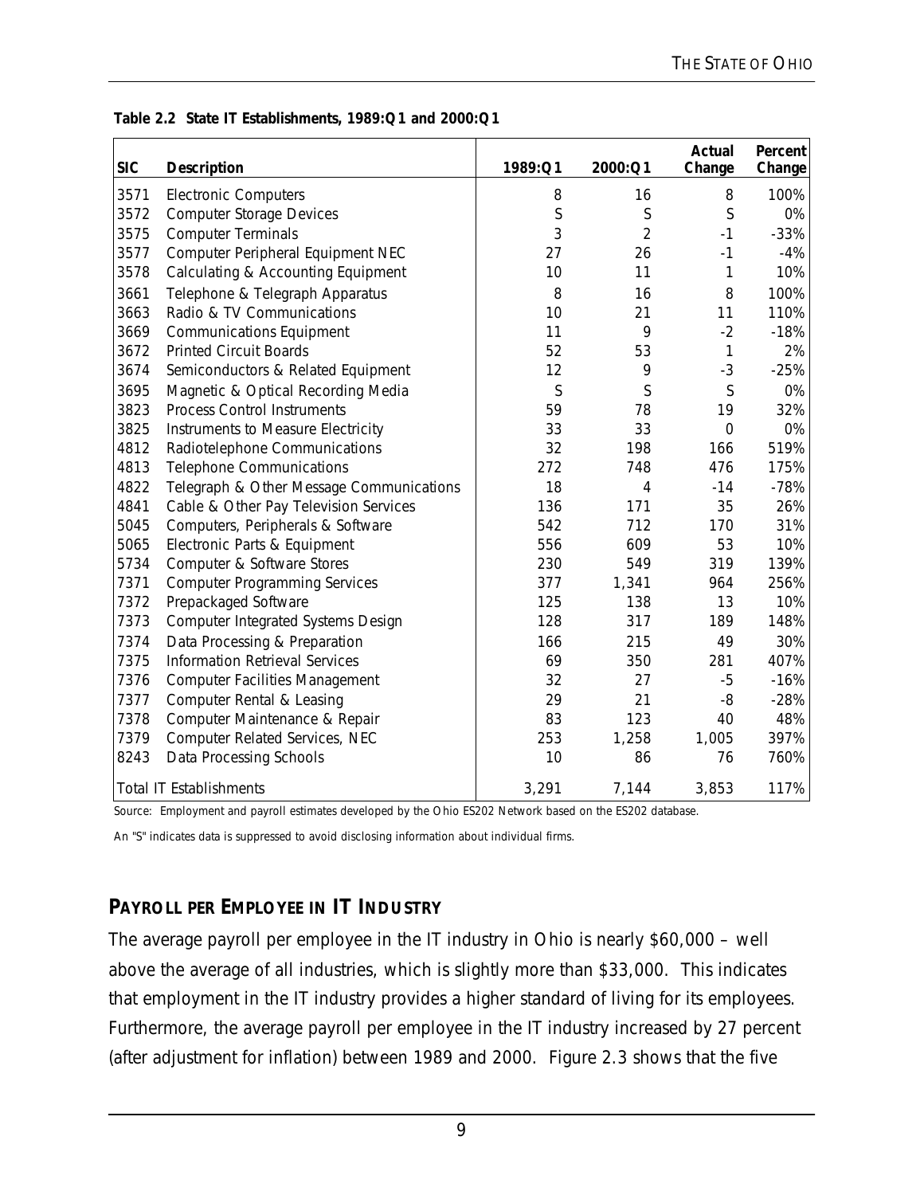**Table 2.2 State IT Establishments, 1989:Q1 and 2000:Q1**

| SIC | Description | 1989:Q1 | 2000:Q1 | Actual Change | Percent Change |
|---|---|---|---|---|---|
| 3571 | Electronic Computers | 8 | 16 | 8 | 100% |
| 3572 | Computer Storage Devices | S | S | S | 0% |
| 3575 | Computer Terminals | 3 | 2 | -1 | -33% |
| 3577 | Computer Peripheral Equipment NEC | 27 | 26 | -1 | -4% |
| 3578 | Calculating & Accounting Equipment | 10 | 11 | 1 | 10% |
| 3661 | Telephone & Telegraph Apparatus | 8 | 16 | 8 | 100% |
| 3663 | Radio & TV Communications | 10 | 21 | 11 | 110% |
| 3669 | Communications Equipment | 11 | 9 | -2 | -18% |
| 3672 | Printed Circuit Boards | 52 | 53 | 1 | 2% |
| 3674 | Semiconductors & Related Equipment | 12 | 9 | -3 | -25% |
| 3695 | Magnetic & Optical Recording Media | S | S | S | 0% |
| 3823 | Process Control Instruments | 59 | 78 | 19 | 32% |
| 3825 | Instruments to Measure Electricity | 33 | 33 | 0 | 0% |
| 4812 | Radiotelephone Communications | 32 | 198 | 166 | 519% |
| 4813 | Telephone Communications | 272 | 748 | 476 | 175% |
| 4822 | Telegraph & Other Message Communications | 18 | 4 | -14 | -78% |
| 4841 | Cable & Other Pay Television Services | 136 | 171 | 35 | 26% |
| 5045 | Computers, Peripherals & Software | 542 | 712 | 170 | 31% |
| 5065 | Electronic Parts & Equipment | 556 | 609 | 53 | 10% |
| 5734 | Computer & Software Stores | 230 | 549 | 319 | 139% |
| 7371 | Computer Programming Services | 377 | 1,341 | 964 | 256% |
| 7372 | Prepackaged Software | 125 | 138 | 13 | 10% |
| 7373 | Computer Integrated Systems Design | 128 | 317 | 189 | 148% |
| 7374 | Data Processing & Preparation | 166 | 215 | 49 | 30% |
| 7375 | Information Retrieval Services | 69 | 350 | 281 | 407% |
| 7376 | Computer Facilities Management | 32 | 27 | -5 | -16% |
| 7377 | Computer Rental & Leasing | 29 | 21 | -8 | -28% |
| 7378 | Computer Maintenance & Repair | 83 | 123 | 40 | 48% |
| 7379 | Computer Related Services, NEC | 253 | 1,258 | 1,005 | 397% |
| 8243 | Data Processing Schools | 10 | 86 | 76 | 760% |
| Total IT Establishments | | 3,291 | 7,144 | 3,853 | 117% |

Source: Employment and payroll estimates developed by the Ohio ES202 Network based on the ES202 database.

An "S" indicates data is suppressed to avoid disclosing information about individual firms.

## PAYROLL PER EMPLOYEE IN IT INDUSTRY

The average payroll per employee in the IT industry in Ohio is nearly $60,000 – well above the average of all industries, which is slightly more than $33,000. This indicates that employment in the IT industry provides a higher standard of living for its employees. Furthermore, the average payroll per employee in the IT industry increased by 27 percent (after adjustment for inflation) between 1989 and 2000. Figure 2.3 shows that the five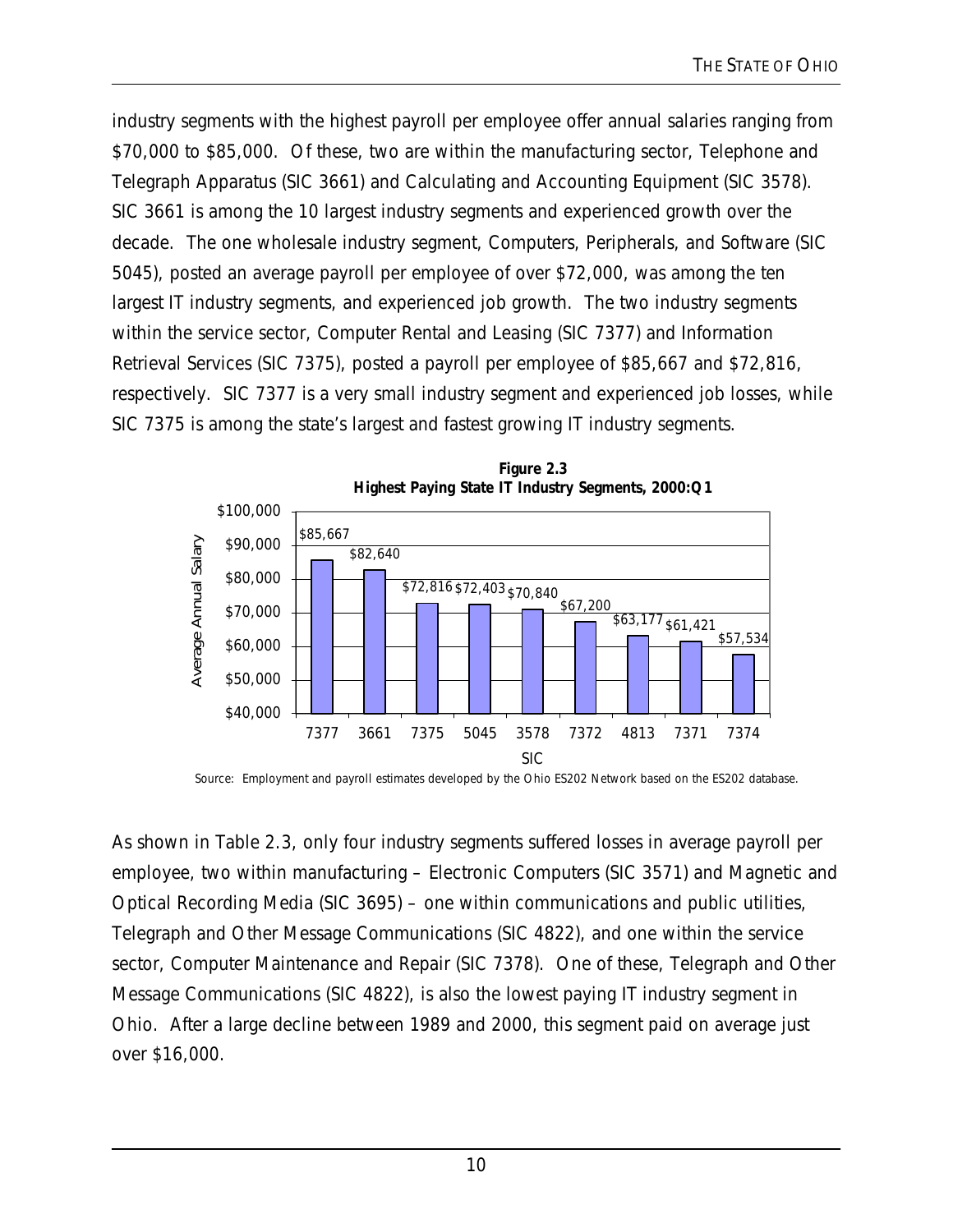industry segments with the highest payroll per employee offer annual salaries ranging from $70,000 to $85,000. Of these, two are within the manufacturing sector, Telephone and Telegraph Apparatus (SIC 3661) and Calculating and Accounting Equipment (SIC 3578). SIC 3661 is among the 10 largest industry segments and experienced growth over the decade. The one wholesale industry segment, Computers, Peripherals, and Software (SIC 5045), posted an average payroll per employee of over $72,000, was among the ten largest IT industry segments, and experienced job growth. The two industry segments within the service sector, Computer Rental and Leasing (SIC 7377) and Information Retrieval Services (SIC 7375), posted a payroll per employee of $85,667 and $72,816, respectively. SIC 7377 is a very small industry segment and experienced job losses, while SIC 7375 is among the state's largest and fastest growing IT industry segments.

**Figure 2.3**
**Highest Paying State IT Industry Segments, 2000:Q1**

| SIC | Average Annual Salary |
|---|---|
| 7377 | $85,667 |
| 3661 | $82,640 |
| 7375 | $72,816 |
| 5045 | $72,403 |
| 3578 | $70,840 |
| 7372 | $67,200 |
| 4813 | $63,177 |
| 7371 | $61,421 |
| 7374 | $57,534 |

Source: Employment and payroll estimates developed by the Ohio ES202 Network based on the ES202 database.

As shown in Table 2.3, only four industry segments suffered losses in average payroll per employee, two within manufacturing – Electronic Computers (SIC 3571) and Magnetic and Optical Recording Media (SIC 3695) – one within communications and public utilities, Telegraph and Other Message Communications (SIC 4822), and one within the service sector, Computer Maintenance and Repair (SIC 7378). One of these, Telegraph and Other Message Communications (SIC 4822), is also the lowest paying IT industry segment in Ohio. After a large decline between 1989 and 2000, this segment paid on average just over $16,000.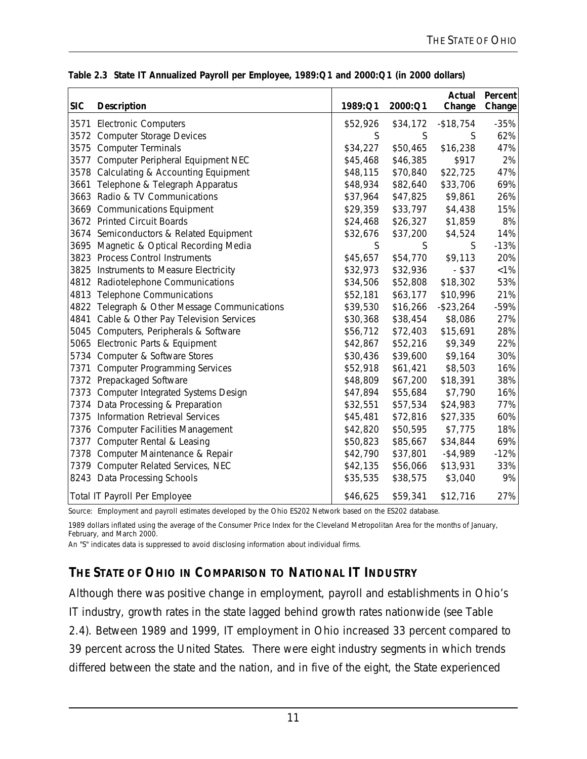**Table 2.3 State IT Annualized Payroll per Employee, 1989:Q1 and 2000:Q1 (in 2000 dollars)**

| SIC | Description | 1989:Q1 | 2000:Q1 | Actual Change | Percent Change |
|---|---|---|---|---|---|
| 3571 | Electronic Computers | $52,926 | $34,172 | -$18,754 | -35% |
| 3572 | Computer Storage Devices | S | S | S | 62% |
| 3575 | Computer Terminals | $34,227 | $50,465 | $16,238 | 47% |
| 3577 | Computer Peripheral Equipment NEC | $45,468 | $46,385 | $917 | 2% |
| 3578 | Calculating & Accounting Equipment | $48,115 | $70,840 | $22,725 | 47% |
| 3661 | Telephone & Telegraph Apparatus | $48,934 | $82,640 | $33,706 | 69% |
| 3663 | Radio & TV Communications | $37,964 | $47,825 | $9,861 | 26% |
| 3669 | Communications Equipment | $29,359 | $33,797 | $4,438 | 15% |
| 3672 | Printed Circuit Boards | $24,468 | $26,327 | $1,859 | 8% |
| 3674 | Semiconductors & Related Equipment | $32,676 | $37,200 | $4,524 | 14% |
| 3695 | Magnetic & Optical Recording Media | S | S | S | -13% |
| 3823 | Process Control Instruments | $45,657 | $54,770 | $9,113 | 20% |
| 3825 | Instruments to Measure Electricity | $32,973 | $32,936 | - $37 | <1% |
| 4812 | Radiotelephone Communications | $34,506 | $52,808 | $18,302 | 53% |
| 4813 | Telephone Communications | $52,181 | $63,177 | $10,996 | 21% |
| 4822 | Telegraph & Other Message Communications | $39,530 | $16,266 | -$23,264 | -59% |
| 4841 | Cable & Other Pay Television Services | $30,368 | $38,454 | $8,086 | 27% |
| 5045 | Computers, Peripherals & Software | $56,712 | $72,403 | $15,691 | 28% |
| 5065 | Electronic Parts & Equipment | $42,867 | $52,216 | $9,349 | 22% |
| 5734 | Computer & Software Stores | $30,436 | $39,600 | $9,164 | 30% |
| 7371 | Computer Programming Services | $52,918 | $61,421 | $8,503 | 16% |
| 7372 | Prepackaged Software | $48,809 | $67,200 | $18,391 | 38% |
| 7373 | Computer Integrated Systems Design | $47,894 | $55,684 | $7,790 | 16% |
| 7374 | Data Processing & Preparation | $32,551 | $57,534 | $24,983 | 77% |
| 7375 | Information Retrieval Services | $45,481 | $72,816 | $27,335 | 60% |
| 7376 | Computer Facilities Management | $42,820 | $50,595 | $7,775 | 18% |
| 7377 | Computer Rental & Leasing | $50,823 | $85,667 | $34,844 | 69% |
| 7378 | Computer Maintenance & Repair | $42,790 | $37,801 | -$4,989 | -12% |
| 7379 | Computer Related Services, NEC | $42,135 | $56,066 | $13,931 | 33% |
| 8243 | Data Processing Schools | $35,535 | $38,575 | $3,040 | 9% |
| | Total IT Payroll Per Employee | $46,625 | $59,341 | $12,716 | 27% |

Source: Employment and payroll estimates developed by the Ohio ES202 Network based on the ES202 database.

1989 dollars inflated using the average of the Consumer Price Index for the Cleveland Metropolitan Area for the months of January, February, and March 2000.

An "S" indicates data is suppressed to avoid disclosing information about individual firms.

## THE STATE OF OHIO IN COMPARISON TO NATIONAL IT INDUSTRY

Although there was positive change in employment, payroll and establishments in Ohio's IT industry, growth rates in the state lagged behind growth rates nationwide (see Table 2.4). Between 1989 and 1999, IT employment in Ohio increased 33 percent compared to 39 percent across the United States. There were eight industry segments in which trends differed between the state and the nation, and in five of the eight, the State experienced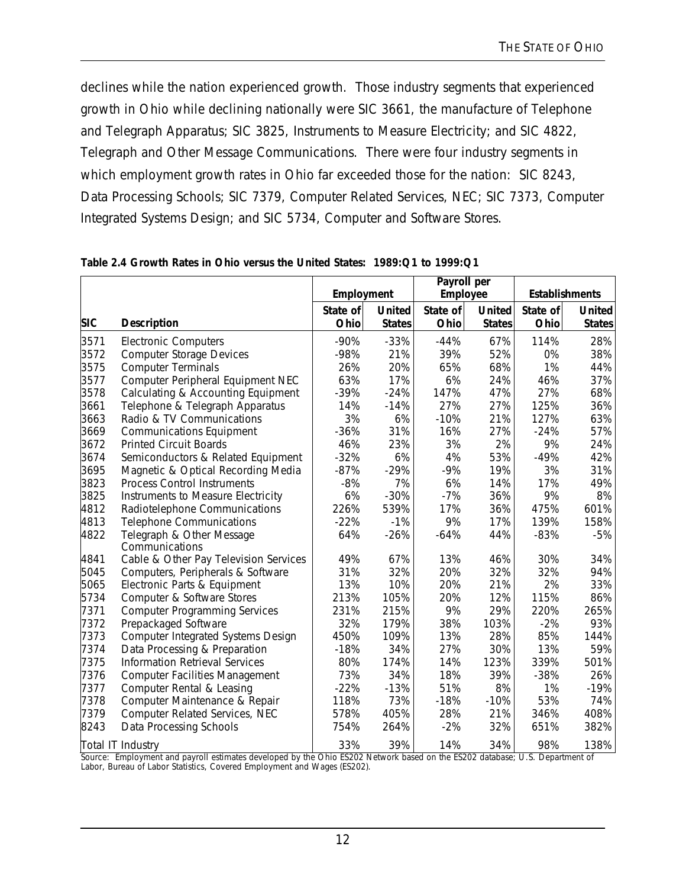declines while the nation experienced growth. Those industry segments that experienced growth in Ohio while declining nationally were SIC 3661, the manufacture of Telephone and Telegraph Apparatus; SIC 3825, Instruments to Measure Electricity; and SIC 4822, Telegraph and Other Message Communications. There were four industry segments in which employment growth rates in Ohio far exceeded those for the nation: SIC 8243, Data Processing Schools; SIC 7379, Computer Related Services, NEC; SIC 7373, Computer Integrated Systems Design; and SIC 5734, Computer and Software Stores.

**Table 2.4 Growth Rates in Ohio versus the United States: 1989:Q1 to 1999:Q1**

| | | Employment | | Payroll per Employee | | Establishments | |
|---|---|---|---|---|---|---|---|
| **SIC** | **Description** | **State of Ohio** | **United States** | **State of Ohio** | **United States** | **State of Ohio** | **United States** |
| 3571 | Electronic Computers | -90% | -33% | -44% | 67% | 114% | 28% |
| 3572 | Computer Storage Devices | -98% | 21% | 39% | 52% | 0% | 38% |
| 3575 | Computer Terminals | 26% | 20% | 65% | 68% | 1% | 44% |
| 3577 | Computer Peripheral Equipment NEC | 63% | 17% | 6% | 24% | 46% | 37% |
| 3578 | Calculating & Accounting Equipment | -39% | -24% | 147% | 47% | 27% | 68% |
| 3661 | Telephone & Telegraph Apparatus | 14% | -14% | 27% | 27% | 125% | 36% |
| 3663 | Radio & TV Communications | 3% | 6% | -10% | 21% | 127% | 63% |
| 3669 | Communications Equipment | -36% | 31% | 16% | 27% | -24% | 57% |
| 3672 | Printed Circuit Boards | 46% | 23% | 3% | 2% | 9% | 24% |
| 3674 | Semiconductors & Related Equipment | -32% | 6% | 4% | 53% | -49% | 42% |
| 3695 | Magnetic & Optical Recording Media | -87% | -29% | -9% | 19% | 3% | 31% |
| 3823 | Process Control Instruments | -8% | 7% | 6% | 14% | 17% | 49% |
| 3825 | Instruments to Measure Electricity | 6% | -30% | -7% | 36% | 9% | 8% |
| 4812 | Radiotelephone Communications | 226% | 539% | 17% | 36% | 475% | 601% |
| 4813 | Telephone Communications | -22% | -1% | 9% | 17% | 139% | 158% |
| 4822 | Telegraph & Other Message Communications | 64% | -26% | -64% | 44% | -83% | -5% |
| 4841 | Cable & Other Pay Television Services | 49% | 67% | 13% | 46% | 30% | 34% |
| 5045 | Computers, Peripherals & Software | 31% | 32% | 20% | 32% | 32% | 94% |
| 5065 | Electronic Parts & Equipment | 13% | 10% | 20% | 21% | 2% | 33% |
| 5734 | Computer & Software Stores | 213% | 105% | 20% | 12% | 115% | 86% |
| 7371 | Computer Programming Services | 231% | 215% | 9% | 29% | 220% | 265% |
| 7372 | Prepackaged Software | 32% | 179% | 38% | 103% | -2% | 93% |
| 7373 | Computer Integrated Systems Design | 450% | 109% | 13% | 28% | 85% | 144% |
| 7374 | Data Processing & Preparation | -18% | 34% | 27% | 30% | 13% | 59% |
| 7375 | Information Retrieval Services | 80% | 174% | 14% | 123% | 339% | 501% |
| 7376 | Computer Facilities Management | 73% | 34% | 18% | 39% | -38% | 26% |
| 7377 | Computer Rental & Leasing | -22% | -13% | 51% | 8% | 1% | -19% |
| 7378 | Computer Maintenance & Repair | 118% | 73% | -18% | -10% | 53% | 74% |
| 7379 | Computer Related Services, NEC | 578% | 405% | 28% | 21% | 346% | 408% |
| 8243 | Data Processing Schools | 754% | 264% | -2% | 32% | 651% | 382% |
| Total IT Industry | | 33% | 39% | 14% | 34% | 98% | 138% |

Source: Employment and payroll estimates developed by the Ohio ES202 Network based on the ES202 database; U.S. Department of Labor, Bureau of Labor Statistics, Covered Employment and Wages (ES202).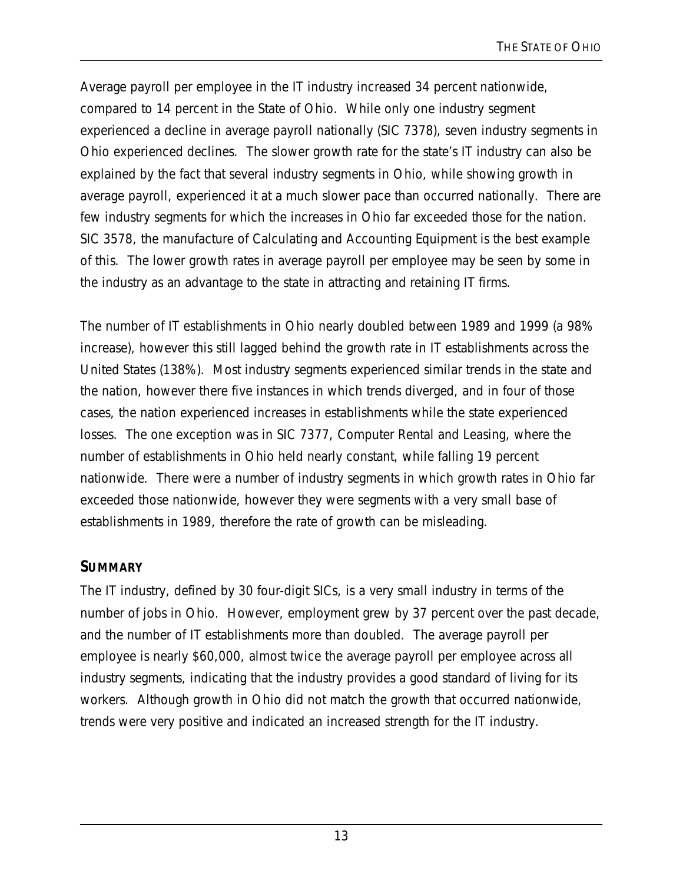Average payroll per employee in the IT industry increased 34 percent nationwide, compared to 14 percent in the State of Ohio. While only one industry segment experienced a decline in average payroll nationally (SIC 7378), seven industry segments in Ohio experienced declines. The slower growth rate for the state's IT industry can also be explained by the fact that several industry segments in Ohio, while showing growth in average payroll, experienced it at a much slower pace than occurred nationally. There are few industry segments for which the increases in Ohio far exceeded those for the nation. SIC 3578, the manufacture of Calculating and Accounting Equipment is the best example of this. The lower growth rates in average payroll per employee may be seen by some in the industry as an advantage to the state in attracting and retaining IT firms.

The number of IT establishments in Ohio nearly doubled between 1989 and 1999 (a 98% increase), however this still lagged behind the growth rate in IT establishments across the United States (138%). Most industry segments experienced similar trends in the state and the nation, however there five instances in which trends diverged, and in four of those cases, the nation experienced increases in establishments while the state experienced losses. The one exception was in SIC 7377, Computer Rental and Leasing, where the number of establishments in Ohio held nearly constant, while falling 19 percent nationwide. There were a number of industry segments in which growth rates in Ohio far exceeded those nationwide, however they were segments with a very small base of establishments in 1989, therefore the rate of growth can be misleading.

## SUMMARY

The IT industry, defined by 30 four-digit SICs, is a very small industry in terms of the number of jobs in Ohio. However, employment grew by 37 percent over the past decade, and the number of IT establishments more than doubled. The average payroll per employee is nearly $60,000, almost twice the average payroll per employee across all industry segments, indicating that the industry provides a good standard of living for its workers. Although growth in Ohio did not match the growth that occurred nationwide, trends were very positive and indicated an increased strength for the IT industry.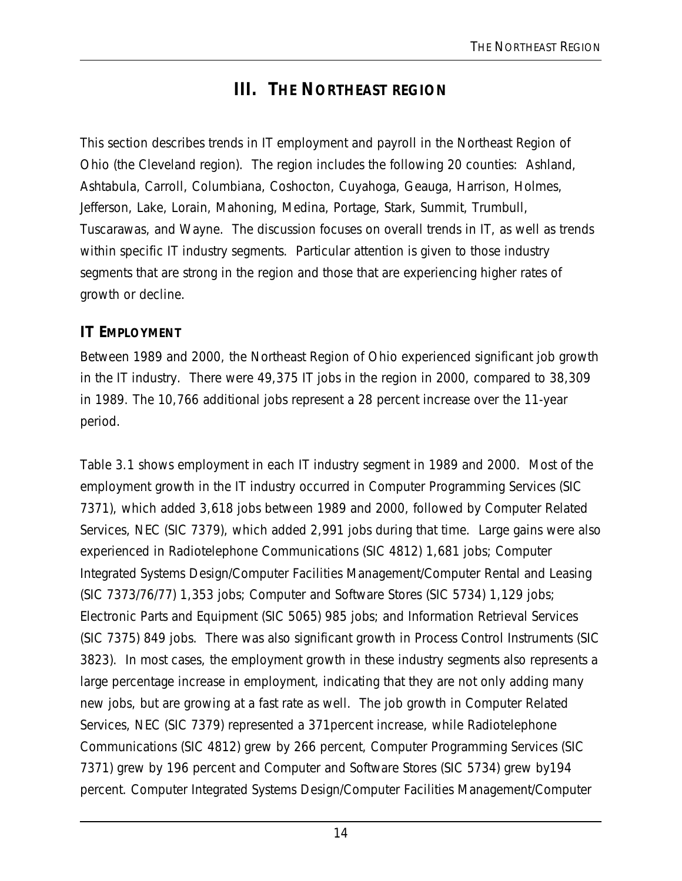# III. THE NORTHEAST REGION

This section describes trends in IT employment and payroll in the Northeast Region of Ohio (the Cleveland region). The region includes the following 20 counties: Ashland, Ashtabula, Carroll, Columbiana, Coshocton, Cuyahoga, Geauga, Harrison, Holmes, Jefferson, Lake, Lorain, Mahoning, Medina, Portage, Stark, Summit, Trumbull, Tuscarawas, and Wayne. The discussion focuses on overall trends in IT, as well as trends within specific IT industry segments. Particular attention is given to those industry segments that are strong in the region and those that are experiencing higher rates of growth or decline.

## IT EMPLOYMENT

Between 1989 and 2000, the Northeast Region of Ohio experienced significant job growth in the IT industry. There were 49,375 IT jobs in the region in 2000, compared to 38,309 in 1989. The 10,766 additional jobs represent a 28 percent increase over the 11-year period.

Table 3.1 shows employment in each IT industry segment in 1989 and 2000. Most of the employment growth in the IT industry occurred in Computer Programming Services (SIC 7371), which added 3,618 jobs between 1989 and 2000, followed by Computer Related Services, NEC (SIC 7379), which added 2,991 jobs during that time. Large gains were also experienced in Radiotelephone Communications (SIC 4812) 1,681 jobs; Computer Integrated Systems Design/Computer Facilities Management/Computer Rental and Leasing (SIC 7373/76/77) 1,353 jobs; Computer and Software Stores (SIC 5734) 1,129 jobs; Electronic Parts and Equipment (SIC 5065) 985 jobs; and Information Retrieval Services (SIC 7375) 849 jobs. There was also significant growth in Process Control Instruments (SIC 3823). In most cases, the employment growth in these industry segments also represents a large percentage increase in employment, indicating that they are not only adding many new jobs, but are growing at a fast rate as well. The job growth in Computer Related Services, NEC (SIC 7379) represented a 371percent increase, while Radiotelephone Communications (SIC 4812) grew by 266 percent, Computer Programming Services (SIC 7371) grew by 196 percent and Computer and Software Stores (SIC 5734) grew by194 percent. Computer Integrated Systems Design/Computer Facilities Management/Computer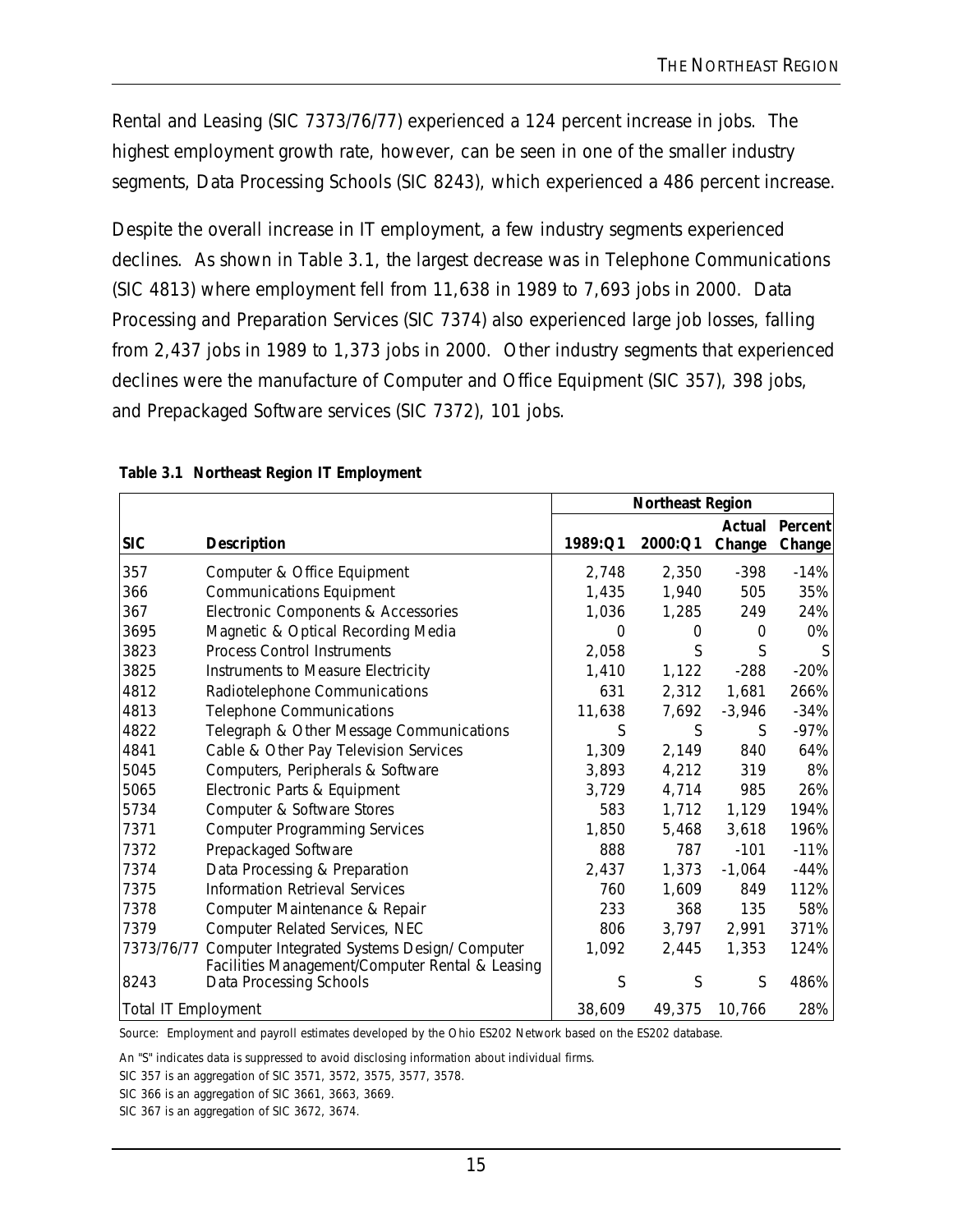Rental and Leasing (SIC 7373/76/77) experienced a 124 percent increase in jobs. The highest employment growth rate, however, can be seen in one of the smaller industry segments, Data Processing Schools (SIC 8243), which experienced a 486 percent increase.

Despite the overall increase in IT employment, a few industry segments experienced declines. As shown in Table 3.1, the largest decrease was in Telephone Communications (SIC 4813) where employment fell from 11,638 in 1989 to 7,693 jobs in 2000. Data Processing and Preparation Services (SIC 7374) also experienced large job losses, falling from 2,437 jobs in 1989 to 1,373 jobs in 2000. Other industry segments that experienced declines were the manufacture of Computer and Office Equipment (SIC 357), 398 jobs, and Prepackaged Software services (SIC 7372), 101 jobs.

**Table 3.1 Northeast Region IT Employment**

| | | Northeast Region | | | |
|---|---|---|---|---|---|
| **SIC** | **Description** | **1989:Q1** | **2000:Q1** | **Actual Change** | **Percent Change** |
| 357 | Computer & Office Equipment | 2,748 | 2,350 | -398 | -14% |
| 366 | Communications Equipment | 1,435 | 1,940 | 505 | 35% |
| 367 | Electronic Components & Accessories | 1,036 | 1,285 | 249 | 24% |
| 3695 | Magnetic & Optical Recording Media | 0 | 0 | 0 | 0% |
| 3823 | Process Control Instruments | 2,058 | S | S | S |
| 3825 | Instruments to Measure Electricity | 1,410 | 1,122 | -288 | -20% |
| 4812 | Radiotelephone Communications | 631 | 2,312 | 1,681 | 266% |
| 4813 | Telephone Communications | 11,638 | 7,692 | -3,946 | -34% |
| 4822 | Telegraph & Other Message Communications | S | S | S | -97% |
| 4841 | Cable & Other Pay Television Services | 1,309 | 2,149 | 840 | 64% |
| 5045 | Computers, Peripherals & Software | 3,893 | 4,212 | 319 | 8% |
| 5065 | Electronic Parts & Equipment | 3,729 | 4,714 | 985 | 26% |
| 5734 | Computer & Software Stores | 583 | 1,712 | 1,129 | 194% |
| 7371 | Computer Programming Services | 1,850 | 5,468 | 3,618 | 196% |
| 7372 | Prepackaged Software | 888 | 787 | -101 | -11% |
| 7374 | Data Processing & Preparation | 2,437 | 1,373 | -1,064 | -44% |
| 7375 | Information Retrieval Services | 760 | 1,609 | 849 | 112% |
| 7378 | Computer Maintenance & Repair | 233 | 368 | 135 | 58% |
| 7379 | Computer Related Services, NEC | 806 | 3,797 | 2,991 | 371% |
| 7373/76/77 | Computer Integrated Systems Design/ Computer Facilities Management/Computer Rental & Leasing | 1,092 | 2,445 | 1,353 | 124% |
| 8243 | Data Processing Schools | S | S | S | 486% |
| Total IT Employment | | 38,609 | 49,375 | 10,766 | 28% |

Source: Employment and payroll estimates developed by the Ohio ES202 Network based on the ES202 database.

An "S" indicates data is suppressed to avoid disclosing information about individual firms.

SIC 357 is an aggregation of SIC 3571, 3572, 3575, 3577, 3578.

SIC 366 is an aggregation of SIC 3661, 3663, 3669.

SIC 367 is an aggregation of SIC 3672, 3674.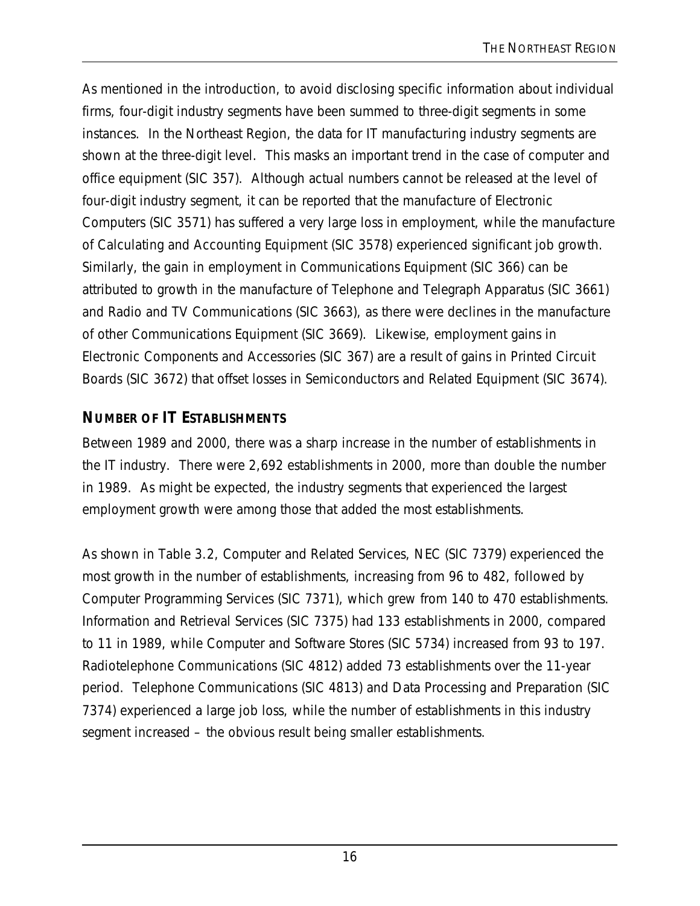As mentioned in the introduction, to avoid disclosing specific information about individual firms, four-digit industry segments have been summed to three-digit segments in some instances. In the Northeast Region, the data for IT manufacturing industry segments are shown at the three-digit level. This masks an important trend in the case of computer and office equipment (SIC 357). Although actual numbers cannot be released at the level of four-digit industry segment, it can be reported that the manufacture of Electronic Computers (SIC 3571) has suffered a very large loss in employment, while the manufacture of Calculating and Accounting Equipment (SIC 3578) experienced significant job growth. Similarly, the gain in employment in Communications Equipment (SIC 366) can be attributed to growth in the manufacture of Telephone and Telegraph Apparatus (SIC 3661) and Radio and TV Communications (SIC 3663), as there were declines in the manufacture of other Communications Equipment (SIC 3669). Likewise, employment gains in Electronic Components and Accessories (SIC 367) are a result of gains in Printed Circuit Boards (SIC 3672) that offset losses in Semiconductors and Related Equipment (SIC 3674).

## NUMBER OF IT ESTABLISHMENTS

Between 1989 and 2000, there was a sharp increase in the number of establishments in the IT industry. There were 2,692 establishments in 2000, more than double the number in 1989. As might be expected, the industry segments that experienced the largest employment growth were among those that added the most establishments.

As shown in Table 3.2, Computer and Related Services, NEC (SIC 7379) experienced the most growth in the number of establishments, increasing from 96 to 482, followed by Computer Programming Services (SIC 7371), which grew from 140 to 470 establishments. Information and Retrieval Services (SIC 7375) had 133 establishments in 2000, compared to 11 in 1989, while Computer and Software Stores (SIC 5734) increased from 93 to 197. Radiotelephone Communications (SIC 4812) added 73 establishments over the 11-year period. Telephone Communications (SIC 4813) and Data Processing and Preparation (SIC 7374) experienced a large job loss, while the number of establishments in this industry segment increased – the obvious result being smaller establishments.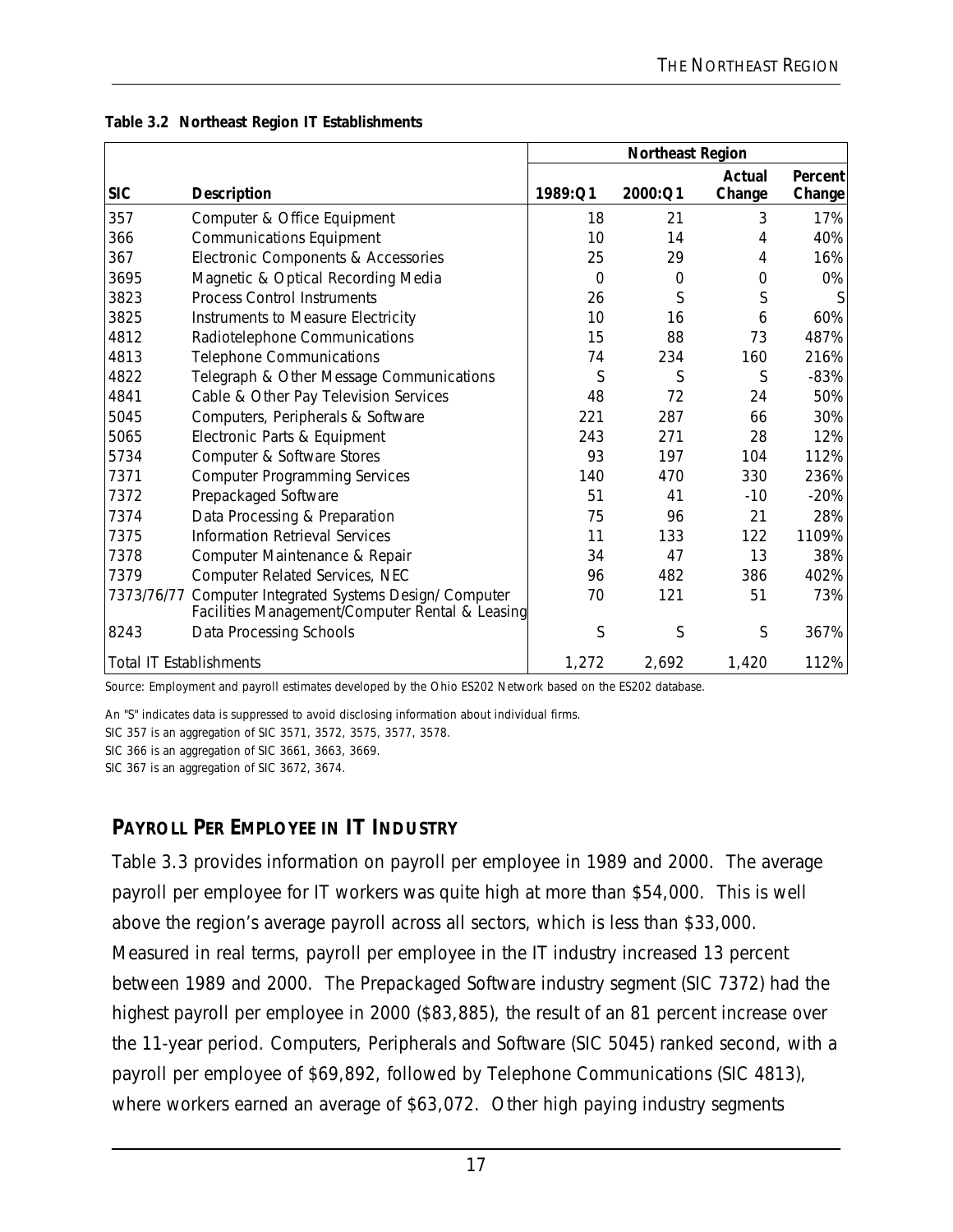**Table 3.2 Northeast Region IT Establishments**

| | | Northeast Region | | | |
|---|---|---|---|---|---|
| **SIC** | **Description** | **1989:Q1** | **2000:Q1** | **Actual Change** | **Percent Change** |
| 357 | Computer & Office Equipment | 18 | 21 | 3 | 17% |
| 366 | Communications Equipment | 10 | 14 | 4 | 40% |
| 367 | Electronic Components & Accessories | 25 | 29 | 4 | 16% |
| 3695 | Magnetic & Optical Recording Media | 0 | 0 | 0 | 0% |
| 3823 | Process Control Instruments | 26 | S | S | S |
| 3825 | Instruments to Measure Electricity | 10 | 16 | 6 | 60% |
| 4812 | Radiotelephone Communications | 15 | 88 | 73 | 487% |
| 4813 | Telephone Communications | 74 | 234 | 160 | 216% |
| 4822 | Telegraph & Other Message Communications | S | S | S | -83% |
| 4841 | Cable & Other Pay Television Services | 48 | 72 | 24 | 50% |
| 5045 | Computers, Peripherals & Software | 221 | 287 | 66 | 30% |
| 5065 | Electronic Parts & Equipment | 243 | 271 | 28 | 12% |
| 5734 | Computer & Software Stores | 93 | 197 | 104 | 112% |
| 7371 | Computer Programming Services | 140 | 470 | 330 | 236% |
| 7372 | Prepackaged Software | 51 | 41 | -10 | -20% |
| 7374 | Data Processing & Preparation | 75 | 96 | 21 | 28% |
| 7375 | Information Retrieval Services | 11 | 133 | 122 | 1109% |
| 7378 | Computer Maintenance & Repair | 34 | 47 | 13 | 38% |
| 7379 | Computer Related Services, NEC | 96 | 482 | 386 | 402% |
| 7373/76/77 | Computer Integrated Systems Design/ Computer Facilities Management/Computer Rental & Leasing | 70 | 121 | 51 | 73% |
| 8243 | Data Processing Schools | S | S | S | 367% |
| Total IT Establishments | | 1,272 | 2,692 | 1,420 | 112% |

Source: Employment and payroll estimates developed by the Ohio ES202 Network based on the ES202 database.

An "S" indicates data is suppressed to avoid disclosing information about individual firms.

SIC 357 is an aggregation of SIC 3571, 3572, 3575, 3577, 3578.

SIC 366 is an aggregation of SIC 3661, 3663, 3669.

SIC 367 is an aggregation of SIC 3672, 3674.

## PAYROLL PER EMPLOYEE IN IT INDUSTRY

Table 3.3 provides information on payroll per employee in 1989 and 2000. The average payroll per employee for IT workers was quite high at more than $54,000. This is well above the region's average payroll across all sectors, which is less than $33,000. Measured in real terms, payroll per employee in the IT industry increased 13 percent between 1989 and 2000. The Prepackaged Software industry segment (SIC 7372) had the highest payroll per employee in 2000 ($83,885), the result of an 81 percent increase over the 11-year period. Computers, Peripherals and Software (SIC 5045) ranked second, with a payroll per employee of $69,892, followed by Telephone Communications (SIC 4813), where workers earned an average of $63,072. Other high paying industry segments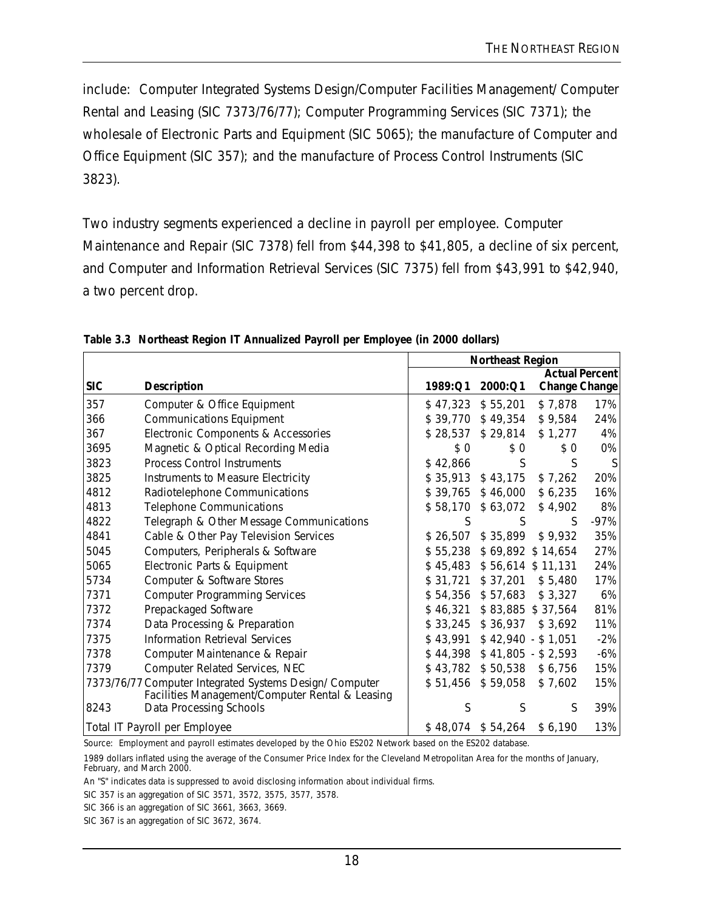include: Computer Integrated Systems Design/Computer Facilities Management/ Computer Rental and Leasing (SIC 7373/76/77); Computer Programming Services (SIC 7371); the wholesale of Electronic Parts and Equipment (SIC 5065); the manufacture of Computer and Office Equipment (SIC 357); and the manufacture of Process Control Instruments (SIC 3823).

Two industry segments experienced a decline in payroll per employee. Computer Maintenance and Repair (SIC 7378) fell from $44,398 to $41,805, a decline of six percent, and Computer and Information Retrieval Services (SIC 7375) fell from $43,991 to $42,940, a two percent drop.

**Table 3.3 Northeast Region IT Annualized Payroll per Employee (in 2000 dollars)**

| | | Northeast Region | | | |
|---|---|---|---|---|---|
| **SIC** | **Description** | **1989:Q1** | **2000:Q1** | **Actual Change** | **Percent Change** |
| 357 | Computer & Office Equipment | $ 47,323 | $ 55,201 | $ 7,878 | 17% |
| 366 | Communications Equipment | $ 39,770 | $ 49,354 | $ 9,584 | 24% |
| 367 | Electronic Components & Accessories | $ 28,537 | $ 29,814 | $ 1,277 | 4% |
| 3695 | Magnetic & Optical Recording Media | $ 0 | $ 0 | $ 0 | 0% |
| 3823 | Process Control Instruments | $ 42,866 | S | S | S |
| 3825 | Instruments to Measure Electricity | $ 35,913 | $ 43,175 | $ 7,262 | 20% |
| 4812 | Radiotelephone Communications | $ 39,765 | $ 46,000 | $ 6,235 | 16% |
| 4813 | Telephone Communications | $ 58,170 | $ 63,072 | $ 4,902 | 8% |
| 4822 | Telegraph & Other Message Communications | S | S | S | -97% |
| 4841 | Cable & Other Pay Television Services | $ 26,507 | $ 35,899 | $ 9,932 | 35% |
| 5045 | Computers, Peripherals & Software | $ 55,238 | $ 69,892 | $ 14,654 | 27% |
| 5065 | Electronic Parts & Equipment | $ 45,483 | $ 56,614 | $ 11,131 | 24% |
| 5734 | Computer & Software Stores | $ 31,721 | $ 37,201 | $ 5,480 | 17% |
| 7371 | Computer Programming Services | $ 54,356 | $ 57,683 | $ 3,327 | 6% |
| 7372 | Prepackaged Software | $ 46,321 | $ 83,885 | $ 37,564 | 81% |
| 7374 | Data Processing & Preparation | $ 33,245 | $ 36,937 | $ 3,692 | 11% |
| 7375 | Information Retrieval Services | $ 43,991 | $ 42,940 | - $ 1,051 | -2% |
| 7378 | Computer Maintenance & Repair | $ 44,398 | $ 41,805 | - $ 2,593 | -6% |
| 7379 | Computer Related Services, NEC | $ 43,782 | $ 50,538 | $ 6,756 | 15% |
| 7373/76/77 | Computer Integrated Systems Design/ Computer Facilities Management/Computer Rental & Leasing | $ 51,456 | $ 59,058 | $ 7,602 | 15% |
| 8243 | Data Processing Schools | S | S | S | 39% |
| Total IT Payroll per Employee | | $ 48,074 | $ 54,264 | $ 6,190 | 13% |

Source: Employment and payroll estimates developed by the Ohio ES202 Network based on the ES202 database.

1989 dollars inflated using the average of the Consumer Price Index for the Cleveland Metropolitan Area for the months of January, February, and March 2000.

An "S" indicates data is suppressed to avoid disclosing information about individual firms.

SIC 357 is an aggregation of SIC 3571, 3572, 3575, 3577, 3578.

SIC 366 is an aggregation of SIC 3661, 3663, 3669.

SIC 367 is an aggregation of SIC 3672, 3674.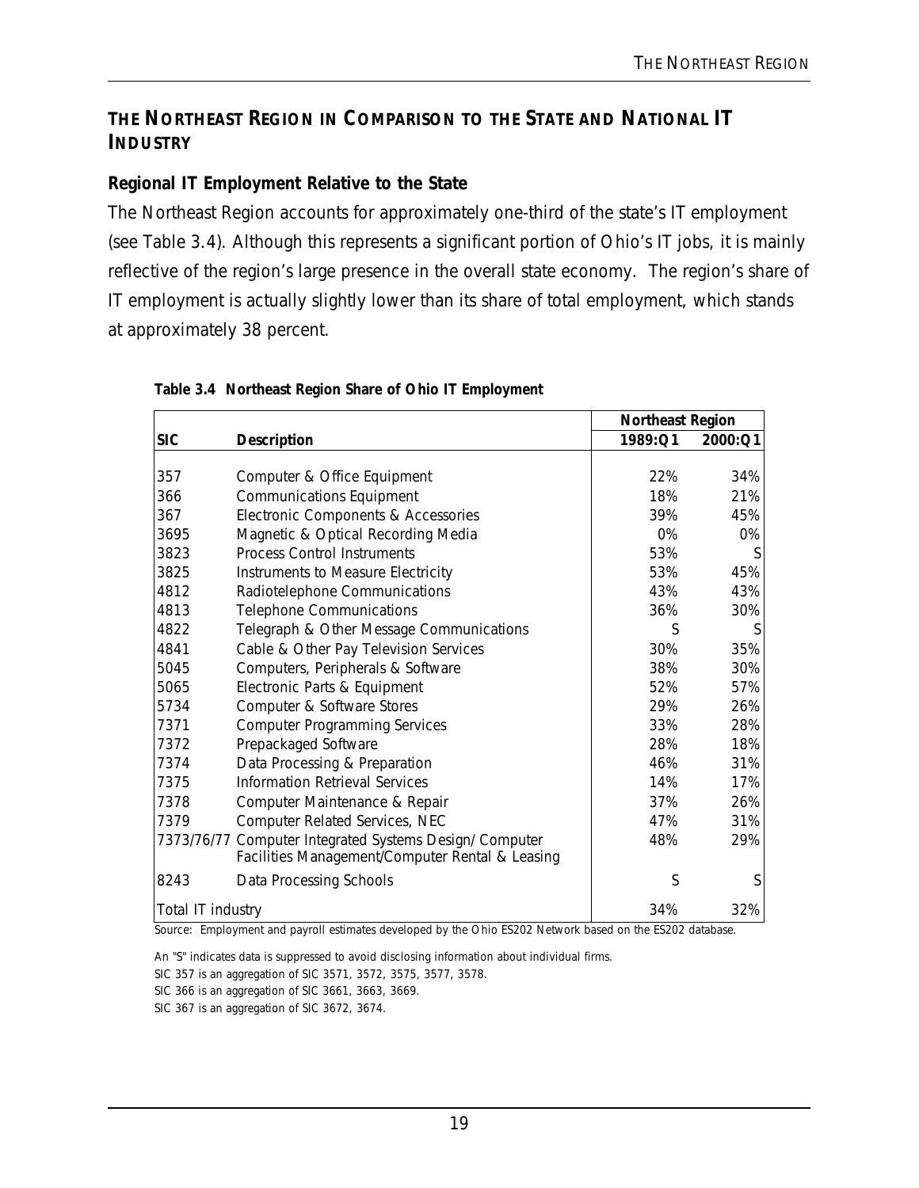## THE NORTHEAST REGION IN COMPARISON TO THE STATE AND NATIONAL IT INDUSTRY

### Regional IT Employment Relative to the State

The Northeast Region accounts for approximately one-third of the state's IT employment (see Table 3.4). Although this represents a significant portion of Ohio's IT jobs, it is mainly reflective of the region's large presence in the overall state economy. The region's share of IT employment is actually slightly lower than its share of total employment, which stands at approximately 38 percent.

**Table 3.4 Northeast Region Share of Ohio IT Employment**

| | | Northeast Region | |
|---|---|---|---|
| **SIC** | **Description** | **1989:Q1** | **2000:Q1** |
| 357 | Computer & Office Equipment | 22% | 34% |
| 366 | Communications Equipment | 18% | 21% |
| 367 | Electronic Components & Accessories | 39% | 45% |
| 3695 | Magnetic & Optical Recording Media | 0% | 0% |
| 3823 | Process Control Instruments | 53% | S |
| 3825 | Instruments to Measure Electricity | 53% | 45% |
| 4812 | Radiotelephone Communications | 43% | 43% |
| 4813 | Telephone Communications | 36% | 30% |
| 4822 | Telegraph & Other Message Communications | S | S |
| 4841 | Cable & Other Pay Television Services | 30% | 35% |
| 5045 | Computers, Peripherals & Software | 38% | 30% |
| 5065 | Electronic Parts & Equipment | 52% | 57% |
| 5734 | Computer & Software Stores | 29% | 26% |
| 7371 | Computer Programming Services | 33% | 28% |
| 7372 | Prepackaged Software | 28% | 18% |
| 7374 | Data Processing & Preparation | 46% | 31% |
| 7375 | Information Retrieval Services | 14% | 17% |
| 7378 | Computer Maintenance & Repair | 37% | 26% |
| 7379 | Computer Related Services, NEC | 47% | 31% |
| 7373/76/77 | Computer Integrated Systems Design/ Computer Facilities Management/Computer Rental & Leasing | 48% | 29% |
| 8243 | Data Processing Schools | S | S |
| Total IT industry | | 34% | 32% |

Source: Employment and payroll estimates developed by the Ohio ES202 Network based on the ES202 database.

An "S" indicates data is suppressed to avoid disclosing information about individual firms.

SIC 357 is an aggregation of SIC 3571, 3572, 3575, 3577, 3578.

SIC 366 is an aggregation of SIC 3661, 3663, 3669.

SIC 367 is an aggregation of SIC 3672, 3674.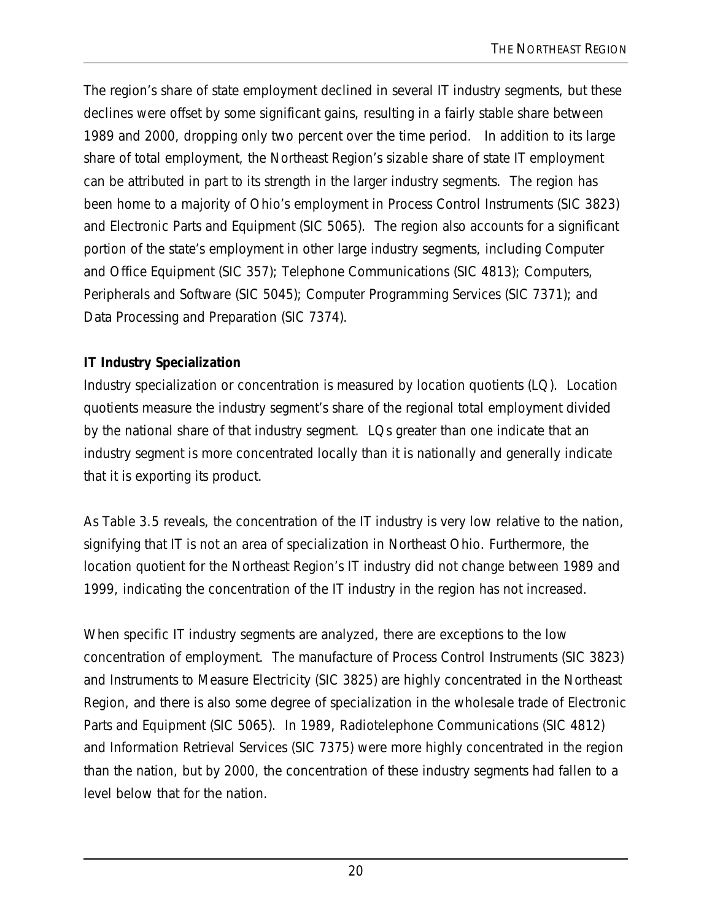The region's share of state employment declined in several IT industry segments, but these declines were offset by some significant gains, resulting in a fairly stable share between 1989 and 2000, dropping only two percent over the time period. In addition to its large share of total employment, the Northeast Region's sizable share of state IT employment can be attributed in part to its strength in the larger industry segments. The region has been home to a majority of Ohio's employment in Process Control Instruments (SIC 3823) and Electronic Parts and Equipment (SIC 5065). The region also accounts for a significant portion of the state's employment in other large industry segments, including Computer and Office Equipment (SIC 357); Telephone Communications (SIC 4813); Computers, Peripherals and Software (SIC 5045); Computer Programming Services (SIC 7371); and Data Processing and Preparation (SIC 7374).

**IT Industry Specialization**

Industry specialization or concentration is measured by location quotients (LQ). Location quotients measure the industry segment's share of the regional total employment divided by the national share of that industry segment. LQs greater than one indicate that an industry segment is more concentrated locally than it is nationally and generally indicate that it is exporting its product.

As Table 3.5 reveals, the concentration of the IT industry is very low relative to the nation, signifying that IT is not an area of specialization in Northeast Ohio. Furthermore, the location quotient for the Northeast Region's IT industry did not change between 1989 and 1999, indicating the concentration of the IT industry in the region has not increased.

When specific IT industry segments are analyzed, there are exceptions to the low concentration of employment. The manufacture of Process Control Instruments (SIC 3823) and Instruments to Measure Electricity (SIC 3825) are highly concentrated in the Northeast Region, and there is also some degree of specialization in the wholesale trade of Electronic Parts and Equipment (SIC 5065). In 1989, Radiotelephone Communications (SIC 4812) and Information Retrieval Services (SIC 7375) were more highly concentrated in the region than the nation, but by 2000, the concentration of these industry segments had fallen to a level below that for the nation.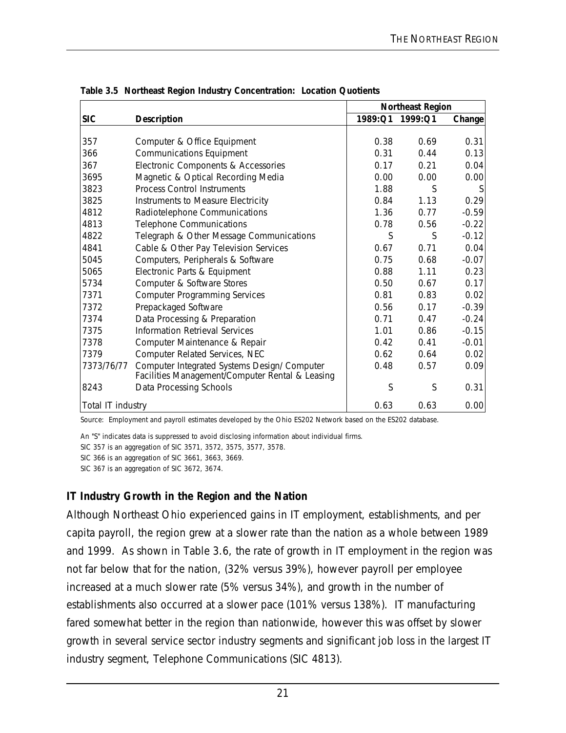**Table 3.5 Northeast Region Industry Concentration: Location Quotients**

| SIC | Description | Northeast Region | | |
|---|---|---|---|---|
| | | 1989:Q1 | 1999:Q1 | Change |
| 357 | Computer & Office Equipment | 0.38 | 0.69 | 0.31 |
| 366 | Communications Equipment | 0.31 | 0.44 | 0.13 |
| 367 | Electronic Components & Accessories | 0.17 | 0.21 | 0.04 |
| 3695 | Magnetic & Optical Recording Media | 0.00 | 0.00 | 0.00 |
| 3823 | Process Control Instruments | 1.88 | S | S |
| 3825 | Instruments to Measure Electricity | 0.84 | 1.13 | 0.29 |
| 4812 | Radiotelephone Communications | 1.36 | 0.77 | -0.59 |
| 4813 | Telephone Communications | 0.78 | 0.56 | -0.22 |
| 4822 | Telegraph & Other Message Communications | S | S | -0.12 |
| 4841 | Cable & Other Pay Television Services | 0.67 | 0.71 | 0.04 |
| 5045 | Computers, Peripherals & Software | 0.75 | 0.68 | -0.07 |
| 5065 | Electronic Parts & Equipment | 0.88 | 1.11 | 0.23 |
| 5734 | Computer & Software Stores | 0.50 | 0.67 | 0.17 |
| 7371 | Computer Programming Services | 0.81 | 0.83 | 0.02 |
| 7372 | Prepackaged Software | 0.56 | 0.17 | -0.39 |
| 7374 | Data Processing & Preparation | 0.71 | 0.47 | -0.24 |
| 7375 | Information Retrieval Services | 1.01 | 0.86 | -0.15 |
| 7378 | Computer Maintenance & Repair | 0.42 | 0.41 | -0.01 |
| 7379 | Computer Related Services, NEC | 0.62 | 0.64 | 0.02 |
| 7373/76/77 | Computer Integrated Systems Design/ Computer Facilities Management/Computer Rental & Leasing | 0.48 | 0.57 | 0.09 |
| 8243 | Data Processing Schools | S | S | 0.31 |
| Total IT industry | | 0.63 | 0.63 | 0.00 |

Source: Employment and payroll estimates developed by the Ohio ES202 Network based on the ES202 database.

An "S" indicates data is suppressed to avoid disclosing information about individual firms.

SIC 357 is an aggregation of SIC 3571, 3572, 3575, 3577, 3578.

SIC 366 is an aggregation of SIC 3661, 3663, 3669.

SIC 367 is an aggregation of SIC 3672, 3674.

### IT Industry Growth in the Region and the Nation

Although Northeast Ohio experienced gains in IT employment, establishments, and per capita payroll, the region grew at a slower rate than the nation as a whole between 1989 and 1999. As shown in Table 3.6, the rate of growth in IT employment in the region was not far below that for the nation, (32% versus 39%), however payroll per employee increased at a much slower rate (5% versus 34%), and growth in the number of establishments also occurred at a slower pace (101% versus 138%). IT manufacturing fared somewhat better in the region than nationwide, however this was offset by slower growth in several service sector industry segments and significant job loss in the largest IT industry segment, Telephone Communications (SIC 4813).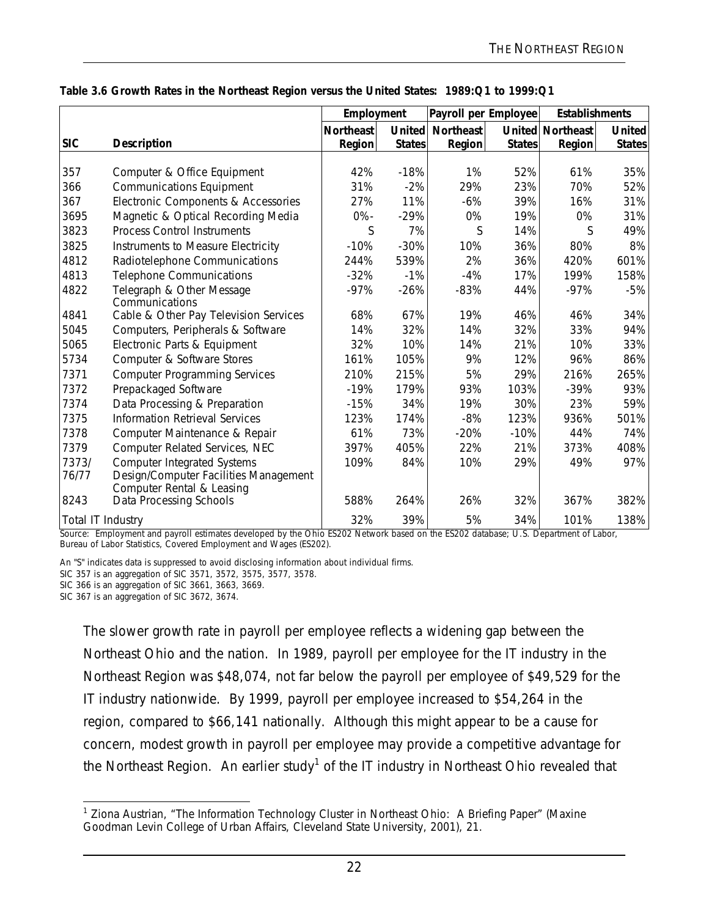**Table 3.6 Growth Rates in the Northeast Region versus the United States: 1989:Q1 to 1999:Q1**

| SIC | Description | Employment | | Payroll per Employee | | Establishments | |
|---|---|---|---|---|---|---|---|
| | | Northeast Region | United States | Northeast Region | United States | Northeast Region | United States |
| 357 | Computer & Office Equipment | 42% | -18% | 1% | 52% | 61% | 35% |
| 366 | Communications Equipment | 31% | -2% | 29% | 23% | 70% | 52% |
| 367 | Electronic Components & Accessories | 27% | 11% | -6% | 39% | 16% | 31% |
| 3695 | Magnetic & Optical Recording Media | 0%- | -29% | 0% | 19% | 0% | 31% |
| 3823 | Process Control Instruments | S | 7% | S | 14% | S | 49% |
| 3825 | Instruments to Measure Electricity | -10% | -30% | 10% | 36% | 80% | 8% |
| 4812 | Radiotelephone Communications | 244% | 539% | 2% | 36% | 420% | 601% |
| 4813 | Telephone Communications | -32% | -1% | -4% | 17% | 199% | 158% |
| 4822 | Telegraph & Other Message Communications | -97% | -26% | -83% | 44% | -97% | -5% |
| 4841 | Cable & Other Pay Television Services | 68% | 67% | 19% | 46% | 46% | 34% |
| 5045 | Computers, Peripherals & Software | 14% | 32% | 14% | 32% | 33% | 94% |
| 5065 | Electronic Parts & Equipment | 32% | 10% | 14% | 21% | 10% | 33% |
| 5734 | Computer & Software Stores | 161% | 105% | 9% | 12% | 96% | 86% |
| 7371 | Computer Programming Services | 210% | 215% | 5% | 29% | 216% | 265% |
| 7372 | Prepackaged Software | -19% | 179% | 93% | 103% | -39% | 93% |
| 7374 | Data Processing & Preparation | -15% | 34% | 19% | 30% | 23% | 59% |
| 7375 | Information Retrieval Services | 123% | 174% | -8% | 123% | 936% | 501% |
| 7378 | Computer Maintenance & Repair | 61% | 73% | -20% | -10% | 44% | 74% |
| 7379 | Computer Related Services, NEC | 397% | 405% | 22% | 21% | 373% | 408% |
| 7373/76/77 | Computer Integrated Systems Design/Computer Facilities Management Computer Rental & Leasing | 109% | 84% | 10% | 29% | 49% | 97% |
| 8243 | Data Processing Schools | 588% | 264% | 26% | 32% | 367% | 382% |
| Total IT Industry | | 32% | 39% | 5% | 34% | 101% | 138% |

Source: Employment and payroll estimates developed by the Ohio ES202 Network based on the ES202 database; U.S. Department of Labor, Bureau of Labor Statistics, Covered Employment and Wages (ES202).

An "S" indicates data is suppressed to avoid disclosing information about individual firms.
SIC 357 is an aggregation of SIC 3571, 3572, 3575, 3577, 3578.
SIC 366 is an aggregation of SIC 3661, 3663, 3669.
SIC 367 is an aggregation of SIC 3672, 3674.

The slower growth rate in payroll per employee reflects a widening gap between the Northeast Ohio and the nation. In 1989, payroll per employee for the IT industry in the Northeast Region was $48,074, not far below the payroll per employee of $49,529 for the IT industry nationwide. By 1999, payroll per employee increased to $54,264 in the region, compared to $66,141 nationally. Although this might appear to be a cause for concern, modest growth in payroll per employee may provide a competitive advantage for the Northeast Region. An earlier study[1] of the IT industry in Northeast Ohio revealed that

[1] Ziona Austrian, "The Information Technology Cluster in Northeast Ohio: A Briefing Paper" (Maxine Goodman Levin College of Urban Affairs, Cleveland State University, 2001), 21.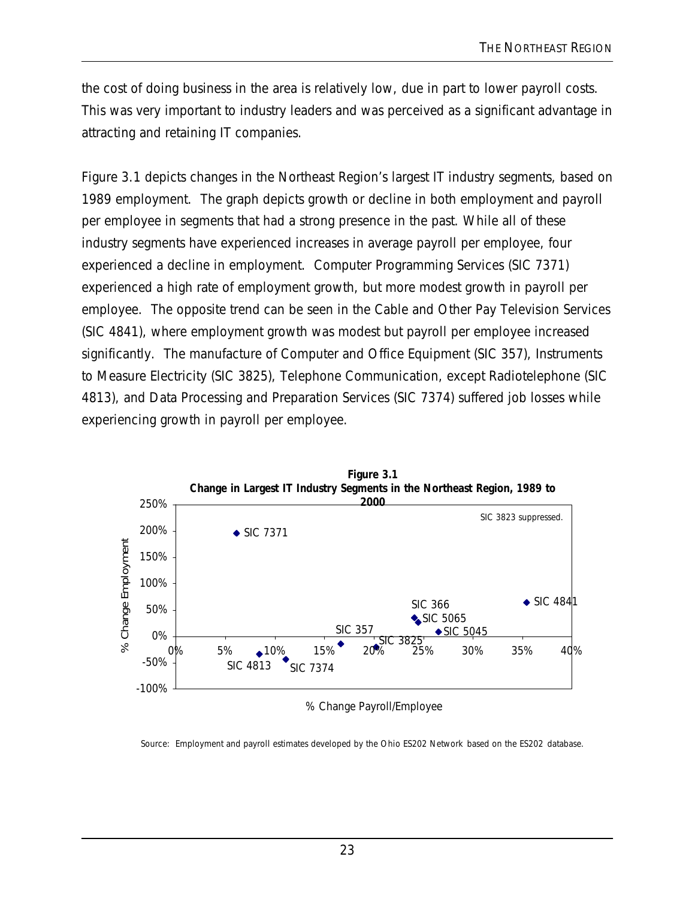the cost of doing business in the area is relatively low, due in part to lower payroll costs. This was very important to industry leaders and was perceived as a significant advantage in attracting and retaining IT companies.

Figure 3.1 depicts changes in the Northeast Region's largest IT industry segments, based on 1989 employment. The graph depicts growth or decline in both employment and payroll per employee in segments that had a strong presence in the past. While all of these industry segments have experienced increases in average payroll per employee, four experienced a decline in employment. Computer Programming Services (SIC 7371) experienced a high rate of employment growth, but more modest growth in payroll per employee. The opposite trend can be seen in the Cable and Other Pay Television Services (SIC 4841), where employment growth was modest but payroll per employee increased significantly. The manufacture of Computer and Office Equipment (SIC 357), Instruments to Measure Electricity (SIC 3825), Telephone Communication, except Radiotelephone (SIC 4813), and Data Processing and Preparation Services (SIC 7374) suffered job losses while experiencing growth in payroll per employee.

**Figure 3.1**
**Change in Largest IT Industry Segments in the Northeast Region, 1989 to 2000**

SIC 3823 suppressed.

% Change Employment

% Change Payroll/Employee

Source: Employment and payroll estimates developed by the Ohio ES202 Network based on the ES202 database.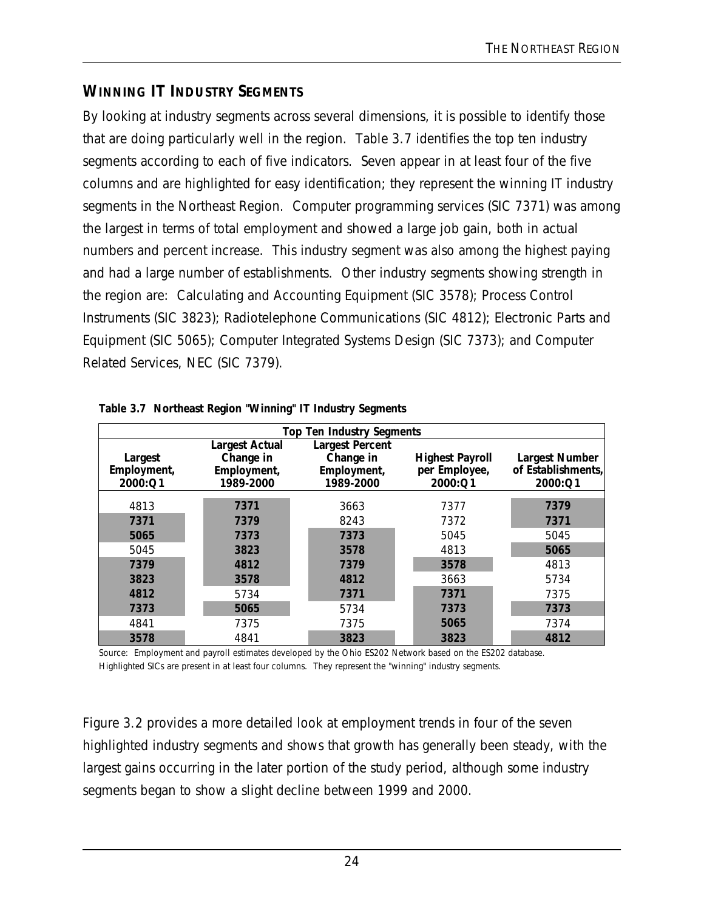## WINNING IT INDUSTRY SEGMENTS

By looking at industry segments across several dimensions, it is possible to identify those that are doing particularly well in the region. Table 3.7 identifies the top ten industry segments according to each of five indicators. Seven appear in at least four of the five columns and are highlighted for easy identification; they represent the winning IT industry segments in the Northeast Region. Computer programming services (SIC 7371) was among the largest in terms of total employment and showed a large job gain, both in actual numbers and percent increase. This industry segment was also among the highest paying and had a large number of establishments. Other industry segments showing strength in the region are: Calculating and Accounting Equipment (SIC 3578); Process Control Instruments (SIC 3823); Radiotelephone Communications (SIC 4812); Electronic Parts and Equipment (SIC 5065); Computer Integrated Systems Design (SIC 7373); and Computer Related Services, NEC (SIC 7379).

**Table 3.7 Northeast Region "Winning" IT Industry Segments**

| Top Ten Industry Segments | | | | |
|---|---|---|---|---|
| **Largest Employment, 2000:Q1** | **Largest Actual Change in Employment, 1989-2000** | **Largest Percent Change in Employment, 1989-2000** | **Highest Payroll per Employee, 2000:Q1** | **Largest Number of Establishments, 2000:Q1** |
| 4813 | **7371** | 3663 | 7377 | **7379** |
| **7371** | **7379** | 8243 | 7372 | **7371** |
| **5065** | **7373** | **7373** | 5045 | 5045 |
| 5045 | **3823** | **3578** | 4813 | **5065** |
| **7379** | **4812** | **7379** | **3578** | 4813 |
| **3823** | **3578** | **4812** | 3663 | 5734 |
| **4812** | 5734 | **7371** | **7371** | 7375 |
| **7373** | **5065** | 5734 | **7373** | **7373** |
| 4841 | 7375 | 7375 | **5065** | 7374 |
| **3578** | 4841 | **3823** | **3823** | **4812** |

Source: Employment and payroll estimates developed by the Ohio ES202 Network based on the ES202 database.
Highlighted SICs are present in at least four columns. They represent the "winning" industry segments.

Figure 3.2 provides a more detailed look at employment trends in four of the seven highlighted industry segments and shows that growth has generally been steady, with the largest gains occurring in the later portion of the study period, although some industry segments began to show a slight decline between 1999 and 2000.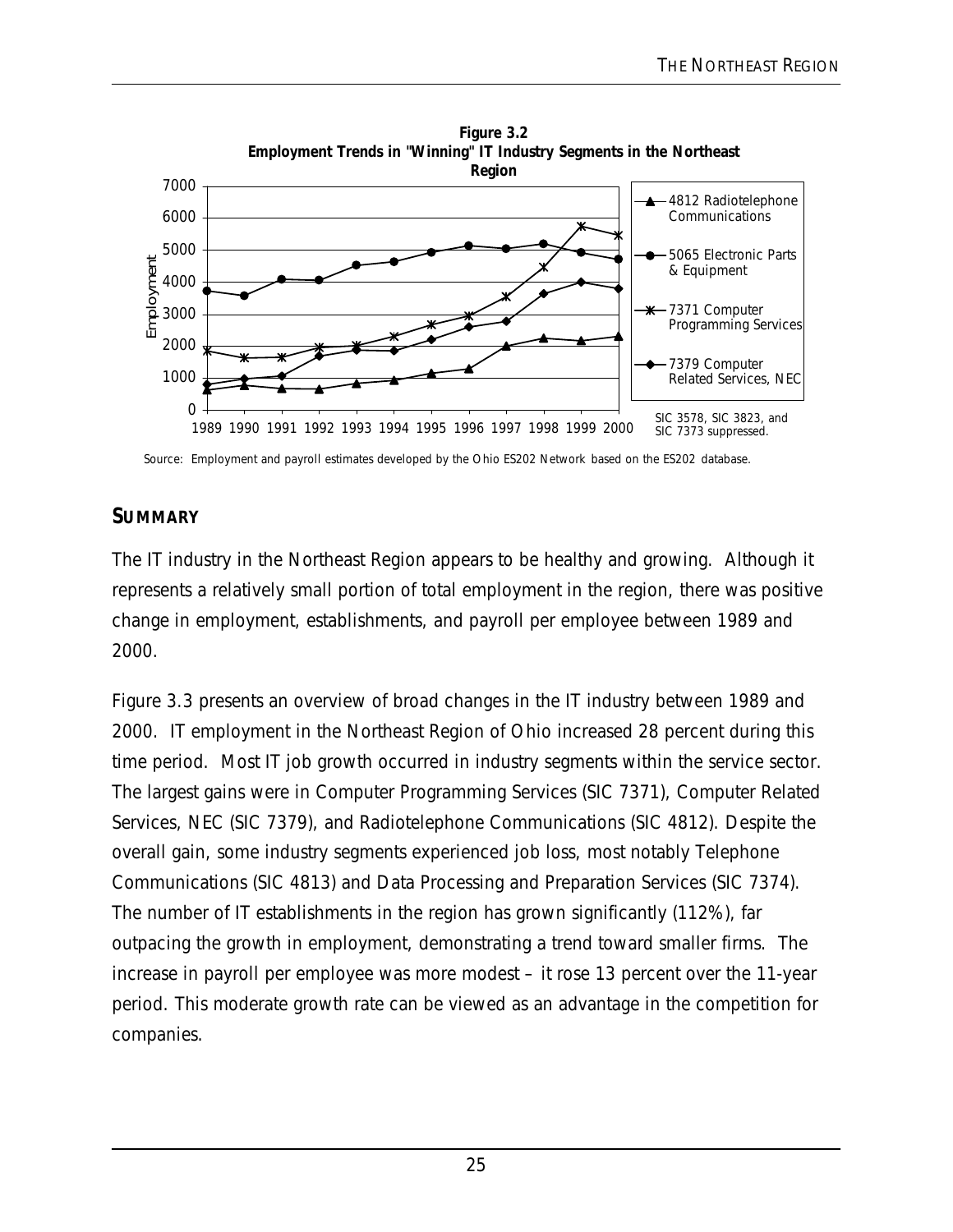**Figure 3.2**
**Employment Trends in "Winning" IT Industry Segments in the Northeast Region**

SIC 3578, SIC 3823, and SIC 7373 suppressed.

Source: Employment and payroll estimates developed by the Ohio ES202 Network based on the ES202 database.

## SUMMARY

The IT industry in the Northeast Region appears to be healthy and growing. Although it represents a relatively small portion of total employment in the region, there was positive change in employment, establishments, and payroll per employee between 1989 and 2000.

Figure 3.3 presents an overview of broad changes in the IT industry between 1989 and 2000. IT employment in the Northeast Region of Ohio increased 28 percent during this time period. Most IT job growth occurred in industry segments within the service sector. The largest gains were in Computer Programming Services (SIC 7371), Computer Related Services, NEC (SIC 7379), and Radiotelephone Communications (SIC 4812). Despite the overall gain, some industry segments experienced job loss, most notably Telephone Communications (SIC 4813) and Data Processing and Preparation Services (SIC 7374). The number of IT establishments in the region has grown significantly (112%), far outpacing the growth in employment, demonstrating a trend toward smaller firms. The increase in payroll per employee was more modest – it rose 13 percent over the 11-year period. This moderate growth rate can be viewed as an advantage in the competition for companies.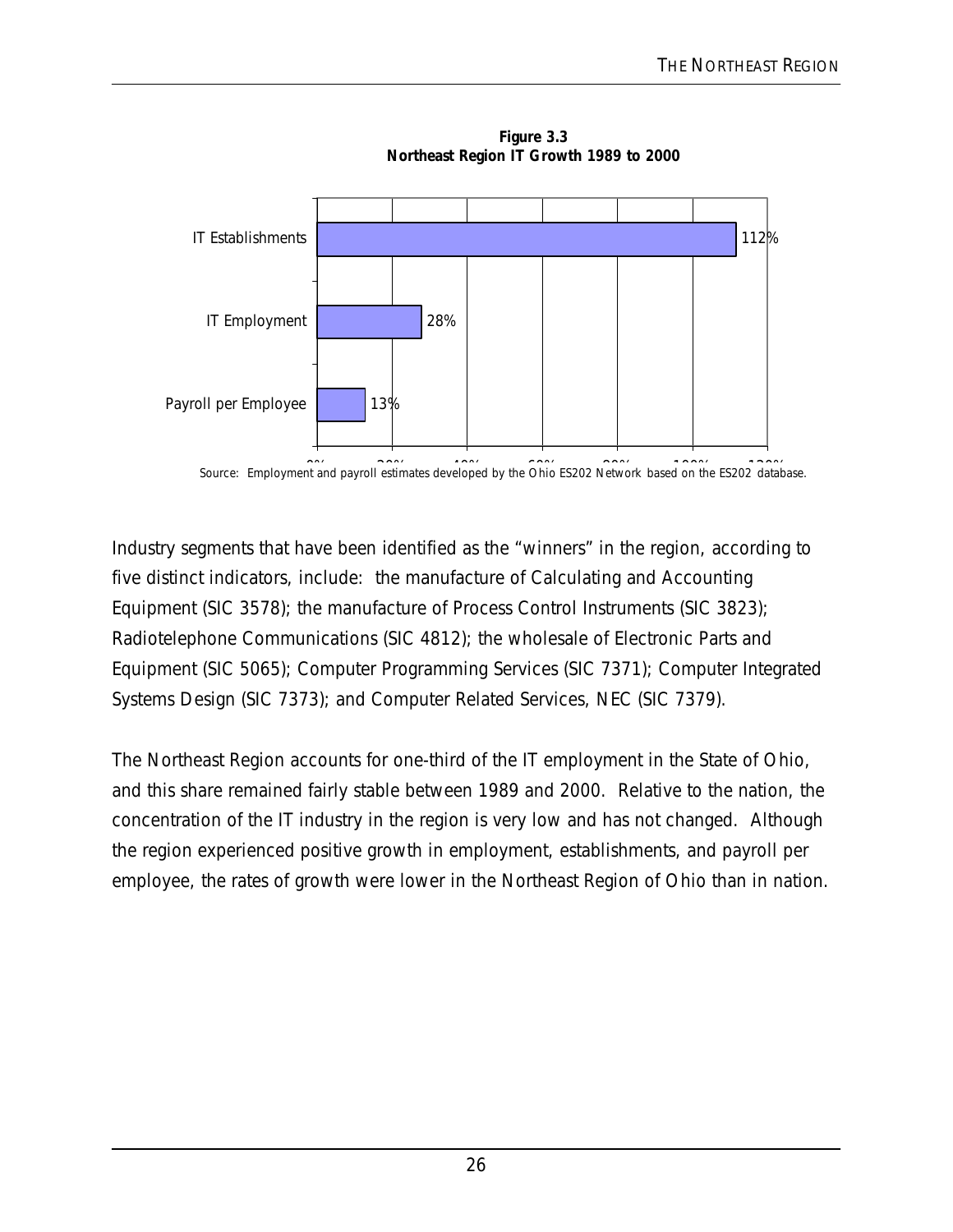**Figure 3.3**
**Northeast Region IT Growth 1989 to 2000**

| | Growth |
|---|---|
| IT Establishments | 112% |
| IT Employment | 28% |
| Payroll per Employee | 13% |

Source: Employment and payroll estimates developed by the Ohio ES202 Network based on the ES202 database.

Industry segments that have been identified as the "winners" in the region, according to five distinct indicators, include: the manufacture of Calculating and Accounting Equipment (SIC 3578); the manufacture of Process Control Instruments (SIC 3823); Radiotelephone Communications (SIC 4812); the wholesale of Electronic Parts and Equipment (SIC 5065); Computer Programming Services (SIC 7371); Computer Integrated Systems Design (SIC 7373); and Computer Related Services, NEC (SIC 7379).

The Northeast Region accounts for one-third of the IT employment in the State of Ohio, and this share remained fairly stable between 1989 and 2000. Relative to the nation, the concentration of the IT industry in the region is very low and has not changed. Although the region experienced positive growth in employment, establishments, and payroll per employee, the rates of growth were lower in the Northeast Region of Ohio than in nation.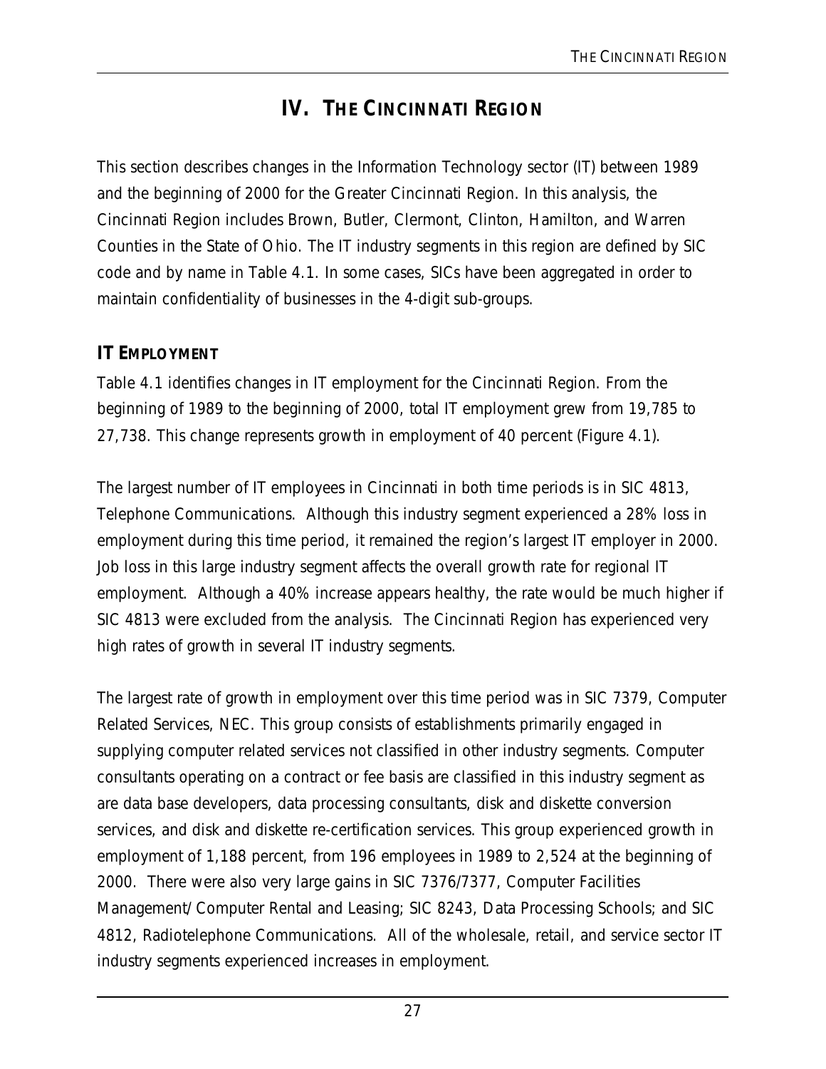# IV. THE CINCINNATI REGION

This section describes changes in the Information Technology sector (IT) between 1989 and the beginning of 2000 for the Greater Cincinnati Region. In this analysis, the Cincinnati Region includes Brown, Butler, Clermont, Clinton, Hamilton, and Warren Counties in the State of Ohio. The IT industry segments in this region are defined by SIC code and by name in Table 4.1. In some cases, SICs have been aggregated in order to maintain confidentiality of businesses in the 4-digit sub-groups.

## IT EMPLOYMENT

Table 4.1 identifies changes in IT employment for the Cincinnati Region. From the beginning of 1989 to the beginning of 2000, total IT employment grew from 19,785 to 27,738. This change represents growth in employment of 40 percent (Figure 4.1).

The largest number of IT employees in Cincinnati in both time periods is in SIC 4813, Telephone Communications. Although this industry segment experienced a 28% loss in employment during this time period, it remained the region's largest IT employer in 2000. Job loss in this large industry segment affects the overall growth rate for regional IT employment. Although a 40% increase appears healthy, the rate would be much higher if SIC 4813 were excluded from the analysis. The Cincinnati Region has experienced very high rates of growth in several IT industry segments.

The largest rate of growth in employment over this time period was in SIC 7379, Computer Related Services, NEC. This group consists of establishments primarily engaged in supplying computer related services not classified in other industry segments. Computer consultants operating on a contract or fee basis are classified in this industry segment as are data base developers, data processing consultants, disk and diskette conversion services, and disk and diskette re-certification services. This group experienced growth in employment of 1,188 percent, from 196 employees in 1989 to 2,524 at the beginning of 2000. There were also very large gains in SIC 7376/7377, Computer Facilities Management/Computer Rental and Leasing; SIC 8243, Data Processing Schools; and SIC 4812, Radiotelephone Communications. All of the wholesale, retail, and service sector IT industry segments experienced increases in employment.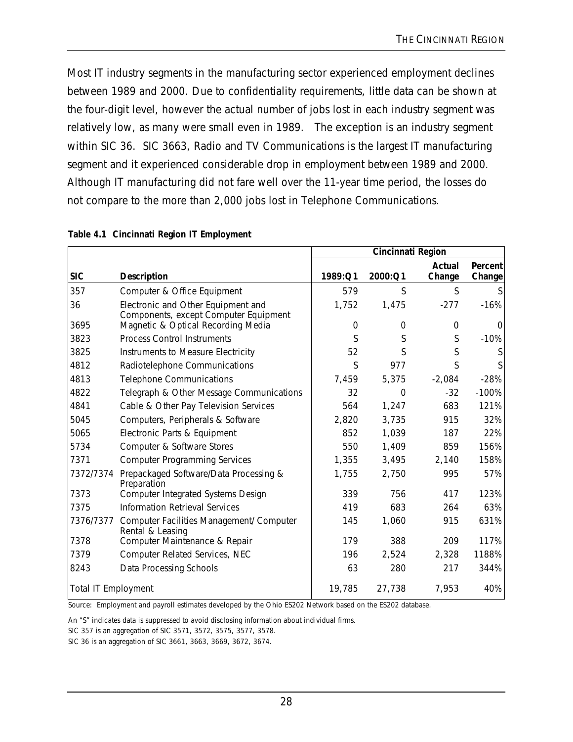Most IT industry segments in the manufacturing sector experienced employment declines between 1989 and 2000. Due to confidentiality requirements, little data can be shown at the four-digit level, however the actual number of jobs lost in each industry segment was relatively low, as many were small even in 1989. The exception is an industry segment within SIC 36. SIC 3663, Radio and TV Communications is the largest IT manufacturing segment and it experienced considerable drop in employment between 1989 and 2000. Although IT manufacturing did not fare well over the 11-year time period, the losses do not compare to the more than 2,000 jobs lost in Telephone Communications.

**Table 4.1 Cincinnati Region IT Employment**

| | | Cincinnati Region | | | |
|---|---|---|---|---|---|
| **SIC** | **Description** | **1989:Q1** | **2000:Q1** | **Actual Change** | **Percent Change** |
| 357 | Computer & Office Equipment | 579 | S | S | S |
| 36 | Electronic and Other Equipment and Components, except Computer Equipment | 1,752 | 1,475 | -277 | -16% |
| 3695 | Magnetic & Optical Recording Media | 0 | 0 | 0 | 0 |
| 3823 | Process Control Instruments | S | S | S | -10% |
| 3825 | Instruments to Measure Electricity | 52 | S | S | S |
| 4812 | Radiotelephone Communications | S | 977 | S | S |
| 4813 | Telephone Communications | 7,459 | 5,375 | -2,084 | -28% |
| 4822 | Telegraph & Other Message Communications | 32 | 0 | -32 | -100% |
| 4841 | Cable & Other Pay Television Services | 564 | 1,247 | 683 | 121% |
| 5045 | Computers, Peripherals & Software | 2,820 | 3,735 | 915 | 32% |
| 5065 | Electronic Parts & Equipment | 852 | 1,039 | 187 | 22% |
| 5734 | Computer & Software Stores | 550 | 1,409 | 859 | 156% |
| 7371 | Computer Programming Services | 1,355 | 3,495 | 2,140 | 158% |
| 7372/7374 | Prepackaged Software/Data Processing & Preparation | 1,755 | 2,750 | 995 | 57% |
| 7373 | Computer Integrated Systems Design | 339 | 756 | 417 | 123% |
| 7375 | Information Retrieval Services | 419 | 683 | 264 | 63% |
| 7376/7377 | Computer Facilities Management/ Computer Rental & Leasing | 145 | 1,060 | 915 | 631% |
| 7378 | Computer Maintenance & Repair | 179 | 388 | 209 | 117% |
| 7379 | Computer Related Services, NEC | 196 | 2,524 | 2,328 | 1188% |
| 8243 | Data Processing Schools | 63 | 280 | 217 | 344% |
| Total IT Employment | | 19,785 | 27,738 | 7,953 | 40% |

Source: Employment and payroll estimates developed by the Ohio ES202 Network based on the ES202 database.

An "S" indicates data is suppressed to avoid disclosing information about individual firms.

SIC 357 is an aggregation of SIC 3571, 3572, 3575, 3577, 3578.

SIC 36 is an aggregation of SIC 3661, 3663, 3669, 3672, 3674.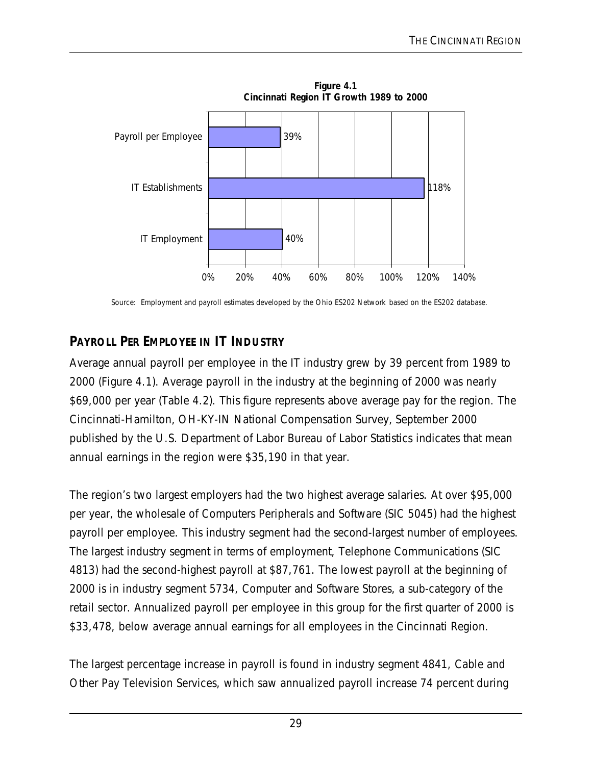**Figure 4.1**
**Cincinnati Region IT Growth 1989 to 2000**

| Category | Growth |
| --- | --- |
| Payroll per Employee | 39% |
| IT Establishments | 118% |
| IT Employment | 40% |

Source: Employment and payroll estimates developed by the Ohio ES202 Network based on the ES202 database.

## PAYROLL PER EMPLOYEE IN IT INDUSTRY

Average annual payroll per employee in the IT industry grew by 39 percent from 1989 to 2000 (Figure 4.1). Average payroll in the industry at the beginning of 2000 was nearly $69,000 per year (Table 4.2). This figure represents above average pay for the region. The Cincinnati-Hamilton, OH-KY-IN National Compensation Survey, September 2000 published by the U.S. Department of Labor Bureau of Labor Statistics indicates that mean annual earnings in the region were $35,190 in that year.

The region's two largest employers had the two highest average salaries. At over $95,000 per year, the wholesale of Computers Peripherals and Software (SIC 5045) had the highest payroll per employee. This industry segment had the second-largest number of employees. The largest industry segment in terms of employment, Telephone Communications (SIC 4813) had the second-highest payroll at $87,761. The lowest payroll at the beginning of 2000 is in industry segment 5734, Computer and Software Stores, a sub-category of the retail sector. Annualized payroll per employee in this group for the first quarter of 2000 is $33,478, below average annual earnings for all employees in the Cincinnati Region.

The largest percentage increase in payroll is found in industry segment 4841, Cable and Other Pay Television Services, which saw annualized payroll increase 74 percent during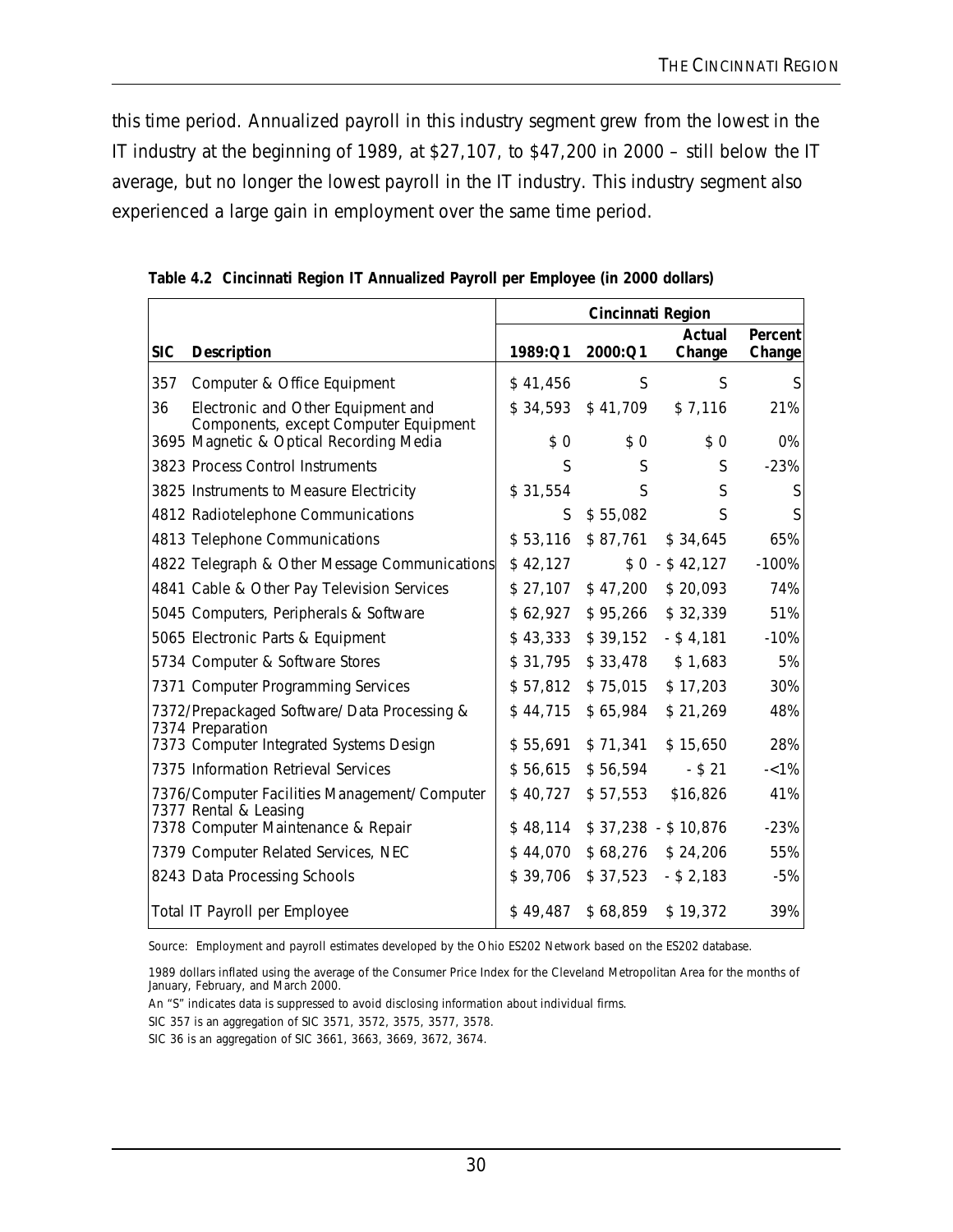this time period. Annualized payroll in this industry segment grew from the lowest in the IT industry at the beginning of 1989, at $27,107, to $47,200 in 2000 – still below the IT average, but no longer the lowest payroll in the IT industry. This industry segment also experienced a large gain in employment over the same time period.

**Table 4.2 Cincinnati Region IT Annualized Payroll per Employee (in 2000 dollars)**

| | | Cincinnati Region | | | |
|---|---|---|---|---|---|
| **SIC** | **Description** | **1989:Q1** | **2000:Q1** | **Actual Change** | **Percent Change** |
| 357 | Computer & Office Equipment | $ 41,456 | S | S | S |
| 36 | Electronic and Other Equipment and Components, except Computer Equipment | $ 34,593 | $ 41,709 | $ 7,116 | 21% |
| 3695 | Magnetic & Optical Recording Media | $ 0 | $ 0 | $ 0 | 0% |
| 3823 | Process Control Instruments | S | S | S | -23% |
| 3825 | Instruments to Measure Electricity | $ 31,554 | S | S | S |
| 4812 | Radiotelephone Communications | S | $ 55,082 | S | S |
| 4813 | Telephone Communications | $ 53,116 | $ 87,761 | $ 34,645 | 65% |
| 4822 | Telegraph & Other Message Communications | $ 42,127 | $ 0 | - $ 42,127 | -100% |
| 4841 | Cable & Other Pay Television Services | $ 27,107 | $ 47,200 | $ 20,093 | 74% |
| 5045 | Computers, Peripherals & Software | $ 62,927 | $ 95,266 | $ 32,339 | 51% |
| 5065 | Electronic Parts & Equipment | $ 43,333 | $ 39,152 | - $ 4,181 | -10% |
| 5734 | Computer & Software Stores | $ 31,795 | $ 33,478 | $ 1,683 | 5% |
| 7371 | Computer Programming Services | $ 57,812 | $ 75,015 | $ 17,203 | 30% |
| 7372/7374 | Prepackaged Software/ Data Processing & Preparation | $ 44,715 | $ 65,984 | $ 21,269 | 48% |
| 7373 | Computer Integrated Systems Design | $ 55,691 | $ 71,341 | $ 15,650 | 28% |
| 7375 | Information Retrieval Services | $ 56,615 | $ 56,594 | - $ 21 | -<1% |
| 7376/7377 | Computer Facilities Management/ Computer Rental & Leasing | $ 40,727 | $ 57,553 | $16,826 | 41% |
| 7378 | Computer Maintenance & Repair | $ 48,114 | $ 37,238 | - $ 10,876 | -23% |
| 7379 | Computer Related Services, NEC | $ 44,070 | $ 68,276 | $ 24,206 | 55% |
| 8243 | Data Processing Schools | $ 39,706 | $ 37,523 | - $ 2,183 | -5% |
| | Total IT Payroll per Employee | $ 49,487 | $ 68,859 | $ 19,372 | 39% |

Source: Employment and payroll estimates developed by the Ohio ES202 Network based on the ES202 database.

1989 dollars inflated using the average of the Consumer Price Index for the Cleveland Metropolitan Area for the months of January, February, and March 2000.

An "S" indicates data is suppressed to avoid disclosing information about individual firms.

SIC 357 is an aggregation of SIC 3571, 3572, 3575, 3577, 3578.

SIC 36 is an aggregation of SIC 3661, 3663, 3669, 3672, 3674.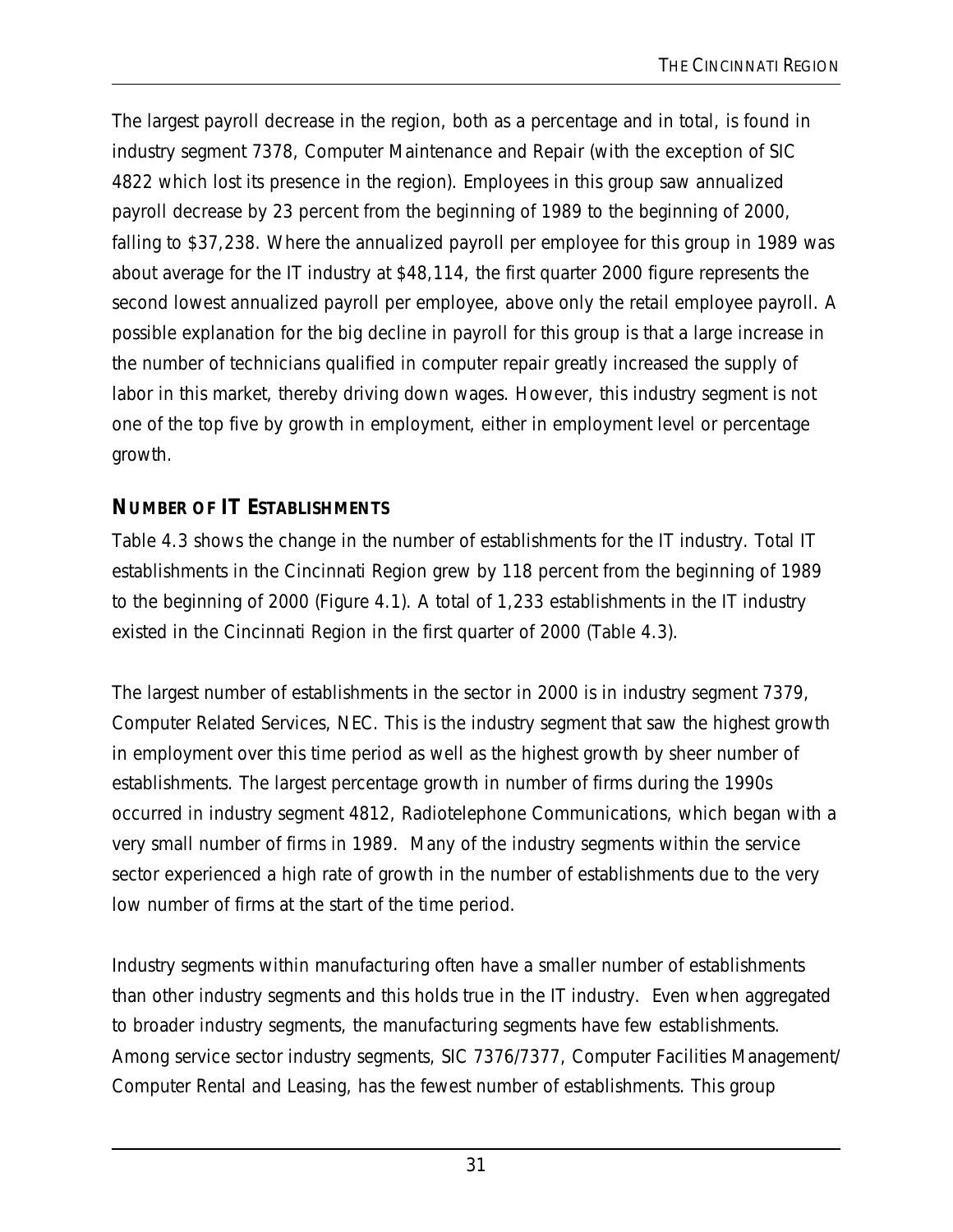The largest payroll decrease in the region, both as a percentage and in total, is found in industry segment 7378, Computer Maintenance and Repair (with the exception of SIC 4822 which lost its presence in the region). Employees in this group saw annualized payroll decrease by 23 percent from the beginning of 1989 to the beginning of 2000, falling to $37,238. Where the annualized payroll per employee for this group in 1989 was about average for the IT industry at $48,114, the first quarter 2000 figure represents the second lowest annualized payroll per employee, above only the retail employee payroll. A possible explanation for the big decline in payroll for this group is that a large increase in the number of technicians qualified in computer repair greatly increased the supply of labor in this market, thereby driving down wages. However, this industry segment is not one of the top five by growth in employment, either in employment level or percentage growth.

### NUMBER OF IT ESTABLISHMENTS

Table 4.3 shows the change in the number of establishments for the IT industry. Total IT establishments in the Cincinnati Region grew by 118 percent from the beginning of 1989 to the beginning of 2000 (Figure 4.1). A total of 1,233 establishments in the IT industry existed in the Cincinnati Region in the first quarter of 2000 (Table 4.3).

The largest number of establishments in the sector in 2000 is in industry segment 7379, Computer Related Services, NEC. This is the industry segment that saw the highest growth in employment over this time period as well as the highest growth by sheer number of establishments. The largest percentage growth in number of firms during the 1990s occurred in industry segment 4812, Radiotelephone Communications, which began with a very small number of firms in 1989. Many of the industry segments within the service sector experienced a high rate of growth in the number of establishments due to the very low number of firms at the start of the time period.

Industry segments within manufacturing often have a smaller number of establishments than other industry segments and this holds true in the IT industry. Even when aggregated to broader industry segments, the manufacturing segments have few establishments. Among service sector industry segments, SIC 7376/7377, Computer Facilities Management/ Computer Rental and Leasing, has the fewest number of establishments. This group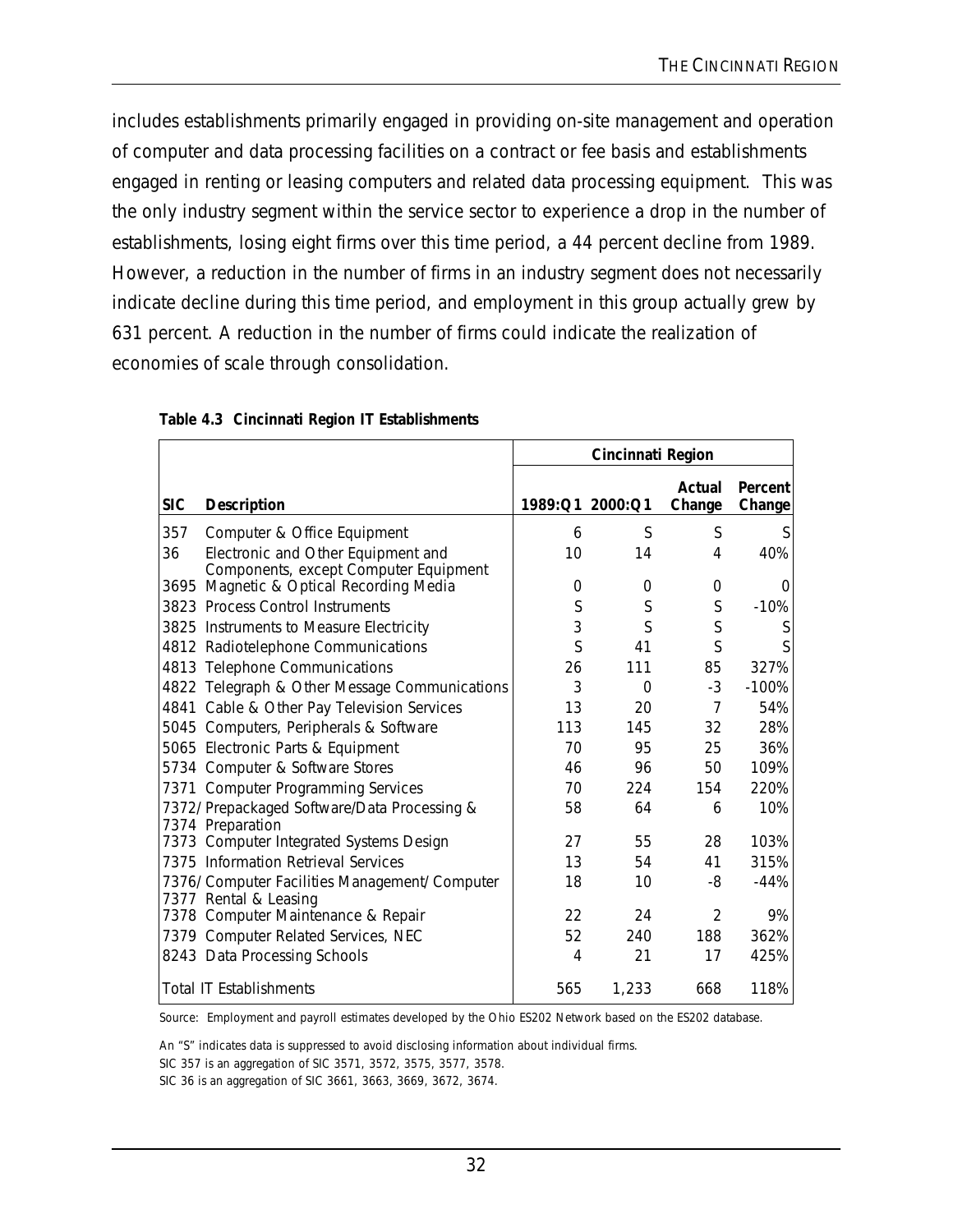includes establishments primarily engaged in providing on-site management and operation of computer and data processing facilities on a contract or fee basis and establishments engaged in renting or leasing computers and related data processing equipment. This was the only industry segment within the service sector to experience a drop in the number of establishments, losing eight firms over this time period, a 44 percent decline from 1989. However, a reduction in the number of firms in an industry segment does not necessarily indicate decline during this time period, and employment in this group actually grew by 631 percent. A reduction in the number of firms could indicate the realization of economies of scale through consolidation.

**Table 4.3 Cincinnati Region IT Establishments**

| | | Cincinnati Region | | | |
|---|---|---|---|---|---|
| **SIC** | **Description** | **1989:Q1** | **2000:Q1** | **Actual Change** | **Percent Change** |
| 357 | Computer & Office Equipment | 6 | S | S | S |
| 36 | Electronic and Other Equipment and Components, except Computer Equipment | 10 | 14 | 4 | 40% |
| 3695 | Magnetic & Optical Recording Media | 0 | 0 | 0 | 0 |
| 3823 | Process Control Instruments | S | S | S | -10% |
| 3825 | Instruments to Measure Electricity | 3 | S | S | S |
| 4812 | Radiotelephone Communications | S | 41 | S | S |
| 4813 | Telephone Communications | 26 | 111 | 85 | 327% |
| 4822 | Telegraph & Other Message Communications | 3 | 0 | -3 | -100% |
| 4841 | Cable & Other Pay Television Services | 13 | 20 | 7 | 54% |
| 5045 | Computers, Peripherals & Software | 113 | 145 | 32 | 28% |
| 5065 | Electronic Parts & Equipment | 70 | 95 | 25 | 36% |
| 5734 | Computer & Software Stores | 46 | 96 | 50 | 109% |
| 7371 | Computer Programming Services | 70 | 224 | 154 | 220% |
| 7372/7374 | Prepackaged Software/Data Processing & Preparation | 58 | 64 | 6 | 10% |
| 7373 | Computer Integrated Systems Design | 27 | 55 | 28 | 103% |
| 7375 | Information Retrieval Services | 13 | 54 | 41 | 315% |
| 7376/7377 | Computer Facilities Management/ Computer Rental & Leasing | 18 | 10 | -8 | -44% |
| 7378 | Computer Maintenance & Repair | 22 | 24 | 2 | 9% |
| 7379 | Computer Related Services, NEC | 52 | 240 | 188 | 362% |
| 8243 | Data Processing Schools | 4 | 21 | 17 | 425% |
| | Total IT Establishments | 565 | 1,233 | 668 | 118% |

Source: Employment and payroll estimates developed by the Ohio ES202 Network based on the ES202 database.

An "S" indicates data is suppressed to avoid disclosing information about individual firms.

SIC 357 is an aggregation of SIC 3571, 3572, 3575, 3577, 3578.

SIC 36 is an aggregation of SIC 3661, 3663, 3669, 3672, 3674.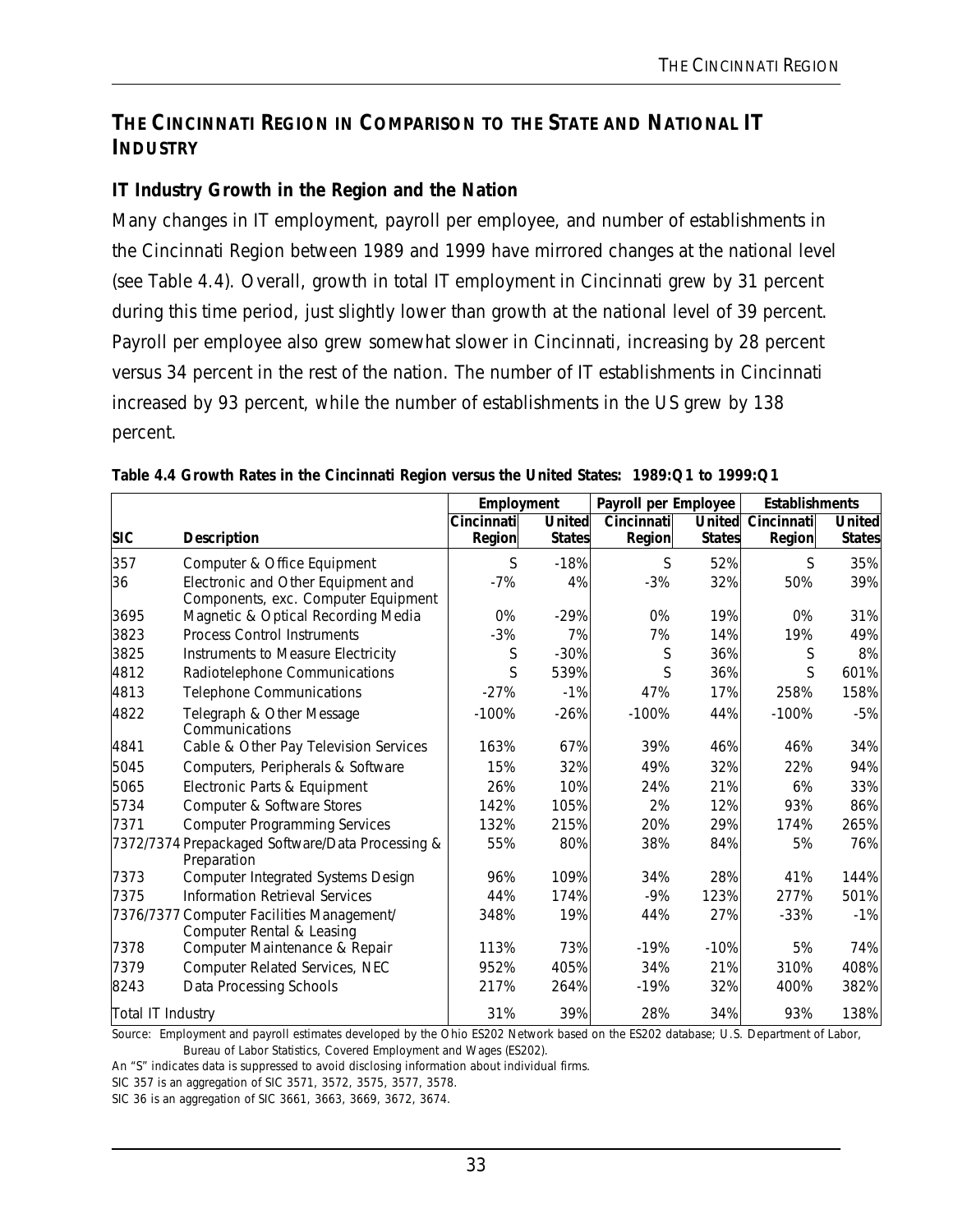## THE CINCINNATI REGION IN COMPARISON TO THE STATE AND NATIONAL IT INDUSTRY

### IT Industry Growth in the Region and the Nation

Many changes in IT employment, payroll per employee, and number of establishments in the Cincinnati Region between 1989 and 1999 have mirrored changes at the national level (see Table 4.4). Overall, growth in total IT employment in Cincinnati grew by 31 percent during this time period, just slightly lower than growth at the national level of 39 percent. Payroll per employee also grew somewhat slower in Cincinnati, increasing by 28 percent versus 34 percent in the rest of the nation. The number of IT establishments in Cincinnati increased by 93 percent, while the number of establishments in the US grew by 138 percent.

**Table 4.4 Growth Rates in the Cincinnati Region versus the United States: 1989:Q1 to 1999:Q1**

| | | Employment | | Payroll per Employee | | Establishments | |
|---|---|---|---|---|---|---|---|
| **SIC** | **Description** | **Cincinnati Region** | **United States** | **Cincinnati Region** | **United States** | **Cincinnati Region** | **United States** |
| 357 | Computer & Office Equipment | S | -18% | S | 52% | S | 35% |
| 36 | Electronic and Other Equipment and Components, exc. Computer Equipment | -7% | 4% | -3% | 32% | 50% | 39% |
| 3695 | Magnetic & Optical Recording Media | 0% | -29% | 0% | 19% | 0% | 31% |
| 3823 | Process Control Instruments | -3% | 7% | 7% | 14% | 19% | 49% |
| 3825 | Instruments to Measure Electricity | S | -30% | S | 36% | S | 8% |
| 4812 | Radiotelephone Communications | S | 539% | S | 36% | S | 601% |
| 4813 | Telephone Communications | -27% | -1% | 47% | 17% | 258% | 158% |
| 4822 | Telegraph & Other Message Communications | -100% | -26% | -100% | 44% | -100% | -5% |
| 4841 | Cable & Other Pay Television Services | 163% | 67% | 39% | 46% | 46% | 34% |
| 5045 | Computers, Peripherals & Software | 15% | 32% | 49% | 32% | 22% | 94% |
| 5065 | Electronic Parts & Equipment | 26% | 10% | 24% | 21% | 6% | 33% |
| 5734 | Computer & Software Stores | 142% | 105% | 2% | 12% | 93% | 86% |
| 7371 | Computer Programming Services | 132% | 215% | 20% | 29% | 174% | 265% |
| 7372/7374 | Prepackaged Software/Data Processing & Preparation | 55% | 80% | 38% | 84% | 5% | 76% |
| 7373 | Computer Integrated Systems Design | 96% | 109% | 34% | 28% | 41% | 144% |
| 7375 | Information Retrieval Services | 44% | 174% | -9% | 123% | 277% | 501% |
| 7376/7377 | Computer Facilities Management/ Computer Rental & Leasing | 348% | 19% | 44% | 27% | -33% | -1% |
| 7378 | Computer Maintenance & Repair | 113% | 73% | -19% | -10% | 5% | 74% |
| 7379 | Computer Related Services, NEC | 952% | 405% | 34% | 21% | 310% | 408% |
| 8243 | Data Processing Schools | 217% | 264% | -19% | 32% | 400% | 382% |
| Total IT Industry | | 31% | 39% | 28% | 34% | 93% | 138% |

Source: Employment and payroll estimates developed by the Ohio ES202 Network based on the ES202 database; U.S. Department of Labor, Bureau of Labor Statistics, Covered Employment and Wages (ES202).

An "S" indicates data is suppressed to avoid disclosing information about individual firms.

SIC 357 is an aggregation of SIC 3571, 3572, 3575, 3577, 3578.

SIC 36 is an aggregation of SIC 3661, 3663, 3669, 3672, 3674.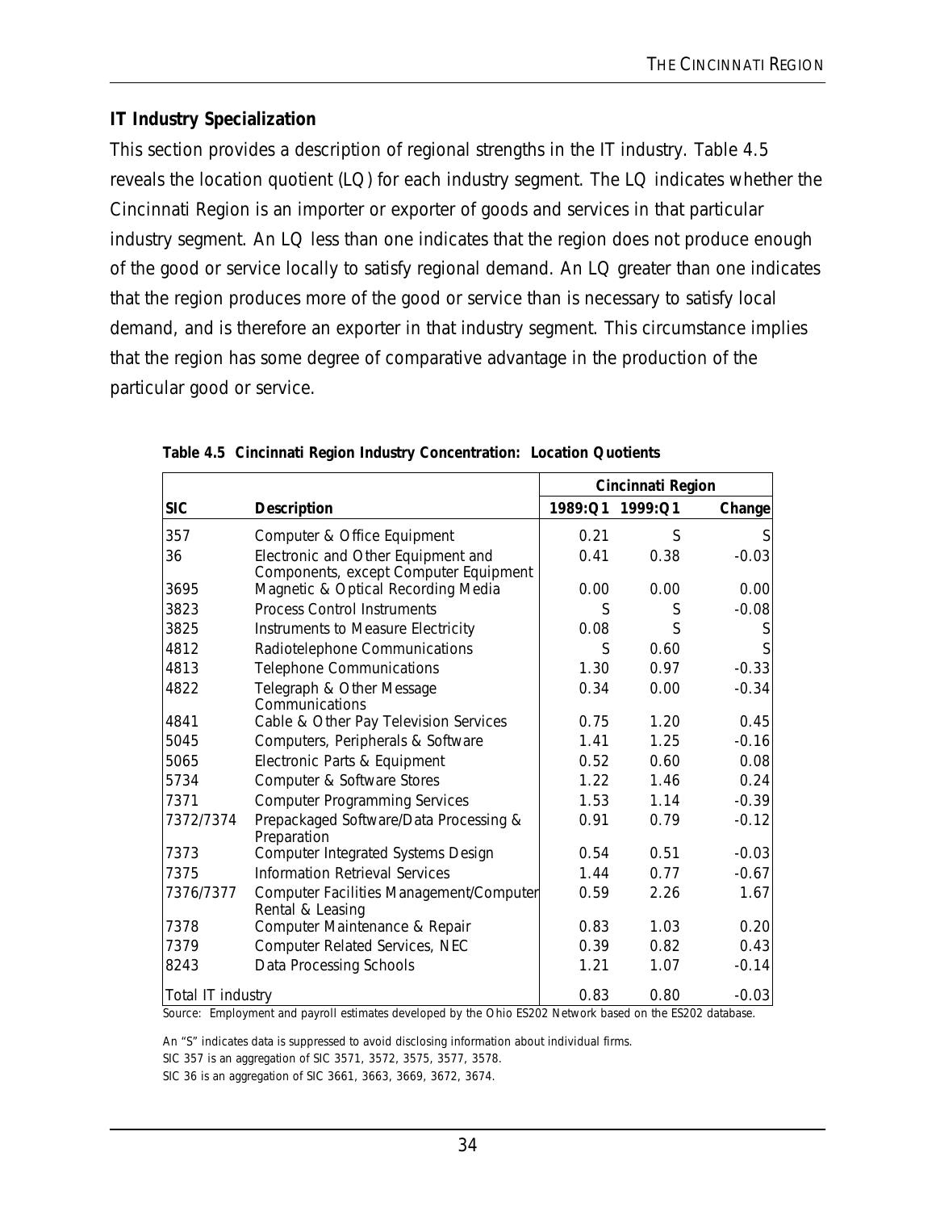### IT Industry Specialization

This section provides a description of regional strengths in the IT industry. Table 4.5 reveals the location quotient (LQ) for each industry segment. The LQ indicates whether the Cincinnati Region is an importer or exporter of goods and services in that particular industry segment. An LQ less than one indicates that the region does not produce enough of the good or service locally to satisfy regional demand. An LQ greater than one indicates that the region produces more of the good or service than is necessary to satisfy local demand, and is therefore an exporter in that industry segment. This circumstance implies that the region has some degree of comparative advantage in the production of the particular good or service.

**Table 4.5 Cincinnati Region Industry Concentration: Location Quotients**

| | | Cincinnati Region | | |
|---|---|---|---|---|
| **SIC** | **Description** | **1989:Q1** | **1999:Q1** | **Change** |
| 357 | Computer & Office Equipment | 0.21 | S | S |
| 36 | Electronic and Other Equipment and Components, except Computer Equipment | 0.41 | 0.38 | -0.03 |
| 3695 | Magnetic & Optical Recording Media | 0.00 | 0.00 | 0.00 |
| 3823 | Process Control Instruments | S | S | -0.08 |
| 3825 | Instruments to Measure Electricity | 0.08 | S | S |
| 4812 | Radiotelephone Communications | S | 0.60 | S |
| 4813 | Telephone Communications | 1.30 | 0.97 | -0.33 |
| 4822 | Telegraph & Other Message Communications | 0.34 | 0.00 | -0.34 |
| 4841 | Cable & Other Pay Television Services | 0.75 | 1.20 | 0.45 |
| 5045 | Computers, Peripherals & Software | 1.41 | 1.25 | -0.16 |
| 5065 | Electronic Parts & Equipment | 0.52 | 0.60 | 0.08 |
| 5734 | Computer & Software Stores | 1.22 | 1.46 | 0.24 |
| 7371 | Computer Programming Services | 1.53 | 1.14 | -0.39 |
| 7372/7374 | Prepackaged Software/Data Processing & Preparation | 0.91 | 0.79 | -0.12 |
| 7373 | Computer Integrated Systems Design | 0.54 | 0.51 | -0.03 |
| 7375 | Information Retrieval Services | 1.44 | 0.77 | -0.67 |
| 7376/7377 | Computer Facilities Management/Computer Rental & Leasing | 0.59 | 2.26 | 1.67 |
| 7378 | Computer Maintenance & Repair | 0.83 | 1.03 | 0.20 |
| 7379 | Computer Related Services, NEC | 0.39 | 0.82 | 0.43 |
| 8243 | Data Processing Schools | 1.21 | 1.07 | -0.14 |
| Total IT industry | | 0.83 | 0.80 | -0.03 |

Source: Employment and payroll estimates developed by the Ohio ES202 Network based on the ES202 database.

An "S" indicates data is suppressed to avoid disclosing information about individual firms.

SIC 357 is an aggregation of SIC 3571, 3572, 3575, 3577, 3578.

SIC 36 is an aggregation of SIC 3661, 3663, 3669, 3672, 3674.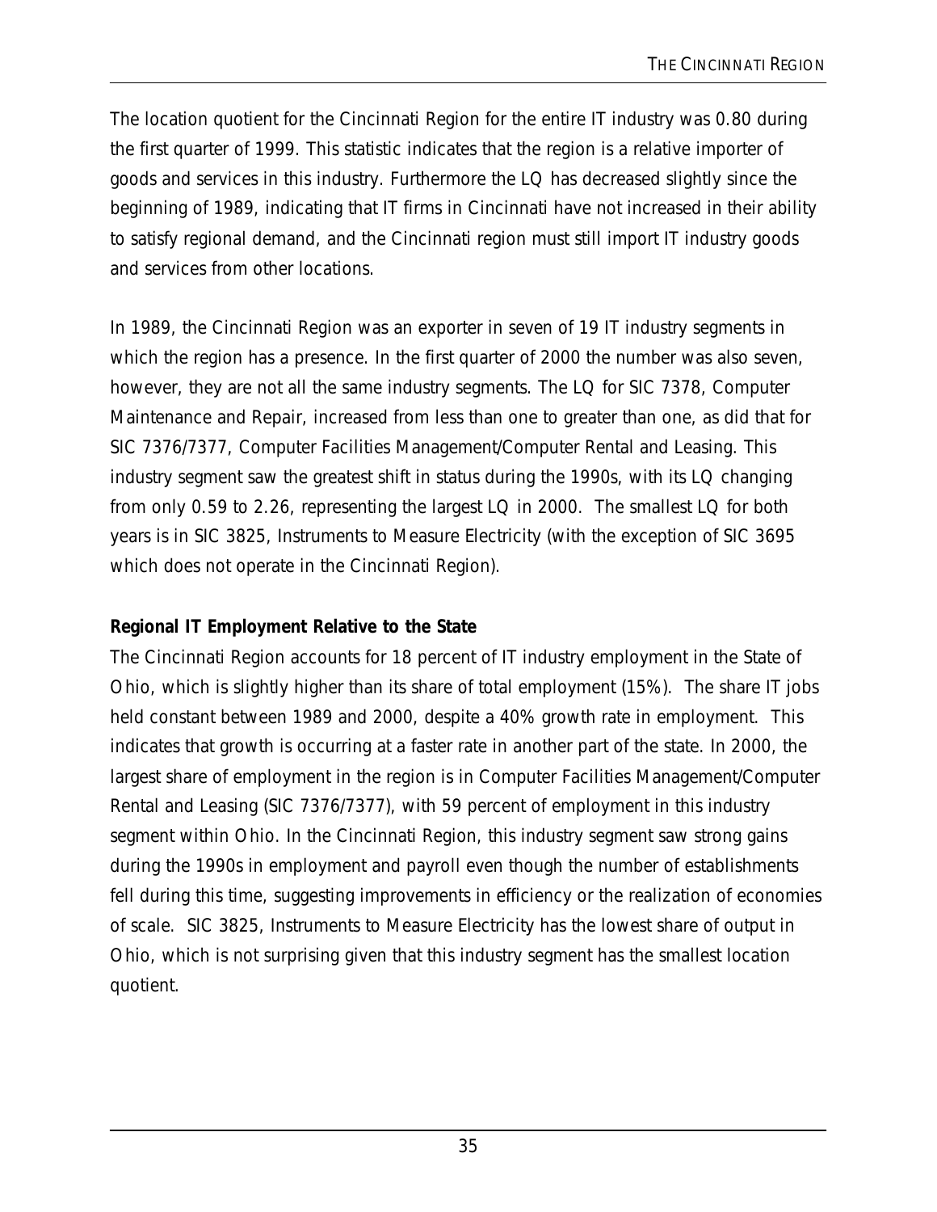The location quotient for the Cincinnati Region for the entire IT industry was 0.80 during the first quarter of 1999. This statistic indicates that the region is a relative importer of goods and services in this industry. Furthermore the LQ has decreased slightly since the beginning of 1989, indicating that IT firms in Cincinnati have not increased in their ability to satisfy regional demand, and the Cincinnati region must still import IT industry goods and services from other locations.

In 1989, the Cincinnati Region was an exporter in seven of 19 IT industry segments in which the region has a presence. In the first quarter of 2000 the number was also seven, however, they are not all the same industry segments. The LQ for SIC 7378, Computer Maintenance and Repair, increased from less than one to greater than one, as did that for SIC 7376/7377, Computer Facilities Management/Computer Rental and Leasing. This industry segment saw the greatest shift in status during the 1990s, with its LQ changing from only 0.59 to 2.26, representing the largest LQ in 2000. The smallest LQ for both years is in SIC 3825, Instruments to Measure Electricity (with the exception of SIC 3695 which does not operate in the Cincinnati Region).

**Regional IT Employment Relative to the State**

The Cincinnati Region accounts for 18 percent of IT industry employment in the State of Ohio, which is slightly higher than its share of total employment (15%). The share IT jobs held constant between 1989 and 2000, despite a 40% growth rate in employment. This indicates that growth is occurring at a faster rate in another part of the state. In 2000, the largest share of employment in the region is in Computer Facilities Management/Computer Rental and Leasing (SIC 7376/7377), with 59 percent of employment in this industry segment within Ohio. In the Cincinnati Region, this industry segment saw strong gains during the 1990s in employment and payroll even though the number of establishments fell during this time, suggesting improvements in efficiency or the realization of economies of scale. SIC 3825, Instruments to Measure Electricity has the lowest share of output in Ohio, which is not surprising given that this industry segment has the smallest location quotient.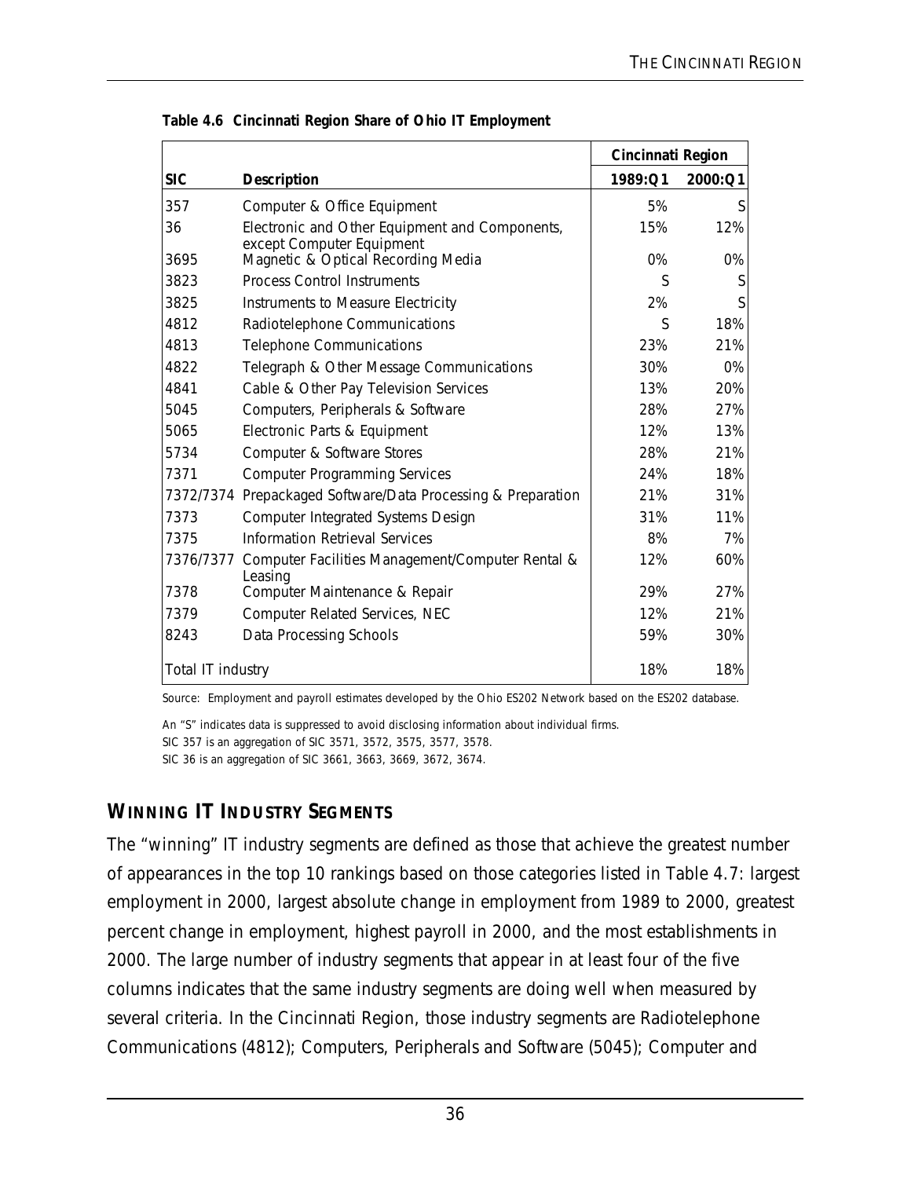**Table 4.6 Cincinnati Region Share of Ohio IT Employment**

| SIC | Description | Cincinnati Region 1989:Q1 | Cincinnati Region 2000:Q1 |
|---|---|---|---|
| 357 | Computer & Office Equipment | 5% | S |
| 36 | Electronic and Other Equipment and Components, except Computer Equipment | 15% | 12% |
| 3695 | Magnetic & Optical Recording Media | 0% | 0% |
| 3823 | Process Control Instruments | S | S |
| 3825 | Instruments to Measure Electricity | 2% | S |
| 4812 | Radiotelephone Communications | S | 18% |
| 4813 | Telephone Communications | 23% | 21% |
| 4822 | Telegraph & Other Message Communications | 30% | 0% |
| 4841 | Cable & Other Pay Television Services | 13% | 20% |
| 5045 | Computers, Peripherals & Software | 28% | 27% |
| 5065 | Electronic Parts & Equipment | 12% | 13% |
| 5734 | Computer & Software Stores | 28% | 21% |
| 7371 | Computer Programming Services | 24% | 18% |
| 7372/7374 | Prepackaged Software/Data Processing & Preparation | 21% | 31% |
| 7373 | Computer Integrated Systems Design | 31% | 11% |
| 7375 | Information Retrieval Services | 8% | 7% |
| 7376/7377 | Computer Facilities Management/Computer Rental & Leasing | 12% | 60% |
| 7378 | Computer Maintenance & Repair | 29% | 27% |
| 7379 | Computer Related Services, NEC | 12% | 21% |
| 8243 | Data Processing Schools | 59% | 30% |
| Total IT industry | | 18% | 18% |

Source: Employment and payroll estimates developed by the Ohio ES202 Network based on the ES202 database.

An "S" indicates data is suppressed to avoid disclosing information about individual firms.
SIC 357 is an aggregation of SIC 3571, 3572, 3575, 3577, 3578.
SIC 36 is an aggregation of SIC 3661, 3663, 3669, 3672, 3674.

## WINNING IT INDUSTRY SEGMENTS

The "winning" IT industry segments are defined as those that achieve the greatest number of appearances in the top 10 rankings based on those categories listed in Table 4.7: largest employment in 2000, largest absolute change in employment from 1989 to 2000, greatest percent change in employment, highest payroll in 2000, and the most establishments in 2000. The large number of industry segments that appear in at least four of the five columns indicates that the same industry segments are doing well when measured by several criteria. In the Cincinnati Region, those industry segments are Radiotelephone Communications (4812); Computers, Peripherals and Software (5045); Computer and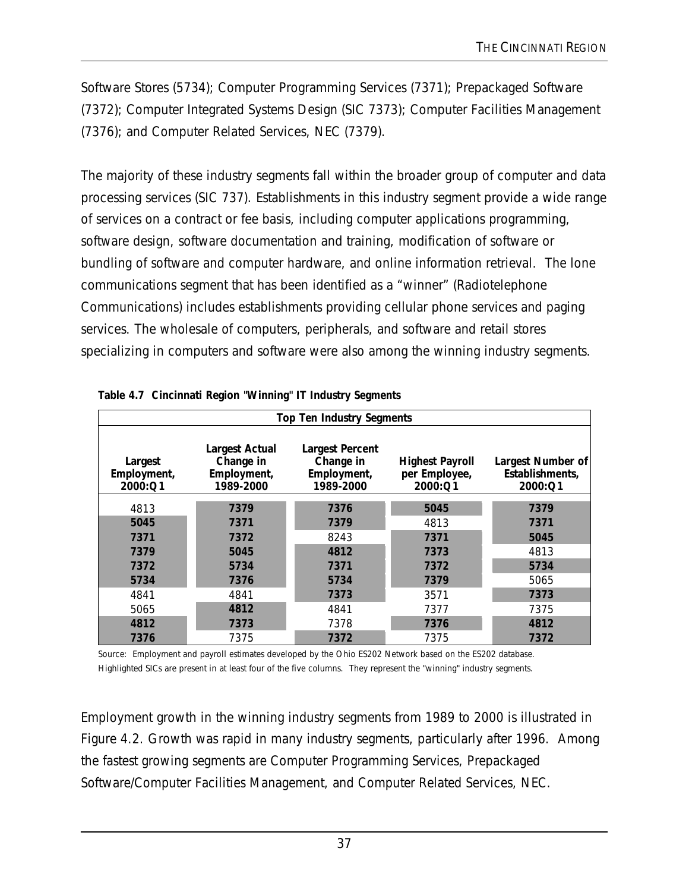Software Stores (5734); Computer Programming Services (7371); Prepackaged Software (7372); Computer Integrated Systems Design (SIC 7373); Computer Facilities Management (7376); and Computer Related Services, NEC (7379).

The majority of these industry segments fall within the broader group of computer and data processing services (SIC 737). Establishments in this industry segment provide a wide range of services on a contract or fee basis, including computer applications programming, software design, software documentation and training, modification of software or bundling of software and computer hardware, and online information retrieval. The lone communications segment that has been identified as a "winner" (Radiotelephone Communications) includes establishments providing cellular phone services and paging services. The wholesale of computers, peripherals, and software and retail stores specializing in computers and software were also among the winning industry segments.

**Table 4.7 Cincinnati Region "Winning" IT Industry Segments**

| Top Ten Industry Segments | | | | |
|---|---|---|---|---|
| **Largest Employment, 2000:Q1** | **Largest Actual Change in Employment, 1989-2000** | **Largest Percent Change in Employment, 1989-2000** | **Highest Payroll per Employee, 2000:Q1** | **Largest Number of Establishments, 2000:Q1** |
| 4813 | **7379** | **7376** | **5045** | **7379** |
| **5045** | **7371** | **7379** | 4813 | **7371** |
| **7371** | **7372** | 8243 | **7371** | **5045** |
| **7379** | **5045** | **4812** | **7373** | 4813 |
| **7372** | **5734** | **7371** | **7372** | **5734** |
| **5734** | **7376** | **5734** | **7379** | 5065 |
| 4841 | 4841 | **7373** | 3571 | **7373** |
| 5065 | **4812** | 4841 | 7377 | 7375 |
| **4812** | **7373** | 7378 | **7376** | **4812** |
| **7376** | 7375 | **7372** | 7375 | **7372** |

Source: Employment and payroll estimates developed by the Ohio ES202 Network based on the ES202 database.
Highlighted SICs are present in at least four of the five columns. They represent the "winning" industry segments.

Employment growth in the winning industry segments from 1989 to 2000 is illustrated in Figure 4.2. Growth was rapid in many industry segments, particularly after 1996. Among the fastest growing segments are Computer Programming Services, Prepackaged Software/Computer Facilities Management, and Computer Related Services, NEC.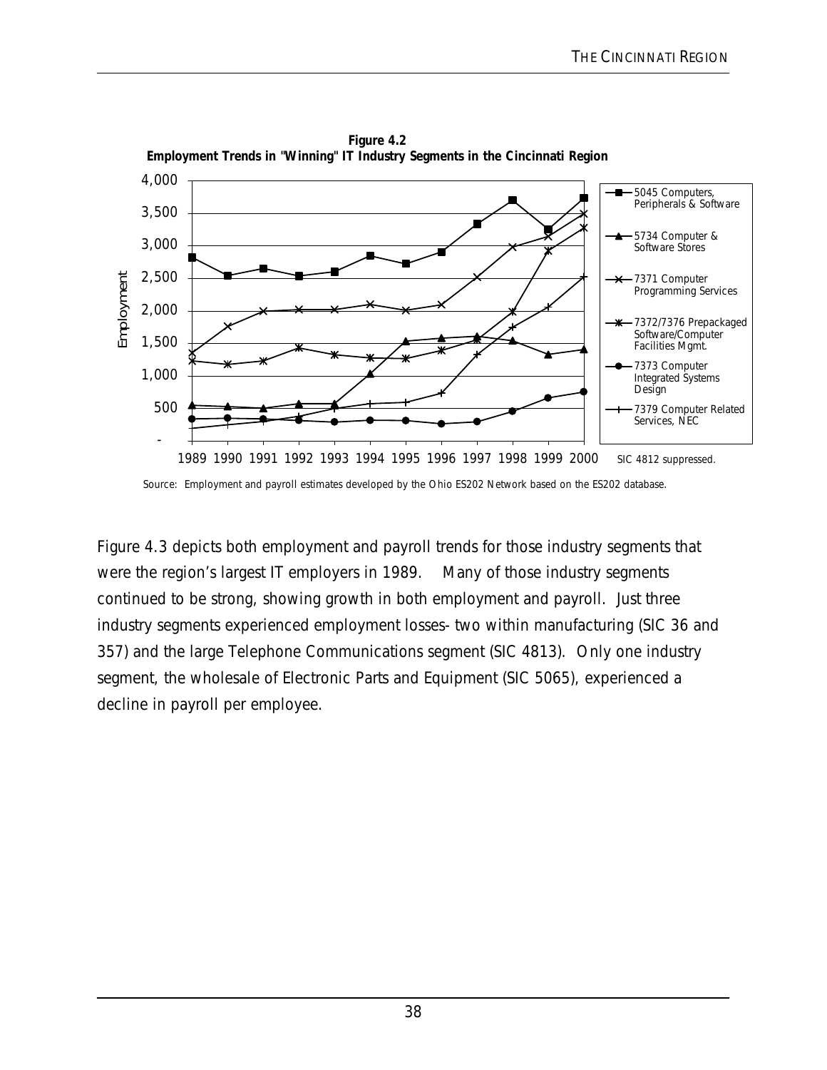**Figure 4.2**
**Employment Trends in "Winning" IT Industry Segments in the Cincinnati Region**

SIC 4812 suppressed.

Source: Employment and payroll estimates developed by the Ohio ES202 Network based on the ES202 database.

Figure 4.3 depicts both employment and payroll trends for those industry segments that were the region's largest IT employers in 1989. Many of those industry segments continued to be strong, showing growth in both employment and payroll. Just three industry segments experienced employment losses- two within manufacturing (SIC 36 and 357) and the large Telephone Communications segment (SIC 4813). Only one industry segment, the wholesale of Electronic Parts and Equipment (SIC 5065), experienced a decline in payroll per employee.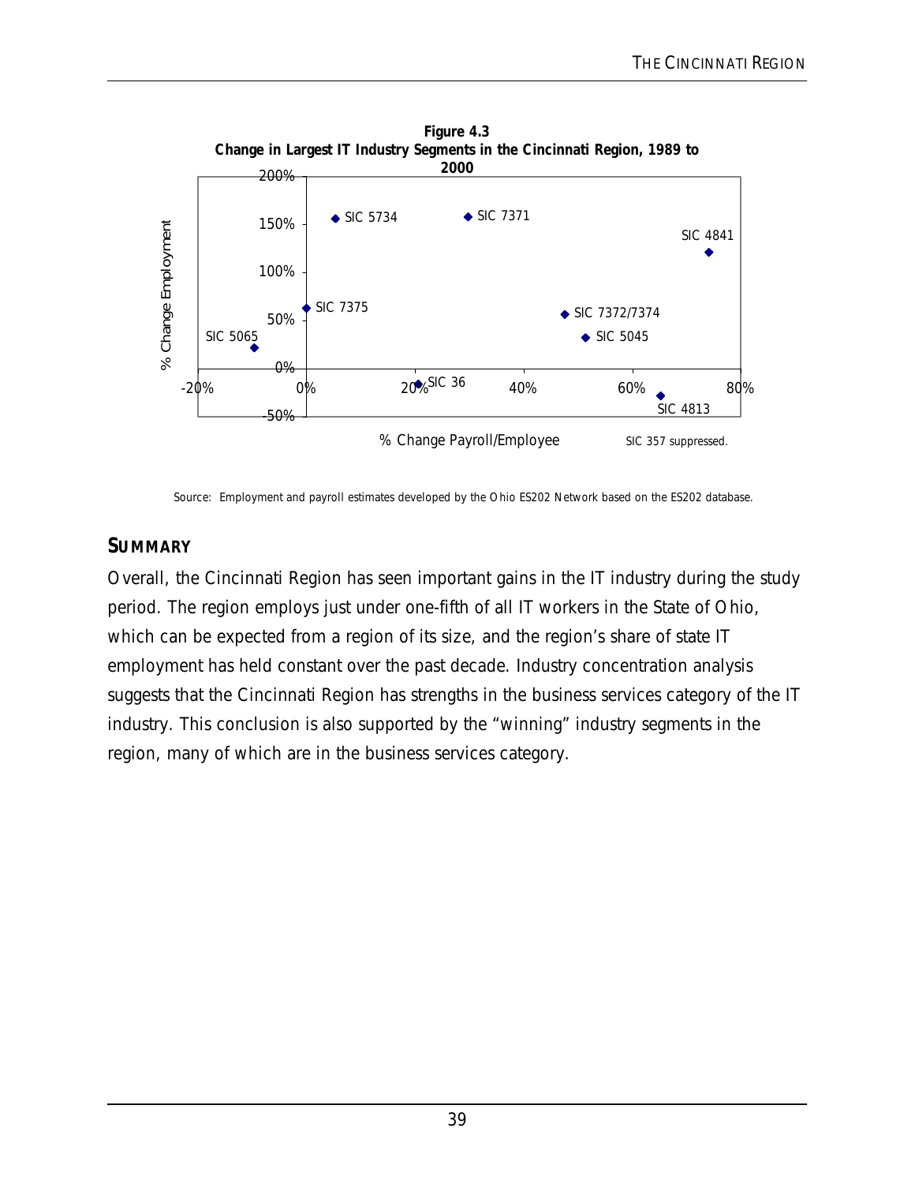**Figure 4.3**
**Change in Largest IT Industry Segments in the Cincinnati Region, 1989 to 2000**

SIC 357 suppressed.

Source: Employment and payroll estimates developed by the Ohio ES202 Network based on the ES202 database.

## SUMMARY

Overall, the Cincinnati Region has seen important gains in the IT industry during the study period. The region employs just under one-fifth of all IT workers in the State of Ohio, which can be expected from a region of its size, and the region's share of state IT employment has held constant over the past decade. Industry concentration analysis suggests that the Cincinnati Region has strengths in the business services category of the IT industry. This conclusion is also supported by the "winning" industry segments in the region, many of which are in the business services category.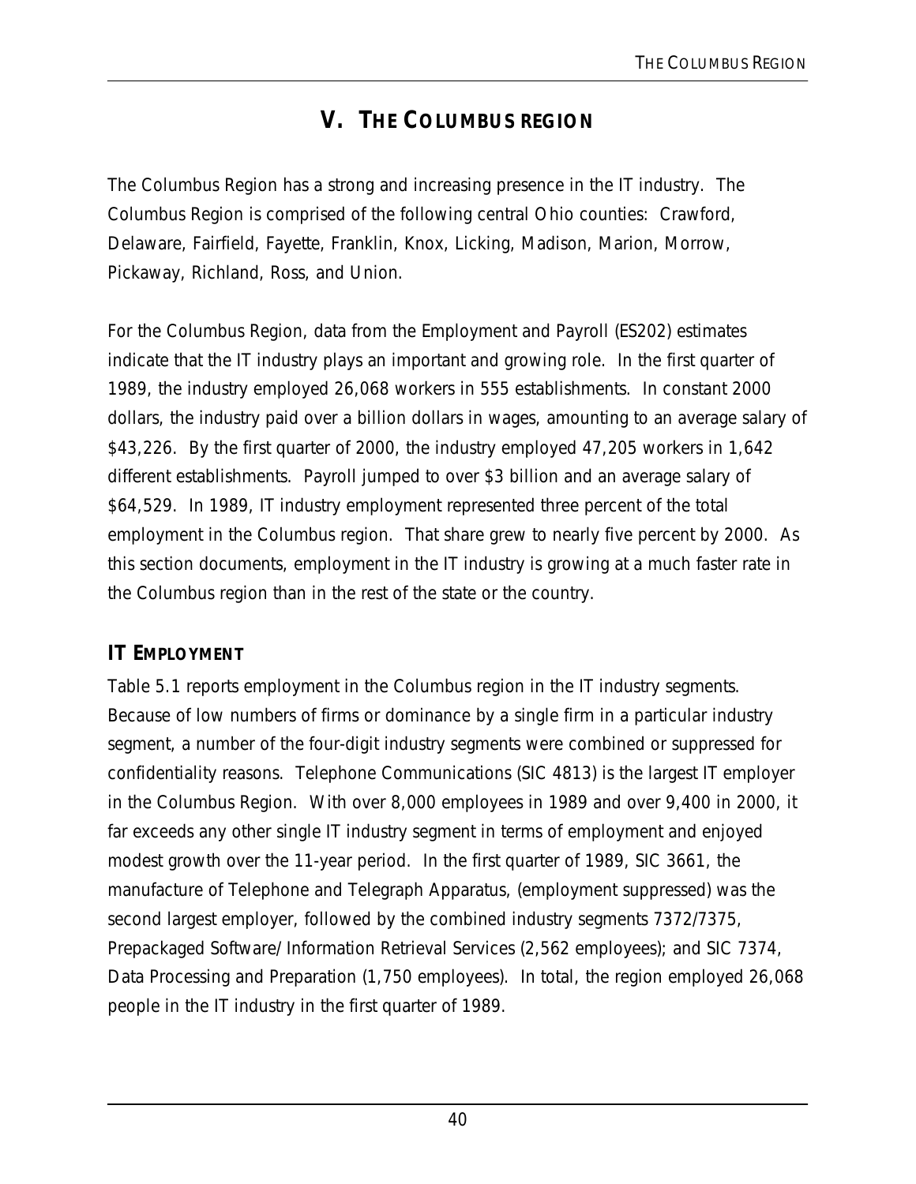# V. THE COLUMBUS REGION

The Columbus Region has a strong and increasing presence in the IT industry. The Columbus Region is comprised of the following central Ohio counties: Crawford, Delaware, Fairfield, Fayette, Franklin, Knox, Licking, Madison, Marion, Morrow, Pickaway, Richland, Ross, and Union.

For the Columbus Region, data from the Employment and Payroll (ES202) estimates indicate that the IT industry plays an important and growing role. In the first quarter of 1989, the industry employed 26,068 workers in 555 establishments. In constant 2000 dollars, the industry paid over a billion dollars in wages, amounting to an average salary of $43,226. By the first quarter of 2000, the industry employed 47,205 workers in 1,642 different establishments. Payroll jumped to over $3 billion and an average salary of $64,529. In 1989, IT industry employment represented three percent of the total employment in the Columbus region. That share grew to nearly five percent by 2000. As this section documents, employment in the IT industry is growing at a much faster rate in the Columbus region than in the rest of the state or the country.

## IT EMPLOYMENT

Table 5.1 reports employment in the Columbus region in the IT industry segments. Because of low numbers of firms or dominance by a single firm in a particular industry segment, a number of the four-digit industry segments were combined or suppressed for confidentiality reasons. Telephone Communications (SIC 4813) is the largest IT employer in the Columbus Region. With over 8,000 employees in 1989 and over 9,400 in 2000, it far exceeds any other single IT industry segment in terms of employment and enjoyed modest growth over the 11-year period. In the first quarter of 1989, SIC 3661, the manufacture of Telephone and Telegraph Apparatus, (employment suppressed) was the second largest employer, followed by the combined industry segments 7372/7375, Prepackaged Software/Information Retrieval Services (2,562 employees); and SIC 7374, Data Processing and Preparation (1,750 employees). In total, the region employed 26,068 people in the IT industry in the first quarter of 1989.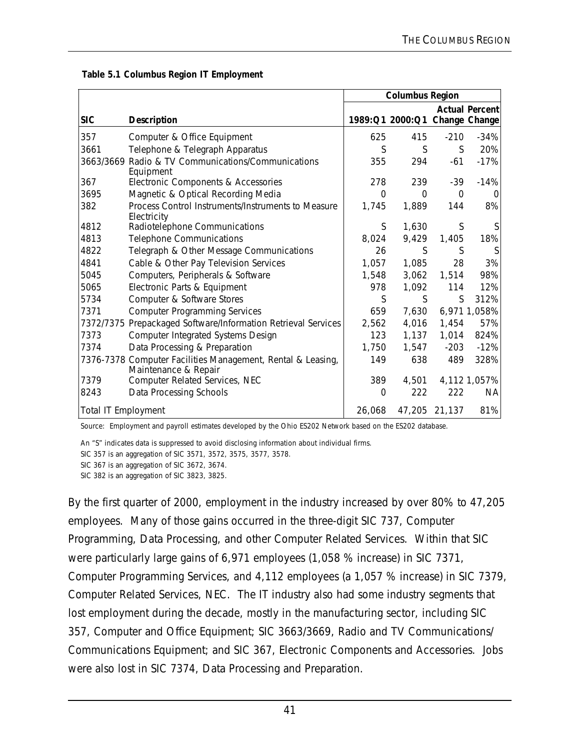**Table 5.1 Columbus Region IT Employment**

| | | Columbus Region | | | |
|---|---|---|---|---|---|
| SIC | Description | 1989:Q1 | 2000:Q1 | Actual Change | Percent Change |
| 357 | Computer & Office Equipment | 625 | 415 | -210 | -34% |
| 3661 | Telephone & Telegraph Apparatus | S | S | S | 20% |
| 3663/3669 | Radio & TV Communications/Communications Equipment | 355 | 294 | -61 | -17% |
| 367 | Electronic Components & Accessories | 278 | 239 | -39 | -14% |
| 3695 | Magnetic & Optical Recording Media | 0 | 0 | 0 | 0 |
| 382 | Process Control Instruments/Instruments to Measure Electricity | 1,745 | 1,889 | 144 | 8% |
| 4812 | Radiotelephone Communications | S | 1,630 | S | S |
| 4813 | Telephone Communications | 8,024 | 9,429 | 1,405 | 18% |
| 4822 | Telegraph & Other Message Communications | 26 | S | S | S |
| 4841 | Cable & Other Pay Television Services | 1,057 | 1,085 | 28 | 3% |
| 5045 | Computers, Peripherals & Software | 1,548 | 3,062 | 1,514 | 98% |
| 5065 | Electronic Parts & Equipment | 978 | 1,092 | 114 | 12% |
| 5734 | Computer & Software Stores | S | S | S | 312% |
| 7371 | Computer Programming Services | 659 | 7,630 | 6,971 | 1,058% |
| 7372/7375 | Prepackaged Software/Information Retrieval Services | 2,562 | 4,016 | 1,454 | 57% |
| 7373 | Computer Integrated Systems Design | 123 | 1,137 | 1,014 | 824% |
| 7374 | Data Processing & Preparation | 1,750 | 1,547 | -203 | -12% |
| 7376-7378 | Computer Facilities Management, Rental & Leasing, Maintenance & Repair | 149 | 638 | 489 | 328% |
| 7379 | Computer Related Services, NEC | 389 | 4,501 | 4,112 | 1,057% |
| 8243 | Data Processing Schools | 0 | 222 | 222 | NA |
| Total IT Employment | | 26,068 | 47,205 | 21,137 | 81% |

Source: Employment and payroll estimates developed by the Ohio ES202 Network based on the ES202 database.

An "S" indicates data is suppressed to avoid disclosing information about individual firms.
SIC 357 is an aggregation of SIC 3571, 3572, 3575, 3577, 3578.
SIC 367 is an aggregation of SIC 3672, 3674.
SIC 382 is an aggregation of SIC 3823, 3825.

By the first quarter of 2000, employment in the industry increased by over 80% to 47,205 employees. Many of those gains occurred in the three-digit SIC 737, Computer Programming, Data Processing, and other Computer Related Services. Within that SIC were particularly large gains of 6,971 employees (1,058 % increase) in SIC 7371, Computer Programming Services, and 4,112 employees (a 1,057 % increase) in SIC 7379, Computer Related Services, NEC. The IT industry also had some industry segments that lost employment during the decade, mostly in the manufacturing sector, including SIC 357, Computer and Office Equipment; SIC 3663/3669, Radio and TV Communications/ Communications Equipment; and SIC 367, Electronic Components and Accessories. Jobs were also lost in SIC 7374, Data Processing and Preparation.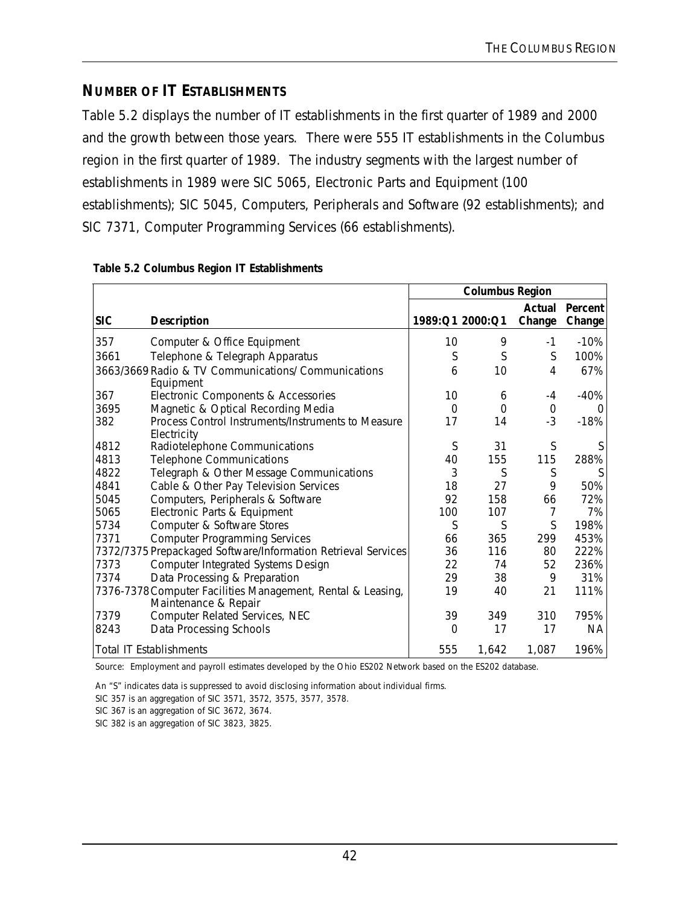## NUMBER OF IT ESTABLISHMENTS

Table 5.2 displays the number of IT establishments in the first quarter of 1989 and 2000 and the growth between those years. There were 555 IT establishments in the Columbus region in the first quarter of 1989. The industry segments with the largest number of establishments in 1989 were SIC 5065, Electronic Parts and Equipment (100 establishments); SIC 5045, Computers, Peripherals and Software (92 establishments); and SIC 7371, Computer Programming Services (66 establishments).

**Table 5.2 Columbus Region IT Establishments**

| | | Columbus Region | | | |
|---|---|---|---|---|---|
| **SIC** | **Description** | **1989:Q1** | **2000:Q1** | **Actual Change** | **Percent Change** |
| 357 | Computer & Office Equipment | 10 | 9 | -1 | -10% |
| 3661 | Telephone & Telegraph Apparatus | S | S | S | 100% |
| 3663/3669 | Radio & TV Communications/ Communications Equipment | 6 | 10 | 4 | 67% |
| 367 | Electronic Components & Accessories | 10 | 6 | -4 | -40% |
| 3695 | Magnetic & Optical Recording Media | 0 | 0 | 0 | 0 |
| 382 | Process Control Instruments/Instruments to Measure Electricity | 17 | 14 | -3 | -18% |
| 4812 | Radiotelephone Communications | S | 31 | S | S |
| 4813 | Telephone Communications | 40 | 155 | 115 | 288% |
| 4822 | Telegraph & Other Message Communications | 3 | S | S | S |
| 4841 | Cable & Other Pay Television Services | 18 | 27 | 9 | 50% |
| 5045 | Computers, Peripherals & Software | 92 | 158 | 66 | 72% |
| 5065 | Electronic Parts & Equipment | 100 | 107 | 7 | 7% |
| 5734 | Computer & Software Stores | S | S | S | 198% |
| 7371 | Computer Programming Services | 66 | 365 | 299 | 453% |
| 7372/7375 | Prepackaged Software/Information Retrieval Services | 36 | 116 | 80 | 222% |
| 7373 | Computer Integrated Systems Design | 22 | 74 | 52 | 236% |
| 7374 | Data Processing & Preparation | 29 | 38 | 9 | 31% |
| 7376-7378 | Computer Facilities Management, Rental & Leasing, Maintenance & Repair | 19 | 40 | 21 | 111% |
| 7379 | Computer Related Services, NEC | 39 | 349 | 310 | 795% |
| 8243 | Data Processing Schools | 0 | 17 | 17 | NA |
| Total IT Establishments | | 555 | 1,642 | 1,087 | 196% |

Source: Employment and payroll estimates developed by the Ohio ES202 Network based on the ES202 database.

An "S" indicates data is suppressed to avoid disclosing information about individual firms.

SIC 357 is an aggregation of SIC 3571, 3572, 3575, 3577, 3578.

SIC 367 is an aggregation of SIC 3672, 3674.

SIC 382 is an aggregation of SIC 3823, 3825.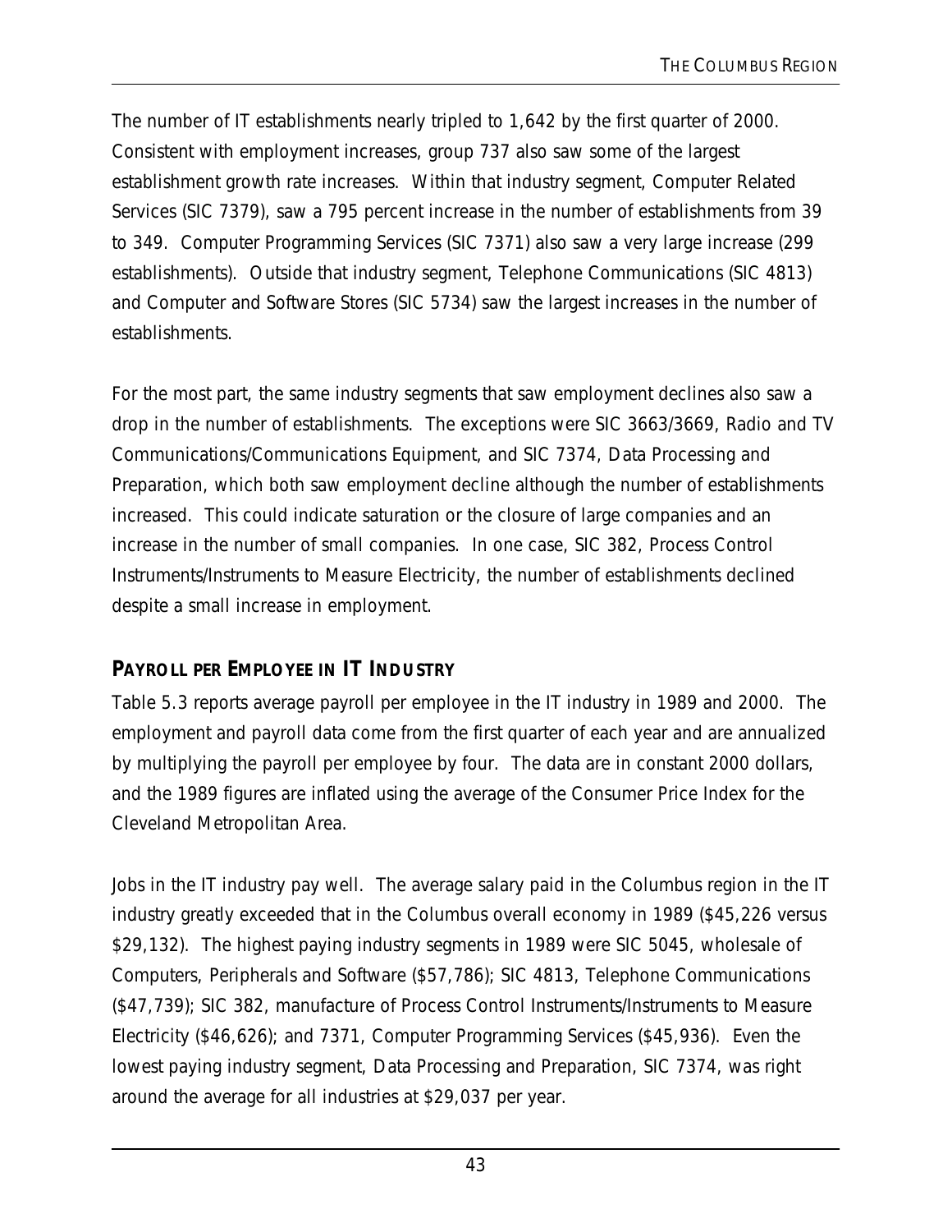The number of IT establishments nearly tripled to 1,642 by the first quarter of 2000. Consistent with employment increases, group 737 also saw some of the largest establishment growth rate increases. Within that industry segment, Computer Related Services (SIC 7379), saw a 795 percent increase in the number of establishments from 39 to 349. Computer Programming Services (SIC 7371) also saw a very large increase (299 establishments). Outside that industry segment, Telephone Communications (SIC 4813) and Computer and Software Stores (SIC 5734) saw the largest increases in the number of establishments.

For the most part, the same industry segments that saw employment declines also saw a drop in the number of establishments. The exceptions were SIC 3663/3669, Radio and TV Communications/Communications Equipment, and SIC 7374, Data Processing and Preparation, which both saw employment decline although the number of establishments increased. This could indicate saturation or the closure of large companies and an increase in the number of small companies. In one case, SIC 382, Process Control Instruments/Instruments to Measure Electricity, the number of establishments declined despite a small increase in employment.

## PAYROLL PER EMPLOYEE IN IT INDUSTRY

Table 5.3 reports average payroll per employee in the IT industry in 1989 and 2000. The employment and payroll data come from the first quarter of each year and are annualized by multiplying the payroll per employee by four. The data are in constant 2000 dollars, and the 1989 figures are inflated using the average of the Consumer Price Index for the Cleveland Metropolitan Area.

Jobs in the IT industry pay well. The average salary paid in the Columbus region in the IT industry greatly exceeded that in the Columbus overall economy in 1989 ($45,226 versus $29,132). The highest paying industry segments in 1989 were SIC 5045, wholesale of Computers, Peripherals and Software ($57,786); SIC 4813, Telephone Communications ($47,739); SIC 382, manufacture of Process Control Instruments/Instruments to Measure Electricity ($46,626); and 7371, Computer Programming Services ($45,936). Even the lowest paying industry segment, Data Processing and Preparation, SIC 7374, was right around the average for all industries at $29,037 per year.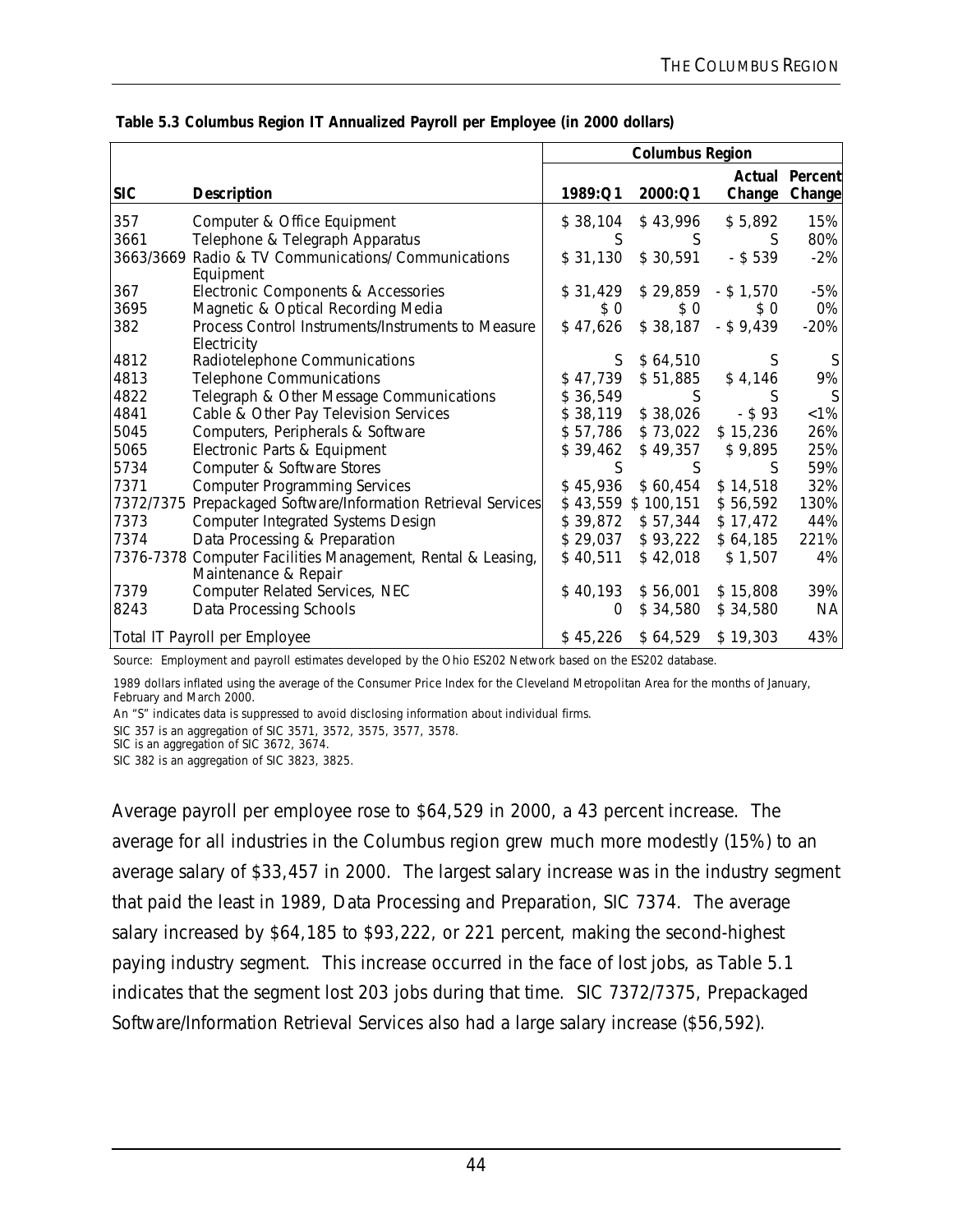**Table 5.3 Columbus Region IT Annualized Payroll per Employee (in 2000 dollars)**

| | | Columbus Region | | | |
|---|---|---|---|---|---|
| SIC | Description | 1989:Q1 | 2000:Q1 | Actual Change | Percent Change |
| 357 | Computer & Office Equipment | $ 38,104 | $ 43,996 | $ 5,892 | 15% |
| 3661 | Telephone & Telegraph Apparatus | S | S | S | 80% |
| 3663/3669 | Radio & TV Communications/ Communications Equipment | $ 31,130 | $ 30,591 | - $ 539 | -2% |
| 367 | Electronic Components & Accessories | $ 31,429 | $ 29,859 | - $ 1,570 | -5% |
| 3695 | Magnetic & Optical Recording Media | $ 0 | $ 0 | $ 0 | 0% |
| 382 | Process Control Instruments/Instruments to Measure Electricity | $ 47,626 | $ 38,187 | - $ 9,439 | -20% |
| 4812 | Radiotelephone Communications | S | $ 64,510 | S | S |
| 4813 | Telephone Communications | $ 47,739 | $ 51,885 | $ 4,146 | 9% |
| 4822 | Telegraph & Other Message Communications | $ 36,549 | S | S | S |
| 4841 | Cable & Other Pay Television Services | $ 38,119 | $ 38,026 | - $ 93 | <1% |
| 5045 | Computers, Peripherals & Software | $ 57,786 | $ 73,022 | $ 15,236 | 26% |
| 5065 | Electronic Parts & Equipment | $ 39,462 | $ 49,357 | $ 9,895 | 25% |
| 5734 | Computer & Software Stores | S | S | S | 59% |
| 7371 | Computer Programming Services | $ 45,936 | $ 60,454 | $ 14,518 | 32% |
| 7372/7375 | Prepackaged Software/Information Retrieval Services | $ 43,559 | $ 100,151 | $ 56,592 | 130% |
| 7373 | Computer Integrated Systems Design | $ 39,872 | $ 57,344 | $ 17,472 | 44% |
| 7374 | Data Processing & Preparation | $ 29,037 | $ 93,222 | $ 64,185 | 221% |
| 7376-7378 | Computer Facilities Management, Rental & Leasing, Maintenance & Repair | $ 40,511 | $ 42,018 | $ 1,507 | 4% |
| 7379 | Computer Related Services, NEC | $ 40,193 | $ 56,001 | $ 15,808 | 39% |
| 8243 | Data Processing Schools | 0 | $ 34,580 | $ 34,580 | NA |
| Total IT Payroll per Employee | | $ 45,226 | $ 64,529 | $ 19,303 | 43% |

Source: Employment and payroll estimates developed by the Ohio ES202 Network based on the ES202 database.

1989 dollars inflated using the average of the Consumer Price Index for the Cleveland Metropolitan Area for the months of January, February and March 2000.

An "S" indicates data is suppressed to avoid disclosing information about individual firms.

SIC 357 is an aggregation of SIC 3571, 3572, 3575, 3577, 3578.
SIC is an aggregation of SIC 3672, 3674.
SIC 382 is an aggregation of SIC 3823, 3825.

Average payroll per employee rose to $64,529 in 2000, a 43 percent increase. The average for all industries in the Columbus region grew much more modestly (15%) to an average salary of $33,457 in 2000. The largest salary increase was in the industry segment that paid the least in 1989, Data Processing and Preparation, SIC 7374. The average salary increased by $64,185 to $93,222, or 221 percent, making the second-highest paying industry segment. This increase occurred in the face of lost jobs, as Table 5.1 indicates that the segment lost 203 jobs during that time. SIC 7372/7375, Prepackaged Software/Information Retrieval Services also had a large salary increase ($56,592).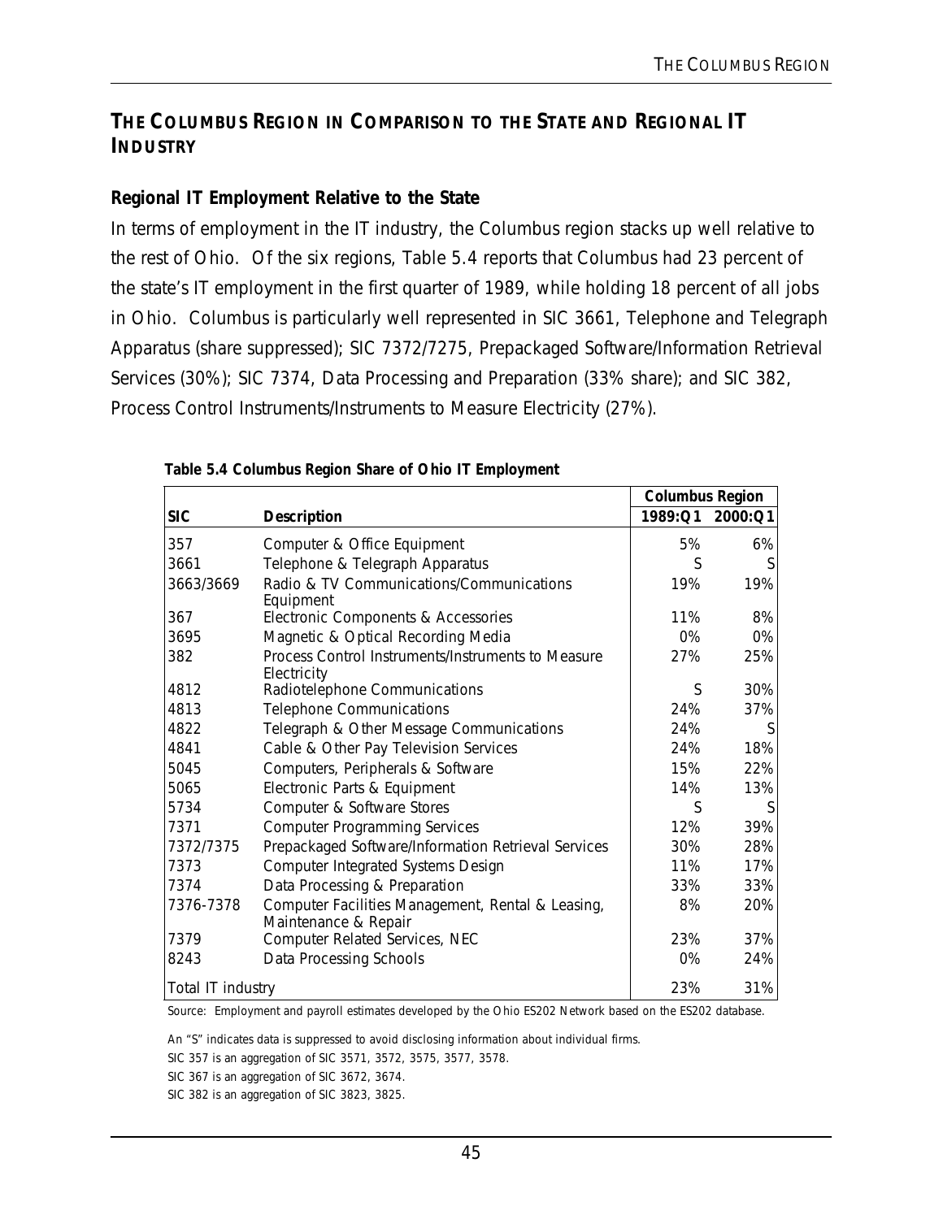## The Columbus Region in Comparison to the State and Regional IT Industry

### Regional IT Employment Relative to the State

In terms of employment in the IT industry, the Columbus region stacks up well relative to the rest of Ohio. Of the six regions, Table 5.4 reports that Columbus had 23 percent of the state's IT employment in the first quarter of 1989, while holding 18 percent of all jobs in Ohio. Columbus is particularly well represented in SIC 3661, Telephone and Telegraph Apparatus (share suppressed); SIC 7372/7275, Prepackaged Software/Information Retrieval Services (30%); SIC 7374, Data Processing and Preparation (33% share); and SIC 382, Process Control Instruments/Instruments to Measure Electricity (27%).

**Table 5.4 Columbus Region Share of Ohio IT Employment**

| | | Columbus Region | |
|---|---|---|---|
| **SIC** | **Description** | **1989:Q1** | **2000:Q1** |
| 357 | Computer & Office Equipment | 5% | 6% |
| 3661 | Telephone & Telegraph Apparatus | S | S |
| 3663/3669 | Radio & TV Communications/Communications Equipment | 19% | 19% |
| 367 | Electronic Components & Accessories | 11% | 8% |
| 3695 | Magnetic & Optical Recording Media | 0% | 0% |
| 382 | Process Control Instruments/Instruments to Measure Electricity | 27% | 25% |
| 4812 | Radiotelephone Communications | S | 30% |
| 4813 | Telephone Communications | 24% | 37% |
| 4822 | Telegraph & Other Message Communications | 24% | S |
| 4841 | Cable & Other Pay Television Services | 24% | 18% |
| 5045 | Computers, Peripherals & Software | 15% | 22% |
| 5065 | Electronic Parts & Equipment | 14% | 13% |
| 5734 | Computer & Software Stores | S | S |
| 7371 | Computer Programming Services | 12% | 39% |
| 7372/7375 | Prepackaged Software/Information Retrieval Services | 30% | 28% |
| 7373 | Computer Integrated Systems Design | 11% | 17% |
| 7374 | Data Processing & Preparation | 33% | 33% |
| 7376-7378 | Computer Facilities Management, Rental & Leasing, Maintenance & Repair | 8% | 20% |
| 7379 | Computer Related Services, NEC | 23% | 37% |
| 8243 | Data Processing Schools | 0% | 24% |
| Total IT industry | | 23% | 31% |

Source: Employment and payroll estimates developed by the Ohio ES202 Network based on the ES202 database.

An "S" indicates data is suppressed to avoid disclosing information about individual firms.

SIC 357 is an aggregation of SIC 3571, 3572, 3575, 3577, 3578.

SIC 367 is an aggregation of SIC 3672, 3674.

SIC 382 is an aggregation of SIC 3823, 3825.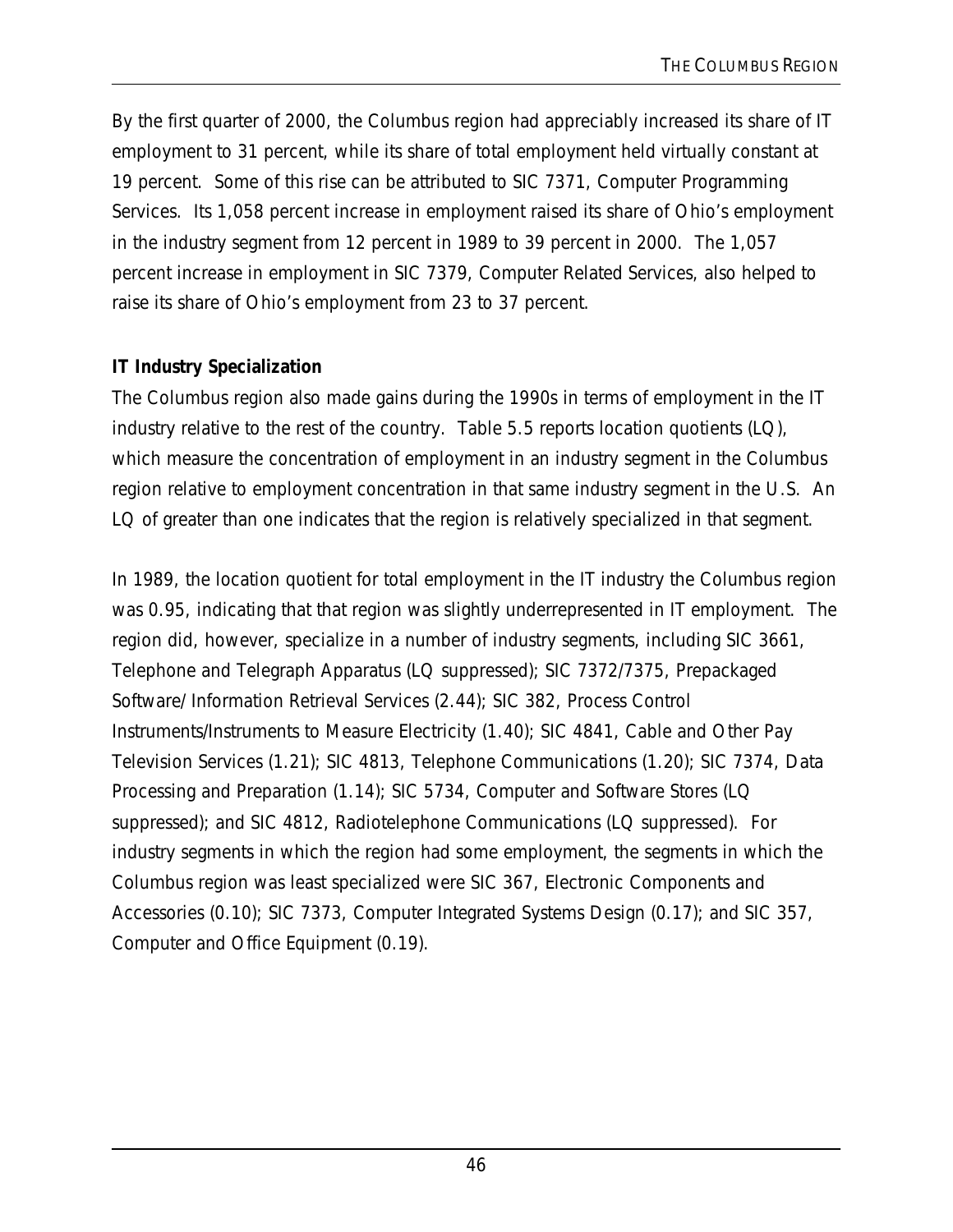By the first quarter of 2000, the Columbus region had appreciably increased its share of IT employment to 31 percent, while its share of total employment held virtually constant at 19 percent. Some of this rise can be attributed to SIC 7371, Computer Programming Services. Its 1,058 percent increase in employment raised its share of Ohio's employment in the industry segment from 12 percent in 1989 to 39 percent in 2000. The 1,057 percent increase in employment in SIC 7379, Computer Related Services, also helped to raise its share of Ohio's employment from 23 to 37 percent.

**IT Industry Specialization**

The Columbus region also made gains during the 1990s in terms of employment in the IT industry relative to the rest of the country. Table 5.5 reports location quotients (LQ), which measure the concentration of employment in an industry segment in the Columbus region relative to employment concentration in that same industry segment in the U.S. An LQ of greater than one indicates that the region is relatively specialized in that segment.

In 1989, the location quotient for total employment in the IT industry the Columbus region was 0.95, indicating that that region was slightly underrepresented in IT employment. The region did, however, specialize in a number of industry segments, including SIC 3661, Telephone and Telegraph Apparatus (LQ suppressed); SIC 7372/7375, Prepackaged Software/ Information Retrieval Services (2.44); SIC 382, Process Control Instruments/Instruments to Measure Electricity (1.40); SIC 4841, Cable and Other Pay Television Services (1.21); SIC 4813, Telephone Communications (1.20); SIC 7374, Data Processing and Preparation (1.14); SIC 5734, Computer and Software Stores (LQ suppressed); and SIC 4812, Radiotelephone Communications (LQ suppressed). For industry segments in which the region had some employment, the segments in which the Columbus region was least specialized were SIC 367, Electronic Components and Accessories (0.10); SIC 7373, Computer Integrated Systems Design (0.17); and SIC 357, Computer and Office Equipment (0.19).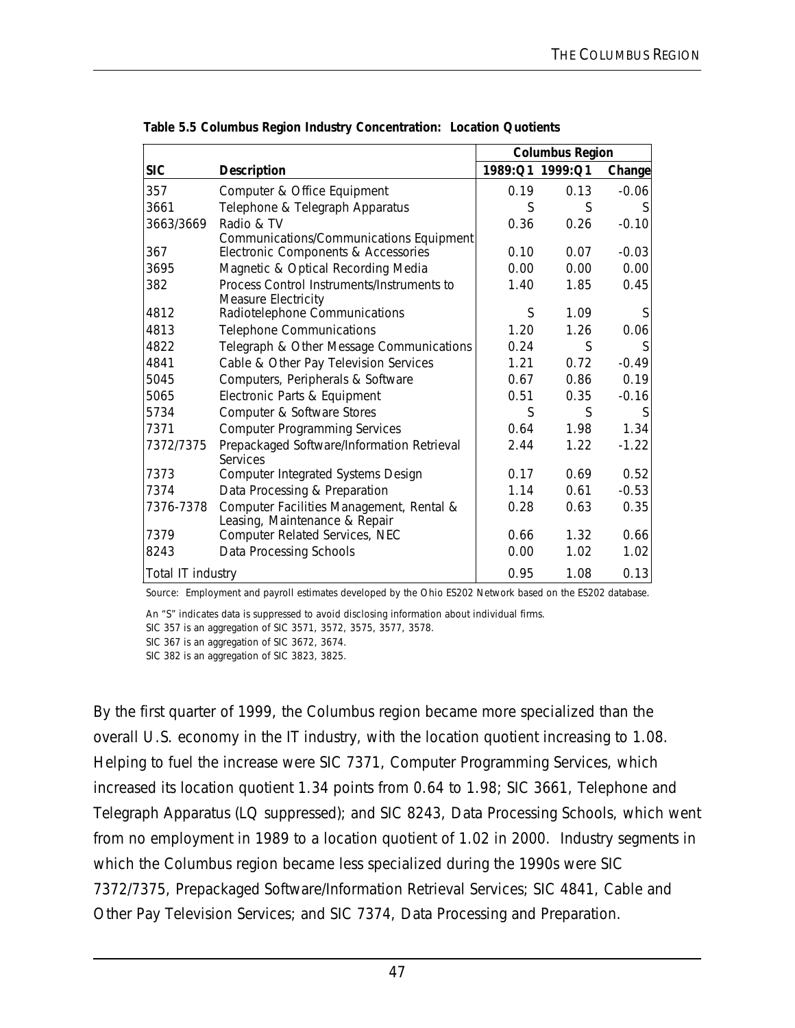**Table 5.5 Columbus Region Industry Concentration: Location Quotients**

| | | Columbus Region | | |
|---|---|---|---|---|
| **SIC** | **Description** | **1989:Q1** | **1999:Q1** | **Change** |
| 357 | Computer & Office Equipment | 0.19 | 0.13 | -0.06 |
| 3661 | Telephone & Telegraph Apparatus | S | S | S |
| 3663/3669 | Radio & TV Communications/Communications Equipment | 0.36 | 0.26 | -0.10 |
| 367 | Electronic Components & Accessories | 0.10 | 0.07 | -0.03 |
| 3695 | Magnetic & Optical Recording Media | 0.00 | 0.00 | 0.00 |
| 382 | Process Control Instruments/Instruments to Measure Electricity | 1.40 | 1.85 | 0.45 |
| 4812 | Radiotelephone Communications | S | 1.09 | S |
| 4813 | Telephone Communications | 1.20 | 1.26 | 0.06 |
| 4822 | Telegraph & Other Message Communications | 0.24 | S | S |
| 4841 | Cable & Other Pay Television Services | 1.21 | 0.72 | -0.49 |
| 5045 | Computers, Peripherals & Software | 0.67 | 0.86 | 0.19 |
| 5065 | Electronic Parts & Equipment | 0.51 | 0.35 | -0.16 |
| 5734 | Computer & Software Stores | S | S | S |
| 7371 | Computer Programming Services | 0.64 | 1.98 | 1.34 |
| 7372/7375 | Prepackaged Software/Information Retrieval Services | 2.44 | 1.22 | -1.22 |
| 7373 | Computer Integrated Systems Design | 0.17 | 0.69 | 0.52 |
| 7374 | Data Processing & Preparation | 1.14 | 0.61 | -0.53 |
| 7376-7378 | Computer Facilities Management, Rental & Leasing, Maintenance & Repair | 0.28 | 0.63 | 0.35 |
| 7379 | Computer Related Services, NEC | 0.66 | 1.32 | 0.66 |
| 8243 | Data Processing Schools | 0.00 | 1.02 | 1.02 |
| Total IT industry | | 0.95 | 1.08 | 0.13 |

Source: Employment and payroll estimates developed by the Ohio ES202 Network based on the ES202 database.

An "S" indicates data is suppressed to avoid disclosing information about individual firms.

SIC 357 is an aggregation of SIC 3571, 3572, 3575, 3577, 3578.

SIC 367 is an aggregation of SIC 3672, 3674.

SIC 382 is an aggregation of SIC 3823, 3825.

By the first quarter of 1999, the Columbus region became more specialized than the overall U.S. economy in the IT industry, with the location quotient increasing to 1.08. Helping to fuel the increase were SIC 7371, Computer Programming Services, which increased its location quotient 1.34 points from 0.64 to 1.98; SIC 3661, Telephone and Telegraph Apparatus (LQ suppressed); and SIC 8243, Data Processing Schools, which went from no employment in 1989 to a location quotient of 1.02 in 2000. Industry segments in which the Columbus region became less specialized during the 1990s were SIC 7372/7375, Prepackaged Software/Information Retrieval Services; SIC 4841, Cable and Other Pay Television Services; and SIC 7374, Data Processing and Preparation.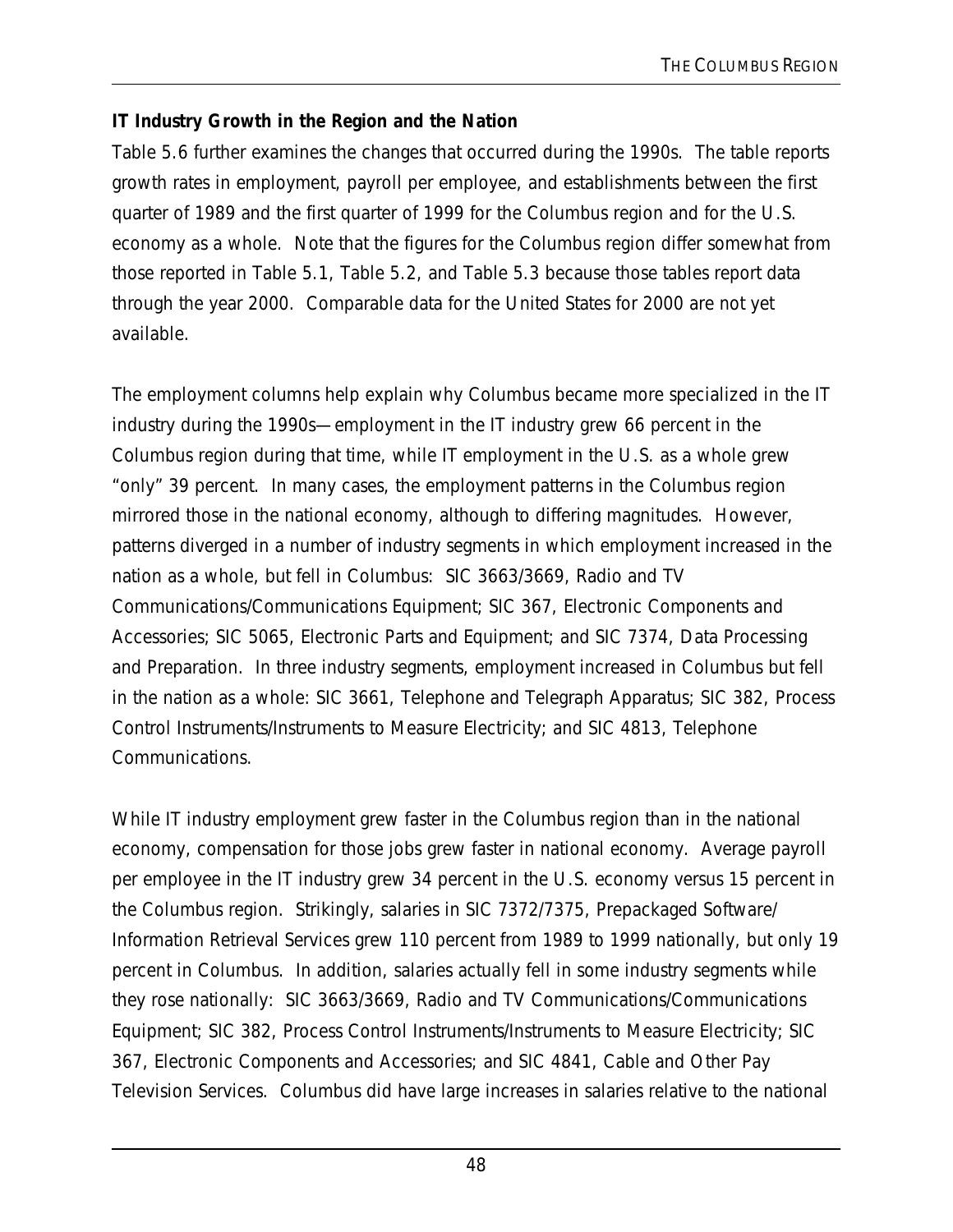**IT Industry Growth in the Region and the Nation**

Table 5.6 further examines the changes that occurred during the 1990s. The table reports growth rates in employment, payroll per employee, and establishments between the first quarter of 1989 and the first quarter of 1999 for the Columbus region and for the U.S. economy as a whole. Note that the figures for the Columbus region differ somewhat from those reported in Table 5.1, Table 5.2, and Table 5.3 because those tables report data through the year 2000. Comparable data for the United States for 2000 are not yet available.

The employment columns help explain why Columbus became more specialized in the IT industry during the 1990s—employment in the IT industry grew 66 percent in the Columbus region during that time, while IT employment in the U.S. as a whole grew "only" 39 percent. In many cases, the employment patterns in the Columbus region mirrored those in the national economy, although to differing magnitudes. However, patterns diverged in a number of industry segments in which employment increased in the nation as a whole, but fell in Columbus: SIC 3663/3669, Radio and TV Communications/Communications Equipment; SIC 367, Electronic Components and Accessories; SIC 5065, Electronic Parts and Equipment; and SIC 7374, Data Processing and Preparation. In three industry segments, employment increased in Columbus but fell in the nation as a whole: SIC 3661, Telephone and Telegraph Apparatus; SIC 382, Process Control Instruments/Instruments to Measure Electricity; and SIC 4813, Telephone Communications.

While IT industry employment grew faster in the Columbus region than in the national economy, compensation for those jobs grew faster in national economy. Average payroll per employee in the IT industry grew 34 percent in the U.S. economy versus 15 percent in the Columbus region. Strikingly, salaries in SIC 7372/7375, Prepackaged Software/ Information Retrieval Services grew 110 percent from 1989 to 1999 nationally, but only 19 percent in Columbus. In addition, salaries actually fell in some industry segments while they rose nationally: SIC 3663/3669, Radio and TV Communications/Communications Equipment; SIC 382, Process Control Instruments/Instruments to Measure Electricity; SIC 367, Electronic Components and Accessories; and SIC 4841, Cable and Other Pay Television Services. Columbus did have large increases in salaries relative to the national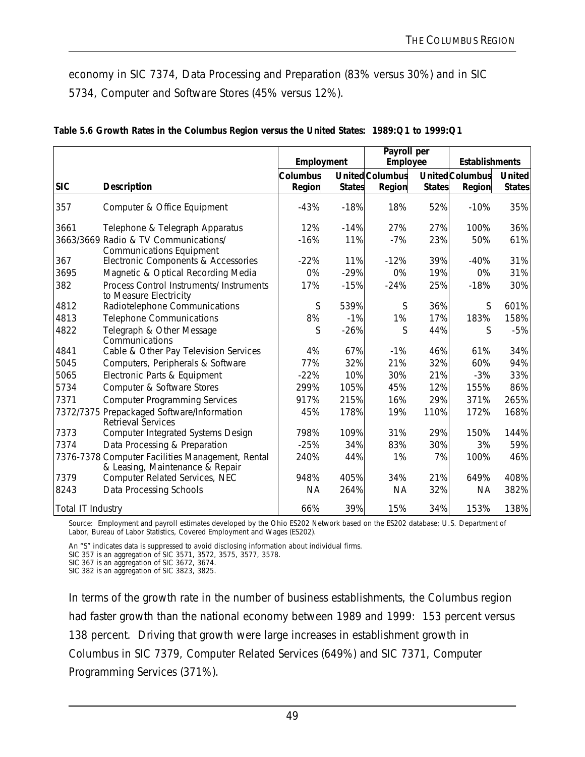economy in SIC 7374, Data Processing and Preparation (83% versus 30%) and in SIC 5734, Computer and Software Stores (45% versus 12%).

**Table 5.6 Growth Rates in the Columbus Region versus the United States: 1989:Q1 to 1999:Q1**

| | | Employment | | Payroll per Employee | | Establishments | |
|---|---|---|---|---|---|---|---|
| **SIC** | **Description** | **Columbus Region** | **United States** | **Columbus Region** | **United States** | **Columbus Region** | **United States** |
| 357 | Computer & Office Equipment | -43% | -18% | 18% | 52% | -10% | 35% |
| 3661 | Telephone & Telegraph Apparatus | 12% | -14% | 27% | 27% | 100% | 36% |
| 3663/3669 | Radio & TV Communications/ Communications Equipment | -16% | 11% | -7% | 23% | 50% | 61% |
| 367 | Electronic Components & Accessories | -22% | 11% | -12% | 39% | -40% | 31% |
| 3695 | Magnetic & Optical Recording Media | 0% | -29% | 0% | 19% | 0% | 31% |
| 382 | Process Control Instruments/ Instruments to Measure Electricity | 17% | -15% | -24% | 25% | -18% | 30% |
| 4812 | Radiotelephone Communications | S | 539% | S | 36% | S | 601% |
| 4813 | Telephone Communications | 8% | -1% | 1% | 17% | 183% | 158% |
| 4822 | Telegraph & Other Message Communications | S | -26% | S | 44% | S | -5% |
| 4841 | Cable & Other Pay Television Services | 4% | 67% | -1% | 46% | 61% | 34% |
| 5045 | Computers, Peripherals & Software | 77% | 32% | 21% | 32% | 60% | 94% |
| 5065 | Electronic Parts & Equipment | -22% | 10% | 30% | 21% | -3% | 33% |
| 5734 | Computer & Software Stores | 299% | 105% | 45% | 12% | 155% | 86% |
| 7371 | Computer Programming Services | 917% | 215% | 16% | 29% | 371% | 265% |
| 7372/7375 | Prepackaged Software/Information Retrieval Services | 45% | 178% | 19% | 110% | 172% | 168% |
| 7373 | Computer Integrated Systems Design | 798% | 109% | 31% | 29% | 150% | 144% |
| 7374 | Data Processing & Preparation | -25% | 34% | 83% | 30% | 3% | 59% |
| 7376-7378 | Computer Facilities Management, Rental & Leasing, Maintenance & Repair | 240% | 44% | 1% | 7% | 100% | 46% |
| 7379 | Computer Related Services, NEC | 948% | 405% | 34% | 21% | 649% | 408% |
| 8243 | Data Processing Schools | NA | 264% | NA | 32% | NA | 382% |
| Total IT Industry | | 66% | 39% | 15% | 34% | 153% | 138% |

Source: Employment and payroll estimates developed by the Ohio ES202 Network based on the ES202 database; U.S. Department of Labor, Bureau of Labor Statistics, Covered Employment and Wages (ES202).

An "S" indicates data is suppressed to avoid disclosing information about individual firms.
SIC 357 is an aggregation of SIC 3571, 3572, 3575, 3577, 3578.
SIC 367 is an aggregation of SIC 3672, 3674.
SIC 382 is an aggregation of SIC 3823, 3825.

In terms of the growth rate in the number of business establishments, the Columbus region had faster growth than the national economy between 1989 and 1999: 153 percent versus 138 percent. Driving that growth were large increases in establishment growth in Columbus in SIC 7379, Computer Related Services (649%) and SIC 7371, Computer Programming Services (371%).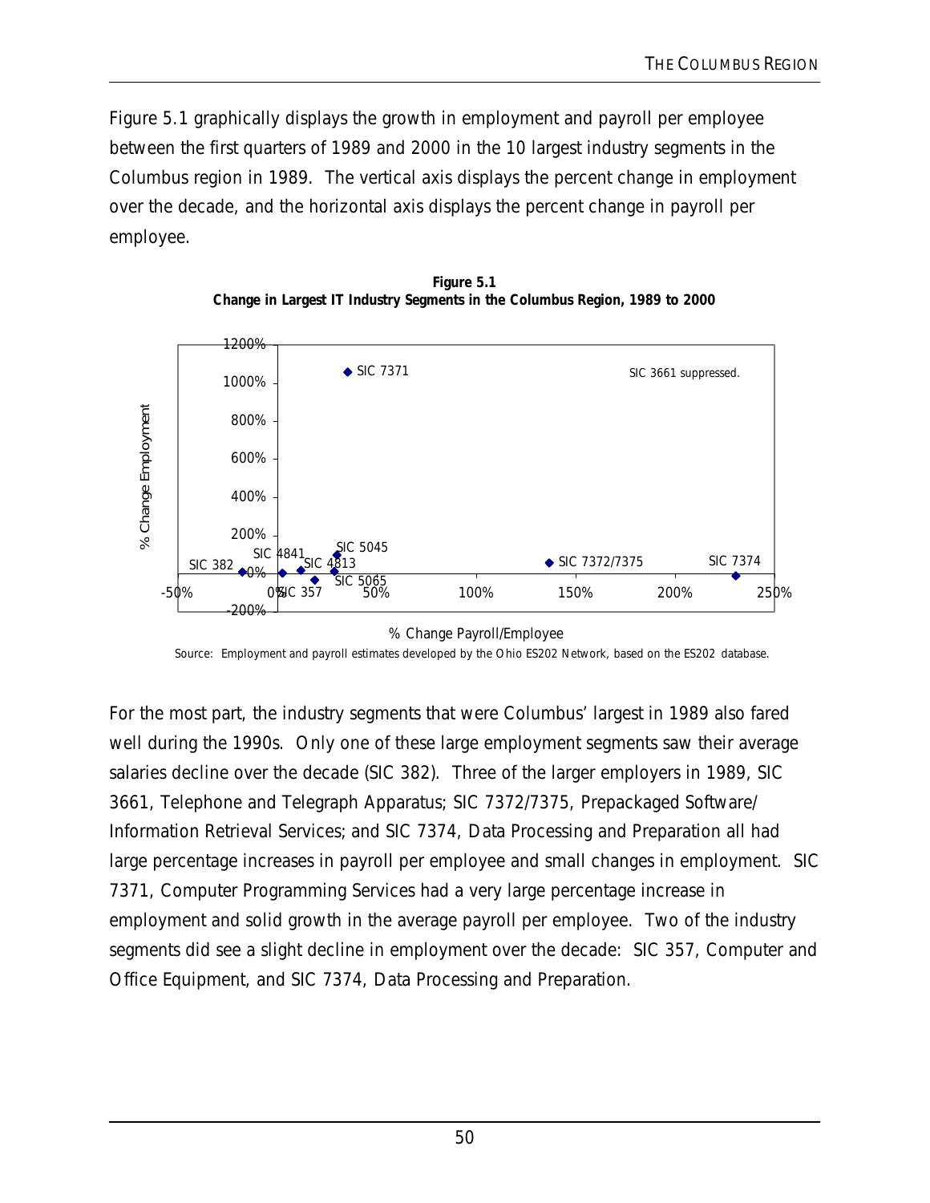Figure 5.1 graphically displays the growth in employment and payroll per employee between the first quarters of 1989 and 2000 in the 10 largest industry segments in the Columbus region in 1989. The vertical axis displays the percent change in employment over the decade, and the horizontal axis displays the percent change in payroll per employee.

**Figure 5.1**
**Change in Largest IT Industry Segments in the Columbus Region, 1989 to 2000**

Source: Employment and payroll estimates developed by the Ohio ES202 Network, based on the ES202 database.

For the most part, the industry segments that were Columbus' largest in 1989 also fared well during the 1990s. Only one of these large employment segments saw their average salaries decline over the decade (SIC 382). Three of the larger employers in 1989, SIC 3661, Telephone and Telegraph Apparatus; SIC 7372/7375, Prepackaged Software/ Information Retrieval Services; and SIC 7374, Data Processing and Preparation all had large percentage increases in payroll per employee and small changes in employment. SIC 7371, Computer Programming Services had a very large percentage increase in employment and solid growth in the average payroll per employee. Two of the industry segments did see a slight decline in employment over the decade: SIC 357, Computer and Office Equipment, and SIC 7374, Data Processing and Preparation.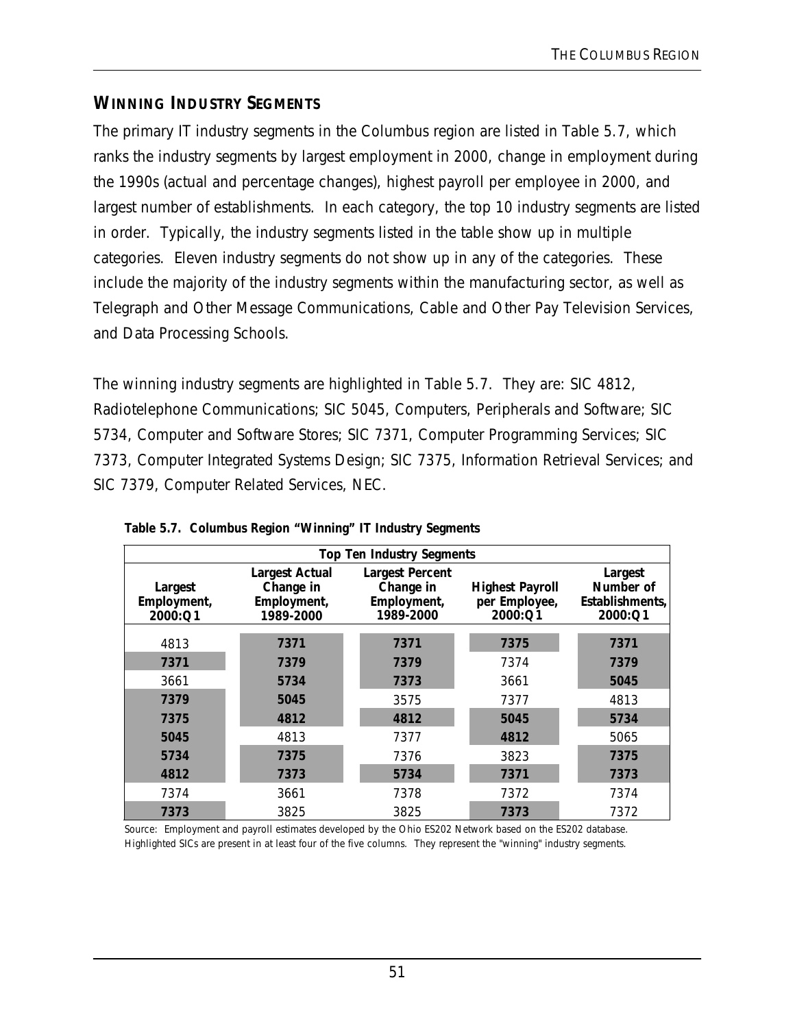## WINNING INDUSTRY SEGMENTS

The primary IT industry segments in the Columbus region are listed in Table 5.7, which ranks the industry segments by largest employment in 2000, change in employment during the 1990s (actual and percentage changes), highest payroll per employee in 2000, and largest number of establishments. In each category, the top 10 industry segments are listed in order. Typically, the industry segments listed in the table show up in multiple categories. Eleven industry segments do not show up in any of the categories. These include the majority of the industry segments within the manufacturing sector, as well as Telegraph and Other Message Communications, Cable and Other Pay Television Services, and Data Processing Schools.

The winning industry segments are highlighted in Table 5.7. They are: SIC 4812, Radiotelephone Communications; SIC 5045, Computers, Peripherals and Software; SIC 5734, Computer and Software Stores; SIC 7371, Computer Programming Services; SIC 7373, Computer Integrated Systems Design; SIC 7375, Information Retrieval Services; and SIC 7379, Computer Related Services, NEC.

**Table 5.7. Columbus Region "Winning" IT Industry Segments**

| Top Ten Industry Segments | | | | |
|---|---|---|---|---|
| Largest Employment, 2000:Q1 | Largest Actual Change in Employment, 1989-2000 | Largest Percent Change in Employment, 1989-2000 | Highest Payroll per Employee, 2000:Q1 | Largest Number of Establishments, 2000:Q1 |
| 4813 | **7371** | **7371** | **7375** | **7371** |
| **7371** | **7379** | **7379** | 7374 | **7379** |
| 3661 | **5734** | **7373** | 3661 | **5045** |
| **7379** | **5045** | 3575 | 7377 | 4813 |
| **7375** | **4812** | **4812** | **5045** | **5734** |
| **5045** | 4813 | 7377 | **4812** | 5065 |
| **5734** | **7375** | 7376 | 3823 | **7375** |
| **4812** | **7373** | **5734** | **7371** | **7373** |
| 7374 | 3661 | 7378 | 7372 | 7374 |
| **7373** | 3825 | 3825 | **7373** | 7372 |

Source: Employment and payroll estimates developed by the Ohio ES202 Network based on the ES202 database.
Highlighted SICs are present in at least four of the five columns. They represent the "winning" industry segments.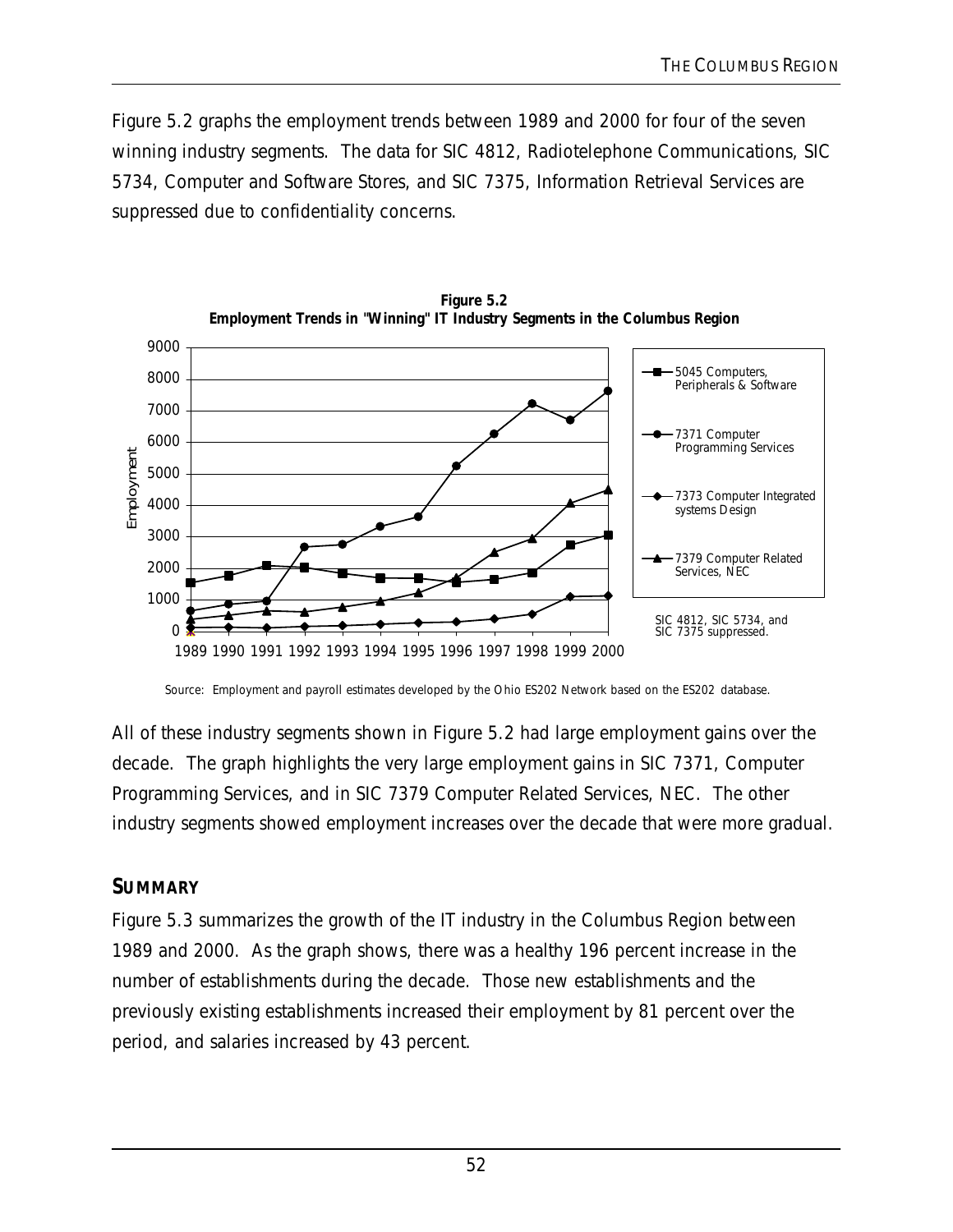Figure 5.2 graphs the employment trends between 1989 and 2000 for four of the seven winning industry segments. The data for SIC 4812, Radiotelephone Communications, SIC 5734, Computer and Software Stores, and SIC 7375, Information Retrieval Services are suppressed due to confidentiality concerns.

**Figure 5.2**
**Employment Trends in "Winning" IT Industry Segments in the Columbus Region**

Legend: 5045 Computers, Peripherals & Software; 7371 Computer Programming Services; 7373 Computer Integrated systems Design; 7379 Computer Related Services, NEC

SIC 4812, SIC 5734, and SIC 7375 suppressed.

Source: Employment and payroll estimates developed by the Ohio ES202 Network based on the ES202 database.

All of these industry segments shown in Figure 5.2 had large employment gains over the decade. The graph highlights the very large employment gains in SIC 7371, Computer Programming Services, and in SIC 7379 Computer Related Services, NEC. The other industry segments showed employment increases over the decade that were more gradual.

## SUMMARY

Figure 5.3 summarizes the growth of the IT industry in the Columbus Region between 1989 and 2000. As the graph shows, there was a healthy 196 percent increase in the number of establishments during the decade. Those new establishments and the previously existing establishments increased their employment by 81 percent over the period, and salaries increased by 43 percent.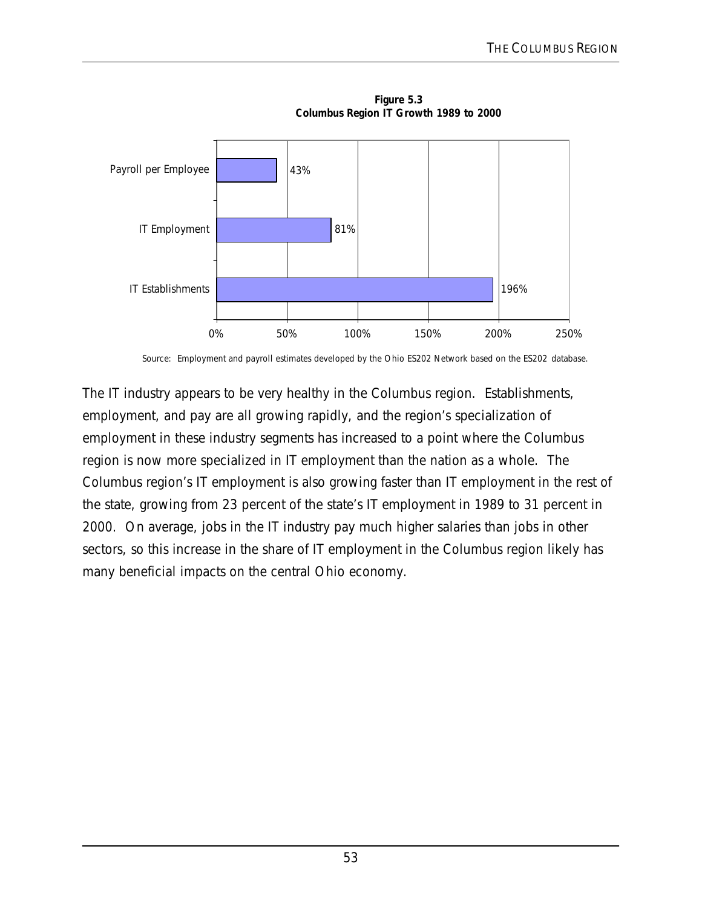**Figure 5.3**
**Columbus Region IT Growth 1989 to 2000**

| Category | Growth |
|---|---|
| Payroll per Employee | 43% |
| IT Employment | 81% |
| IT Establishments | 196% |

Source: Employment and payroll estimates developed by the Ohio ES202 Network based on the ES202 database.

The IT industry appears to be very healthy in the Columbus region. Establishments, employment, and pay are all growing rapidly, and the region's specialization of employment in these industry segments has increased to a point where the Columbus region is now more specialized in IT employment than the nation as a whole. The Columbus region's IT employment is also growing faster than IT employment in the rest of the state, growing from 23 percent of the state's IT employment in 1989 to 31 percent in 2000. On average, jobs in the IT industry pay much higher salaries than jobs in other sectors, so this increase in the share of IT employment in the Columbus region likely has many beneficial impacts on the central Ohio economy.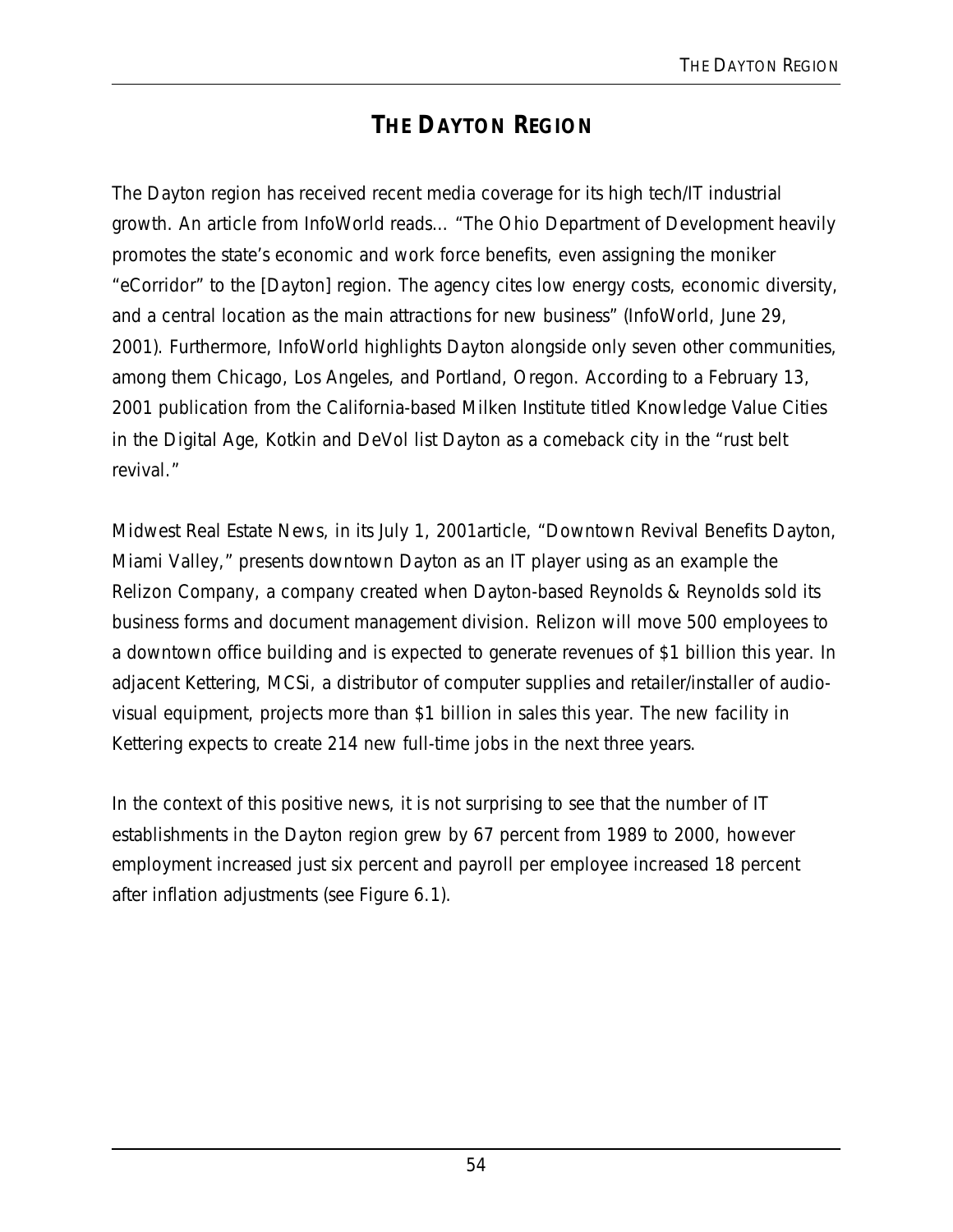# THE DAYTON REGION

The Dayton region has received recent media coverage for its high tech/IT industrial growth. An article from InfoWorld reads… "The Ohio Department of Development heavily promotes the state's economic and work force benefits, even assigning the moniker "eCorridor" to the [Dayton] region. The agency cites low energy costs, economic diversity, and a central location as the main attractions for new business" (InfoWorld, June 29, 2001). Furthermore, InfoWorld highlights Dayton alongside only seven other communities, among them Chicago, Los Angeles, and Portland, Oregon. According to a February 13, 2001 publication from the California-based Milken Institute titled Knowledge Value Cities in the Digital Age, Kotkin and DeVol list Dayton as a comeback city in the "rust belt revival."

Midwest Real Estate News, in its July 1, 2001article, "Downtown Revival Benefits Dayton, Miami Valley," presents downtown Dayton as an IT player using as an example the Relizon Company, a company created when Dayton-based Reynolds & Reynolds sold its business forms and document management division. Relizon will move 500 employees to a downtown office building and is expected to generate revenues of $1 billion this year. In adjacent Kettering, MCSi, a distributor of computer supplies and retailer/installer of audio-visual equipment, projects more than $1 billion in sales this year. The new facility in Kettering expects to create 214 new full-time jobs in the next three years.

In the context of this positive news, it is not surprising to see that the number of IT establishments in the Dayton region grew by 67 percent from 1989 to 2000, however employment increased just six percent and payroll per employee increased 18 percent after inflation adjustments (see Figure 6.1).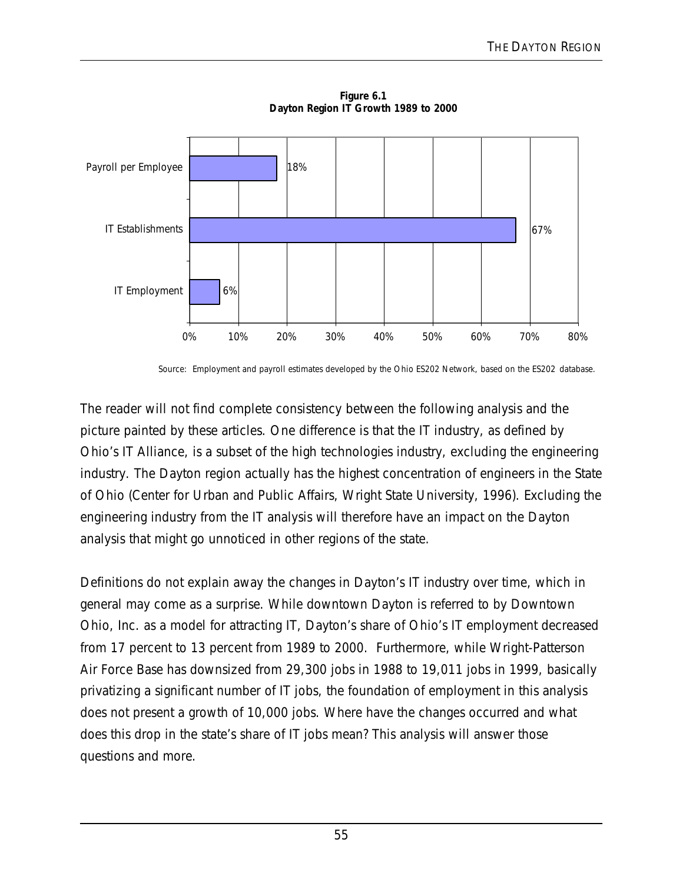**Figure 6.1**
**Dayton Region IT Growth 1989 to 2000**

| Category | Growth |
| --- | --- |
| Payroll per Employee | 18% |
| IT Establishments | 67% |
| IT Employment | 6% |

Source: Employment and payroll estimates developed by the Ohio ES202 Network, based on the ES202 database.

The reader will not find complete consistency between the following analysis and the picture painted by these articles. One difference is that the IT industry, as defined by Ohio's IT Alliance, is a subset of the high technologies industry, excluding the engineering industry. The Dayton region actually has the highest concentration of engineers in the State of Ohio (Center for Urban and Public Affairs, Wright State University, 1996). Excluding the engineering industry from the IT analysis will therefore have an impact on the Dayton analysis that might go unnoticed in other regions of the state.

Definitions do not explain away the changes in Dayton's IT industry over time, which in general may come as a surprise. While downtown Dayton is referred to by Downtown Ohio, Inc. as a model for attracting IT, Dayton's share of Ohio's IT employment decreased from 17 percent to 13 percent from 1989 to 2000. Furthermore, while Wright-Patterson Air Force Base has downsized from 29,300 jobs in 1988 to 19,011 jobs in 1999, basically privatizing a significant number of IT jobs, the foundation of employment in this analysis does not present a growth of 10,000 jobs. Where have the changes occurred and what does this drop in the state's share of IT jobs mean? This analysis will answer those questions and more.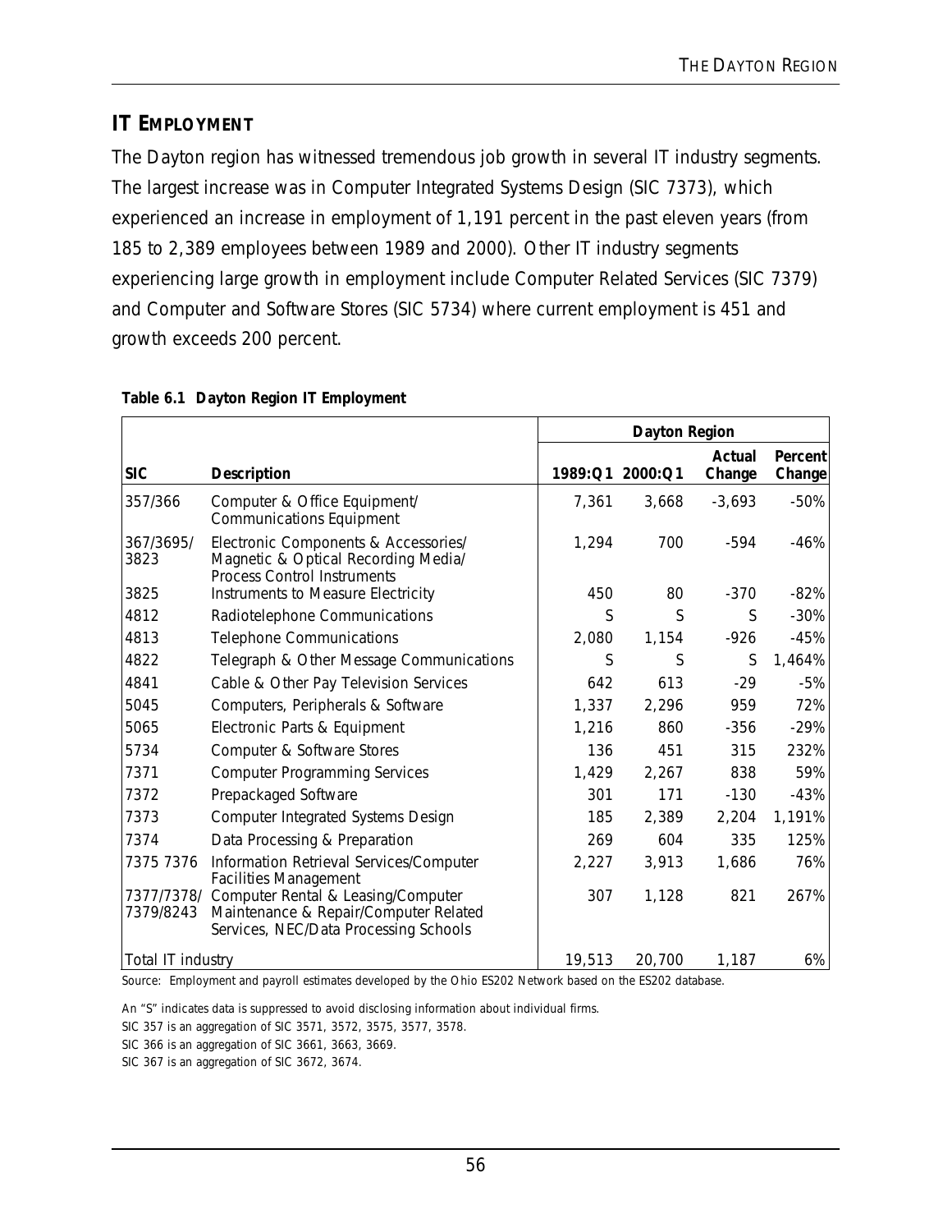## IT EMPLOYMENT

The Dayton region has witnessed tremendous job growth in several IT industry segments. The largest increase was in Computer Integrated Systems Design (SIC 7373), which experienced an increase in employment of 1,191 percent in the past eleven years (from 185 to 2,389 employees between 1989 and 2000). Other IT industry segments experiencing large growth in employment include Computer Related Services (SIC 7379) and Computer and Software Stores (SIC 5734) where current employment is 451 and growth exceeds 200 percent.

**Table 6.1 Dayton Region IT Employment**

| | | Dayton Region | | | |
|---|---|---|---|---|---|
| **SIC** | **Description** | **1989:Q1** | **2000:Q1** | **Actual Change** | **Percent Change** |
| 357/366 | Computer & Office Equipment/ Communications Equipment | 7,361 | 3,668 | -3,693 | -50% |
| 367/3695/ 3823 | Electronic Components & Accessories/ Magnetic & Optical Recording Media/ Process Control Instruments | 1,294 | 700 | -594 | -46% |
| 3825 | Instruments to Measure Electricity | 450 | 80 | -370 | -82% |
| 4812 | Radiotelephone Communications | S | S | S | -30% |
| 4813 | Telephone Communications | 2,080 | 1,154 | -926 | -45% |
| 4822 | Telegraph & Other Message Communications | S | S | S | 1,464% |
| 4841 | Cable & Other Pay Television Services | 642 | 613 | -29 | -5% |
| 5045 | Computers, Peripherals & Software | 1,337 | 2,296 | 959 | 72% |
| 5065 | Electronic Parts & Equipment | 1,216 | 860 | -356 | -29% |
| 5734 | Computer & Software Stores | 136 | 451 | 315 | 232% |
| 7371 | Computer Programming Services | 1,429 | 2,267 | 838 | 59% |
| 7372 | Prepackaged Software | 301 | 171 | -130 | -43% |
| 7373 | Computer Integrated Systems Design | 185 | 2,389 | 2,204 | 1,191% |
| 7374 | Data Processing & Preparation | 269 | 604 | 335 | 125% |
| 7375 7376 | Information Retrieval Services/Computer Facilities Management | 2,227 | 3,913 | 1,686 | 76% |
| 7377/7378/ 7379/8243 | Computer Rental & Leasing/Computer Maintenance & Repair/Computer Related Services, NEC/Data Processing Schools | 307 | 1,128 | 821 | 267% |
| Total IT industry | | 19,513 | 20,700 | 1,187 | 6% |

Source: Employment and payroll estimates developed by the Ohio ES202 Network based on the ES202 database.

An "S" indicates data is suppressed to avoid disclosing information about individual firms.

SIC 357 is an aggregation of SIC 3571, 3572, 3575, 3577, 3578.

SIC 366 is an aggregation of SIC 3661, 3663, 3669.

SIC 367 is an aggregation of SIC 3672, 3674.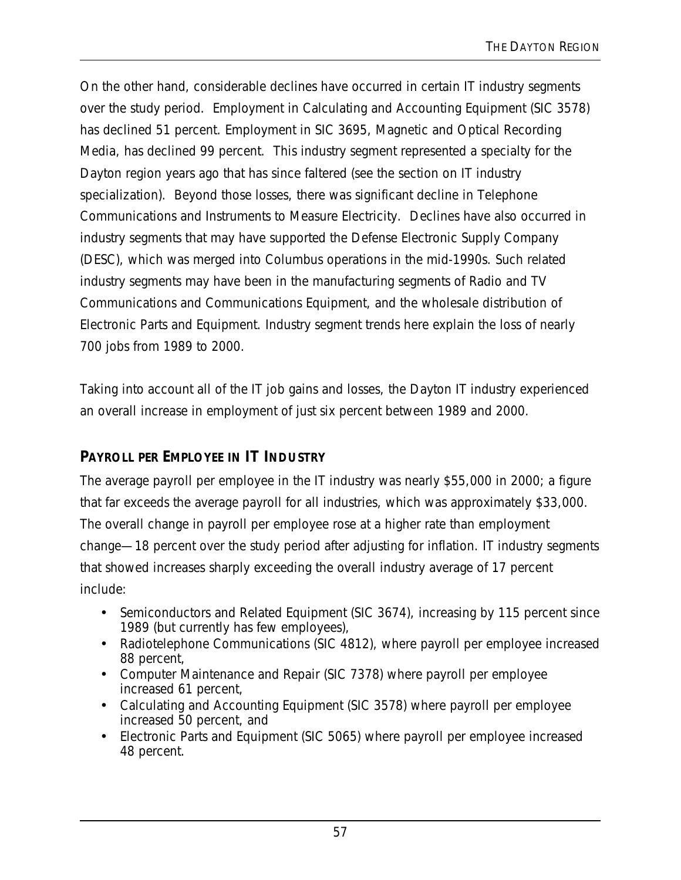On the other hand, considerable declines have occurred in certain IT industry segments over the study period. Employment in Calculating and Accounting Equipment (SIC 3578) has declined 51 percent. Employment in SIC 3695, Magnetic and Optical Recording Media, has declined 99 percent. This industry segment represented a specialty for the Dayton region years ago that has since faltered (see the section on IT industry specialization). Beyond those losses, there was significant decline in Telephone Communications and Instruments to Measure Electricity. Declines have also occurred in industry segments that may have supported the Defense Electronic Supply Company (DESC), which was merged into Columbus operations in the mid-1990s. Such related industry segments may have been in the manufacturing segments of Radio and TV Communications and Communications Equipment, and the wholesale distribution of Electronic Parts and Equipment. Industry segment trends here explain the loss of nearly 700 jobs from 1989 to 2000.

Taking into account all of the IT job gains and losses, the Dayton IT industry experienced an overall increase in employment of just six percent between 1989 and 2000.

### PAYROLL PER EMPLOYEE IN IT INDUSTRY

The average payroll per employee in the IT industry was nearly $55,000 in 2000; a figure that far exceeds the average payroll for all industries, which was approximately $33,000. The overall change in payroll per employee rose at a higher rate than employment change—18 percent over the study period after adjusting for inflation. IT industry segments that showed increases sharply exceeding the overall industry average of 17 percent include:

- Semiconductors and Related Equipment (SIC 3674), increasing by 115 percent since 1989 (but currently has few employees),
- Radiotelephone Communications (SIC 4812), where payroll per employee increased 88 percent,
- Computer Maintenance and Repair (SIC 7378) where payroll per employee increased 61 percent,
- Calculating and Accounting Equipment (SIC 3578) where payroll per employee increased 50 percent, and
- Electronic Parts and Equipment (SIC 5065) where payroll per employee increased 48 percent.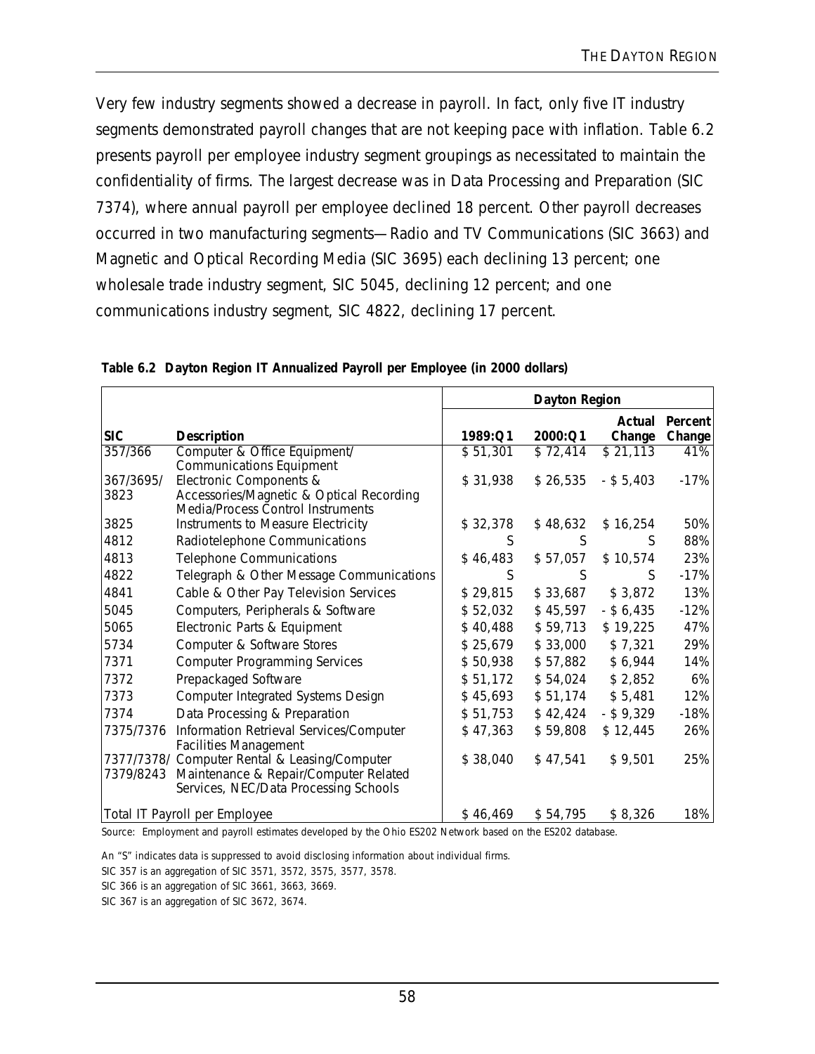Very few industry segments showed a decrease in payroll. In fact, only five IT industry segments demonstrated payroll changes that are not keeping pace with inflation. Table 6.2 presents payroll per employee industry segment groupings as necessitated to maintain the confidentiality of firms. The largest decrease was in Data Processing and Preparation (SIC 7374), where annual payroll per employee declined 18 percent. Other payroll decreases occurred in two manufacturing segments—Radio and TV Communications (SIC 3663) and Magnetic and Optical Recording Media (SIC 3695) each declining 13 percent; one wholesale trade industry segment, SIC 5045, declining 12 percent; and one communications industry segment, SIC 4822, declining 17 percent.

**Table 6.2 Dayton Region IT Annualized Payroll per Employee (in 2000 dollars)**

| | | Dayton Region | | | |
|---|---|---|---|---|---|
| **SIC** | **Description** | **1989:Q1** | **2000:Q1** | **Actual Change** | **Percent Change** |
| 357/366 | Computer & Office Equipment/ Communications Equipment | $ 51,301 | $ 72,414 | $ 21,113 | 41% |
| 367/3695/ 3823 | Electronic Components & Accessories/Magnetic & Optical Recording Media/Process Control Instruments | $ 31,938 | $ 26,535 | - $ 5,403 | -17% |
| 3825 | Instruments to Measure Electricity | $ 32,378 | $ 48,632 | $ 16,254 | 50% |
| 4812 | Radiotelephone Communications | S | S | S | 88% |
| 4813 | Telephone Communications | $ 46,483 | $ 57,057 | $ 10,574 | 23% |
| 4822 | Telegraph & Other Message Communications | S | S | S | -17% |
| 4841 | Cable & Other Pay Television Services | $ 29,815 | $ 33,687 | $ 3,872 | 13% |
| 5045 | Computers, Peripherals & Software | $ 52,032 | $ 45,597 | - $ 6,435 | -12% |
| 5065 | Electronic Parts & Equipment | $ 40,488 | $ 59,713 | $ 19,225 | 47% |
| 5734 | Computer & Software Stores | $ 25,679 | $ 33,000 | $ 7,321 | 29% |
| 7371 | Computer Programming Services | $ 50,938 | $ 57,882 | $ 6,944 | 14% |
| 7372 | Prepackaged Software | $ 51,172 | $ 54,024 | $ 2,852 | 6% |
| 7373 | Computer Integrated Systems Design | $ 45,693 | $ 51,174 | $ 5,481 | 12% |
| 7374 | Data Processing & Preparation | $ 51,753 | $ 42,424 | - $ 9,329 | -18% |
| 7375/7376 | Information Retrieval Services/Computer Facilities Management | $ 47,363 | $ 59,808 | $ 12,445 | 26% |
| 7377/7378/ 7379/8243 | Computer Rental & Leasing/Computer Maintenance & Repair/Computer Related Services, NEC/Data Processing Schools | $ 38,040 | $ 47,541 | $ 9,501 | 25% |
| Total IT Payroll per Employee | | $ 46,469 | $ 54,795 | $ 8,326 | 18% |

Source: Employment and payroll estimates developed by the Ohio ES202 Network based on the ES202 database.

An "S" indicates data is suppressed to avoid disclosing information about individual firms.

SIC 357 is an aggregation of SIC 3571, 3572, 3575, 3577, 3578.

SIC 366 is an aggregation of SIC 3661, 3663, 3669.

SIC 367 is an aggregation of SIC 3672, 3674.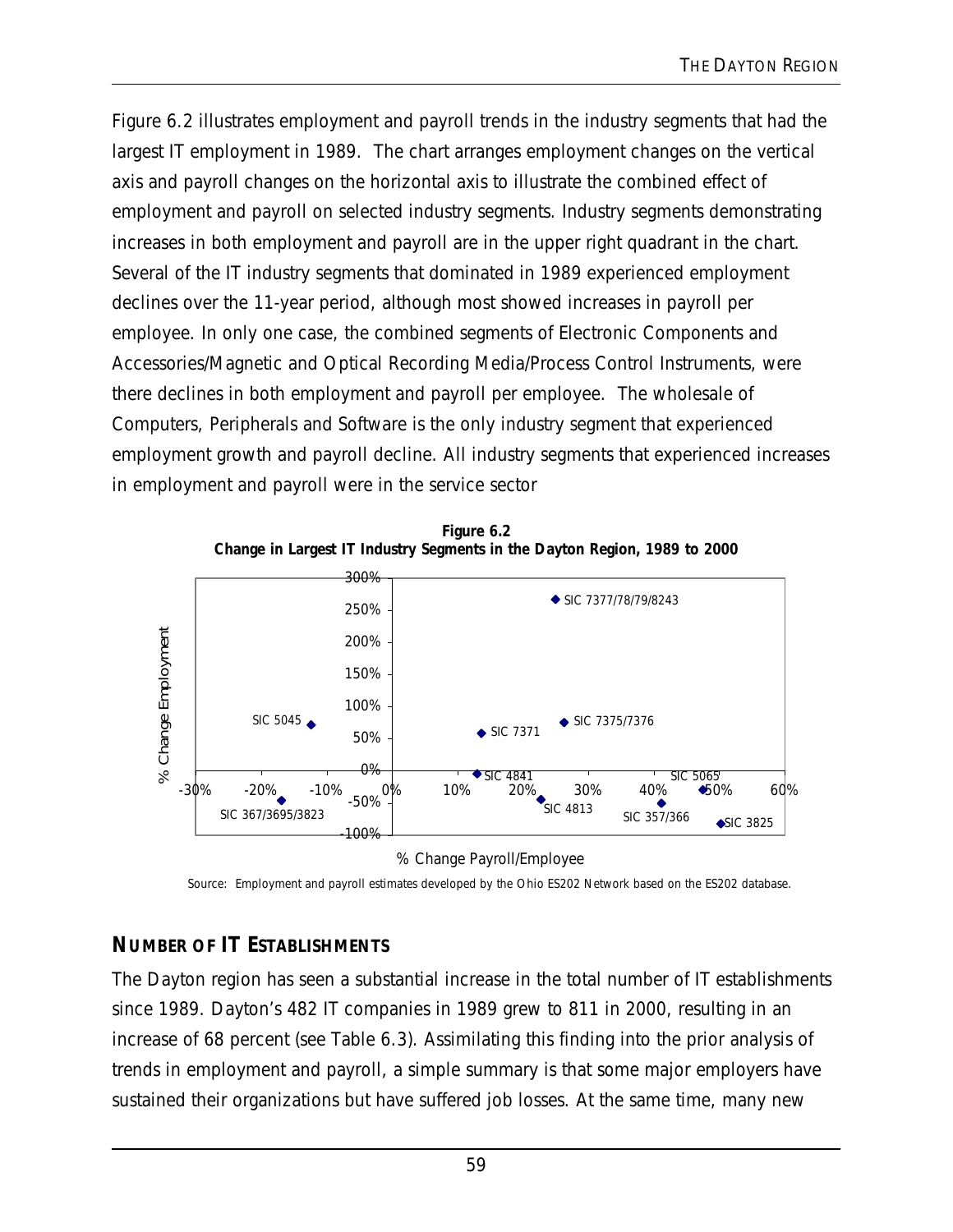Figure 6.2 illustrates employment and payroll trends in the industry segments that had the largest IT employment in 1989. The chart arranges employment changes on the vertical axis and payroll changes on the horizontal axis to illustrate the combined effect of employment and payroll on selected industry segments. Industry segments demonstrating increases in both employment and payroll are in the upper right quadrant in the chart. Several of the IT industry segments that dominated in 1989 experienced employment declines over the 11-year period, although most showed increases in payroll per employee. In only one case, the combined segments of Electronic Components and Accessories/Magnetic and Optical Recording Media/Process Control Instruments, were there declines in both employment and payroll per employee. The wholesale of Computers, Peripherals and Software is the only industry segment that experienced employment growth and payroll decline. All industry segments that experienced increases in employment and payroll were in the service sector

**Figure 6.2**
**Change in Largest IT Industry Segments in the Dayton Region, 1989 to 2000**

Source: Employment and payroll estimates developed by the Ohio ES202 Network based on the ES202 database.

## NUMBER OF IT ESTABLISHMENTS

The Dayton region has seen a substantial increase in the total number of IT establishments since 1989. Dayton's 482 IT companies in 1989 grew to 811 in 2000, resulting in an increase of 68 percent (see Table 6.3). Assimilating this finding into the prior analysis of trends in employment and payroll, a simple summary is that some major employers have sustained their organizations but have suffered job losses. At the same time, many new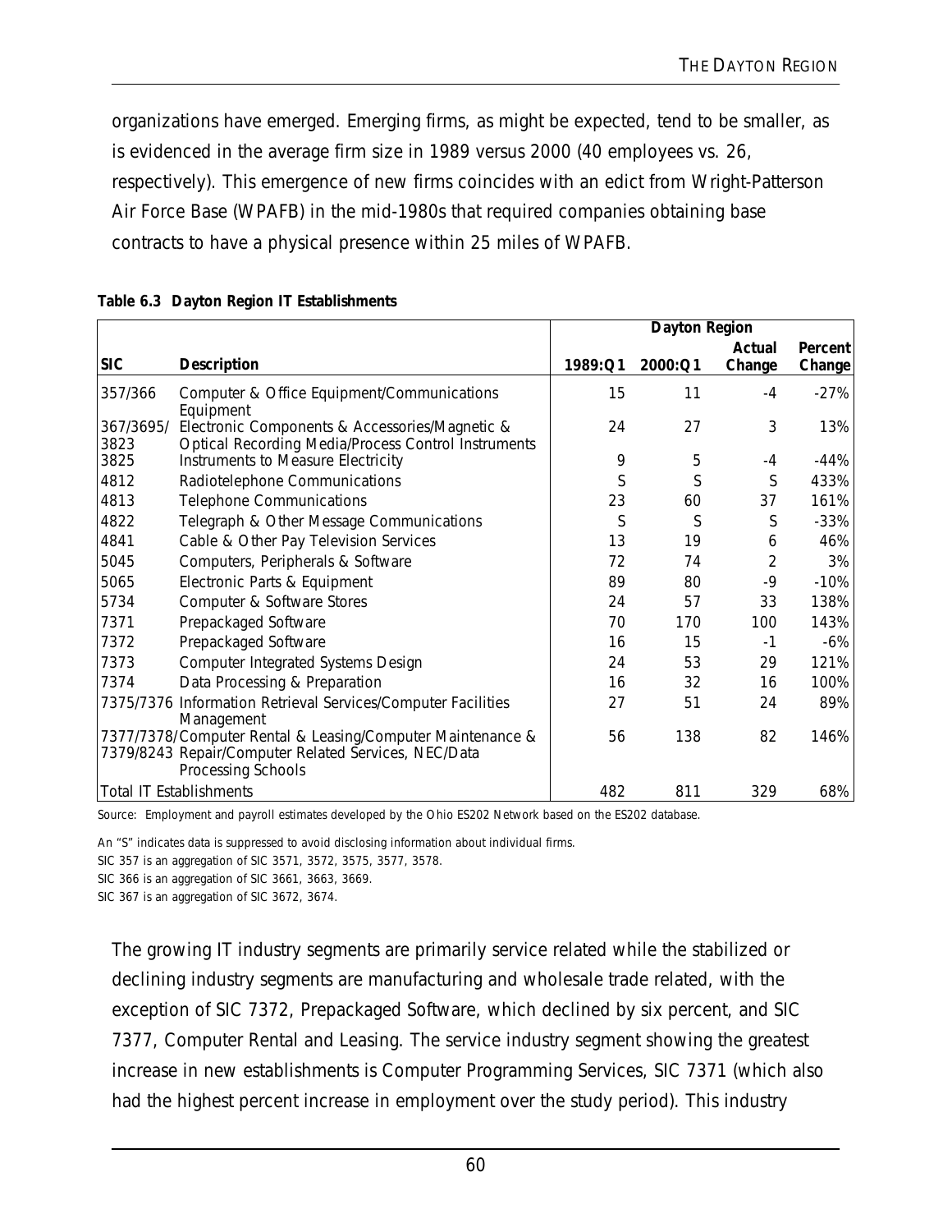organizations have emerged. Emerging firms, as might be expected, tend to be smaller, as is evidenced in the average firm size in 1989 versus 2000 (40 employees vs. 26, respectively). This emergence of new firms coincides with an edict from Wright-Patterson Air Force Base (WPAFB) in the mid-1980s that required companies obtaining base contracts to have a physical presence within 25 miles of WPAFB.

**Table 6.3 Dayton Region IT Establishments**

| | | Dayton Region | | | |
|---|---|---|---|---|---|
| **SIC** | **Description** | **1989:Q1** | **2000:Q1** | **Actual Change** | **Percent Change** |
| 357/366 | Computer & Office Equipment/Communications Equipment | 15 | 11 | -4 | -27% |
| 367/3695/ 3823 | Electronic Components & Accessories/Magnetic & Optical Recording Media/Process Control Instruments | 24 | 27 | 3 | 13% |
| 3825 | Instruments to Measure Electricity | 9 | 5 | -4 | -44% |
| 4812 | Radiotelephone Communications | S | S | S | 433% |
| 4813 | Telephone Communications | 23 | 60 | 37 | 161% |
| 4822 | Telegraph & Other Message Communications | S | S | S | -33% |
| 4841 | Cable & Other Pay Television Services | 13 | 19 | 6 | 46% |
| 5045 | Computers, Peripherals & Software | 72 | 74 | 2 | 3% |
| 5065 | Electronic Parts & Equipment | 89 | 80 | -9 | -10% |
| 5734 | Computer & Software Stores | 24 | 57 | 33 | 138% |
| 7371 | Prepackaged Software | 70 | 170 | 100 | 143% |
| 7372 | Prepackaged Software | 16 | 15 | -1 | -6% |
| 7373 | Computer Integrated Systems Design | 24 | 53 | 29 | 121% |
| 7374 | Data Processing & Preparation | 16 | 32 | 16 | 100% |
| 7375/7376 | Information Retrieval Services/Computer Facilities Management | 27 | 51 | 24 | 89% |
| 7377/7378/ 7379/8243 | Computer Rental & Leasing/Computer Maintenance & Repair/Computer Related Services, NEC/Data Processing Schools | 56 | 138 | 82 | 146% |
| Total IT Establishments | | 482 | 811 | 329 | 68% |

Source: Employment and payroll estimates developed by the Ohio ES202 Network based on the ES202 database.

An "S" indicates data is suppressed to avoid disclosing information about individual firms.

SIC 357 is an aggregation of SIC 3571, 3572, 3575, 3577, 3578.

SIC 366 is an aggregation of SIC 3661, 3663, 3669.

SIC 367 is an aggregation of SIC 3672, 3674.

The growing IT industry segments are primarily service related while the stabilized or declining industry segments are manufacturing and wholesale trade related, with the exception of SIC 7372, Prepackaged Software, which declined by six percent, and SIC 7377, Computer Rental and Leasing. The service industry segment showing the greatest increase in new establishments is Computer Programming Services, SIC 7371 (which also had the highest percent increase in employment over the study period). This industry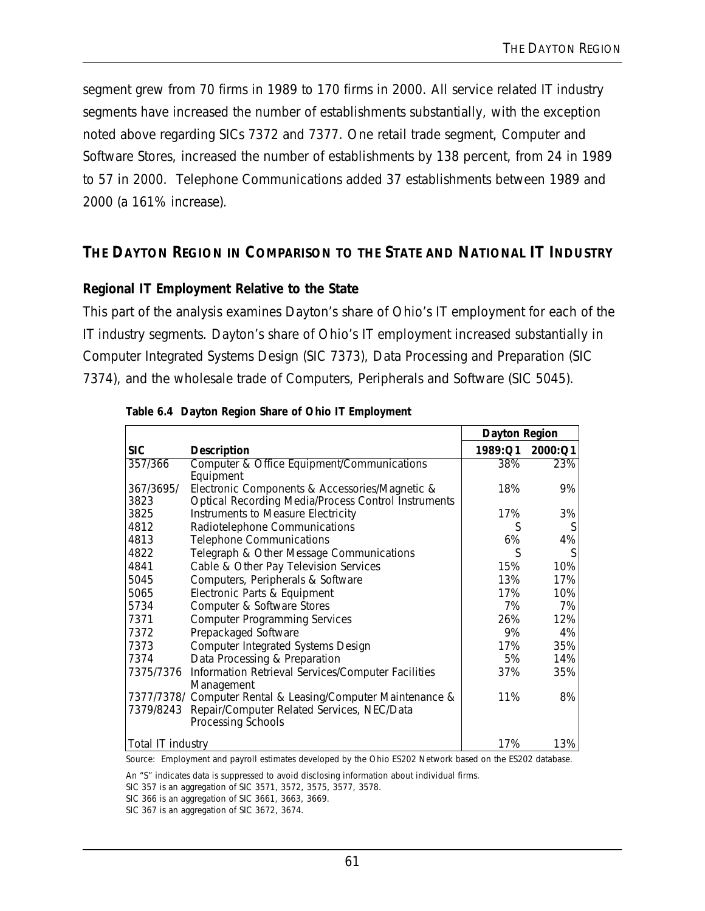segment grew from 70 firms in 1989 to 170 firms in 2000. All service related IT industry segments have increased the number of establishments substantially, with the exception noted above regarding SICs 7372 and 7377. One retail trade segment, Computer and Software Stores, increased the number of establishments by 138 percent, from 24 in 1989 to 57 in 2000. Telephone Communications added 37 establishments between 1989 and 2000 (a 161% increase).

## THE DAYTON REGION IN COMPARISON TO THE STATE AND NATIONAL IT INDUSTRY

### Regional IT Employment Relative to the State

This part of the analysis examines Dayton's share of Ohio's IT employment for each of the IT industry segments. Dayton's share of Ohio's IT employment increased substantially in Computer Integrated Systems Design (SIC 7373), Data Processing and Preparation (SIC 7374), and the wholesale trade of Computers, Peripherals and Software (SIC 5045).

**Table 6.4 Dayton Region Share of Ohio IT Employment**

| | | Dayton Region | |
|---|---|---|---|
| **SIC** | **Description** | **1989:Q1** | **2000:Q1** |
| 357/366 | Computer & Office Equipment/Communications Equipment | 38% | 23% |
| 367/3695/ 3823 | Electronic Components & Accessories/Magnetic & Optical Recording Media/Process Control Instruments | 18% | 9% |
| 3825 | Instruments to Measure Electricity | 17% | 3% |
| 4812 | Radiotelephone Communications | S | S |
| 4813 | Telephone Communications | 6% | 4% |
| 4822 | Telegraph & Other Message Communications | S | S |
| 4841 | Cable & Other Pay Television Services | 15% | 10% |
| 5045 | Computers, Peripherals & Software | 13% | 17% |
| 5065 | Electronic Parts & Equipment | 17% | 10% |
| 5734 | Computer & Software Stores | 7% | 7% |
| 7371 | Computer Programming Services | 26% | 12% |
| 7372 | Prepackaged Software | 9% | 4% |
| 7373 | Computer Integrated Systems Design | 17% | 35% |
| 7374 | Data Processing & Preparation | 5% | 14% |
| 7375/7376 | Information Retrieval Services/Computer Facilities Management | 37% | 35% |
| 7377/7378/ 7379/8243 | Computer Rental & Leasing/Computer Maintenance & Repair/Computer Related Services, NEC/Data Processing Schools | 11% | 8% |
| Total IT industry | | 17% | 13% |

Source: Employment and payroll estimates developed by the Ohio ES202 Network based on the ES202 database.

An "S" indicates data is suppressed to avoid disclosing information about individual firms.
SIC 357 is an aggregation of SIC 3571, 3572, 3575, 3577, 3578.
SIC 366 is an aggregation of SIC 3661, 3663, 3669.
SIC 367 is an aggregation of SIC 3672, 3674.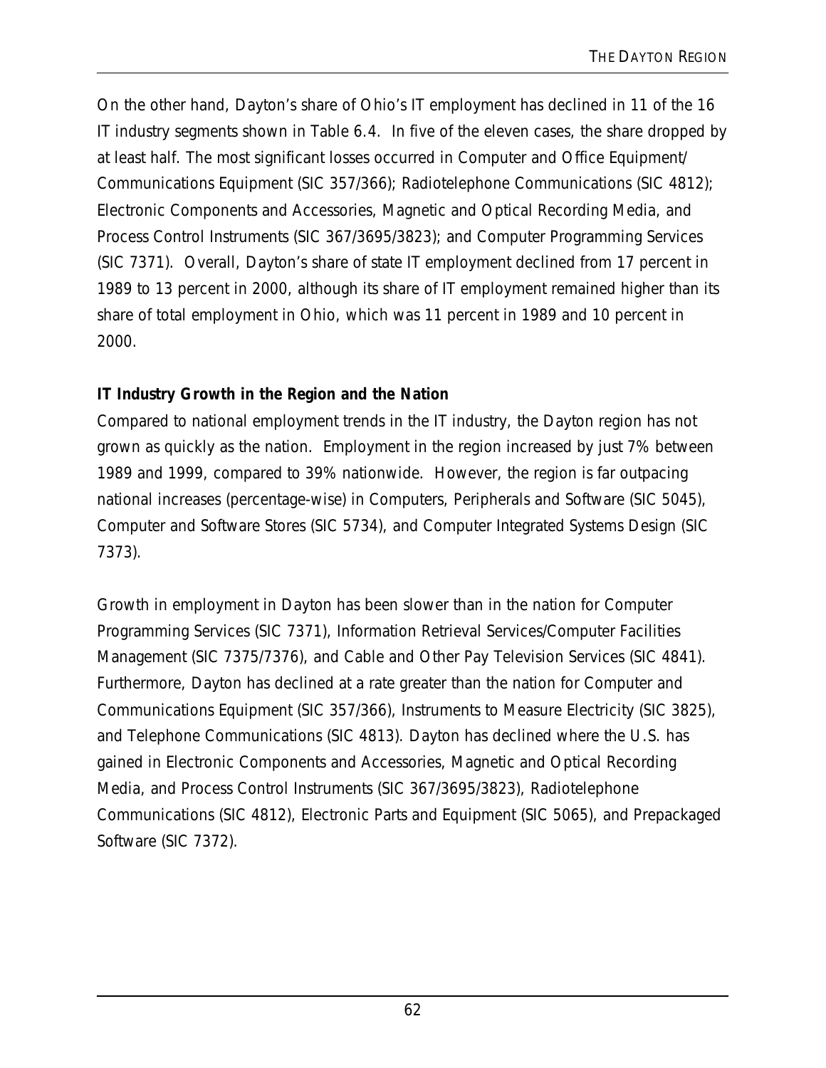On the other hand, Dayton's share of Ohio's IT employment has declined in 11 of the 16 IT industry segments shown in Table 6.4. In five of the eleven cases, the share dropped by at least half. The most significant losses occurred in Computer and Office Equipment/ Communications Equipment (SIC 357/366); Radiotelephone Communications (SIC 4812); Electronic Components and Accessories, Magnetic and Optical Recording Media, and Process Control Instruments (SIC 367/3695/3823); and Computer Programming Services (SIC 7371). Overall, Dayton's share of state IT employment declined from 17 percent in 1989 to 13 percent in 2000, although its share of IT employment remained higher than its share of total employment in Ohio, which was 11 percent in 1989 and 10 percent in 2000.

**IT Industry Growth in the Region and the Nation**

Compared to national employment trends in the IT industry, the Dayton region has not grown as quickly as the nation. Employment in the region increased by just 7% between 1989 and 1999, compared to 39% nationwide. However, the region is far outpacing national increases (percentage-wise) in Computers, Peripherals and Software (SIC 5045), Computer and Software Stores (SIC 5734), and Computer Integrated Systems Design (SIC 7373).

Growth in employment in Dayton has been slower than in the nation for Computer Programming Services (SIC 7371), Information Retrieval Services/Computer Facilities Management (SIC 7375/7376), and Cable and Other Pay Television Services (SIC 4841). Furthermore, Dayton has declined at a rate greater than the nation for Computer and Communications Equipment (SIC 357/366), Instruments to Measure Electricity (SIC 3825), and Telephone Communications (SIC 4813). Dayton has declined where the U.S. has gained in Electronic Components and Accessories, Magnetic and Optical Recording Media, and Process Control Instruments (SIC 367/3695/3823), Radiotelephone Communications (SIC 4812), Electronic Parts and Equipment (SIC 5065), and Prepackaged Software (SIC 7372).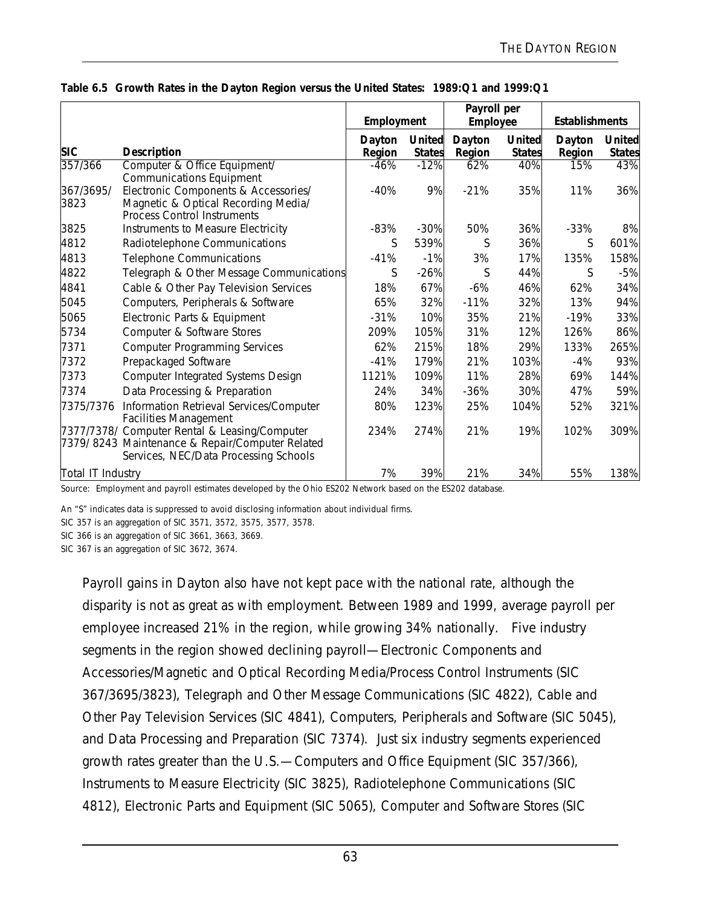**Table 6.5 Growth Rates in the Dayton Region versus the United States: 1989:Q1 and 1999:Q1**

| | | Employment | | Payroll per Employee | | Establishments | |
|---|---|---|---|---|---|---|---|
| **SIC** | **Description** | **Dayton Region** | **United States** | **Dayton Region** | **United States** | **Dayton Region** | **United States** |
| 357/366 | Computer & Office Equipment/ Communications Equipment | -46% | -12% | 62% | 40% | 15% | 43% |
| 367/3695/ 3823 | Electronic Components & Accessories/ Magnetic & Optical Recording Media/ Process Control Instruments | -40% | 9% | -21% | 35% | 11% | 36% |
| 3825 | Instruments to Measure Electricity | -83% | -30% | 50% | 36% | -33% | 8% |
| 4812 | Radiotelephone Communications | S | 539% | S | 36% | S | 601% |
| 4813 | Telephone Communications | -41% | -1% | 3% | 17% | 135% | 158% |
| 4822 | Telegraph & Other Message Communications | S | -26% | S | 44% | S | -5% |
| 4841 | Cable & Other Pay Television Services | 18% | 67% | -6% | 46% | 62% | 34% |
| 5045 | Computers, Peripherals & Software | 65% | 32% | -11% | 32% | 13% | 94% |
| 5065 | Electronic Parts & Equipment | -31% | 10% | 35% | 21% | -19% | 33% |
| 5734 | Computer & Software Stores | 209% | 105% | 31% | 12% | 126% | 86% |
| 7371 | Computer Programming Services | 62% | 215% | 18% | 29% | 133% | 265% |
| 7372 | Prepackaged Software | -41% | 179% | 21% | 103% | -4% | 93% |
| 7373 | Computer Integrated Systems Design | 1121% | 109% | 11% | 28% | 69% | 144% |
| 7374 | Data Processing & Preparation | 24% | 34% | -36% | 30% | 47% | 59% |
| 7375/7376 | Information Retrieval Services/Computer Facilities Management | 80% | 123% | 25% | 104% | 52% | 321% |
| 7377/7378/ 7379/ 8243 | Computer Rental & Leasing/Computer Maintenance & Repair/Computer Related Services, NEC/Data Processing Schools | 234% | 274% | 21% | 19% | 102% | 309% |
| Total IT Industry | | 7% | 39% | 21% | 34% | 55% | 138% |

Source: Employment and payroll estimates developed by the Ohio ES202 Network based on the ES202 database.

An "S" indicates data is suppressed to avoid disclosing information about individual firms.

SIC 357 is an aggregation of SIC 3571, 3572, 3575, 3577, 3578.

SIC 366 is an aggregation of SIC 3661, 3663, 3669.

SIC 367 is an aggregation of SIC 3672, 3674.

Payroll gains in Dayton also have not kept pace with the national rate, although the disparity is not as great as with employment. Between 1989 and 1999, average payroll per employee increased 21% in the region, while growing 34% nationally. Five industry segments in the region showed declining payroll—Electronic Components and Accessories/Magnetic and Optical Recording Media/Process Control Instruments (SIC 367/3695/3823), Telegraph and Other Message Communications (SIC 4822), Cable and Other Pay Television Services (SIC 4841), Computers, Peripherals and Software (SIC 5045), and Data Processing and Preparation (SIC 7374). Just six industry segments experienced growth rates greater than the U.S.—Computers and Office Equipment (SIC 357/366), Instruments to Measure Electricity (SIC 3825), Radiotelephone Communications (SIC 4812), Electronic Parts and Equipment (SIC 5065), Computer and Software Stores (SIC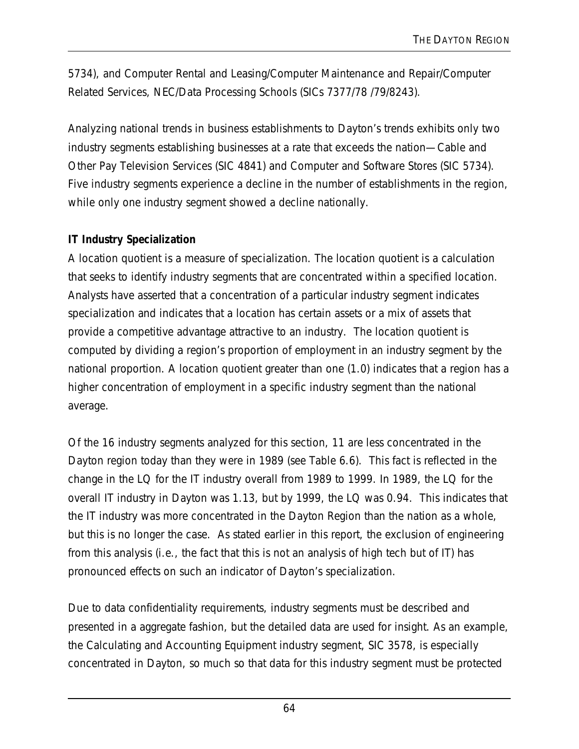5734), and Computer Rental and Leasing/Computer Maintenance and Repair/Computer Related Services, NEC/Data Processing Schools (SICs 7377/78 /79/8243).

Analyzing national trends in business establishments to Dayton's trends exhibits only two industry segments establishing businesses at a rate that exceeds the nation—Cable and Other Pay Television Services (SIC 4841) and Computer and Software Stores (SIC 5734). Five industry segments experience a decline in the number of establishments in the region, while only one industry segment showed a decline nationally.

**IT Industry Specialization**

A location quotient is a measure of specialization. The location quotient is a calculation that seeks to identify industry segments that are concentrated within a specified location. Analysts have asserted that a concentration of a particular industry segment indicates specialization and indicates that a location has certain assets or a mix of assets that provide a competitive advantage attractive to an industry. The location quotient is computed by dividing a region's proportion of employment in an industry segment by the national proportion. A location quotient greater than one (1.0) indicates that a region has a higher concentration of employment in a specific industry segment than the national average.

Of the 16 industry segments analyzed for this section, 11 are less concentrated in the Dayton region today than they were in 1989 (see Table 6.6). This fact is reflected in the change in the LQ for the IT industry overall from 1989 to 1999. In 1989, the LQ for the overall IT industry in Dayton was 1.13, but by 1999, the LQ was 0.94. This indicates that the IT industry was more concentrated in the Dayton Region than the nation as a whole, but this is no longer the case. As stated earlier in this report, the exclusion of engineering from this analysis (i.e., the fact that this is not an analysis of high tech but of IT) has pronounced effects on such an indicator of Dayton's specialization.

Due to data confidentiality requirements, industry segments must be described and presented in a aggregate fashion, but the detailed data are used for insight. As an example, the Calculating and Accounting Equipment industry segment, SIC 3578, is especially concentrated in Dayton, so much so that data for this industry segment must be protected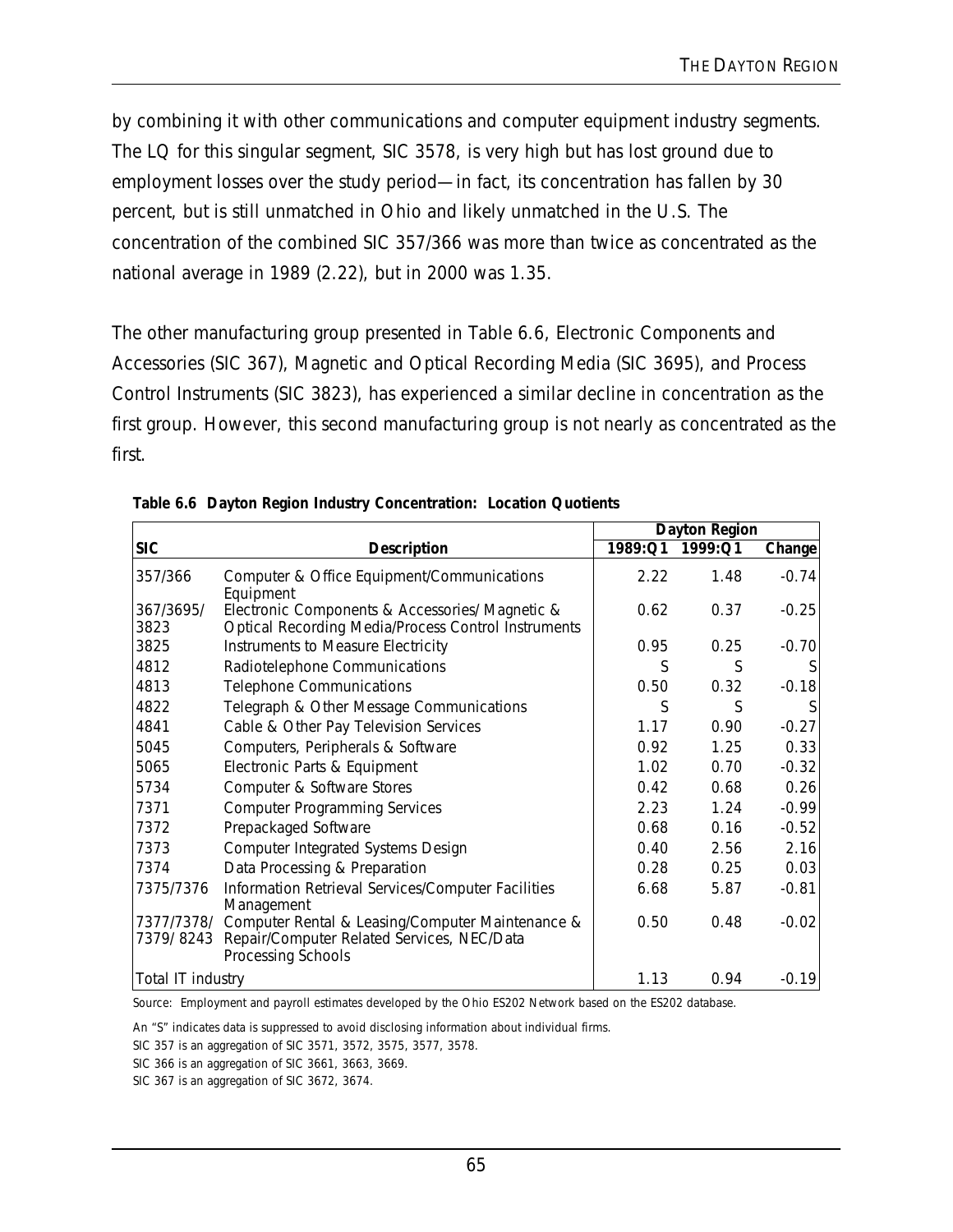by combining it with other communications and computer equipment industry segments. The LQ for this singular segment, SIC 3578, is very high but has lost ground due to employment losses over the study period—in fact, its concentration has fallen by 30 percent, but is still unmatched in Ohio and likely unmatched in the U.S. The concentration of the combined SIC 357/366 was more than twice as concentrated as the national average in 1989 (2.22), but in 2000 was 1.35.

The other manufacturing group presented in Table 6.6, Electronic Components and Accessories (SIC 367), Magnetic and Optical Recording Media (SIC 3695), and Process Control Instruments (SIC 3823), has experienced a similar decline in concentration as the first group. However, this second manufacturing group is not nearly as concentrated as the first.

**Table 6.6 Dayton Region Industry Concentration: Location Quotients**

| | | Dayton Region | | |
|---|---|---|---|---|
| **SIC** | **Description** | **1989:Q1** | **1999:Q1** | **Change** |
| 357/366 | Computer & Office Equipment/Communications Equipment | 2.22 | 1.48 | -0.74 |
| 367/3695/ 3823 | Electronic Components & Accessories/ Magnetic & Optical Recording Media/Process Control Instruments | 0.62 | 0.37 | -0.25 |
| 3825 | Instruments to Measure Electricity | 0.95 | 0.25 | -0.70 |
| 4812 | Radiotelephone Communications | S | S | S |
| 4813 | Telephone Communications | 0.50 | 0.32 | -0.18 |
| 4822 | Telegraph & Other Message Communications | S | S | S |
| 4841 | Cable & Other Pay Television Services | 1.17 | 0.90 | -0.27 |
| 5045 | Computers, Peripherals & Software | 0.92 | 1.25 | 0.33 |
| 5065 | Electronic Parts & Equipment | 1.02 | 0.70 | -0.32 |
| 5734 | Computer & Software Stores | 0.42 | 0.68 | 0.26 |
| 7371 | Computer Programming Services | 2.23 | 1.24 | -0.99 |
| 7372 | Prepackaged Software | 0.68 | 0.16 | -0.52 |
| 7373 | Computer Integrated Systems Design | 0.40 | 2.56 | 2.16 |
| 7374 | Data Processing & Preparation | 0.28 | 0.25 | 0.03 |
| 7375/7376 | Information Retrieval Services/Computer Facilities Management | 6.68 | 5.87 | -0.81 |
| 7377/7378/ 7379/ 8243 | Computer Rental & Leasing/Computer Maintenance & Repair/Computer Related Services, NEC/Data Processing Schools | 0.50 | 0.48 | -0.02 |
| Total IT industry | | 1.13 | 0.94 | -0.19 |

Source: Employment and payroll estimates developed by the Ohio ES202 Network based on the ES202 database.

An "S" indicates data is suppressed to avoid disclosing information about individual firms.

SIC 357 is an aggregation of SIC 3571, 3572, 3575, 3577, 3578.

SIC 366 is an aggregation of SIC 3661, 3663, 3669.

SIC 367 is an aggregation of SIC 3672, 3674.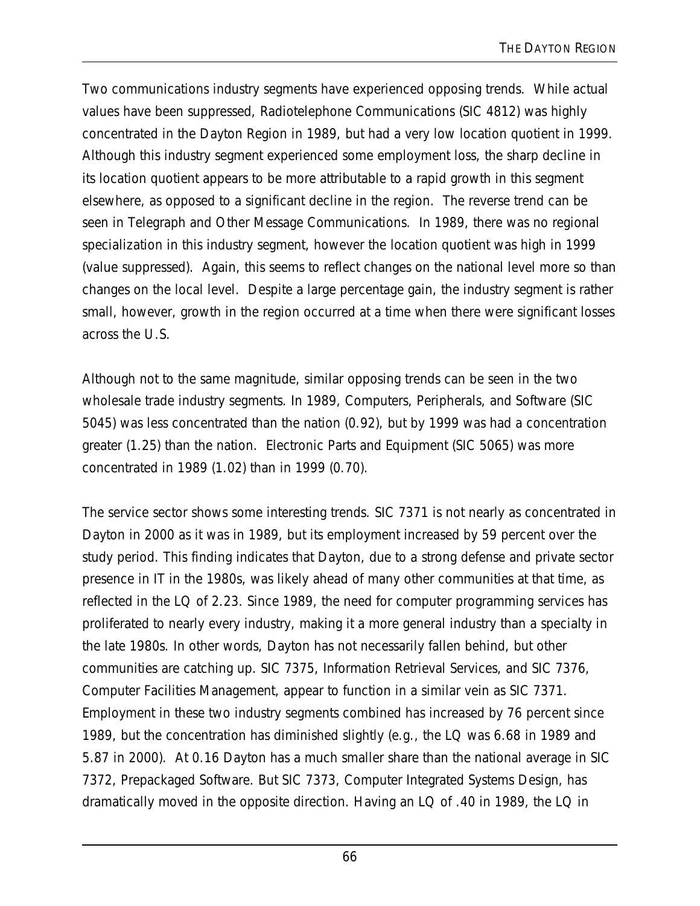Two communications industry segments have experienced opposing trends. While actual values have been suppressed, Radiotelephone Communications (SIC 4812) was highly concentrated in the Dayton Region in 1989, but had a very low location quotient in 1999. Although this industry segment experienced some employment loss, the sharp decline in its location quotient appears to be more attributable to a rapid growth in this segment elsewhere, as opposed to a significant decline in the region. The reverse trend can be seen in Telegraph and Other Message Communications. In 1989, there was no regional specialization in this industry segment, however the location quotient was high in 1999 (value suppressed). Again, this seems to reflect changes on the national level more so than changes on the local level. Despite a large percentage gain, the industry segment is rather small, however, growth in the region occurred at a time when there were significant losses across the U.S.

Although not to the same magnitude, similar opposing trends can be seen in the two wholesale trade industry segments. In 1989, Computers, Peripherals, and Software (SIC 5045) was less concentrated than the nation (0.92), but by 1999 was had a concentration greater (1.25) than the nation. Electronic Parts and Equipment (SIC 5065) was more concentrated in 1989 (1.02) than in 1999 (0.70).

The service sector shows some interesting trends. SIC 7371 is not nearly as concentrated in Dayton in 2000 as it was in 1989, but its employment increased by 59 percent over the study period. This finding indicates that Dayton, due to a strong defense and private sector presence in IT in the 1980s, was likely ahead of many other communities at that time, as reflected in the LQ of 2.23. Since 1989, the need for computer programming services has proliferated to nearly every industry, making it a more general industry than a specialty in the late 1980s. In other words, Dayton has not necessarily fallen behind, but other communities are catching up. SIC 7375, Information Retrieval Services, and SIC 7376, Computer Facilities Management, appear to function in a similar vein as SIC 7371. Employment in these two industry segments combined has increased by 76 percent since 1989, but the concentration has diminished slightly (e.g., the LQ was 6.68 in 1989 and 5.87 in 2000). At 0.16 Dayton has a much smaller share than the national average in SIC 7372, Prepackaged Software. But SIC 7373, Computer Integrated Systems Design, has dramatically moved in the opposite direction. Having an LQ of .40 in 1989, the LQ in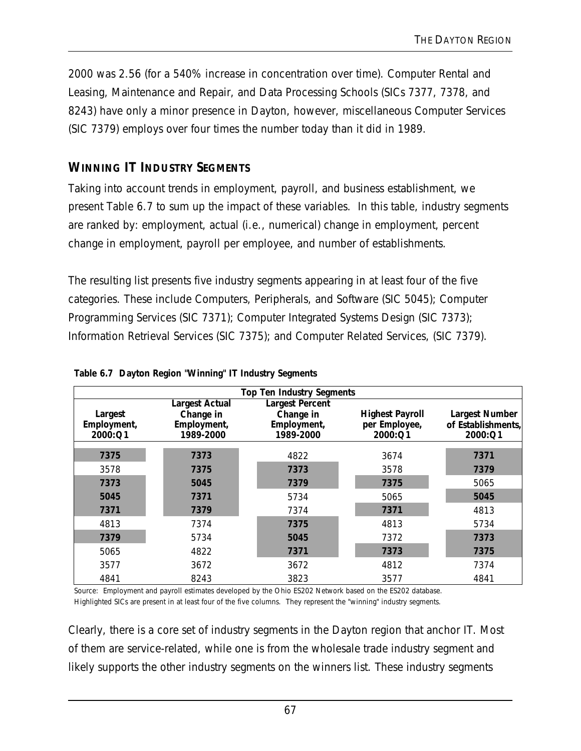2000 was 2.56 (for a 540% increase in concentration over time). Computer Rental and Leasing, Maintenance and Repair, and Data Processing Schools (SICs 7377, 7378, and 8243) have only a minor presence in Dayton, however, miscellaneous Computer Services (SIC 7379) employs over four times the number today than it did in 1989.

## WINNING IT INDUSTRY SEGMENTS

Taking into account trends in employment, payroll, and business establishment, we present Table 6.7 to sum up the impact of these variables. In this table, industry segments are ranked by: employment, actual (i.e., numerical) change in employment, percent change in employment, payroll per employee, and number of establishments.

The resulting list presents five industry segments appearing in at least four of the five categories. These include Computers, Peripherals, and Software (SIC 5045); Computer Programming Services (SIC 7371); Computer Integrated Systems Design (SIC 7373); Information Retrieval Services (SIC 7375); and Computer Related Services, (SIC 7379).

**Table 6.7 Dayton Region "Winning" IT Industry Segments**

| Top Ten Industry Segments | | | | |
|---|---|---|---|---|
| **Largest Employment, 2000:Q1** | **Largest Actual Change in Employment, 1989-2000** | **Largest Percent Change in Employment, 1989-2000** | **Highest Payroll per Employee, 2000:Q1** | **Largest Number of Establishments, 2000:Q1** |
| **7375** | **7373** | 4822 | 3674 | **7371** |
| 3578 | **7375** | **7373** | 3578 | **7379** |
| **7373** | **5045** | **7379** | **7375** | 5065 |
| **5045** | **7371** | 5734 | 5065 | **5045** |
| **7371** | **7379** | 7374 | **7371** | 4813 |
| 4813 | 7374 | **7375** | 4813 | 5734 |
| **7379** | 5734 | **5045** | 7372 | **7373** |
| 5065 | 4822 | **7371** | **7373** | **7375** |
| 3577 | 3672 | 3672 | 4812 | 7374 |
| 4841 | 8243 | 3823 | 3577 | 4841 |

Source: Employment and payroll estimates developed by the Ohio ES202 Network based on the ES202 database.
Highlighted SICs are present in at least four of the five columns. They represent the "winning" industry segments.

Clearly, there is a core set of industry segments in the Dayton region that anchor IT. Most of them are service-related, while one is from the wholesale trade industry segment and likely supports the other industry segments on the winners list. These industry segments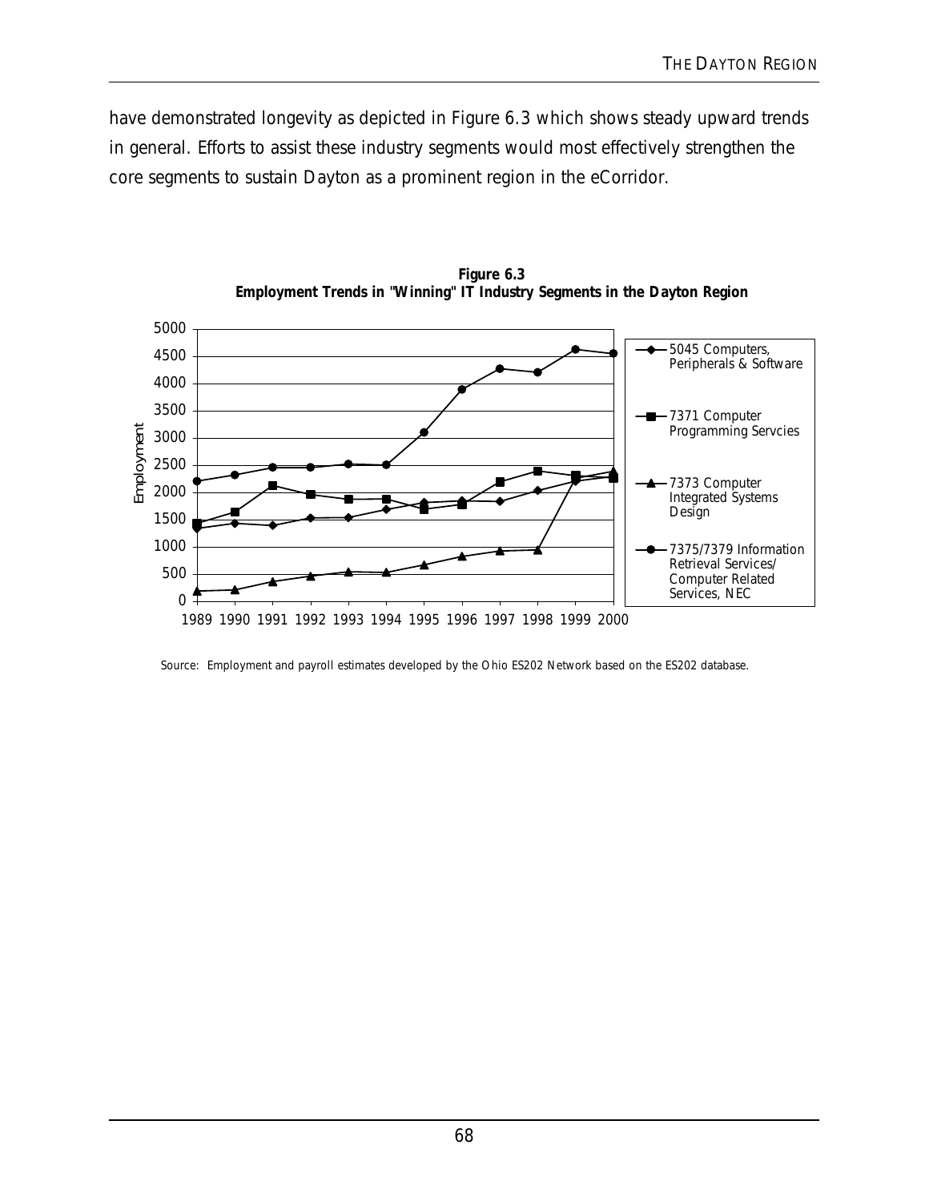have demonstrated longevity as depicted in Figure 6.3 which shows steady upward trends in general. Efforts to assist these industry segments would most effectively strengthen the core segments to sustain Dayton as a prominent region in the eCorridor.

**Figure 6.3**
**Employment Trends in "Winning" IT Industry Segments in the Dayton Region**

Source: Employment and payroll estimates developed by the Ohio ES202 Network based on the ES202 database.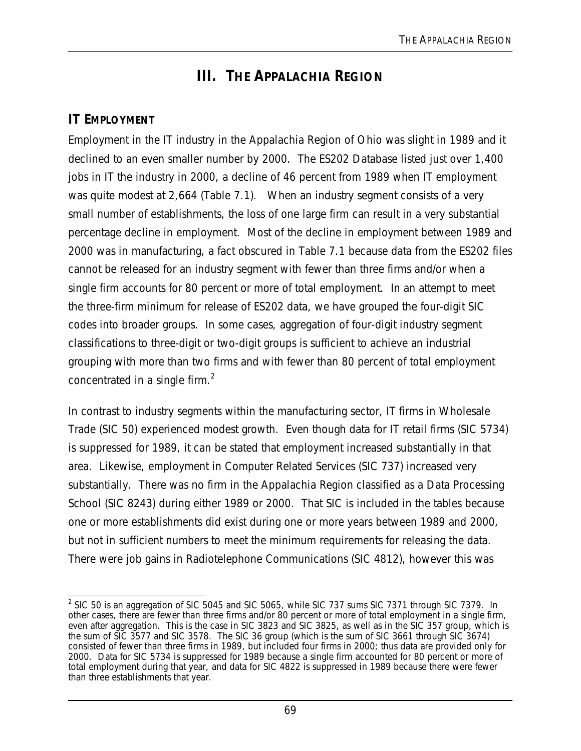# III. THE APPALACHIA REGION

## IT EMPLOYMENT

Employment in the IT industry in the Appalachia Region of Ohio was slight in 1989 and it declined to an even smaller number by 2000. The ES202 Database listed just over 1,400 jobs in IT the industry in 2000, a decline of 46 percent from 1989 when IT employment was quite modest at 2,664 (Table 7.1). When an industry segment consists of a very small number of establishments, the loss of one large firm can result in a very substantial percentage decline in employment. Most of the decline in employment between 1989 and 2000 was in manufacturing, a fact obscured in Table 7.1 because data from the ES202 files cannot be released for an industry segment with fewer than three firms and/or when a single firm accounts for 80 percent or more of total employment. In an attempt to meet the three-firm minimum for release of ES202 data, we have grouped the four-digit SIC codes into broader groups. In some cases, aggregation of four-digit industry segment classifications to three-digit or two-digit groups is sufficient to achieve an industrial grouping with more than two firms and with fewer than 80 percent of total employment concentrated in a single firm.[2]

In contrast to industry segments within the manufacturing sector, IT firms in Wholesale Trade (SIC 50) experienced modest growth. Even though data for IT retail firms (SIC 5734) is suppressed for 1989, it can be stated that employment increased substantially in that area. Likewise, employment in Computer Related Services (SIC 737) increased very substantially. There was no firm in the Appalachia Region classified as a Data Processing School (SIC 8243) during either 1989 or 2000. That SIC is included in the tables because one or more establishments did exist during one or more years between 1989 and 2000, but not in sufficient numbers to meet the minimum requirements for releasing the data. There were job gains in Radiotelephone Communications (SIC 4812), however this was

[2] SIC 50 is an aggregation of SIC 5045 and SIC 5065, while SIC 737 sums SIC 7371 through SIC 7379. In other cases, there are fewer than three firms and/or 80 percent or more of total employment in a single firm, even after aggregation. This is the case in SIC 3823 and SIC 3825, as well as in the SIC 357 group, which is the sum of SIC 3577 and SIC 3578. The SIC 36 group (which is the sum of SIC 3661 through SIC 3674) consisted of fewer than three firms in 1989, but included four firms in 2000; thus data are provided only for 2000. Data for SIC 5734 is suppressed for 1989 because a single firm accounted for 80 percent or more of total employment during that year, and data for SIC 4822 is suppressed in 1989 because there were fewer than three establishments that year.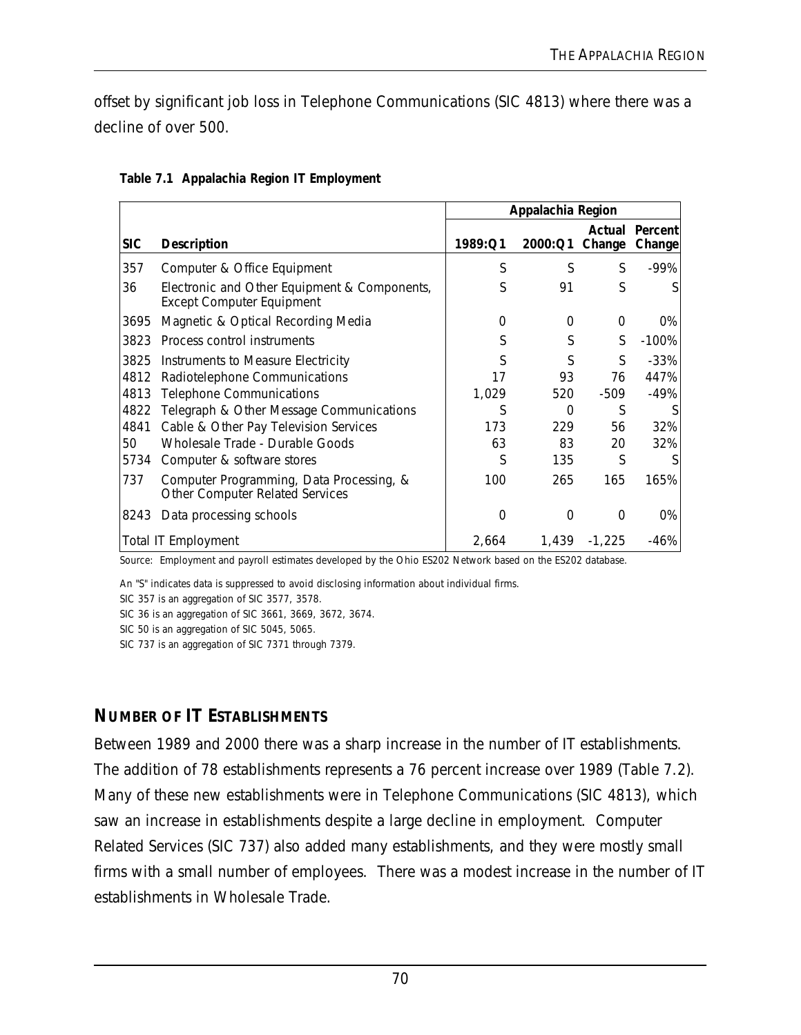offset by significant job loss in Telephone Communications (SIC 4813) where there was a decline of over 500.

**Table 7.1 Appalachia Region IT Employment**

| | | Appalachia Region | | | |
|---|---|---|---|---|---|
| **SIC** | **Description** | **1989:Q1** | **2000:Q1** | **Actual Change** | **Percent Change** |
| 357 | Computer & Office Equipment | S | S | S | -99% |
| 36 | Electronic and Other Equipment & Components, Except Computer Equipment | S | 91 | S | S |
| 3695 | Magnetic & Optical Recording Media | 0 | 0 | 0 | 0% |
| 3823 | Process control instruments | S | S | S | -100% |
| 3825 | Instruments to Measure Electricity | S | S | S | -33% |
| 4812 | Radiotelephone Communications | 17 | 93 | 76 | 447% |
| 4813 | Telephone Communications | 1,029 | 520 | -509 | -49% |
| 4822 | Telegraph & Other Message Communications | S | 0 | S | S |
| 4841 | Cable & Other Pay Television Services | 173 | 229 | 56 | 32% |
| 50 | Wholesale Trade - Durable Goods | 63 | 83 | 20 | 32% |
| 5734 | Computer & software stores | S | 135 | S | S |
| 737 | Computer Programming, Data Processing, & Other Computer Related Services | 100 | 265 | 165 | 165% |
| 8243 | Data processing schools | 0 | 0 | 0 | 0% |
| Total IT Employment | | 2,664 | 1,439 | -1,225 | -46% |

Source: Employment and payroll estimates developed by the Ohio ES202 Network based on the ES202 database.

An "S" indicates data is suppressed to avoid disclosing information about individual firms.

SIC 357 is an aggregation of SIC 3577, 3578.

SIC 36 is an aggregation of SIC 3661, 3669, 3672, 3674.

SIC 50 is an aggregation of SIC 5045, 5065.

SIC 737 is an aggregation of SIC 7371 through 7379.

## NUMBER OF IT ESTABLISHMENTS

Between 1989 and 2000 there was a sharp increase in the number of IT establishments. The addition of 78 establishments represents a 76 percent increase over 1989 (Table 7.2). Many of these new establishments were in Telephone Communications (SIC 4813), which saw an increase in establishments despite a large decline in employment. Computer Related Services (SIC 737) also added many establishments, and they were mostly small firms with a small number of employees. There was a modest increase in the number of IT establishments in Wholesale Trade.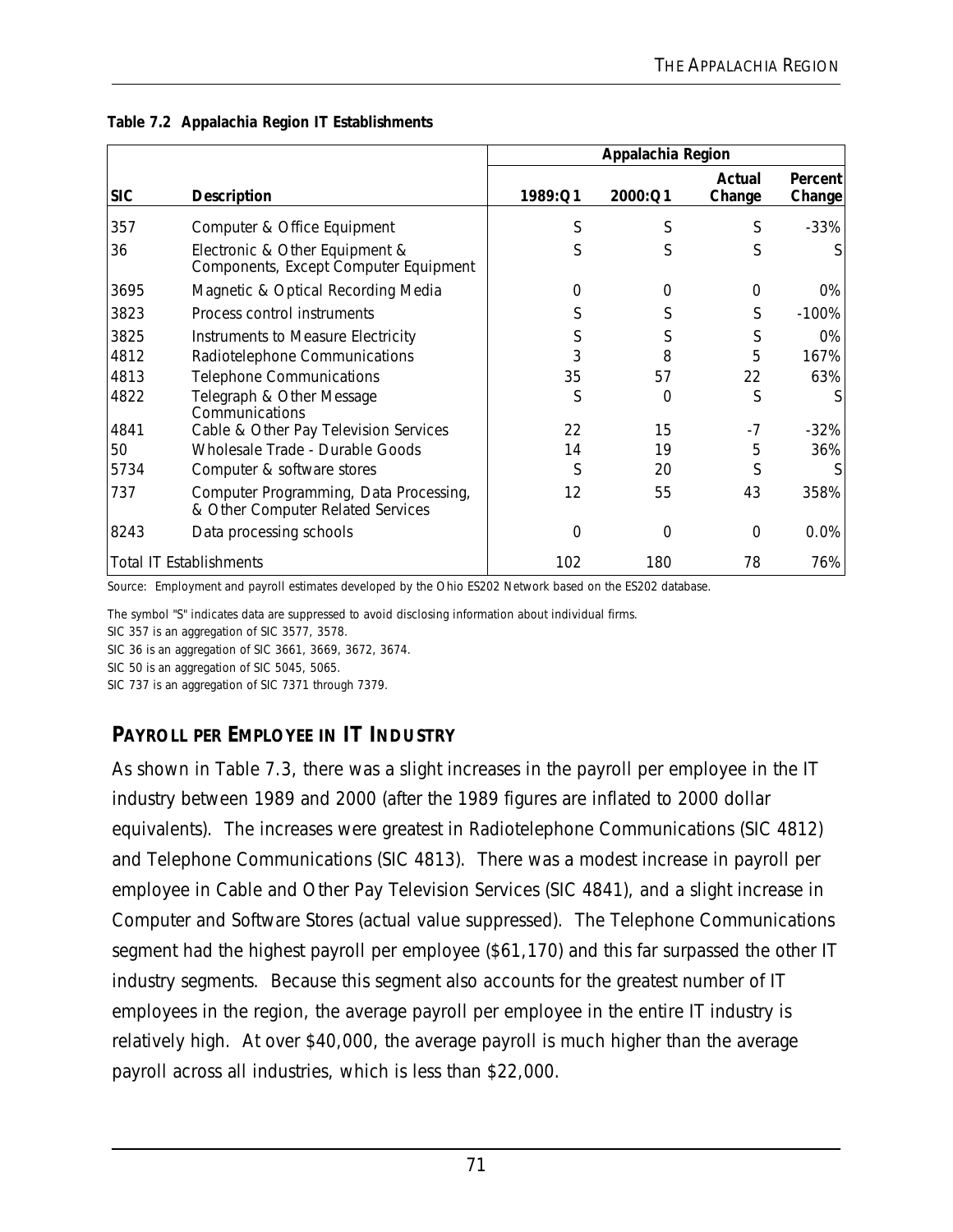**Table 7.2 Appalachia Region IT Establishments**

| SIC | Description | Appalachia Region | | | |
|---|---|---|---|---|---|
| | | 1989:Q1 | 2000:Q1 | Actual Change | Percent Change |
| 357 | Computer & Office Equipment | S | S | S | -33% |
| 36 | Electronic & Other Equipment & Components, Except Computer Equipment | S | S | S | S |
| 3695 | Magnetic & Optical Recording Media | 0 | 0 | 0 | 0% |
| 3823 | Process control instruments | S | S | S | -100% |
| 3825 | Instruments to Measure Electricity | S | S | S | 0% |
| 4812 | Radiotelephone Communications | 3 | 8 | 5 | 167% |
| 4813 | Telephone Communications | 35 | 57 | 22 | 63% |
| 4822 | Telegraph & Other Message Communications | S | 0 | S | S |
| 4841 | Cable & Other Pay Television Services | 22 | 15 | -7 | -32% |
| 50 | Wholesale Trade - Durable Goods | 14 | 19 | 5 | 36% |
| 5734 | Computer & software stores | S | 20 | S | S |
| 737 | Computer Programming, Data Processing, & Other Computer Related Services | 12 | 55 | 43 | 358% |
| 8243 | Data processing schools | 0 | 0 | 0 | 0.0% |
| Total IT Establishments | | 102 | 180 | 78 | 76% |

Source: Employment and payroll estimates developed by the Ohio ES202 Network based on the ES202 database.

The symbol "S" indicates data are suppressed to avoid disclosing information about individual firms.
SIC 357 is an aggregation of SIC 3577, 3578.
SIC 36 is an aggregation of SIC 3661, 3669, 3672, 3674.
SIC 50 is an aggregation of SIC 5045, 5065.
SIC 737 is an aggregation of SIC 7371 through 7379.

## PAYROLL PER EMPLOYEE IN IT INDUSTRY

As shown in Table 7.3, there was a slight increases in the payroll per employee in the IT industry between 1989 and 2000 (after the 1989 figures are inflated to 2000 dollar equivalents). The increases were greatest in Radiotelephone Communications (SIC 4812) and Telephone Communications (SIC 4813). There was a modest increase in payroll per employee in Cable and Other Pay Television Services (SIC 4841), and a slight increase in Computer and Software Stores (actual value suppressed). The Telephone Communications segment had the highest payroll per employee ($61,170) and this far surpassed the other IT industry segments. Because this segment also accounts for the greatest number of IT employees in the region, the average payroll per employee in the entire IT industry is relatively high. At over $40,000, the average payroll is much higher than the average payroll across all industries, which is less than $22,000.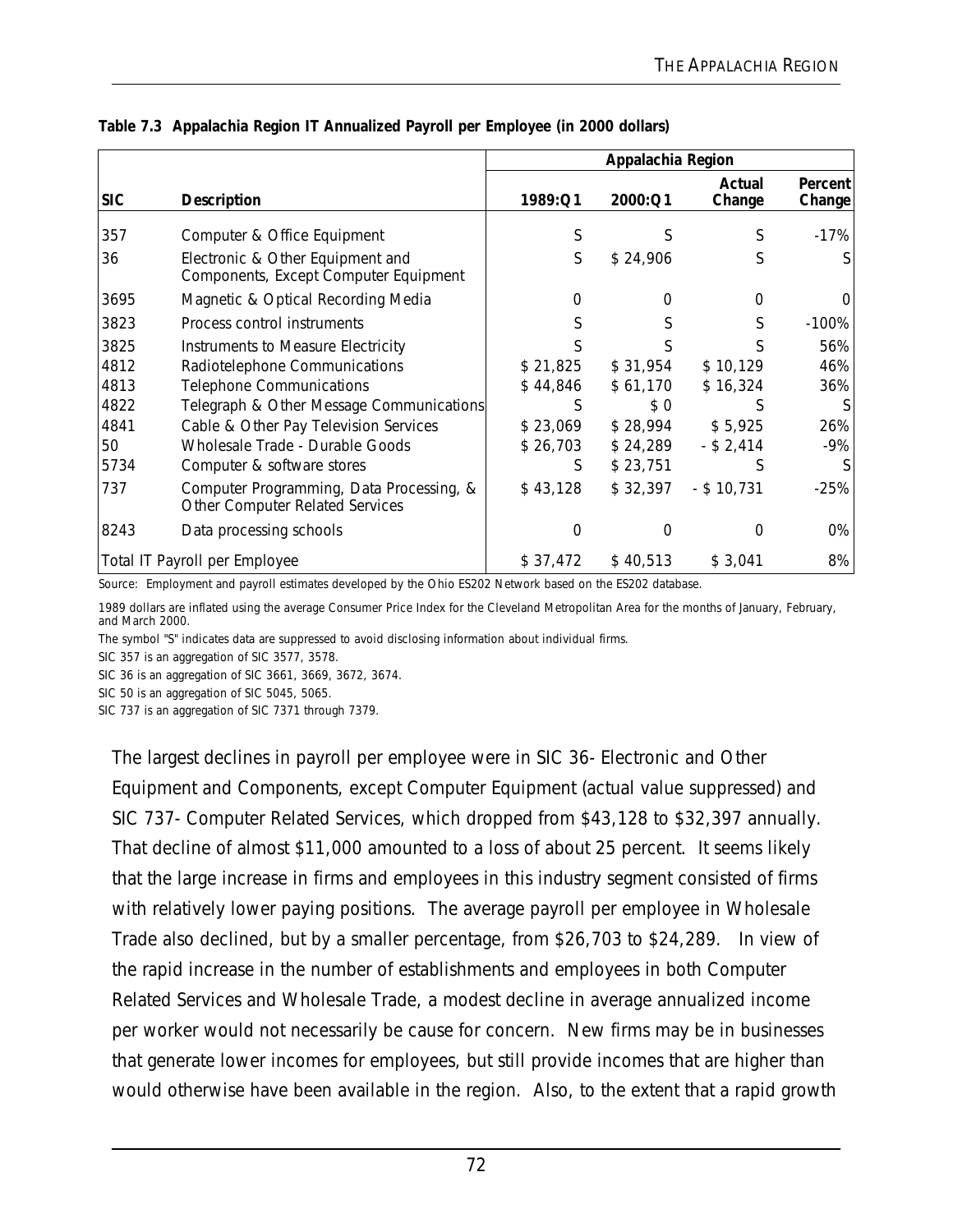**Table 7.3 Appalachia Region IT Annualized Payroll per Employee (in 2000 dollars)**

| | | Appalachia Region | | | |
|---|---|---|---|---|---|
| **SIC** | **Description** | **1989:Q1** | **2000:Q1** | **Actual Change** | **Percent Change** |
| 357 | Computer & Office Equipment | S | S | S | -17% |
| 36 | Electronic & Other Equipment and Components, Except Computer Equipment | S | $ 24,906 | S | S |
| 3695 | Magnetic & Optical Recording Media | 0 | 0 | 0 | 0 |
| 3823 | Process control instruments | S | S | S | -100% |
| 3825 | Instruments to Measure Electricity | S | S | S | 56% |
| 4812 | Radiotelephone Communications | $ 21,825 | $ 31,954 | $ 10,129 | 46% |
| 4813 | Telephone Communications | $ 44,846 | $ 61,170 | $ 16,324 | 36% |
| 4822 | Telegraph & Other Message Communications | S | $ 0 | S | S |
| 4841 | Cable & Other Pay Television Services | $ 23,069 | $ 28,994 | $ 5,925 | 26% |
| 50 | Wholesale Trade - Durable Goods | $ 26,703 | $ 24,289 | - $ 2,414 | -9% |
| 5734 | Computer & software stores | S | $ 23,751 | S | S |
| 737 | Computer Programming, Data Processing, & Other Computer Related Services | $ 43,128 | $ 32,397 | - $ 10,731 | -25% |
| 8243 | Data processing schools | 0 | 0 | 0 | 0% |
| Total IT Payroll per Employee | | $ 37,472 | $ 40,513 | $ 3,041 | 8% |

Source: Employment and payroll estimates developed by the Ohio ES202 Network based on the ES202 database.

1989 dollars are inflated using the average Consumer Price Index for the Cleveland Metropolitan Area for the months of January, February, and March 2000.

The symbol "S" indicates data are suppressed to avoid disclosing information about individual firms.

SIC 357 is an aggregation of SIC 3577, 3578.

SIC 36 is an aggregation of SIC 3661, 3669, 3672, 3674.

SIC 50 is an aggregation of SIC 5045, 5065.

SIC 737 is an aggregation of SIC 7371 through 7379.

The largest declines in payroll per employee were in SIC 36- Electronic and Other Equipment and Components, except Computer Equipment (actual value suppressed) and SIC 737- Computer Related Services, which dropped from $43,128 to $32,397 annually. That decline of almost $11,000 amounted to a loss of about 25 percent. It seems likely that the large increase in firms and employees in this industry segment consisted of firms with relatively lower paying positions. The average payroll per employee in Wholesale Trade also declined, but by a smaller percentage, from $26,703 to $24,289. In view of the rapid increase in the number of establishments and employees in both Computer Related Services and Wholesale Trade, a modest decline in average annualized income per worker would not necessarily be cause for concern. New firms may be in businesses that generate lower incomes for employees, but still provide incomes that are higher than would otherwise have been available in the region. Also, to the extent that a rapid growth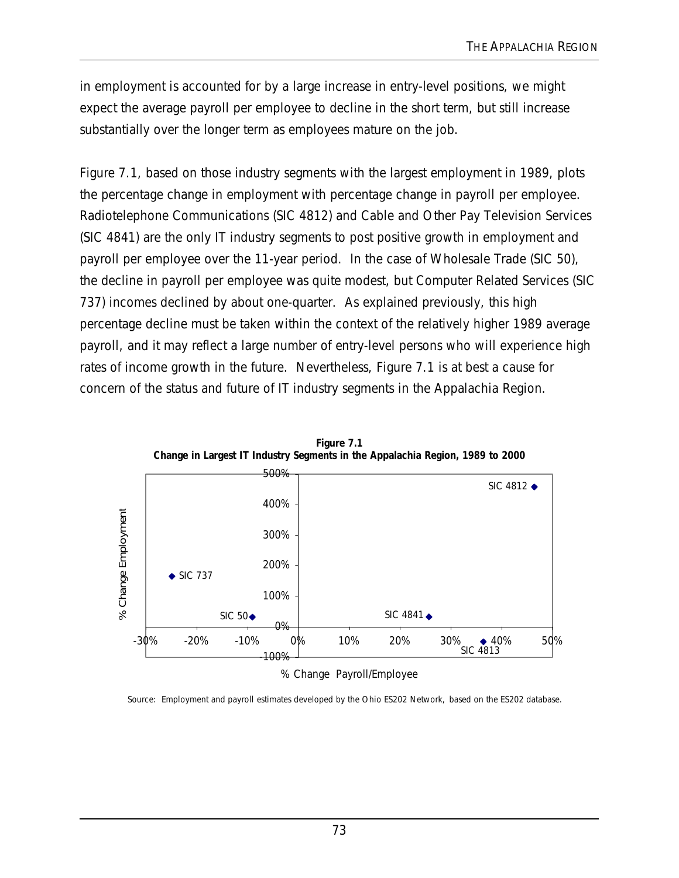in employment is accounted for by a large increase in entry-level positions, we might expect the average payroll per employee to decline in the short term, but still increase substantially over the longer term as employees mature on the job.

Figure 7.1, based on those industry segments with the largest employment in 1989, plots the percentage change in employment with percentage change in payroll per employee. Radiotelephone Communications (SIC 4812) and Cable and Other Pay Television Services (SIC 4841) are the only IT industry segments to post positive growth in employment and payroll per employee over the 11-year period. In the case of Wholesale Trade (SIC 50), the decline in payroll per employee was quite modest, but Computer Related Services (SIC 737) incomes declined by about one-quarter. As explained previously, this high percentage decline must be taken within the context of the relatively higher 1989 average payroll, and it may reflect a large number of entry-level persons who will experience high rates of income growth in the future. Nevertheless, Figure 7.1 is at best a cause for concern of the status and future of IT industry segments in the Appalachia Region.

**Figure 7.1**
**Change in Largest IT Industry Segments in the Appalachia Region, 1989 to 2000**

Source: Employment and payroll estimates developed by the Ohio ES202 Network, based on the ES202 database.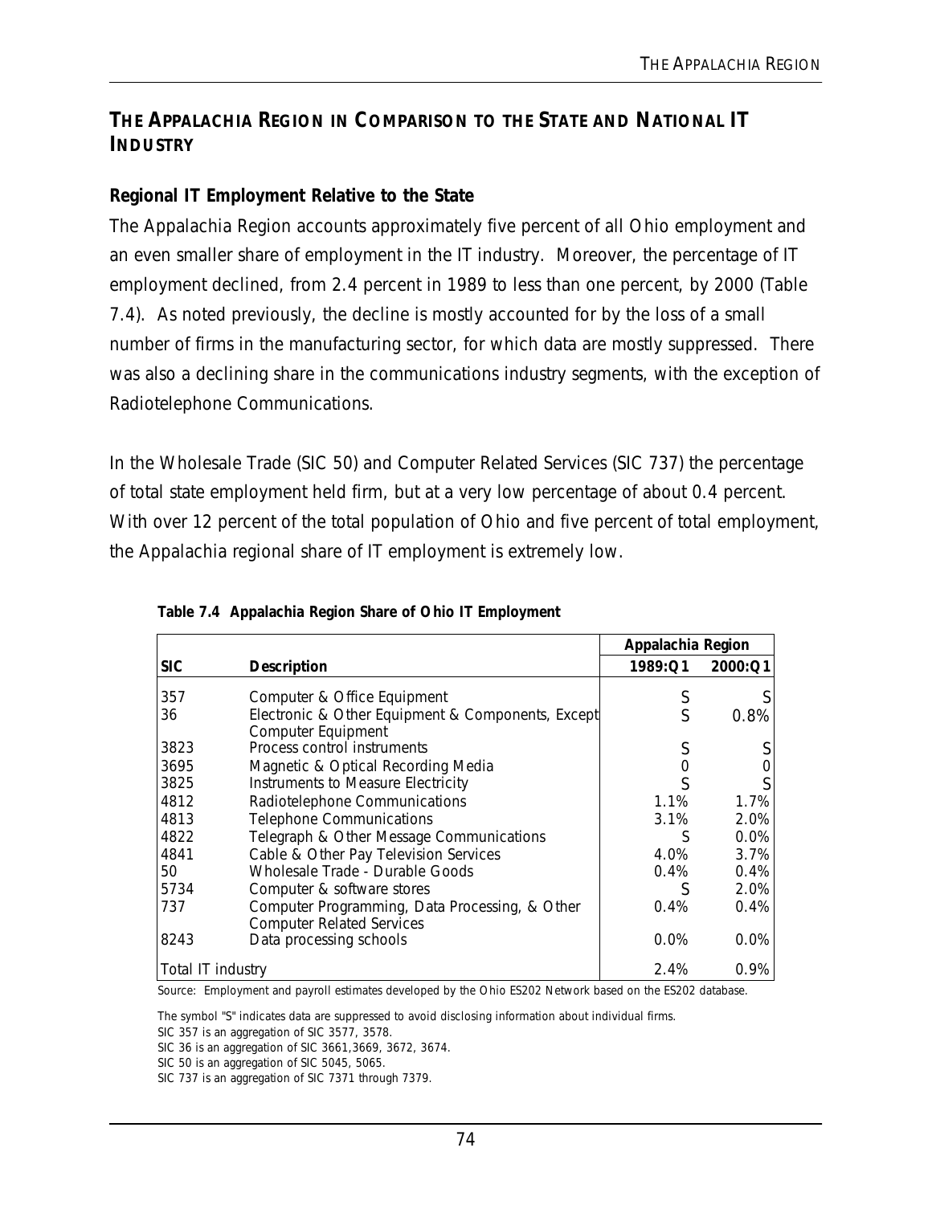## THE APPALACHIA REGION IN COMPARISON TO THE STATE AND NATIONAL IT INDUSTRY

### Regional IT Employment Relative to the State

The Appalachia Region accounts approximately five percent of all Ohio employment and an even smaller share of employment in the IT industry. Moreover, the percentage of IT employment declined, from 2.4 percent in 1989 to less than one percent, by 2000 (Table 7.4). As noted previously, the decline is mostly accounted for by the loss of a small number of firms in the manufacturing sector, for which data are mostly suppressed. There was also a declining share in the communications industry segments, with the exception of Radiotelephone Communications.

In the Wholesale Trade (SIC 50) and Computer Related Services (SIC 737) the percentage of total state employment held firm, but at a very low percentage of about 0.4 percent. With over 12 percent of the total population of Ohio and five percent of total employment, the Appalachia regional share of IT employment is extremely low.

**Table 7.4 Appalachia Region Share of Ohio IT Employment**

| | | Appalachia Region | |
|---|---|---|---|
| **SIC** | **Description** | **1989:Q1** | **2000:Q1** |
| 357 | Computer & Office Equipment | S | S |
| 36 | Electronic & Other Equipment & Components, Except Computer Equipment | S | 0.8% |
| 3823 | Process control instruments | S | S |
| 3695 | Magnetic & Optical Recording Media | 0 | 0 |
| 3825 | Instruments to Measure Electricity | S | S |
| 4812 | Radiotelephone Communications | 1.1% | 1.7% |
| 4813 | Telephone Communications | 3.1% | 2.0% |
| 4822 | Telegraph & Other Message Communications | S | 0.0% |
| 4841 | Cable & Other Pay Television Services | 4.0% | 3.7% |
| 50 | Wholesale Trade - Durable Goods | 0.4% | 0.4% |
| 5734 | Computer & software stores | S | 2.0% |
| 737 | Computer Programming, Data Processing, & Other Computer Related Services | 0.4% | 0.4% |
| 8243 | Data processing schools | 0.0% | 0.0% |
| Total IT industry | | 2.4% | 0.9% |

Source: Employment and payroll estimates developed by the Ohio ES202 Network based on the ES202 database.

The symbol "S" indicates data are suppressed to avoid disclosing information about individual firms.
SIC 357 is an aggregation of SIC 3577, 3578.
SIC 36 is an aggregation of SIC 3661,3669, 3672, 3674.
SIC 50 is an aggregation of SIC 5045, 5065.
SIC 737 is an aggregation of SIC 7371 through 7379.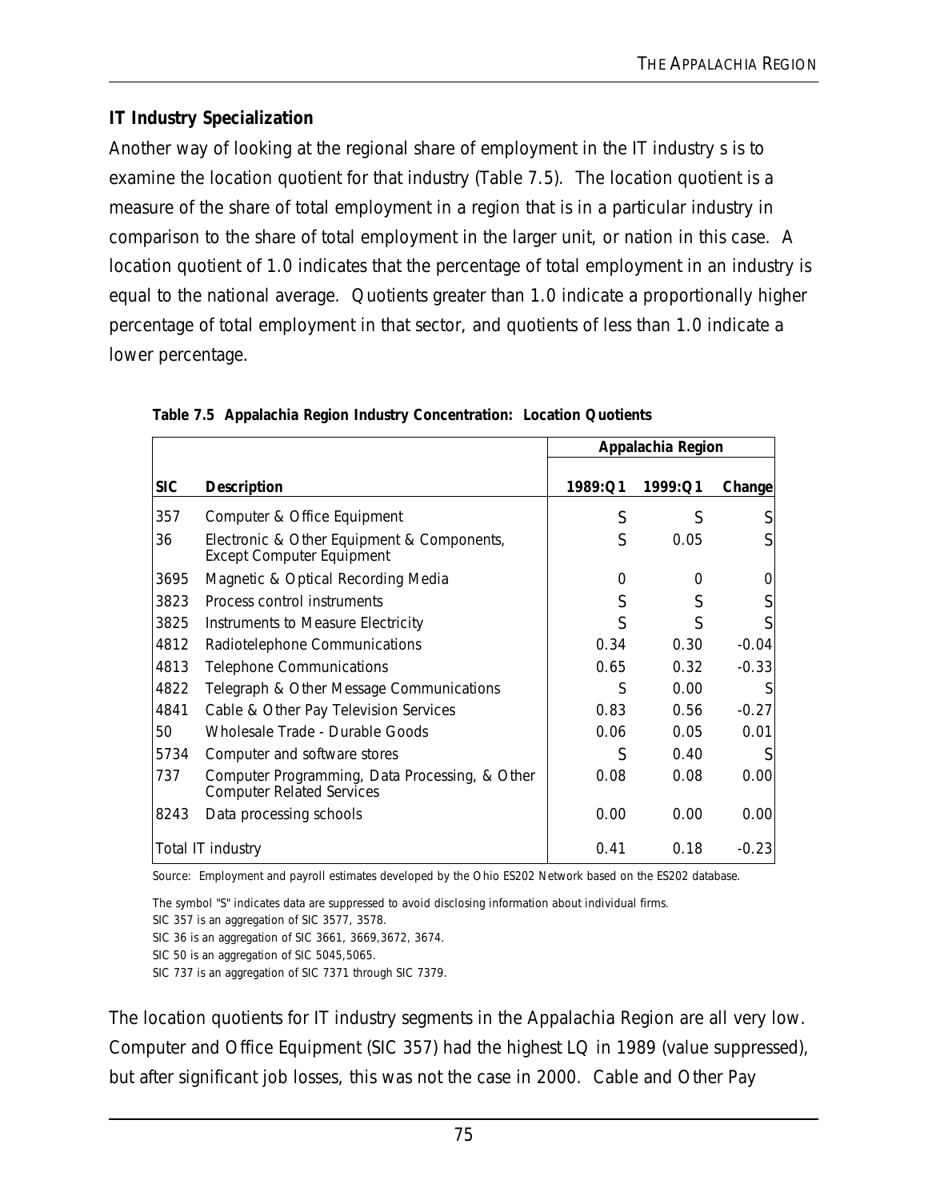### IT Industry Specialization

Another way of looking at the regional share of employment in the IT industry s is to examine the location quotient for that industry (Table 7.5). The location quotient is a measure of the share of total employment in a region that is in a particular industry in comparison to the share of total employment in the larger unit, or nation in this case. A location quotient of 1.0 indicates that the percentage of total employment in an industry is equal to the national average. Quotients greater than 1.0 indicate a proportionally higher percentage of total employment in that sector, and quotients of less than 1.0 indicate a lower percentage.

**Table 7.5 Appalachia Region Industry Concentration: Location Quotients**

| | | Appalachia Region | | |
|---|---|---|---|---|
| **SIC** | **Description** | **1989:Q1** | **1999:Q1** | **Change** |
| 357 | Computer & Office Equipment | S | S | S |
| 36 | Electronic & Other Equipment & Components, Except Computer Equipment | S | 0.05 | S |
| 3695 | Magnetic & Optical Recording Media | 0 | 0 | 0 |
| 3823 | Process control instruments | S | S | S |
| 3825 | Instruments to Measure Electricity | S | S | S |
| 4812 | Radiotelephone Communications | 0.34 | 0.30 | -0.04 |
| 4813 | Telephone Communications | 0.65 | 0.32 | -0.33 |
| 4822 | Telegraph & Other Message Communications | S | 0.00 | S |
| 4841 | Cable & Other Pay Television Services | 0.83 | 0.56 | -0.27 |
| 50 | Wholesale Trade - Durable Goods | 0.06 | 0.05 | 0.01 |
| 5734 | Computer and software stores | S | 0.40 | S |
| 737 | Computer Programming, Data Processing, & Other Computer Related Services | 0.08 | 0.08 | 0.00 |
| 8243 | Data processing schools | 0.00 | 0.00 | 0.00 |
| Total IT industry | | 0.41 | 0.18 | -0.23 |

Source: Employment and payroll estimates developed by the Ohio ES202 Network based on the ES202 database.

The symbol "S" indicates data are suppressed to avoid disclosing information about individual firms.
SIC 357 is an aggregation of SIC 3577, 3578.
SIC 36 is an aggregation of SIC 3661, 3669,3672, 3674.
SIC 50 is an aggregation of SIC 5045,5065.
SIC 737 is an aggregation of SIC 7371 through SIC 7379.

The location quotients for IT industry segments in the Appalachia Region are all very low. Computer and Office Equipment (SIC 357) had the highest LQ in 1989 (value suppressed), but after significant job losses, this was not the case in 2000. Cable and Other Pay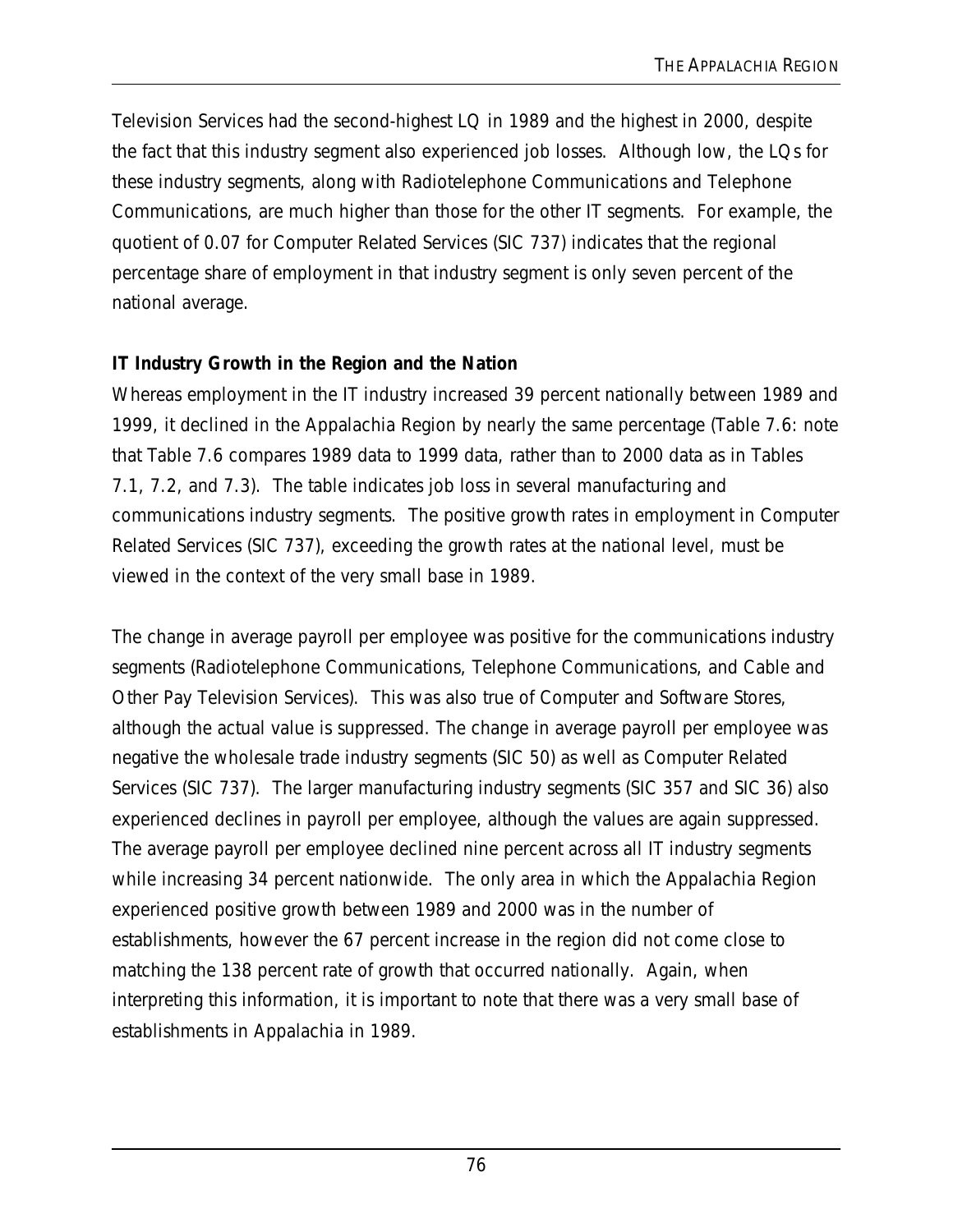Television Services had the second-highest LQ in 1989 and the highest in 2000, despite the fact that this industry segment also experienced job losses. Although low, the LQs for these industry segments, along with Radiotelephone Communications and Telephone Communications, are much higher than those for the other IT segments. For example, the quotient of 0.07 for Computer Related Services (SIC 737) indicates that the regional percentage share of employment in that industry segment is only seven percent of the national average.

**IT Industry Growth in the Region and the Nation**

Whereas employment in the IT industry increased 39 percent nationally between 1989 and 1999, it declined in the Appalachia Region by nearly the same percentage (Table 7.6: note that Table 7.6 compares 1989 data to 1999 data, rather than to 2000 data as in Tables 7.1, 7.2, and 7.3). The table indicates job loss in several manufacturing and communications industry segments. The positive growth rates in employment in Computer Related Services (SIC 737), exceeding the growth rates at the national level, must be viewed in the context of the very small base in 1989.

The change in average payroll per employee was positive for the communications industry segments (Radiotelephone Communications, Telephone Communications, and Cable and Other Pay Television Services). This was also true of Computer and Software Stores, although the actual value is suppressed. The change in average payroll per employee was negative the wholesale trade industry segments (SIC 50) as well as Computer Related Services (SIC 737). The larger manufacturing industry segments (SIC 357 and SIC 36) also experienced declines in payroll per employee, although the values are again suppressed. The average payroll per employee declined nine percent across all IT industry segments while increasing 34 percent nationwide. The only area in which the Appalachia Region experienced positive growth between 1989 and 2000 was in the number of establishments, however the 67 percent increase in the region did not come close to matching the 138 percent rate of growth that occurred nationally. Again, when interpreting this information, it is important to note that there was a very small base of establishments in Appalachia in 1989.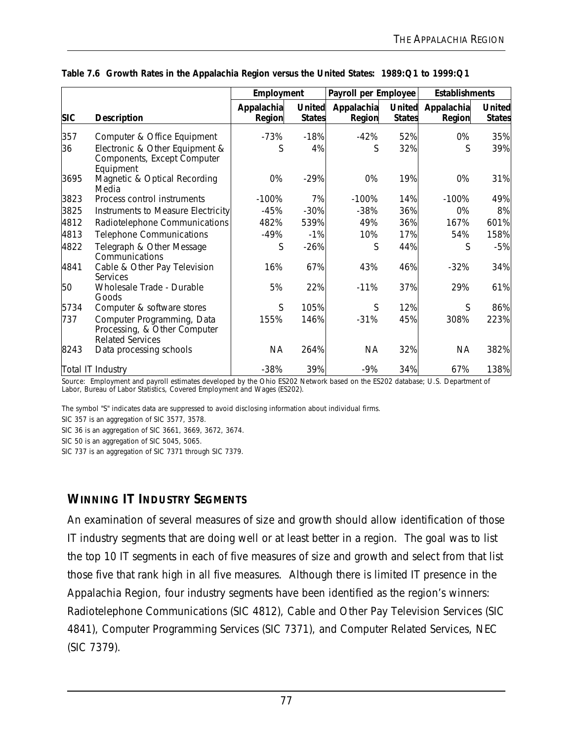**Table 7.6 Growth Rates in the Appalachia Region versus the United States: 1989:Q1 to 1999:Q1**

| | | Employment | | Payroll per Employee | | Establishments | |
|---|---|---|---|---|---|---|---|
| **SIC** | **Description** | **Appalachia Region** | **United States** | **Appalachia Region** | **United States** | **Appalachia Region** | **United States** |
| 357 | Computer & Office Equipment | -73% | -18% | -42% | 52% | 0% | 35% |
| 36 | Electronic & Other Equipment & Components, Except Computer Equipment | S | 4% | S | 32% | S | 39% |
| 3695 | Magnetic & Optical Recording Media | 0% | -29% | 0% | 19% | 0% | 31% |
| 3823 | Process control instruments | -100% | 7% | -100% | 14% | -100% | 49% |
| 3825 | Instruments to Measure Electricity | -45% | -30% | -38% | 36% | 0% | 8% |
| 4812 | Radiotelephone Communications | 482% | 539% | 49% | 36% | 167% | 601% |
| 4813 | Telephone Communications | -49% | -1% | 10% | 17% | 54% | 158% |
| 4822 | Telegraph & Other Message Communications | S | -26% | S | 44% | S | -5% |
| 4841 | Cable & Other Pay Television Services | 16% | 67% | 43% | 46% | -32% | 34% |
| 50 | Wholesale Trade - Durable Goods | 5% | 22% | -11% | 37% | 29% | 61% |
| 5734 | Computer & software stores | S | 105% | S | 12% | S | 86% |
| 737 | Computer Programming, Data Processing, & Other Computer Related Services | 155% | 146% | -31% | 45% | 308% | 223% |
| 8243 | Data processing schools | NA | 264% | NA | 32% | NA | 382% |
| Total IT Industry | | -38% | 39% | -9% | 34% | 67% | 138% |

Source: Employment and payroll estimates developed by the Ohio ES202 Network based on the ES202 database; U.S. Department of Labor, Bureau of Labor Statistics, Covered Employment and Wages (ES202).

The symbol "S" indicates data are suppressed to avoid disclosing information about individual firms.

SIC 357 is an aggregation of SIC 3577, 3578.

SIC 36 is an aggregation of SIC 3661, 3669, 3672, 3674.

SIC 50 is an aggregation of SIC 5045, 5065.

SIC 737 is an aggregation of SIC 7371 through SIC 7379.

## WINNING IT INDUSTRY SEGMENTS

An examination of several measures of size and growth should allow identification of those IT industry segments that are doing well or at least better in a region. The goal was to list the top 10 IT segments in each of five measures of size and growth and select from that list those five that rank high in all five measures. Although there is limited IT presence in the Appalachia Region, four industry segments have been identified as the region's winners: Radiotelephone Communications (SIC 4812), Cable and Other Pay Television Services (SIC 4841), Computer Programming Services (SIC 7371), and Computer Related Services, NEC (SIC 7379).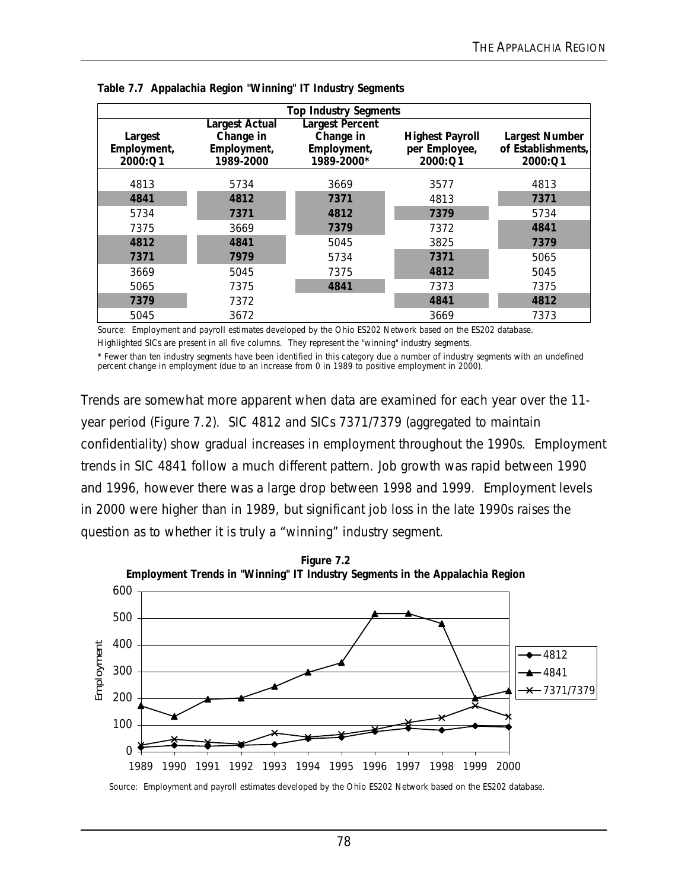**Table 7.7 Appalachia Region "Winning" IT Industry Segments**

| Top Industry Segments | | | | |
|---|---|---|---|---|
| **Largest Employment, 2000:Q1** | **Largest Actual Change in Employment, 1989-2000** | **Largest Percent Change in Employment, 1989-2000*** | **Highest Payroll per Employee, 2000:Q1** | **Largest Number of Establishments, 2000:Q1** |
| 4813 | 5734 | 3669 | 3577 | 4813 |
| **4841** | **4812** | **7371** | 4813 | **7371** |
| 5734 | **7371** | **4812** | **7379** | 5734 |
| 7375 | 3669 | **7379** | 7372 | **4841** |
| **4812** | **4841** | 5045 | 3825 | **7379** |
| **7371** | **7979** | 5734 | **7371** | 5065 |
| 3669 | 5045 | 7375 | **4812** | 5045 |
| 5065 | 7375 | **4841** | 7373 | 7375 |
| **7379** | 7372 | | **4841** | **4812** |
| 5045 | 3672 | | 3669 | 7373 |

Source: Employment and payroll estimates developed by the Ohio ES202 Network based on the ES202 database.

Highlighted SICs are present in all five columns. They represent the "winning" industry segments.

\* Fewer than ten industry segments have been identified in this category due a number of industry segments with an undefined percent change in employment (due to an increase from 0 in 1989 to positive employment in 2000).

Trends are somewhat more apparent when data are examined for each year over the 11-year period (Figure 7.2). SIC 4812 and SICs 7371/7379 (aggregated to maintain confidentiality) show gradual increases in employment throughout the 1990s. Employment trends in SIC 4841 follow a much different pattern. Job growth was rapid between 1990 and 1996, however there was a large drop between 1998 and 1999. Employment levels in 2000 were higher than in 1989, but significant job loss in the late 1990s raises the question as to whether it is truly a "winning" industry segment.

**Figure 7.2**
**Employment Trends in "Winning" IT Industry Segments in the Appalachia Region**

Source: Employment and payroll estimates developed by the Ohio ES202 Network based on the ES202 database.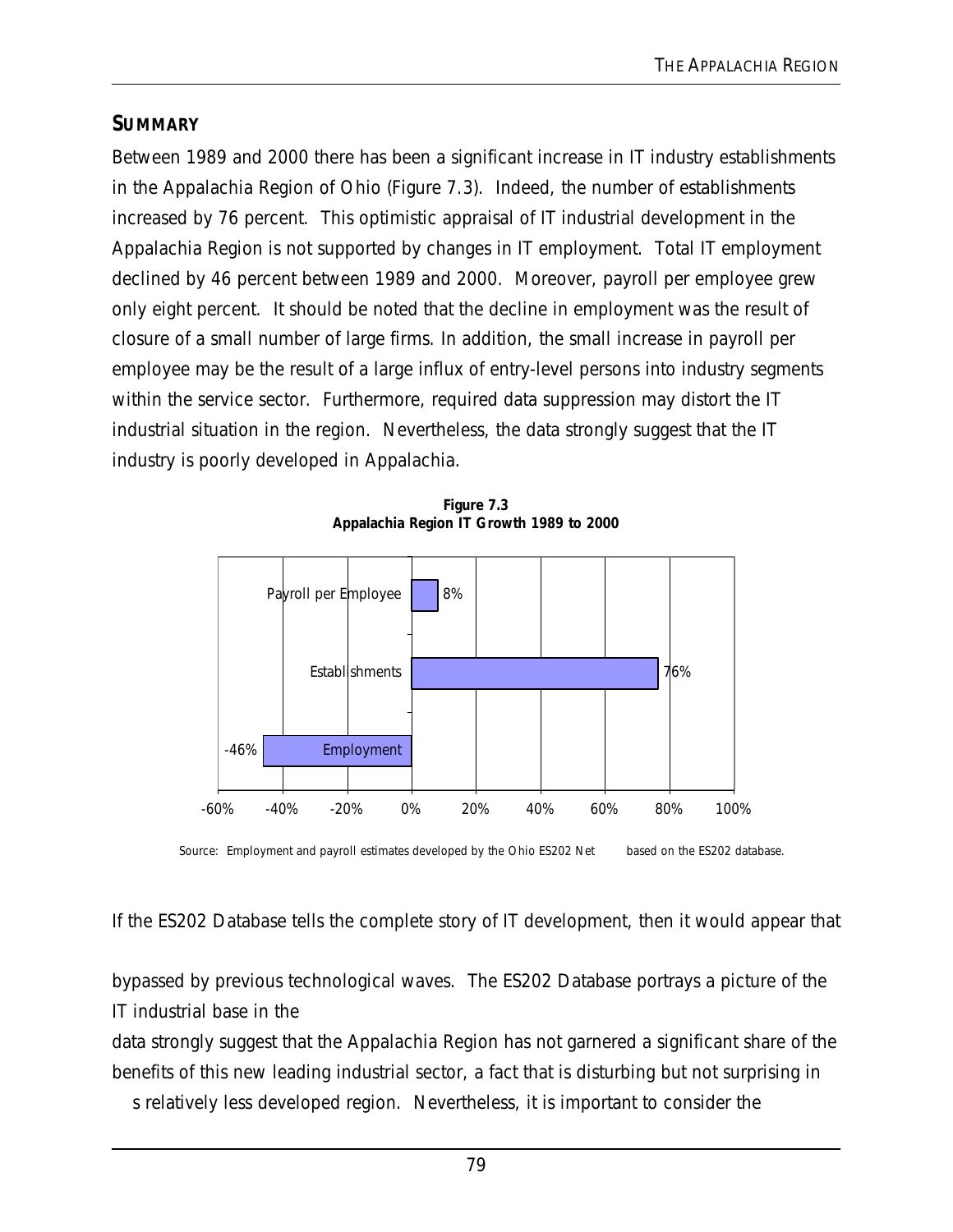## SUMMARY

Between 1989 and 2000 there has been a significant increase in IT industry establishments in the Appalachia Region of Ohio (Figure 7.3). Indeed, the number of establishments increased by 76 percent. This optimistic appraisal of IT industrial development in the Appalachia Region is not supported by changes in IT employment. Total IT employment declined by 46 percent between 1989 and 2000. Moreover, payroll per employee grew only eight percent. It should be noted that the decline in employment was the result of closure of a small number of large firms. In addition, the small increase in payroll per employee may be the result of a large influx of entry-level persons into industry segments within the service sector. Furthermore, required data suppression may distort the IT industrial situation in the region. Nevertheless, the data strongly suggest that the IT industry is poorly developed in Appalachia.

**Figure 7.3**
**Appalachia Region IT Growth 1989 to 2000**

| | Growth |
|---|---|
| Payroll per Employee | 8% |
| Establishments | 76% |
| Employment | -46% |

Source: Employment and payroll estimates developed by the Ohio ES202 Net based on the ES202 database.

If the ES202 Database tells the complete story of IT development, then it would appear that

bypassed by previous technological waves. The ES202 Database portrays a picture of the IT industrial base in the

data strongly suggest that the Appalachia Region has not garnered a significant share of the benefits of this new leading industrial sector, a fact that is disturbing but not surprising in

s relatively less developed region. Nevertheless, it is important to consider the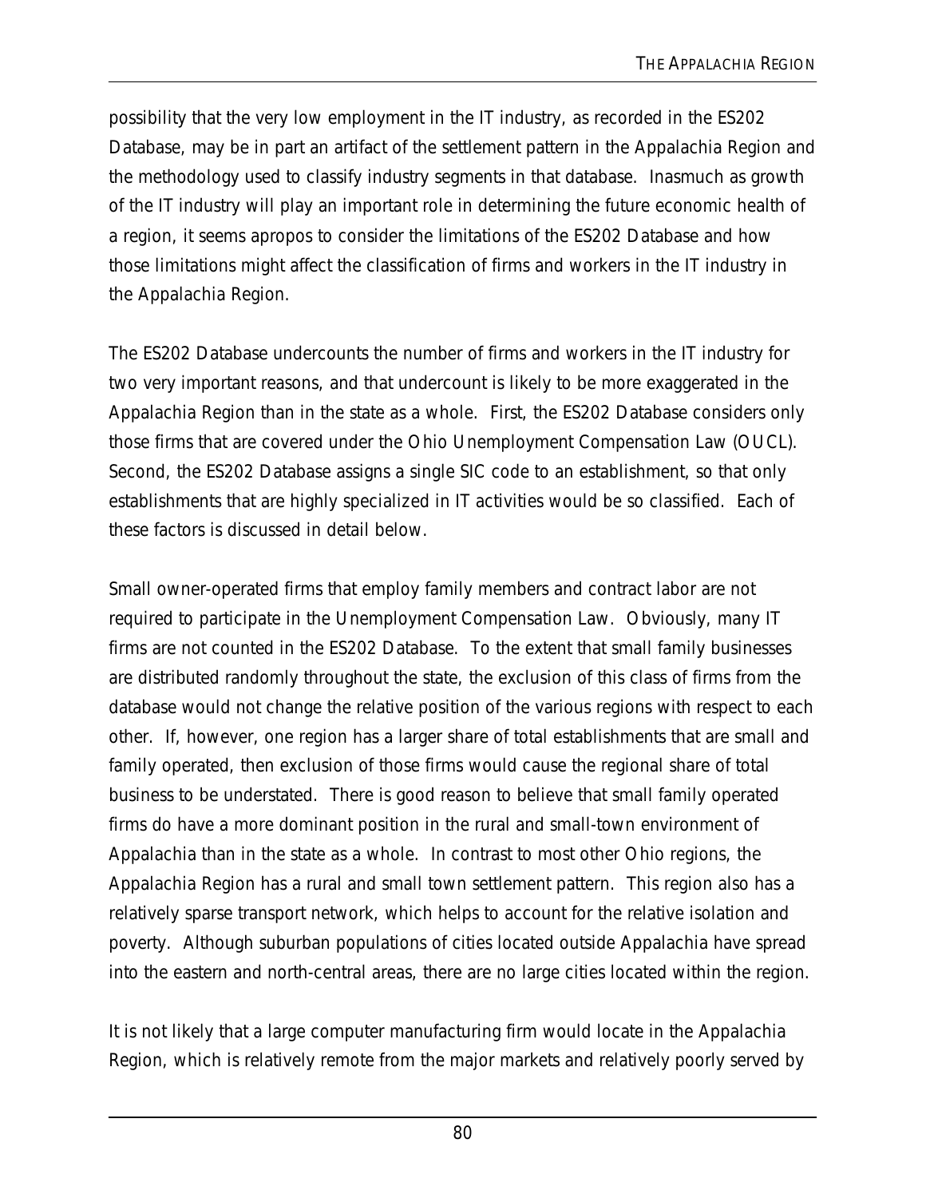possibility that the very low employment in the IT industry, as recorded in the ES202 Database, may be in part an artifact of the settlement pattern in the Appalachia Region and the methodology used to classify industry segments in that database. Inasmuch as growth of the IT industry will play an important role in determining the future economic health of a region, it seems apropos to consider the limitations of the ES202 Database and how those limitations might affect the classification of firms and workers in the IT industry in the Appalachia Region.

The ES202 Database undercounts the number of firms and workers in the IT industry for two very important reasons, and that undercount is likely to be more exaggerated in the Appalachia Region than in the state as a whole. First, the ES202 Database considers only those firms that are covered under the Ohio Unemployment Compensation Law (OUCL). Second, the ES202 Database assigns a single SIC code to an establishment, so that only establishments that are highly specialized in IT activities would be so classified. Each of these factors is discussed in detail below.

Small owner-operated firms that employ family members and contract labor are not required to participate in the Unemployment Compensation Law. Obviously, many IT firms are not counted in the ES202 Database. To the extent that small family businesses are distributed randomly throughout the state, the exclusion of this class of firms from the database would not change the relative position of the various regions with respect to each other. If, however, one region has a larger share of total establishments that are small and family operated, then exclusion of those firms would cause the regional share of total business to be understated. There is good reason to believe that small family operated firms do have a more dominant position in the rural and small-town environment of Appalachia than in the state as a whole. In contrast to most other Ohio regions, the Appalachia Region has a rural and small town settlement pattern. This region also has a relatively sparse transport network, which helps to account for the relative isolation and poverty. Although suburban populations of cities located outside Appalachia have spread into the eastern and north-central areas, there are no large cities located within the region.

It is not likely that a large computer manufacturing firm would locate in the Appalachia Region, which is relatively remote from the major markets and relatively poorly served by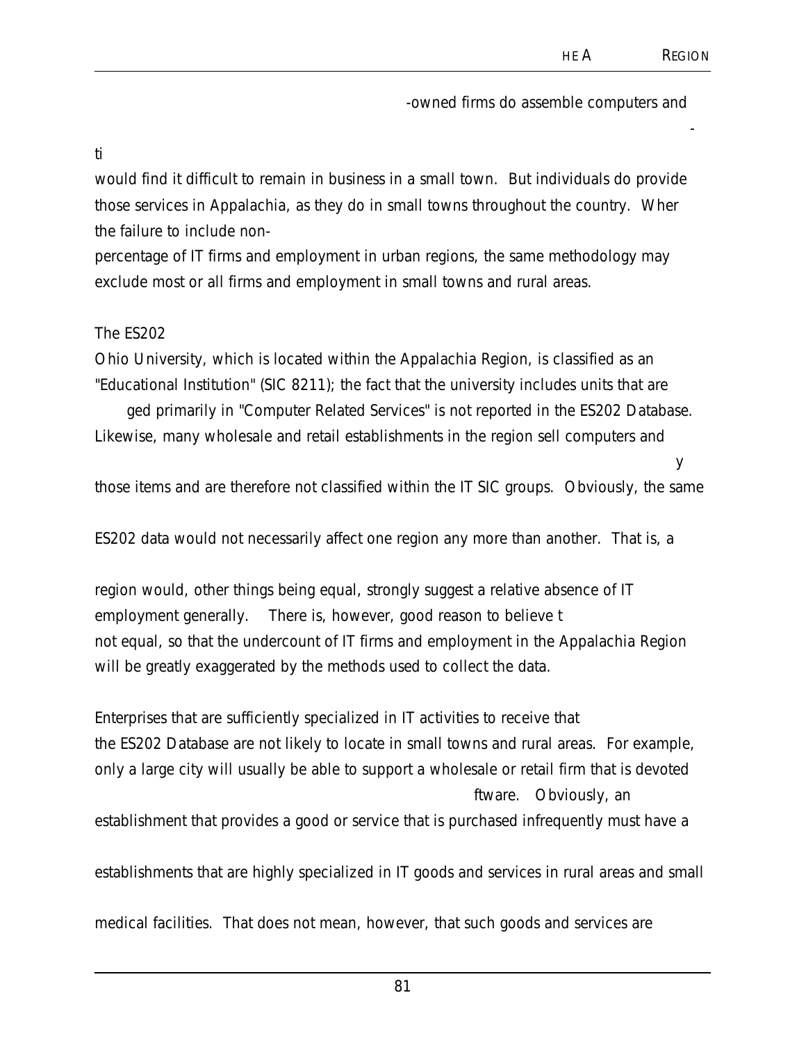-owned firms do assemble computers and

-

ti

would find it difficult to remain in business in a small town. But individuals do provide those services in Appalachia, as they do in small towns throughout the country. Wher the failure to include non-

percentage of IT firms and employment in urban regions, the same methodology may exclude most or all firms and employment in small towns and rural areas.

The ES202

Ohio University, which is located within the Appalachia Region, is classified as an "Educational Institution" (SIC 8211); the fact that the university includes units that are ged primarily in "Computer Related Services" is not reported in the ES202 Database. Likewise, many wholesale and retail establishments in the region sell computers and

y

those items and are therefore not classified within the IT SIC groups. Obviously, the same

ES202 data would not necessarily affect one region any more than another. That is, a

region would, other things being equal, strongly suggest a relative absence of IT employment generally. There is, however, good reason to believe t not equal, so that the undercount of IT firms and employment in the Appalachia Region will be greatly exaggerated by the methods used to collect the data.

Enterprises that are sufficiently specialized in IT activities to receive that the ES202 Database are not likely to locate in small towns and rural areas. For example, only a large city will usually be able to support a wholesale or retail firm that is devoted

ftware. Obviously, an establishment that provides a good or service that is purchased infrequently must have a

establishments that are highly specialized in IT goods and services in rural areas and small

medical facilities. That does not mean, however, that such goods and services are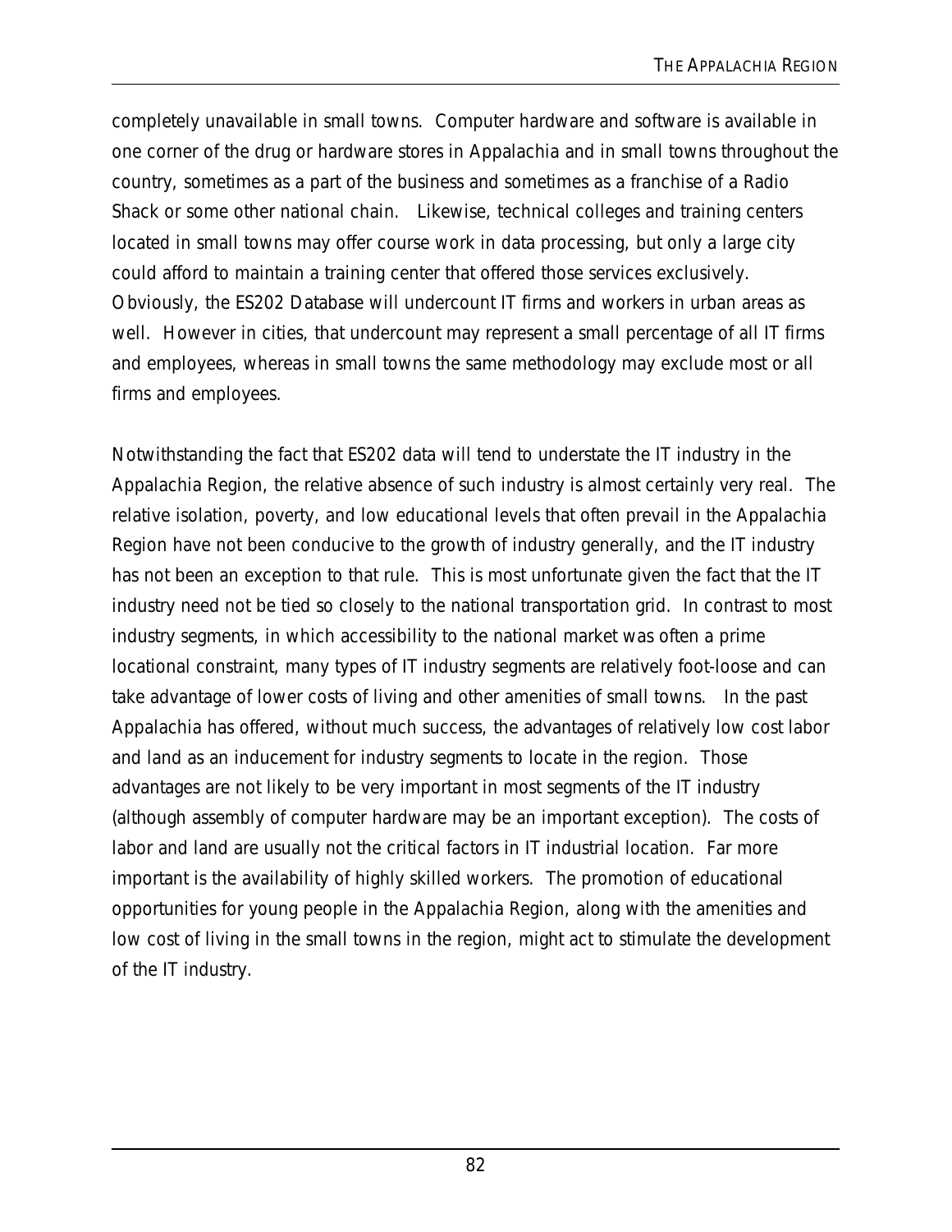completely unavailable in small towns. Computer hardware and software is available in one corner of the drug or hardware stores in Appalachia and in small towns throughout the country, sometimes as a part of the business and sometimes as a franchise of a Radio Shack or some other national chain. Likewise, technical colleges and training centers located in small towns may offer course work in data processing, but only a large city could afford to maintain a training center that offered those services exclusively. Obviously, the ES202 Database will undercount IT firms and workers in urban areas as well. However in cities, that undercount may represent a small percentage of all IT firms and employees, whereas in small towns the same methodology may exclude most or all firms and employees.

Notwithstanding the fact that ES202 data will tend to understate the IT industry in the Appalachia Region, the relative absence of such industry is almost certainly very real. The relative isolation, poverty, and low educational levels that often prevail in the Appalachia Region have not been conducive to the growth of industry generally, and the IT industry has not been an exception to that rule. This is most unfortunate given the fact that the IT industry need not be tied so closely to the national transportation grid. In contrast to most industry segments, in which accessibility to the national market was often a prime locational constraint, many types of IT industry segments are relatively foot-loose and can take advantage of lower costs of living and other amenities of small towns. In the past Appalachia has offered, without much success, the advantages of relatively low cost labor and land as an inducement for industry segments to locate in the region. Those advantages are not likely to be very important in most segments of the IT industry (although assembly of computer hardware may be an important exception). The costs of labor and land are usually not the critical factors in IT industrial location. Far more important is the availability of highly skilled workers. The promotion of educational opportunities for young people in the Appalachia Region, along with the amenities and low cost of living in the small towns in the region, might act to stimulate the development of the IT industry.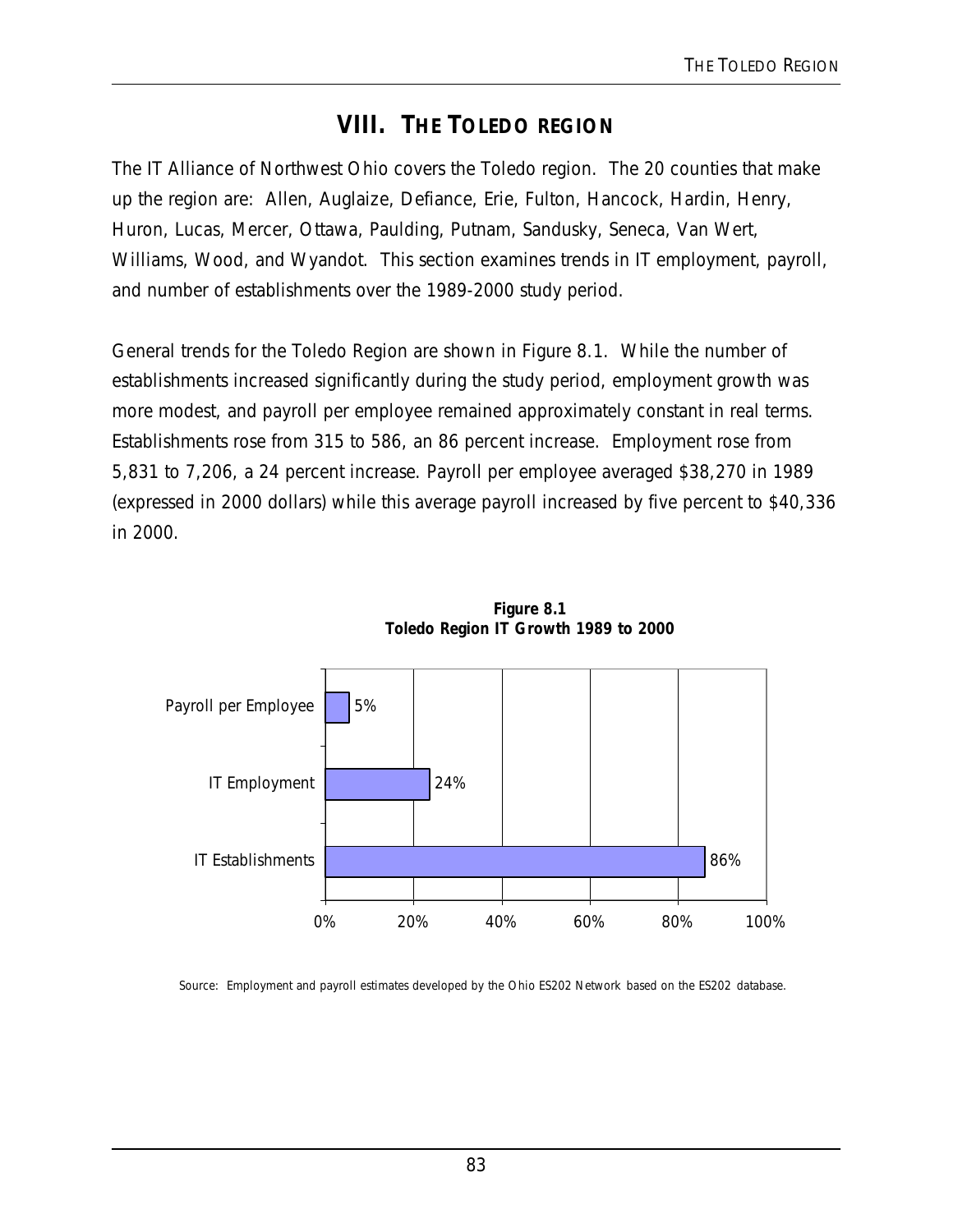# VIII. THE TOLEDO REGION

The IT Alliance of Northwest Ohio covers the Toledo region. The 20 counties that make up the region are: Allen, Auglaize, Defiance, Erie, Fulton, Hancock, Hardin, Henry, Huron, Lucas, Mercer, Ottawa, Paulding, Putnam, Sandusky, Seneca, Van Wert, Williams, Wood, and Wyandot. This section examines trends in IT employment, payroll, and number of establishments over the 1989-2000 study period.

General trends for the Toledo Region are shown in Figure 8.1. While the number of establishments increased significantly during the study period, employment growth was more modest, and payroll per employee remained approximately constant in real terms. Establishments rose from 315 to 586, an 86 percent increase. Employment rose from 5,831 to 7,206, a 24 percent increase. Payroll per employee averaged $38,270 in 1989 (expressed in 2000 dollars) while this average payroll increased by five percent to $40,336 in 2000.

**Figure 8.1**
**Toledo Region IT Growth 1989 to 2000**

| Category | Growth |
|---|---|
| Payroll per Employee | 5% |
| IT Employment | 24% |
| IT Establishments | 86% |

Source: Employment and payroll estimates developed by the Ohio ES202 Network based on the ES202 database.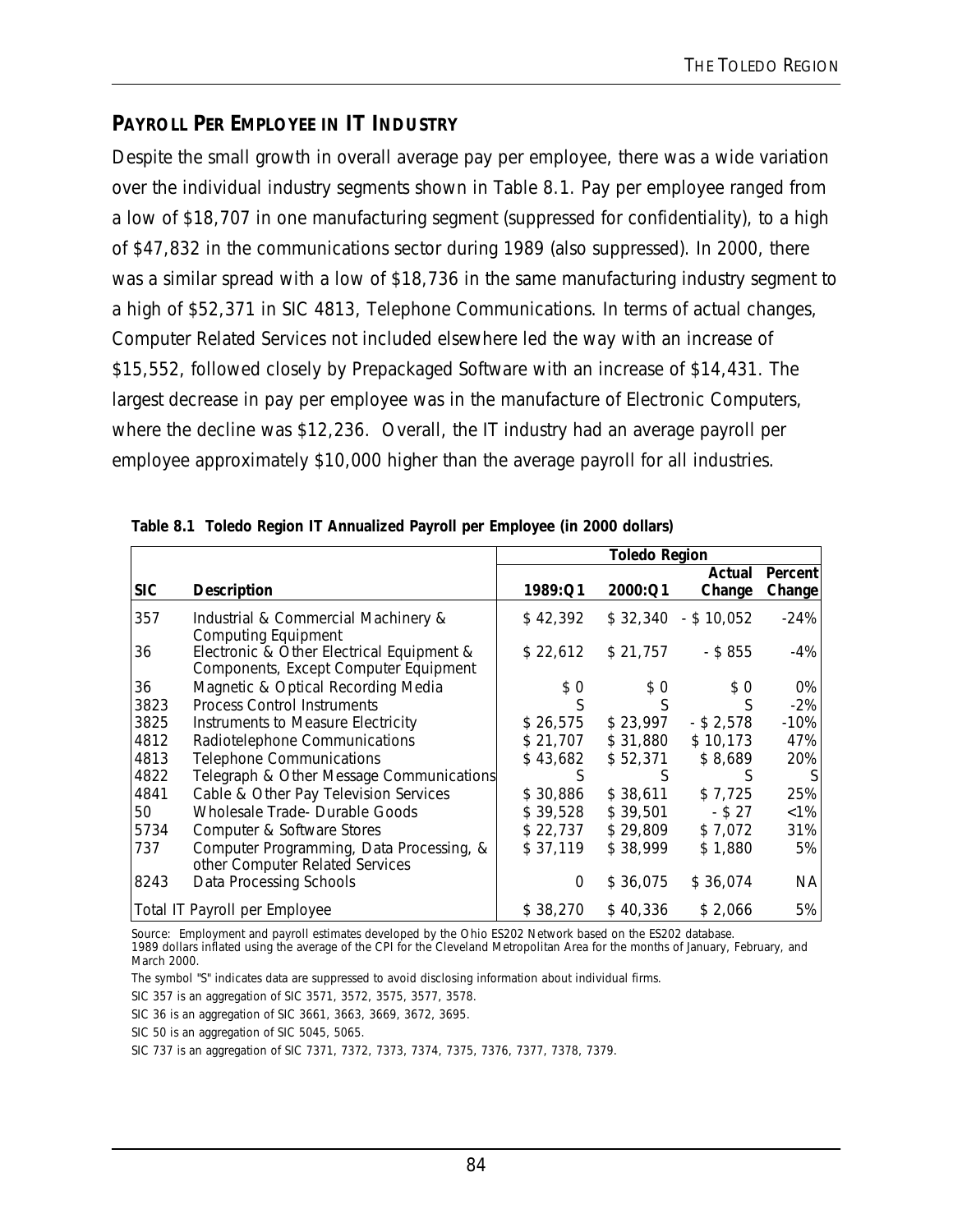## PAYROLL PER EMPLOYEE IN IT INDUSTRY

Despite the small growth in overall average pay per employee, there was a wide variation over the individual industry segments shown in Table 8.1. Pay per employee ranged from a low of $18,707 in one manufacturing segment (suppressed for confidentiality), to a high of $47,832 in the communications sector during 1989 (also suppressed). In 2000, there was a similar spread with a low of $18,736 in the same manufacturing industry segment to a high of $52,371 in SIC 4813, Telephone Communications. In terms of actual changes, Computer Related Services not included elsewhere led the way with an increase of $15,552, followed closely by Prepackaged Software with an increase of $14,431. The largest decrease in pay per employee was in the manufacture of Electronic Computers, where the decline was $12,236. Overall, the IT industry had an average payroll per employee approximately $10,000 higher than the average payroll for all industries.

**Table 8.1 Toledo Region IT Annualized Payroll per Employee (in 2000 dollars)**

| | | Toledo Region | | | |
|---|---|---|---|---|---|
| SIC | Description | 1989:Q1 | 2000:Q1 | Actual Change | Percent Change |
| 357 | Industrial & Commercial Machinery & Computing Equipment | $ 42,392 | $ 32,340 | - $ 10,052 | -24% |
| 36 | Electronic & Other Electrical Equipment & Components, Except Computer Equipment | $ 22,612 | $ 21,757 | - $ 855 | -4% |
| 36 | Magnetic & Optical Recording Media | $ 0 | $ 0 | $ 0 | 0% |
| 3823 | Process Control Instruments | S | S | S | -2% |
| 3825 | Instruments to Measure Electricity | $ 26,575 | $ 23,997 | - $ 2,578 | -10% |
| 4812 | Radiotelephone Communications | $ 21,707 | $ 31,880 | $ 10,173 | 47% |
| 4813 | Telephone Communications | $ 43,682 | $ 52,371 | $ 8,689 | 20% |
| 4822 | Telegraph & Other Message Communications | S | S | S | S |
| 4841 | Cable & Other Pay Television Services | $ 30,886 | $ 38,611 | $ 7,725 | 25% |
| 50 | Wholesale Trade- Durable Goods | $ 39,528 | $ 39,501 | - $ 27 | <1% |
| 5734 | Computer & Software Stores | $ 22,737 | $ 29,809 | $ 7,072 | 31% |
| 737 | Computer Programming, Data Processing, & other Computer Related Services | $ 37,119 | $ 38,999 | $ 1,880 | 5% |
| 8243 | Data Processing Schools | 0 | $ 36,075 | $ 36,074 | NA |
| Total IT Payroll per Employee | | $ 38,270 | $ 40,336 | $ 2,066 | 5% |

Source: Employment and payroll estimates developed by the Ohio ES202 Network based on the ES202 database.
1989 dollars inflated using the average of the CPI for the Cleveland Metropolitan Area for the months of January, February, and March 2000.

The symbol "S" indicates data are suppressed to avoid disclosing information about individual firms.

SIC 357 is an aggregation of SIC 3571, 3572, 3575, 3577, 3578.

SIC 36 is an aggregation of SIC 3661, 3663, 3669, 3672, 3695.

SIC 50 is an aggregation of SIC 5045, 5065.

SIC 737 is an aggregation of SIC 7371, 7372, 7373, 7374, 7375, 7376, 7377, 7378, 7379.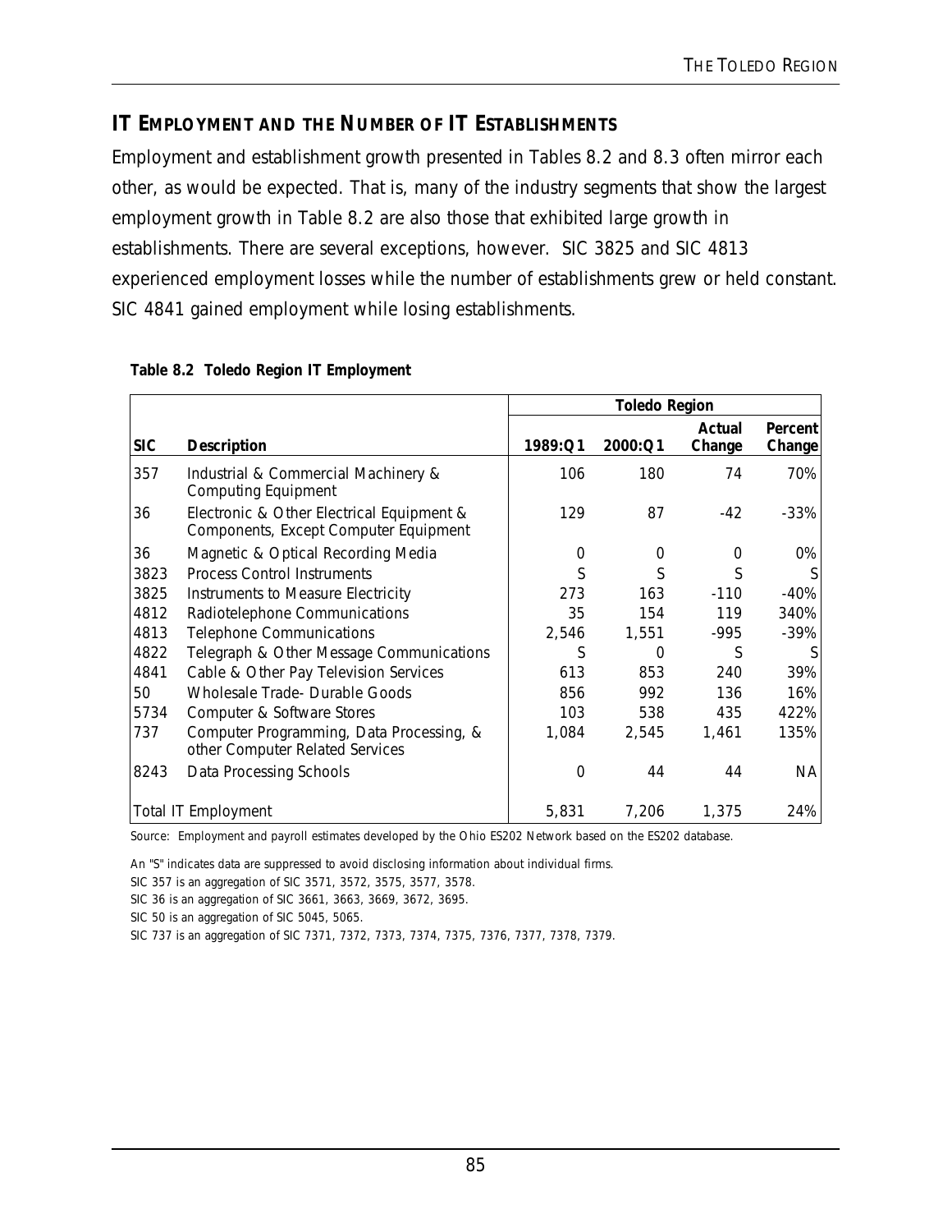## IT EMPLOYMENT AND THE NUMBER OF IT ESTABLISHMENTS

Employment and establishment growth presented in Tables 8.2 and 8.3 often mirror each other, as would be expected. That is, many of the industry segments that show the largest employment growth in Table 8.2 are also those that exhibited large growth in establishments. There are several exceptions, however. SIC 3825 and SIC 4813 experienced employment losses while the number of establishments grew or held constant. SIC 4841 gained employment while losing establishments.

**Table 8.2 Toledo Region IT Employment**

| | | Toledo Region | | | |
|---|---|---|---|---|---|
| **SIC** | **Description** | **1989:Q1** | **2000:Q1** | **Actual Change** | **Percent Change** |
| 357 | Industrial & Commercial Machinery & Computing Equipment | 106 | 180 | 74 | 70% |
| 36 | Electronic & Other Electrical Equipment & Components, Except Computer Equipment | 129 | 87 | -42 | -33% |
| 36 | Magnetic & Optical Recording Media | 0 | 0 | 0 | 0% |
| 3823 | Process Control Instruments | S | S | S | S |
| 3825 | Instruments to Measure Electricity | 273 | 163 | -110 | -40% |
| 4812 | Radiotelephone Communications | 35 | 154 | 119 | 340% |
| 4813 | Telephone Communications | 2,546 | 1,551 | -995 | -39% |
| 4822 | Telegraph & Other Message Communications | S | 0 | S | S |
| 4841 | Cable & Other Pay Television Services | 613 | 853 | 240 | 39% |
| 50 | Wholesale Trade- Durable Goods | 856 | 992 | 136 | 16% |
| 5734 | Computer & Software Stores | 103 | 538 | 435 | 422% |
| 737 | Computer Programming, Data Processing, & other Computer Related Services | 1,084 | 2,545 | 1,461 | 135% |
| 8243 | Data Processing Schools | 0 | 44 | 44 | NA |
| Total IT Employment | | 5,831 | 7,206 | 1,375 | 24% |

Source: Employment and payroll estimates developed by the Ohio ES202 Network based on the ES202 database.

An "S" indicates data are suppressed to avoid disclosing information about individual firms.

SIC 357 is an aggregation of SIC 3571, 3572, 3575, 3577, 3578.

SIC 36 is an aggregation of SIC 3661, 3663, 3669, 3672, 3695.

SIC 50 is an aggregation of SIC 5045, 5065.

SIC 737 is an aggregation of SIC 7371, 7372, 7373, 7374, 7375, 7376, 7377, 7378, 7379.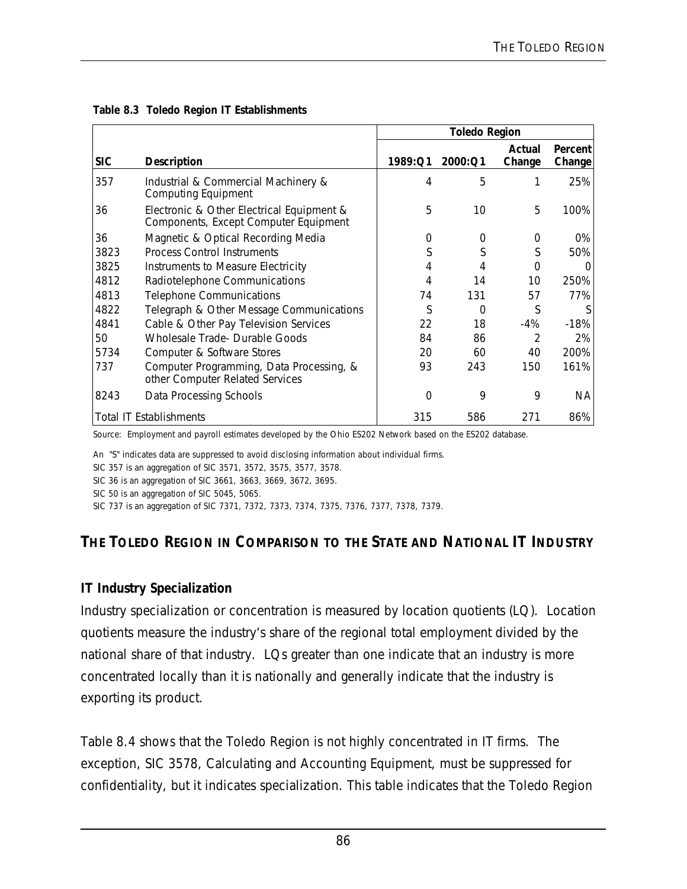**Table 8.3 Toledo Region IT Establishments**

| | | Toledo Region | | | |
|---|---|---|---|---|---|
| **SIC** | **Description** | **1989:Q1** | **2000:Q1** | **Actual Change** | **Percent Change** |
| 357 | Industrial & Commercial Machinery & Computing Equipment | 4 | 5 | 1 | 25% |
| 36 | Electronic & Other Electrical Equipment & Components, Except Computer Equipment | 5 | 10 | 5 | 100% |
| 36 | Magnetic & Optical Recording Media | 0 | 0 | 0 | 0% |
| 3823 | Process Control Instruments | S | S | S | 50% |
| 3825 | Instruments to Measure Electricity | 4 | 4 | 0 | 0 |
| 4812 | Radiotelephone Communications | 4 | 14 | 10 | 250% |
| 4813 | Telephone Communications | 74 | 131 | 57 | 77% |
| 4822 | Telegraph & Other Message Communications | S | 0 | S | S |
| 4841 | Cable & Other Pay Television Services | 22 | 18 | -4% | -18% |
| 50 | Wholesale Trade- Durable Goods | 84 | 86 | 2 | 2% |
| 5734 | Computer & Software Stores | 20 | 60 | 40 | 200% |
| 737 | Computer Programming, Data Processing, & other Computer Related Services | 93 | 243 | 150 | 161% |
| 8243 | Data Processing Schools | 0 | 9 | 9 | NA |
| Total IT Establishments | | 315 | 586 | 271 | 86% |

Source: Employment and payroll estimates developed by the Ohio ES202 Network based on the ES202 database.

An "S" indicates data are suppressed to avoid disclosing information about individual firms.

SIC 357 is an aggregation of SIC 3571, 3572, 3575, 3577, 3578.

SIC 36 is an aggregation of SIC 3661, 3663, 3669, 3672, 3695.

SIC 50 is an aggregation of SIC 5045, 5065.

SIC 737 is an aggregation of SIC 7371, 7372, 7373, 7374, 7375, 7376, 7377, 7378, 7379.

## THE TOLEDO REGION IN COMPARISON TO THE STATE AND NATIONAL IT INDUSTRY

### IT Industry Specialization

Industry specialization or concentration is measured by location quotients (LQ). Location quotients measure the industry's share of the regional total employment divided by the national share of that industry. LQs greater than one indicate that an industry is more concentrated locally than it is nationally and generally indicate that the industry is exporting its product.

Table 8.4 shows that the Toledo Region is not highly concentrated in IT firms. The exception, SIC 3578, Calculating and Accounting Equipment, must be suppressed for confidentiality, but it indicates specialization. This table indicates that the Toledo Region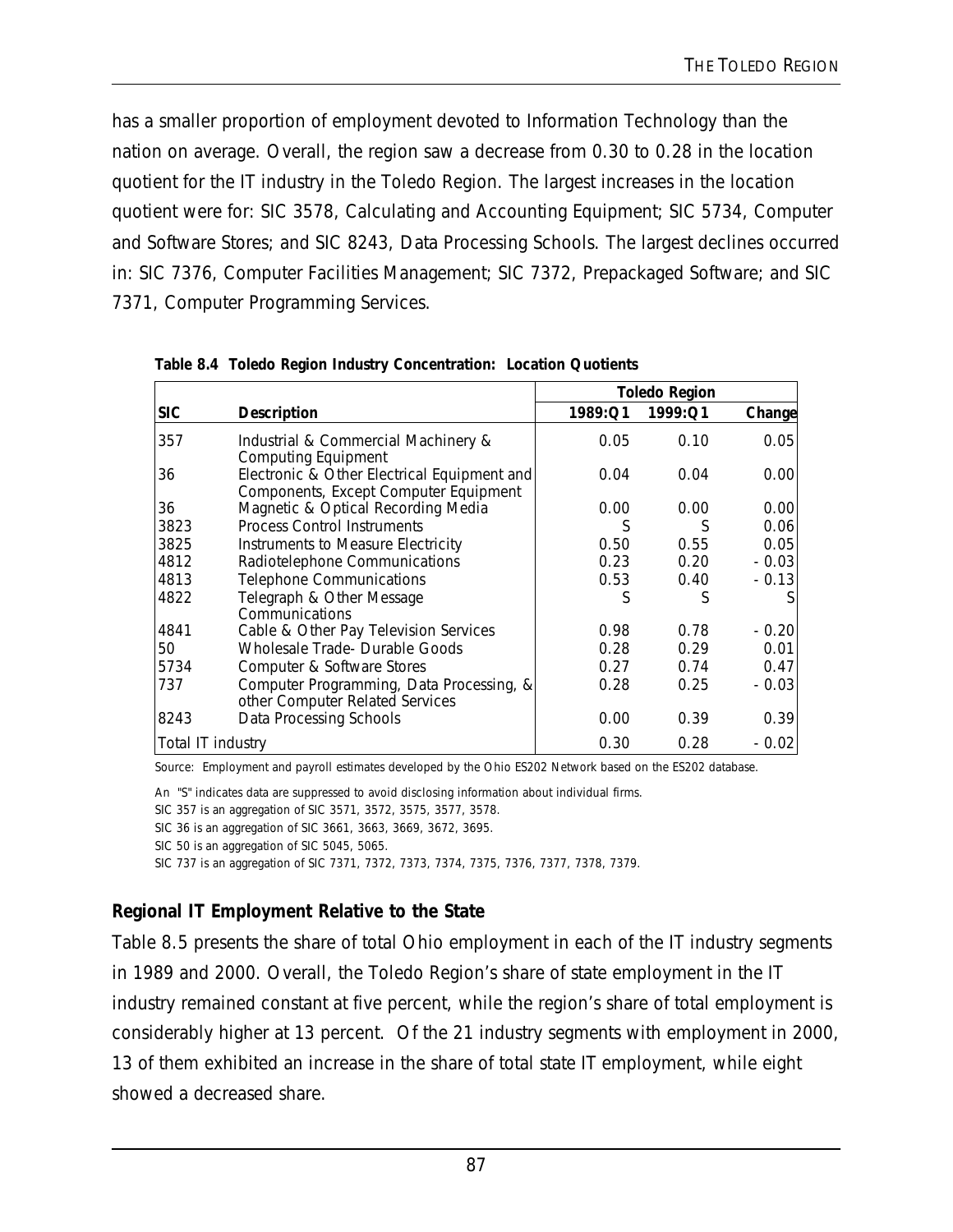has a smaller proportion of employment devoted to Information Technology than the nation on average. Overall, the region saw a decrease from 0.30 to 0.28 in the location quotient for the IT industry in the Toledo Region. The largest increases in the location quotient were for: SIC 3578, Calculating and Accounting Equipment; SIC 5734, Computer and Software Stores; and SIC 8243, Data Processing Schools. The largest declines occurred in: SIC 7376, Computer Facilities Management; SIC 7372, Prepackaged Software; and SIC 7371, Computer Programming Services.

**Table 8.4 Toledo Region Industry Concentration: Location Quotients**

| | | Toledo Region | | |
|---|---|---|---|---|
| **SIC** | **Description** | **1989:Q1** | **1999:Q1** | **Change** |
| 357 | Industrial & Commercial Machinery & Computing Equipment | 0.05 | 0.10 | 0.05 |
| 36 | Electronic & Other Electrical Equipment and Components, Except Computer Equipment | 0.04 | 0.04 | 0.00 |
| 36 | Magnetic & Optical Recording Media | 0.00 | 0.00 | 0.00 |
| 3823 | Process Control Instruments | S | S | 0.06 |
| 3825 | Instruments to Measure Electricity | 0.50 | 0.55 | 0.05 |
| 4812 | Radiotelephone Communications | 0.23 | 0.20 | -0.03 |
| 4813 | Telephone Communications | 0.53 | 0.40 | -0.13 |
| 4822 | Telegraph & Other Message Communications | S | S | S |
| 4841 | Cable & Other Pay Television Services | 0.98 | 0.78 | -0.20 |
| 50 | Wholesale Trade- Durable Goods | 0.28 | 0.29 | 0.01 |
| 5734 | Computer & Software Stores | 0.27 | 0.74 | 0.47 |
| 737 | Computer Programming, Data Processing, & other Computer Related Services | 0.28 | 0.25 | -0.03 |
| 8243 | Data Processing Schools | 0.00 | 0.39 | 0.39 |
| Total IT industry | | 0.30 | 0.28 | -0.02 |

Source: Employment and payroll estimates developed by the Ohio ES202 Network based on the ES202 database.

An "S" indicates data are suppressed to avoid disclosing information about individual firms.

SIC 357 is an aggregation of SIC 3571, 3572, 3575, 3577, 3578.

SIC 36 is an aggregation of SIC 3661, 3663, 3669, 3672, 3695.

SIC 50 is an aggregation of SIC 5045, 5065.

SIC 737 is an aggregation of SIC 7371, 7372, 7373, 7374, 7375, 7376, 7377, 7378, 7379.

### Regional IT Employment Relative to the State

Table 8.5 presents the share of total Ohio employment in each of the IT industry segments in 1989 and 2000. Overall, the Toledo Region's share of state employment in the IT industry remained constant at five percent, while the region's share of total employment is considerably higher at 13 percent. Of the 21 industry segments with employment in 2000, 13 of them exhibited an increase in the share of total state IT employment, while eight showed a decreased share.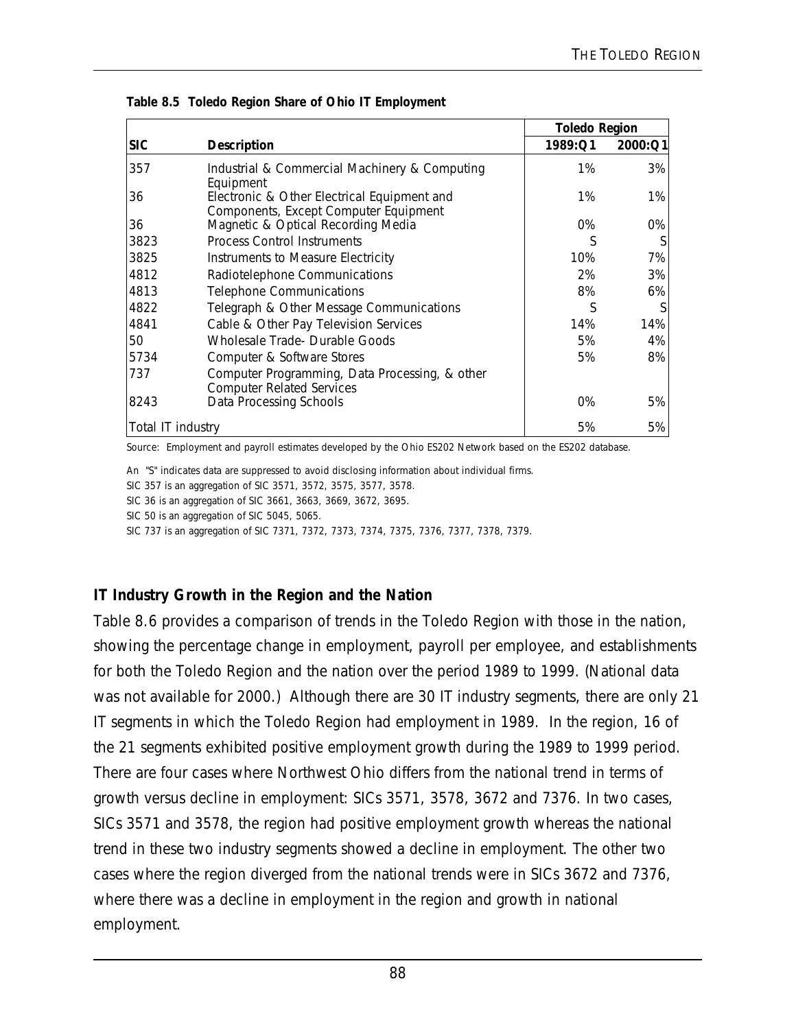**Table 8.5 Toledo Region Share of Ohio IT Employment**

| | | Toledo Region | |
|---|---|---|---|
| **SIC** | **Description** | **1989:Q1** | **2000:Q1** |
| 357 | Industrial & Commercial Machinery & Computing Equipment | 1% | 3% |
| 36 | Electronic & Other Electrical Equipment and Components, Except Computer Equipment | 1% | 1% |
| 36 | Magnetic & Optical Recording Media | 0% | 0% |
| 3823 | Process Control Instruments | S | S |
| 3825 | Instruments to Measure Electricity | 10% | 7% |
| 4812 | Radiotelephone Communications | 2% | 3% |
| 4813 | Telephone Communications | 8% | 6% |
| 4822 | Telegraph & Other Message Communications | S | S |
| 4841 | Cable & Other Pay Television Services | 14% | 14% |
| 50 | Wholesale Trade- Durable Goods | 5% | 4% |
| 5734 | Computer & Software Stores | 5% | 8% |
| 737 | Computer Programming, Data Processing, & other Computer Related Services | | |
| 8243 | Data Processing Schools | 0% | 5% |
| Total IT industry | | 5% | 5% |

Source: Employment and payroll estimates developed by the Ohio ES202 Network based on the ES202 database.

An "S" indicates data are suppressed to avoid disclosing information about individual firms.

SIC 357 is an aggregation of SIC 3571, 3572, 3575, 3577, 3578.

SIC 36 is an aggregation of SIC 3661, 3663, 3669, 3672, 3695.

SIC 50 is an aggregation of SIC 5045, 5065.

SIC 737 is an aggregation of SIC 7371, 7372, 7373, 7374, 7375, 7376, 7377, 7378, 7379.

### IT Industry Growth in the Region and the Nation

Table 8.6 provides a comparison of trends in the Toledo Region with those in the nation, showing the percentage change in employment, payroll per employee, and establishments for both the Toledo Region and the nation over the period 1989 to 1999. (National data was not available for 2000.) Although there are 30 IT industry segments, there are only 21 IT segments in which the Toledo Region had employment in 1989. In the region, 16 of the 21 segments exhibited positive employment growth during the 1989 to 1999 period. There are four cases where Northwest Ohio differs from the national trend in terms of growth versus decline in employment: SICs 3571, 3578, 3672 and 7376. In two cases, SICs 3571 and 3578, the region had positive employment growth whereas the national trend in these two industry segments showed a decline in employment. The other two cases where the region diverged from the national trends were in SICs 3672 and 7376, where there was a decline in employment in the region and growth in national employment.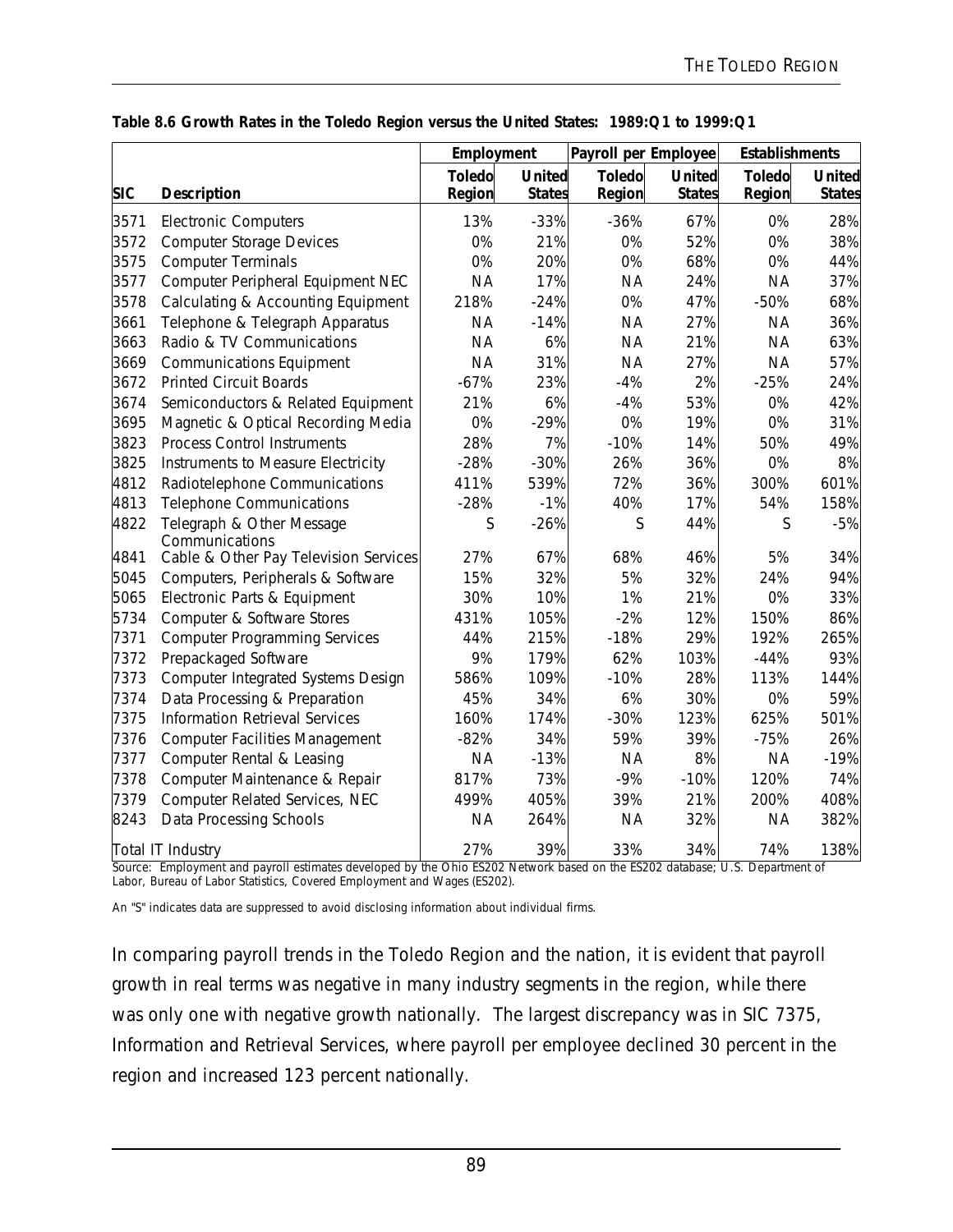**Table 8.6 Growth Rates in the Toledo Region versus the United States: 1989:Q1 to 1999:Q1**

| | | Employment | | Payroll per Employee | | Establishments | |
|---|---|---|---|---|---|---|---|
| SIC | Description | Toledo Region | United States | Toledo Region | United States | Toledo Region | United States |
| 3571 | Electronic Computers | 13% | -33% | -36% | 67% | 0% | 28% |
| 3572 | Computer Storage Devices | 0% | 21% | 0% | 52% | 0% | 38% |
| 3575 | Computer Terminals | 0% | 20% | 0% | 68% | 0% | 44% |
| 3577 | Computer Peripheral Equipment NEC | NA | 17% | NA | 24% | NA | 37% |
| 3578 | Calculating & Accounting Equipment | 218% | -24% | 0% | 47% | -50% | 68% |
| 3661 | Telephone & Telegraph Apparatus | NA | -14% | NA | 27% | NA | 36% |
| 3663 | Radio & TV Communications | NA | 6% | NA | 21% | NA | 63% |
| 3669 | Communications Equipment | NA | 31% | NA | 27% | NA | 57% |
| 3672 | Printed Circuit Boards | -67% | 23% | -4% | 2% | -25% | 24% |
| 3674 | Semiconductors & Related Equipment | 21% | 6% | -4% | 53% | 0% | 42% |
| 3695 | Magnetic & Optical Recording Media | 0% | -29% | 0% | 19% | 0% | 31% |
| 3823 | Process Control Instruments | 28% | 7% | -10% | 14% | 50% | 49% |
| 3825 | Instruments to Measure Electricity | -28% | -30% | 26% | 36% | 0% | 8% |
| 4812 | Radiotelephone Communications | 411% | 539% | 72% | 36% | 300% | 601% |
| 4813 | Telephone Communications | -28% | -1% | 40% | 17% | 54% | 158% |
| 4822 | Telegraph & Other Message Communications | S | -26% | S | 44% | S | -5% |
| 4841 | Cable & Other Pay Television Services | 27% | 67% | 68% | 46% | 5% | 34% |
| 5045 | Computers, Peripherals & Software | 15% | 32% | 5% | 32% | 24% | 94% |
| 5065 | Electronic Parts & Equipment | 30% | 10% | 1% | 21% | 0% | 33% |
| 5734 | Computer & Software Stores | 431% | 105% | -2% | 12% | 150% | 86% |
| 7371 | Computer Programming Services | 44% | 215% | -18% | 29% | 192% | 265% |
| 7372 | Prepackaged Software | 9% | 179% | 62% | 103% | -44% | 93% |
| 7373 | Computer Integrated Systems Design | 586% | 109% | -10% | 28% | 113% | 144% |
| 7374 | Data Processing & Preparation | 45% | 34% | 6% | 30% | 0% | 59% |
| 7375 | Information Retrieval Services | 160% | 174% | -30% | 123% | 625% | 501% |
| 7376 | Computer Facilities Management | -82% | 34% | 59% | 39% | -75% | 26% |
| 7377 | Computer Rental & Leasing | NA | -13% | NA | 8% | NA | -19% |
| 7378 | Computer Maintenance & Repair | 817% | 73% | -9% | -10% | 120% | 74% |
| 7379 | Computer Related Services, NEC | 499% | 405% | 39% | 21% | 200% | 408% |
| 8243 | Data Processing Schools | NA | 264% | NA | 32% | NA | 382% |
| Total IT Industry | | 27% | 39% | 33% | 34% | 74% | 138% |

Source: Employment and payroll estimates developed by the Ohio ES202 Network based on the ES202 database; U.S. Department of Labor, Bureau of Labor Statistics, Covered Employment and Wages (ES202).

An "S" indicates data are suppressed to avoid disclosing information about individual firms.

In comparing payroll trends in the Toledo Region and the nation, it is evident that payroll growth in real terms was negative in many industry segments in the region, while there was only one with negative growth nationally. The largest discrepancy was in SIC 7375, Information and Retrieval Services, where payroll per employee declined 30 percent in the region and increased 123 percent nationally.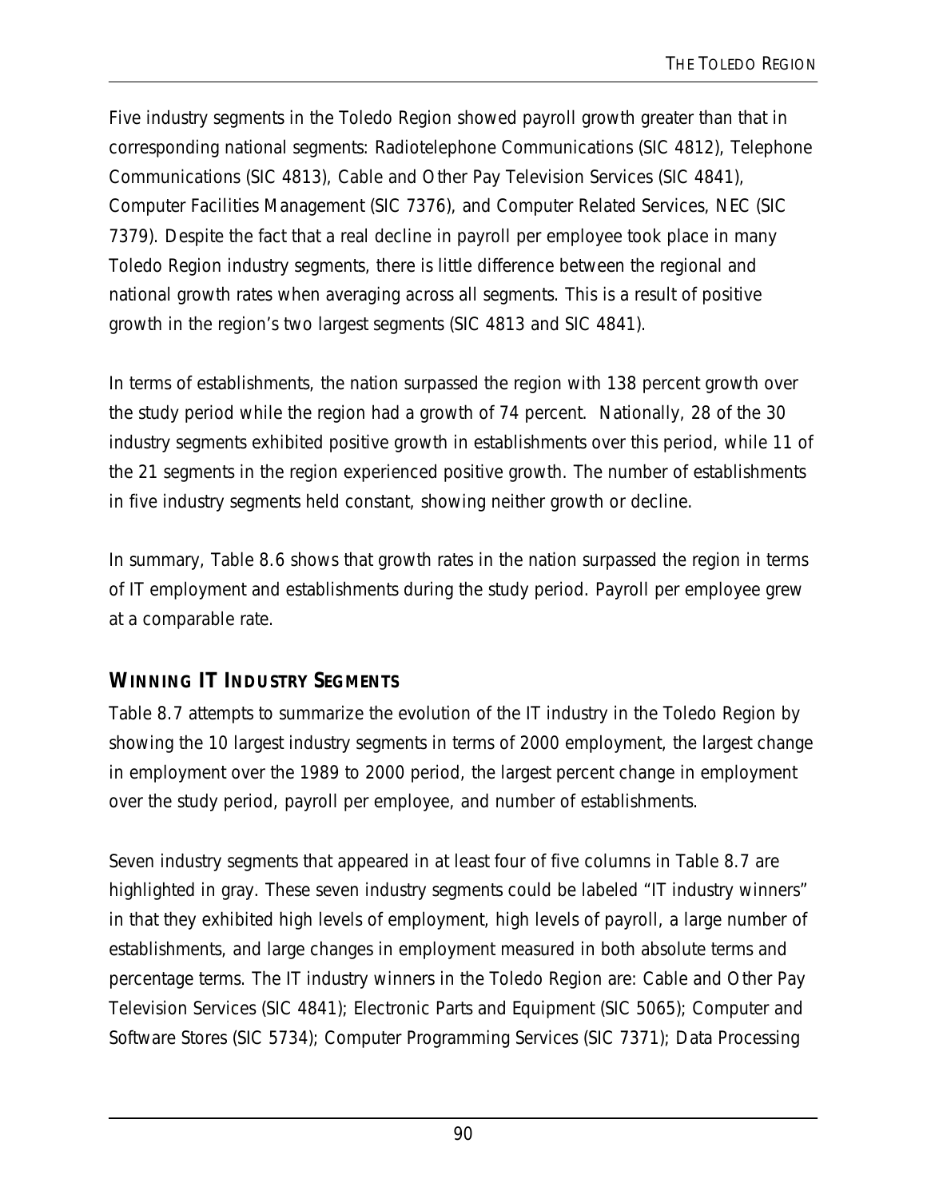Five industry segments in the Toledo Region showed payroll growth greater than that in corresponding national segments: Radiotelephone Communications (SIC 4812), Telephone Communications (SIC 4813), Cable and Other Pay Television Services (SIC 4841), Computer Facilities Management (SIC 7376), and Computer Related Services, NEC (SIC 7379). Despite the fact that a real decline in payroll per employee took place in many Toledo Region industry segments, there is little difference between the regional and national growth rates when averaging across all segments. This is a result of positive growth in the region's two largest segments (SIC 4813 and SIC 4841).

In terms of establishments, the nation surpassed the region with 138 percent growth over the study period while the region had a growth of 74 percent. Nationally, 28 of the 30 industry segments exhibited positive growth in establishments over this period, while 11 of the 21 segments in the region experienced positive growth. The number of establishments in five industry segments held constant, showing neither growth or decline.

In summary, Table 8.6 shows that growth rates in the nation surpassed the region in terms of IT employment and establishments during the study period. Payroll per employee grew at a comparable rate.

## WINNING IT INDUSTRY SEGMENTS

Table 8.7 attempts to summarize the evolution of the IT industry in the Toledo Region by showing the 10 largest industry segments in terms of 2000 employment, the largest change in employment over the 1989 to 2000 period, the largest percent change in employment over the study period, payroll per employee, and number of establishments.

Seven industry segments that appeared in at least four of five columns in Table 8.7 are highlighted in gray. These seven industry segments could be labeled "IT industry winners" in that they exhibited high levels of employment, high levels of payroll, a large number of establishments, and large changes in employment measured in both absolute terms and percentage terms. The IT industry winners in the Toledo Region are: Cable and Other Pay Television Services (SIC 4841); Electronic Parts and Equipment (SIC 5065); Computer and Software Stores (SIC 5734); Computer Programming Services (SIC 7371); Data Processing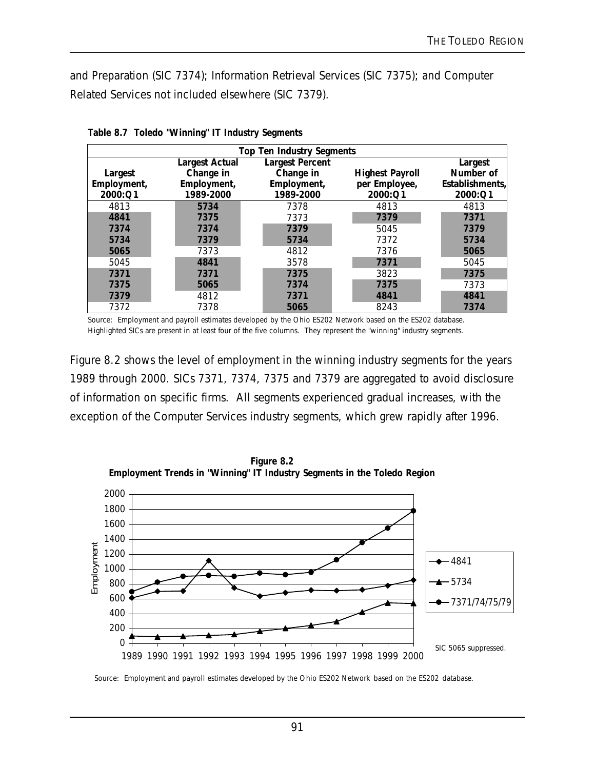and Preparation (SIC 7374); Information Retrieval Services (SIC 7375); and Computer Related Services not included elsewhere (SIC 7379).

**Table 8.7 Toledo "Winning" IT Industry Segments**

| Top Ten Industry Segments | | | | |
|---|---|---|---|---|
| **Largest Employment, 2000:Q1** | **Largest Actual Change in Employment, 1989-2000** | **Largest Percent Change in Employment, 1989-2000** | **Highest Payroll per Employee, 2000:Q1** | **Largest Number of Establishments, 2000:Q1** |
| 4813 | **5734** | 7378 | 4813 | 4813 |
| **4841** | **7375** | 7373 | **7379** | **7371** |
| **7374** | **7374** | **7379** | 5045 | **7379** |
| **5734** | **7379** | **5734** | 7372 | **5734** |
| **5065** | 7373 | 4812 | 7376 | **5065** |
| 5045 | **4841** | 3578 | **7371** | 5045 |
| **7371** | **7371** | **7375** | 3823 | **7375** |
| **7375** | **5065** | **7374** | **7375** | 7373 |
| **7379** | 4812 | **7371** | **4841** | **4841** |
| 7372 | 7378 | **5065** | 8243 | **7374** |

Source: Employment and payroll estimates developed by the Ohio ES202 Network based on the ES202 database.
Highlighted SICs are present in at least four of the five columns. They represent the "winning" industry segments.

Figure 8.2 shows the level of employment in the winning industry segments for the years 1989 through 2000. SICs 7371, 7374, 7375 and 7379 are aggregated to avoid disclosure of information on specific firms. All segments experienced gradual increases, with the exception of the Computer Services industry segments, which grew rapidly after 1996.

**Figure 8.2**
**Employment Trends in "Winning" IT Industry Segments in the Toledo Region**

SIC 5065 suppressed.

Source: Employment and payroll estimates developed by the Ohio ES202 Network based on the ES202 database.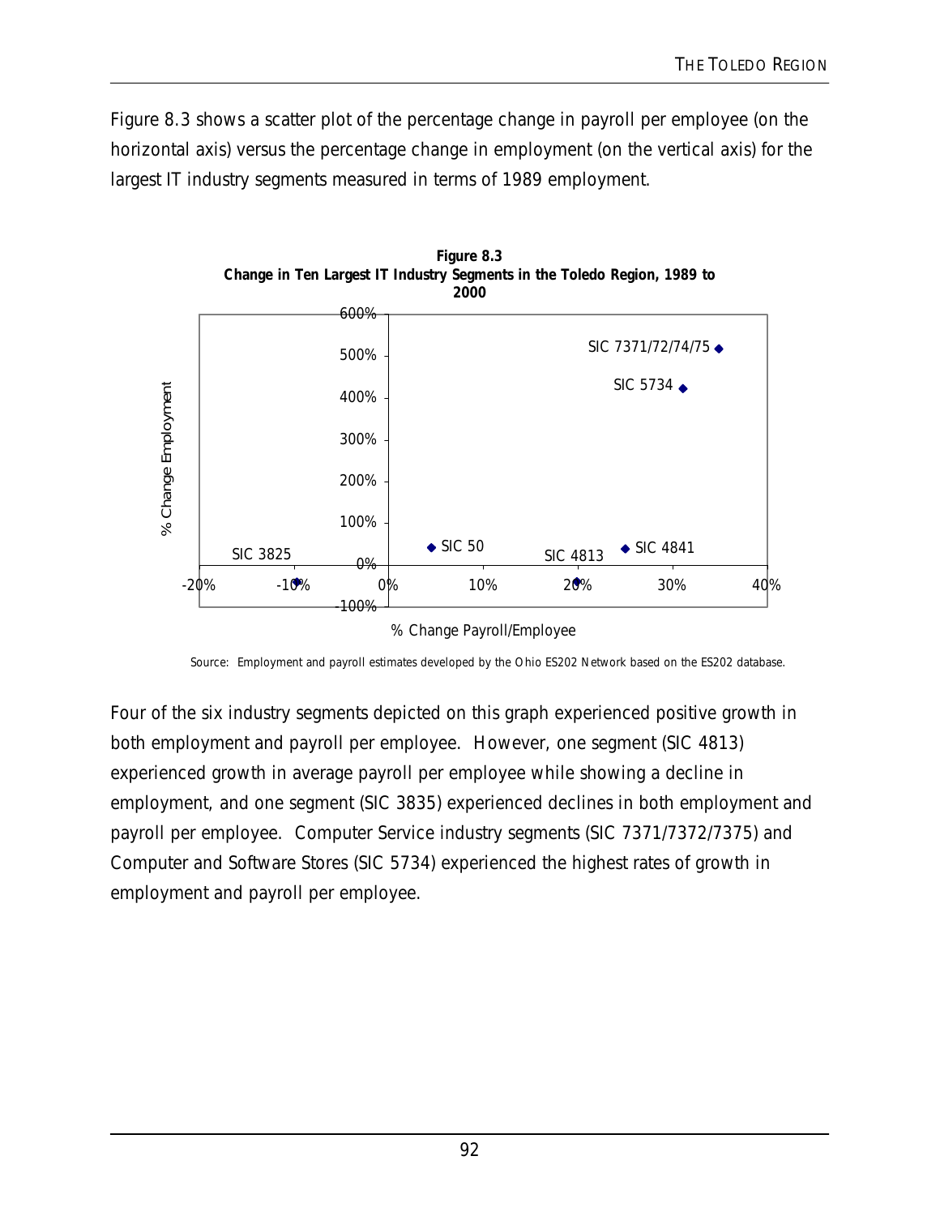Figure 8.3 shows a scatter plot of the percentage change in payroll per employee (on the horizontal axis) versus the percentage change in employment (on the vertical axis) for the largest IT industry segments measured in terms of 1989 employment.

**Figure 8.3**
**Change in Ten Largest IT Industry Segments in the Toledo Region, 1989 to 2000**

Source: Employment and payroll estimates developed by the Ohio ES202 Network based on the ES202 database.

Four of the six industry segments depicted on this graph experienced positive growth in both employment and payroll per employee. However, one segment (SIC 4813) experienced growth in average payroll per employee while showing a decline in employment, and one segment (SIC 3835) experienced declines in both employment and payroll per employee. Computer Service industry segments (SIC 7371/7372/7375) and Computer and Software Stores (SIC 5734) experienced the highest rates of growth in employment and payroll per employee.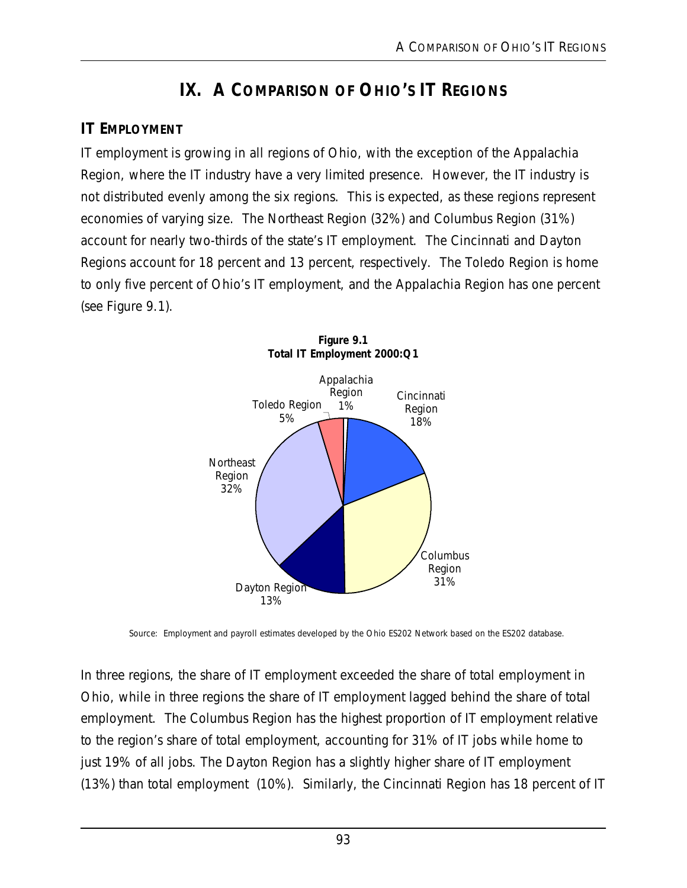# IX. A Comparison of Ohio's IT Regions

## IT Employment

IT employment is growing in all regions of Ohio, with the exception of the Appalachia Region, where the IT industry have a very limited presence. However, the IT industry is not distributed evenly among the six regions. This is expected, as these regions represent economies of varying size. The Northeast Region (32%) and Columbus Region (31%) account for nearly two-thirds of the state's IT employment. The Cincinnati and Dayton Regions account for 18 percent and 13 percent, respectively. The Toledo Region is home to only five percent of Ohio's IT employment, and the Appalachia Region has one percent (see Figure 9.1).

**Figure 9.1**
**Total IT Employment 2000:Q1**

Appalachia Region 1%
Cincinnati Region 18%
Columbus Region 31%
Dayton Region 13%
Northeast Region 32%
Toledo Region 5%

Source: Employment and payroll estimates developed by the Ohio ES202 Network based on the ES202 database.

In three regions, the share of IT employment exceeded the share of total employment in Ohio, while in three regions the share of IT employment lagged behind the share of total employment. The Columbus Region has the highest proportion of IT employment relative to the region's share of total employment, accounting for 31% of IT jobs while home to just 19% of all jobs. The Dayton Region has a slightly higher share of IT employment (13%) than total employment (10%). Similarly, the Cincinnati Region has 18 percent of IT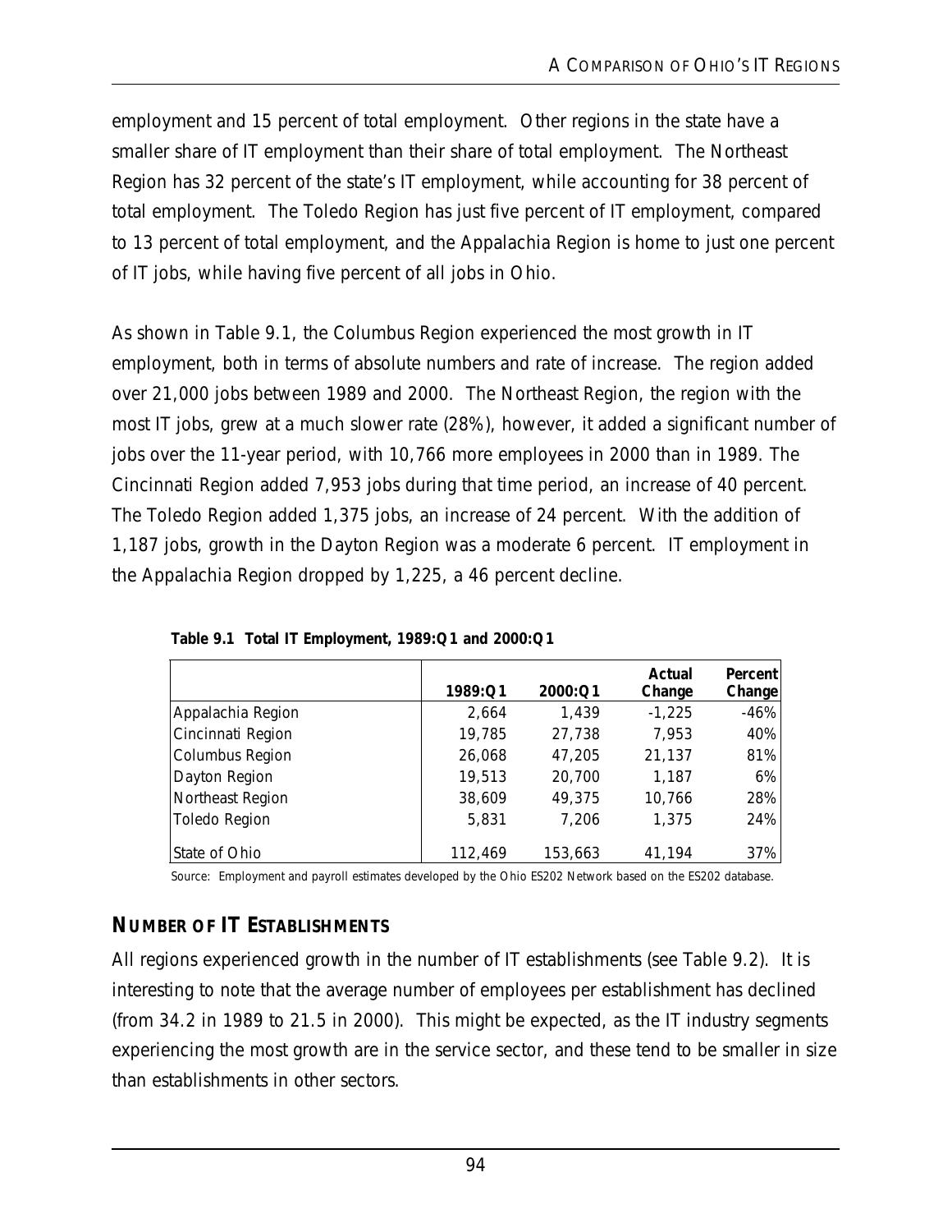employment and 15 percent of total employment. Other regions in the state have a smaller share of IT employment than their share of total employment. The Northeast Region has 32 percent of the state's IT employment, while accounting for 38 percent of total employment. The Toledo Region has just five percent of IT employment, compared to 13 percent of total employment, and the Appalachia Region is home to just one percent of IT jobs, while having five percent of all jobs in Ohio.

As shown in Table 9.1, the Columbus Region experienced the most growth in IT employment, both in terms of absolute numbers and rate of increase. The region added over 21,000 jobs between 1989 and 2000. The Northeast Region, the region with the most IT jobs, grew at a much slower rate (28%), however, it added a significant number of jobs over the 11-year period, with 10,766 more employees in 2000 than in 1989. The Cincinnati Region added 7,953 jobs during that time period, an increase of 40 percent. The Toledo Region added 1,375 jobs, an increase of 24 percent. With the addition of 1,187 jobs, growth in the Dayton Region was a moderate 6 percent. IT employment in the Appalachia Region dropped by 1,225, a 46 percent decline.

**Table 9.1 Total IT Employment, 1989:Q1 and 2000:Q1**

| | 1989:Q1 | 2000:Q1 | Actual Change | Percent Change |
|---|---|---|---|---|
| Appalachia Region | 2,664 | 1,439 | -1,225 | -46% |
| Cincinnati Region | 19,785 | 27,738 | 7,953 | 40% |
| Columbus Region | 26,068 | 47,205 | 21,137 | 81% |
| Dayton Region | 19,513 | 20,700 | 1,187 | 6% |
| Northeast Region | 38,609 | 49,375 | 10,766 | 28% |
| Toledo Region | 5,831 | 7,206 | 1,375 | 24% |
| State of Ohio | 112,469 | 153,663 | 41,194 | 37% |

Source: Employment and payroll estimates developed by the Ohio ES202 Network based on the ES202 database.

## NUMBER OF IT ESTABLISHMENTS

All regions experienced growth in the number of IT establishments (see Table 9.2). It is interesting to note that the average number of employees per establishment has declined (from 34.2 in 1989 to 21.5 in 2000). This might be expected, as the IT industry segments experiencing the most growth are in the service sector, and these tend to be smaller in size than establishments in other sectors.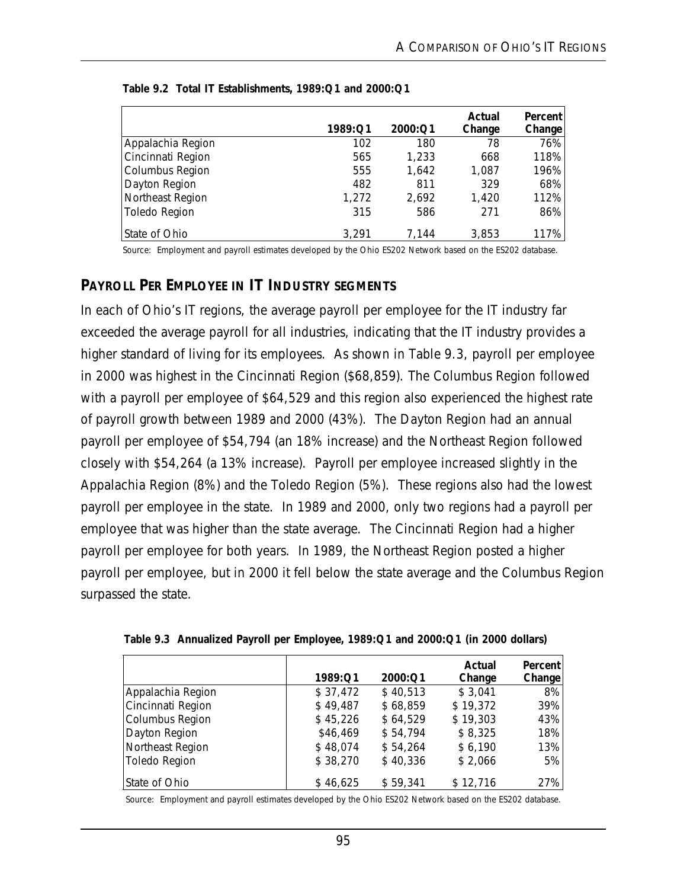**Table 9.2 Total IT Establishments, 1989:Q1 and 2000:Q1**

| | 1989:Q1 | 2000:Q1 | Actual Change | Percent Change |
|---|---|---|---|---|
| Appalachia Region | 102 | 180 | 78 | 76% |
| Cincinnati Region | 565 | 1,233 | 668 | 118% |
| Columbus Region | 555 | 1,642 | 1,087 | 196% |
| Dayton Region | 482 | 811 | 329 | 68% |
| Northeast Region | 1,272 | 2,692 | 1,420 | 112% |
| Toledo Region | 315 | 586 | 271 | 86% |
| State of Ohio | 3,291 | 7,144 | 3,853 | 117% |

Source: Employment and payroll estimates developed by the Ohio ES202 Network based on the ES202 database.

## PAYROLL PER EMPLOYEE IN IT INDUSTRY SEGMENTS

In each of Ohio's IT regions, the average payroll per employee for the IT industry far exceeded the average payroll for all industries, indicating that the IT industry provides a higher standard of living for its employees. As shown in Table 9.3, payroll per employee in 2000 was highest in the Cincinnati Region ($68,859). The Columbus Region followed with a payroll per employee of $64,529 and this region also experienced the highest rate of payroll growth between 1989 and 2000 (43%). The Dayton Region had an annual payroll per employee of $54,794 (an 18% increase) and the Northeast Region followed closely with $54,264 (a 13% increase). Payroll per employee increased slightly in the Appalachia Region (8%) and the Toledo Region (5%). These regions also had the lowest payroll per employee in the state. In 1989 and 2000, only two regions had a payroll per employee that was higher than the state average. The Cincinnati Region had a higher payroll per employee for both years. In 1989, the Northeast Region posted a higher payroll per employee, but in 2000 it fell below the state average and the Columbus Region surpassed the state.

**Table 9.3 Annualized Payroll per Employee, 1989:Q1 and 2000:Q1 (in 2000 dollars)**

| | 1989:Q1 | 2000:Q1 | Actual Change | Percent Change |
|---|---|---|---|---|
| Appalachia Region | $ 37,472 | $ 40,513 | $ 3,041 | 8% |
| Cincinnati Region | $ 49,487 | $ 68,859 | $ 19,372 | 39% |
| Columbus Region | $ 45,226 | $ 64,529 | $ 19,303 | 43% |
| Dayton Region | $46,469 | $ 54,794 | $ 8,325 | 18% |
| Northeast Region | $ 48,074 | $ 54,264 | $ 6,190 | 13% |
| Toledo Region | $ 38,270 | $ 40,336 | $ 2,066 | 5% |
| State of Ohio | $ 46,625 | $ 59,341 | $ 12,716 | 27% |

Source: Employment and payroll estimates developed by the Ohio ES202 Network based on the ES202 database.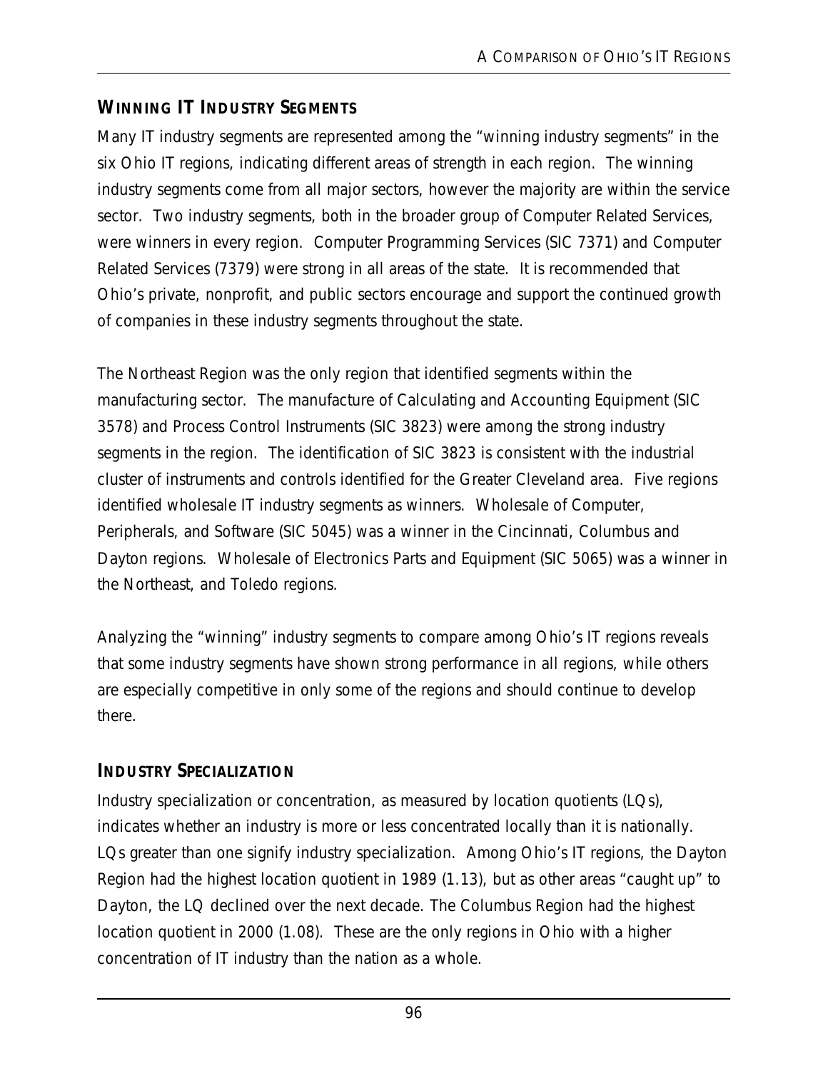## Winning IT Industry Segments

Many IT industry segments are represented among the "winning industry segments" in the six Ohio IT regions, indicating different areas of strength in each region. The winning industry segments come from all major sectors, however the majority are within the service sector. Two industry segments, both in the broader group of Computer Related Services, were winners in every region. Computer Programming Services (SIC 7371) and Computer Related Services (7379) were strong in all areas of the state. It is recommended that Ohio's private, nonprofit, and public sectors encourage and support the continued growth of companies in these industry segments throughout the state.

The Northeast Region was the only region that identified segments within the manufacturing sector. The manufacture of Calculating and Accounting Equipment (SIC 3578) and Process Control Instruments (SIC 3823) were among the strong industry segments in the region. The identification of SIC 3823 is consistent with the industrial cluster of instruments and controls identified for the Greater Cleveland area. Five regions identified wholesale IT industry segments as winners. Wholesale of Computer, Peripherals, and Software (SIC 5045) was a winner in the Cincinnati, Columbus and Dayton regions. Wholesale of Electronics Parts and Equipment (SIC 5065) was a winner in the Northeast, and Toledo regions.

Analyzing the "winning" industry segments to compare among Ohio's IT regions reveals that some industry segments have shown strong performance in all regions, while others are especially competitive in only some of the regions and should continue to develop there.

## Industry Specialization

Industry specialization or concentration, as measured by location quotients (LQs), indicates whether an industry is more or less concentrated locally than it is nationally. LQs greater than one signify industry specialization. Among Ohio's IT regions, the Dayton Region had the highest location quotient in 1989 (1.13), but as other areas "caught up" to Dayton, the LQ declined over the next decade. The Columbus Region had the highest location quotient in 2000 (1.08). These are the only regions in Ohio with a higher concentration of IT industry than the nation as a whole.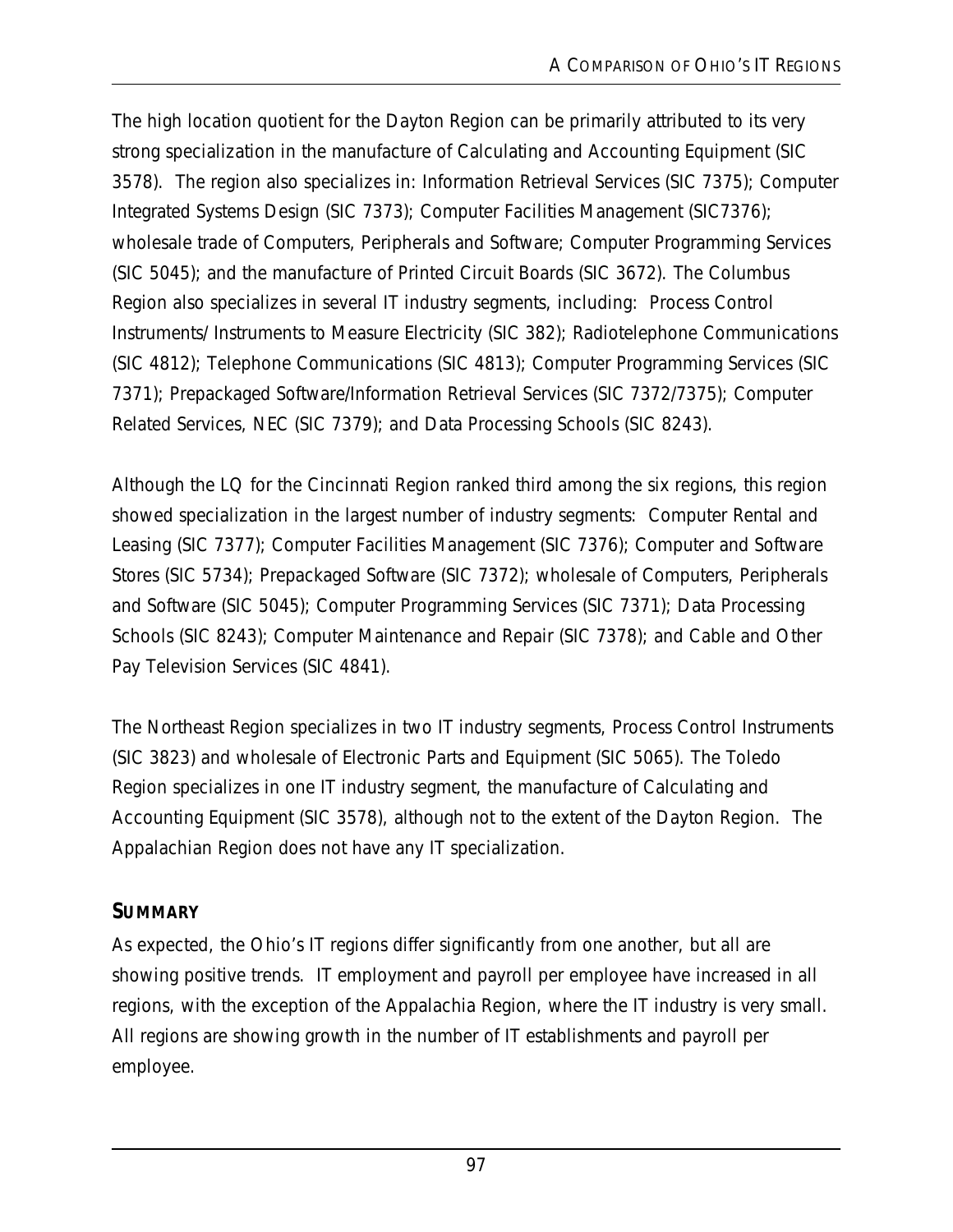The high location quotient for the Dayton Region can be primarily attributed to its very strong specialization in the manufacture of Calculating and Accounting Equipment (SIC 3578). The region also specializes in: Information Retrieval Services (SIC 7375); Computer Integrated Systems Design (SIC 7373); Computer Facilities Management (SIC7376); wholesale trade of Computers, Peripherals and Software; Computer Programming Services (SIC 5045); and the manufacture of Printed Circuit Boards (SIC 3672). The Columbus Region also specializes in several IT industry segments, including: Process Control Instruments/ Instruments to Measure Electricity (SIC 382); Radiotelephone Communications (SIC 4812); Telephone Communications (SIC 4813); Computer Programming Services (SIC 7371); Prepackaged Software/Information Retrieval Services (SIC 7372/7375); Computer Related Services, NEC (SIC 7379); and Data Processing Schools (SIC 8243).

Although the LQ for the Cincinnati Region ranked third among the six regions, this region showed specialization in the largest number of industry segments: Computer Rental and Leasing (SIC 7377); Computer Facilities Management (SIC 7376); Computer and Software Stores (SIC 5734); Prepackaged Software (SIC 7372); wholesale of Computers, Peripherals and Software (SIC 5045); Computer Programming Services (SIC 7371); Data Processing Schools (SIC 8243); Computer Maintenance and Repair (SIC 7378); and Cable and Other Pay Television Services (SIC 4841).

The Northeast Region specializes in two IT industry segments, Process Control Instruments (SIC 3823) and wholesale of Electronic Parts and Equipment (SIC 5065). The Toledo Region specializes in one IT industry segment, the manufacture of Calculating and Accounting Equipment (SIC 3578), although not to the extent of the Dayton Region. The Appalachian Region does not have any IT specialization.

## SUMMARY

As expected, the Ohio's IT regions differ significantly from one another, but all are showing positive trends. IT employment and payroll per employee have increased in all regions, with the exception of the Appalachia Region, where the IT industry is very small. All regions are showing growth in the number of IT establishments and payroll per employee.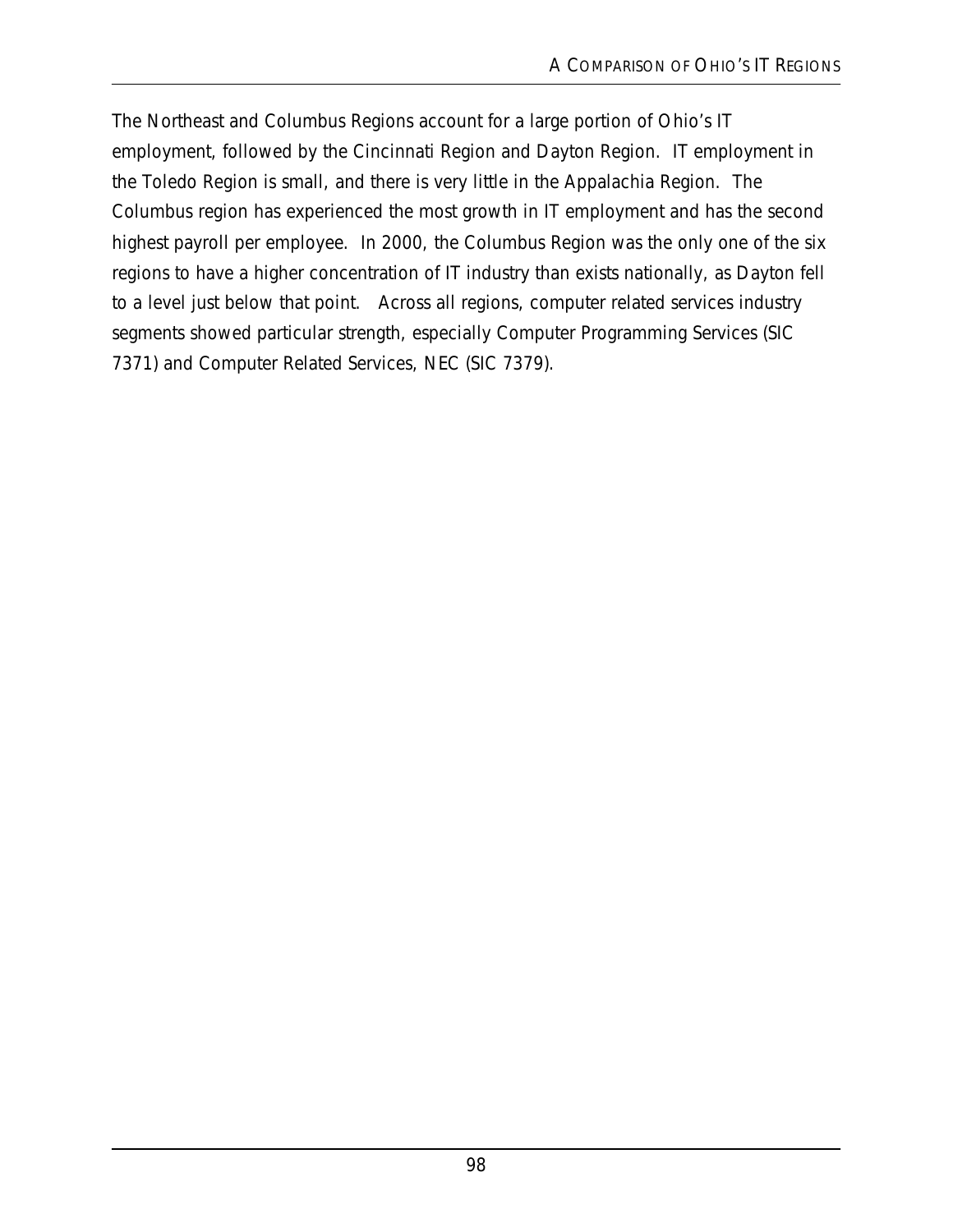The Northeast and Columbus Regions account for a large portion of Ohio's IT employment, followed by the Cincinnati Region and Dayton Region. IT employment in the Toledo Region is small, and there is very little in the Appalachia Region. The Columbus region has experienced the most growth in IT employment and has the second highest payroll per employee. In 2000, the Columbus Region was the only one of the six regions to have a higher concentration of IT industry than exists nationally, as Dayton fell to a level just below that point. Across all regions, computer related services industry segments showed particular strength, especially Computer Programming Services (SIC 7371) and Computer Related Services, NEC (SIC 7379).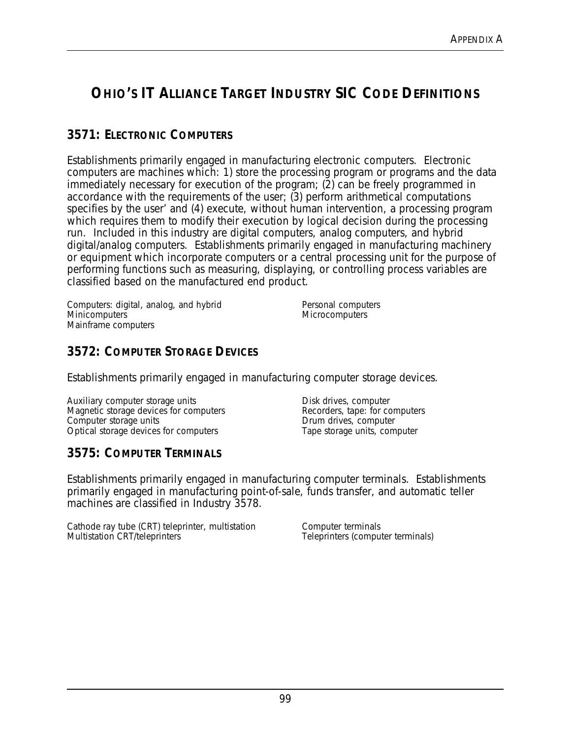# OHIO'S IT ALLIANCE TARGET INDUSTRY SIC CODE DEFINITIONS

## 3571: ELECTRONIC COMPUTERS

Establishments primarily engaged in manufacturing electronic computers. Electronic computers are machines which: 1) store the processing program or programs and the data immediately necessary for execution of the program; (2) can be freely programmed in accordance with the requirements of the user; (3) perform arithmetical computations specifies by the user' and (4) execute, without human intervention, a processing program which requires them to modify their execution by logical decision during the processing run. Included in this industry are digital computers, analog computers, and hybrid digital/analog computers. Establishments primarily engaged in manufacturing machinery or equipment which incorporate computers or a central processing unit for the purpose of performing functions such as measuring, displaying, or controlling process variables are classified based on the manufactured end product.

Computers: digital, analog, and hybrid
Minicomputers
Mainframe computers
Personal computers
Microcomputers

## 3572: COMPUTER STORAGE DEVICES

Establishments primarily engaged in manufacturing computer storage devices.

Auxiliary computer storage units
Magnetic storage devices for computers
Computer storage units
Optical storage devices for computers
Disk drives, computer
Recorders, tape: for computers
Drum drives, computer
Tape storage units, computer

## 3575: COMPUTER TERMINALS

Establishments primarily engaged in manufacturing computer terminals. Establishments primarily engaged in manufacturing point-of-sale, funds transfer, and automatic teller machines are classified in Industry 3578.

Cathode ray tube (CRT) teleprinter, multistation
Multistation CRT/teleprinters
Computer terminals
Teleprinters (computer terminals)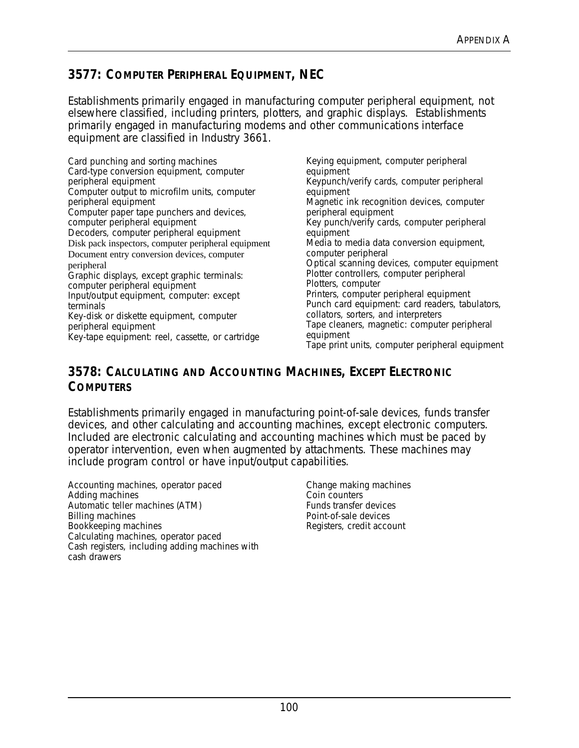## 3577: Computer Peripheral Equipment, NEC

Establishments primarily engaged in manufacturing computer peripheral equipment, not elsewhere classified, including printers, plotters, and graphic displays. Establishments primarily engaged in manufacturing modems and other communications interface equipment are classified in Industry 3661.

Card punching and sorting machines
Card-type conversion equipment, computer peripheral equipment
Computer output to microfilm units, computer peripheral equipment
Computer paper tape punchers and devices, computer peripheral equipment
Decoders, computer peripheral equipment
Disk pack inspectors, computer peripheral equipment
Document entry conversion devices, computer peripheral
Graphic displays, except graphic terminals: computer peripheral equipment
Input/output equipment, computer: except terminals
Key-disk or diskette equipment, computer peripheral equipment
Key-tape equipment: reel, cassette, or cartridge
Keying equipment, computer peripheral equipment
Keypunch/verify cards, computer peripheral equipment
Magnetic ink recognition devices, computer peripheral equipment
Key punch/verify cards, computer peripheral equipment
Media to media data conversion equipment, computer peripheral
Optical scanning devices, computer equipment
Plotter controllers, computer peripheral
Plotters, computer
Printers, computer peripheral equipment
Punch card equipment: card readers, tabulators, collators, sorters, and interpreters
Tape cleaners, magnetic: computer peripheral equipment
Tape print units, computer peripheral equipment

## 3578: Calculating and Accounting Machines, Except Electronic Computers

Establishments primarily engaged in manufacturing point-of-sale devices, funds transfer devices, and other calculating and accounting machines, except electronic computers. Included are electronic calculating and accounting machines which must be paced by operator intervention, even when augmented by attachments. These machines may include program control or have input/output capabilities.

Accounting machines, operator paced
Adding machines
Automatic teller machines (ATM)
Billing machines
Bookkeeping machines
Calculating machines, operator paced
Cash registers, including adding machines with cash drawers
Change making machines
Coin counters
Funds transfer devices
Point-of-sale devices
Registers, credit account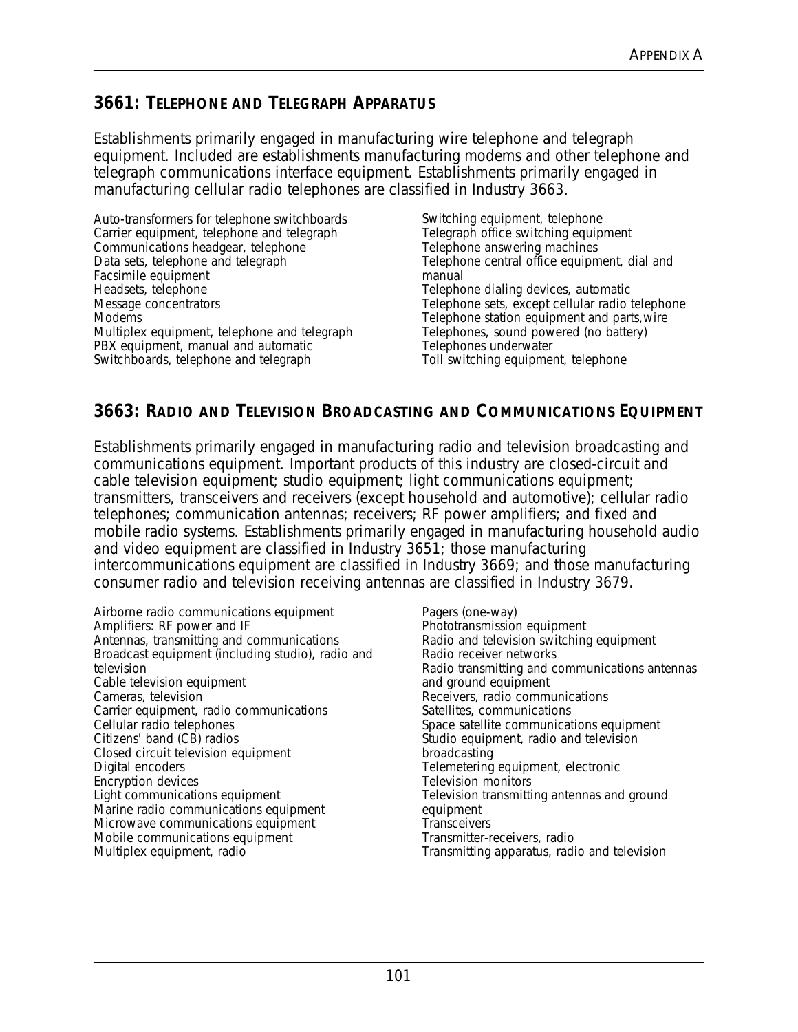## 3661: TELEPHONE AND TELEGRAPH APPARATUS

Establishments primarily engaged in manufacturing wire telephone and telegraph equipment. Included are establishments manufacturing modems and other telephone and telegraph communications interface equipment. Establishments primarily engaged in manufacturing cellular radio telephones are classified in Industry 3663.

Auto-transformers for telephone switchboards
Carrier equipment, telephone and telegraph
Communications headgear, telephone
Data sets, telephone and telegraph
Facsimile equipment
Headsets, telephone
Message concentrators
Modems
Multiplex equipment, telephone and telegraph
PBX equipment, manual and automatic
Switchboards, telephone and telegraph
Switching equipment, telephone
Telegraph office switching equipment
Telephone answering machines
Telephone central office equipment, dial and manual
Telephone dialing devices, automatic
Telephone sets, except cellular radio telephone
Telephone station equipment and parts,wire
Telephones, sound powered (no battery)
Telephones underwater
Toll switching equipment, telephone

## 3663: RADIO AND TELEVISION BROADCASTING AND COMMUNICATIONS EQUIPMENT

Establishments primarily engaged in manufacturing radio and television broadcasting and communications equipment. Important products of this industry are closed-circuit and cable television equipment; studio equipment; light communications equipment; transmitters, transceivers and receivers (except household and automotive); cellular radio telephones; communication antennas; receivers; RF power amplifiers; and fixed and mobile radio systems. Establishments primarily engaged in manufacturing household audio and video equipment are classified in Industry 3651; those manufacturing intercommunications equipment are classified in Industry 3669; and those manufacturing consumer radio and television receiving antennas are classified in Industry 3679.

Airborne radio communications equipment
Amplifiers: RF power and IF
Antennas, transmitting and communications
Broadcast equipment (including studio), radio and television
Cable television equipment
Cameras, television
Carrier equipment, radio communications
Cellular radio telephones
Citizens' band (CB) radios
Closed circuit television equipment
Digital encoders
Encryption devices
Light communications equipment
Marine radio communications equipment
Microwave communications equipment
Mobile communications equipment
Multiplex equipment, radio
Pagers (one-way)
Phototransmission equipment
Radio and television switching equipment
Radio receiver networks
Radio transmitting and communications antennas and ground equipment
Receivers, radio communications
Satellites, communications
Space satellite communications equipment
Studio equipment, radio and television broadcasting
Telemetering equipment, electronic
Television monitors
Television transmitting antennas and ground equipment
Transceivers
Transmitter-receivers, radio
Transmitting apparatus, radio and television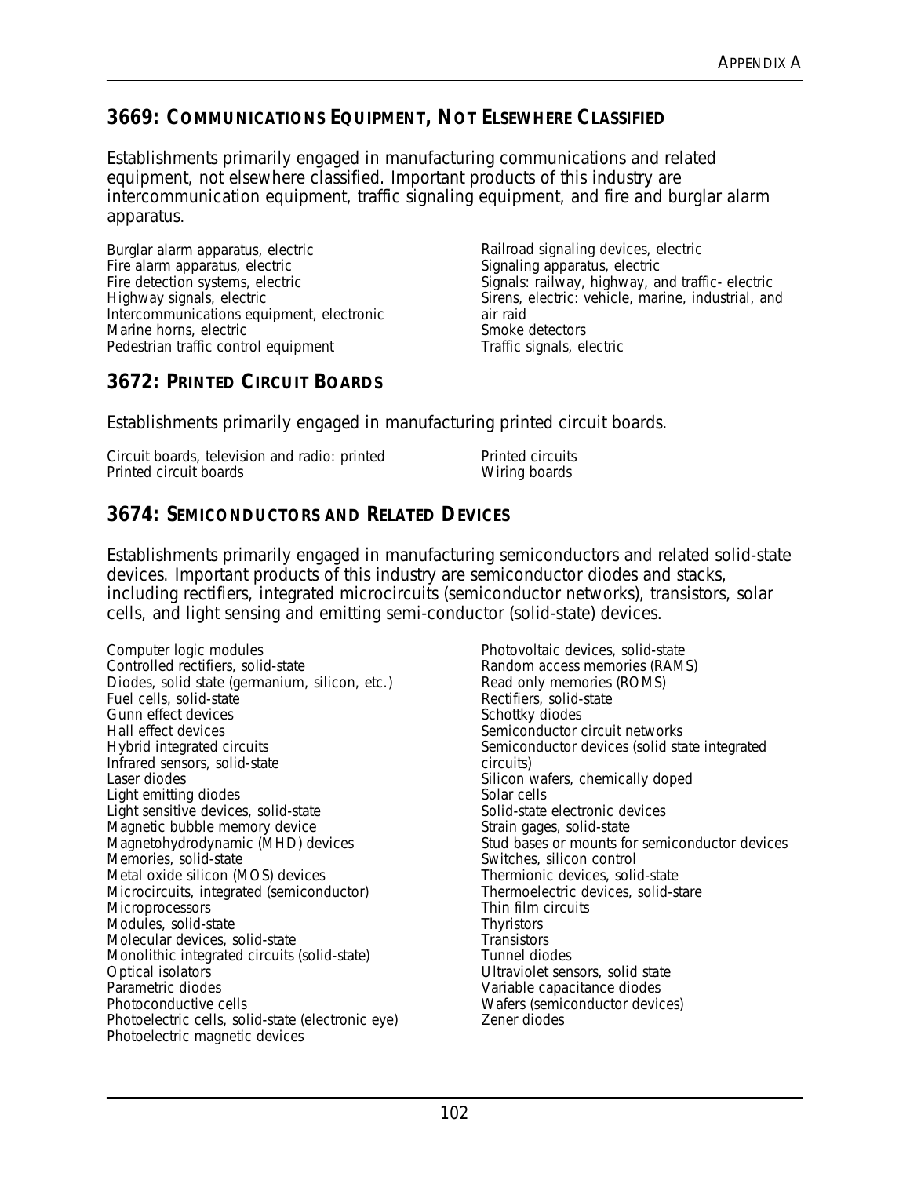## 3669: COMMUNICATIONS EQUIPMENT, NOT ELSEWHERE CLASSIFIED

Establishments primarily engaged in manufacturing communications and related equipment, not elsewhere classified. Important products of this industry are intercommunication equipment, traffic signaling equipment, and fire and burglar alarm apparatus.

Burglar alarm apparatus, electric
Fire alarm apparatus, electric
Fire detection systems, electric
Highway signals, electric
Intercommunications equipment, electronic
Marine horns, electric
Pedestrian traffic control equipment
Railroad signaling devices, electric
Signaling apparatus, electric
Signals: railway, highway, and traffic- electric
Sirens, electric: vehicle, marine, industrial, and air raid
Smoke detectors
Traffic signals, electric

## 3672: PRINTED CIRCUIT BOARDS

Establishments primarily engaged in manufacturing printed circuit boards.

Circuit boards, television and radio: printed
Printed circuit boards
Printed circuits
Wiring boards

## 3674: SEMICONDUCTORS AND RELATED DEVICES

Establishments primarily engaged in manufacturing semiconductors and related solid-state devices. Important products of this industry are semiconductor diodes and stacks, including rectifiers, integrated microcircuits (semiconductor networks), transistors, solar cells, and light sensing and emitting semi-conductor (solid-state) devices.

Computer logic modules
Controlled rectifiers, solid-state
Diodes, solid state (germanium, silicon, etc.)
Fuel cells, solid-state
Gunn effect devices
Hall effect devices
Hybrid integrated circuits
Infrared sensors, solid-state
Laser diodes
Light emitting diodes
Light sensitive devices, solid-state
Magnetic bubble memory device
Magnetohydrodynamic (MHD) devices
Memories, solid-state
Metal oxide silicon (MOS) devices
Microcircuits, integrated (semiconductor)
Microprocessors
Modules, solid-state
Molecular devices, solid-state
Monolithic integrated circuits (solid-state)
Optical isolators
Parametric diodes
Photoconductive cells
Photoelectric cells, solid-state (electronic eye)
Photoelectric magnetic devices
Photovoltaic devices, solid-state
Random access memories (RAMS)
Read only memories (ROMS)
Rectifiers, solid-state
Schottky diodes
Semiconductor circuit networks
Semiconductor devices (solid state integrated circuits)
Silicon wafers, chemically doped
Solar cells
Solid-state electronic devices
Strain gages, solid-state
Stud bases or mounts for semiconductor devices
Switches, silicon control
Thermionic devices, solid-state
Thermoelectric devices, solid-stare
Thin film circuits
Thyristors
Transistors
Tunnel diodes
Ultraviolet sensors, solid state
Variable capacitance diodes
Wafers (semiconductor devices)
Zener diodes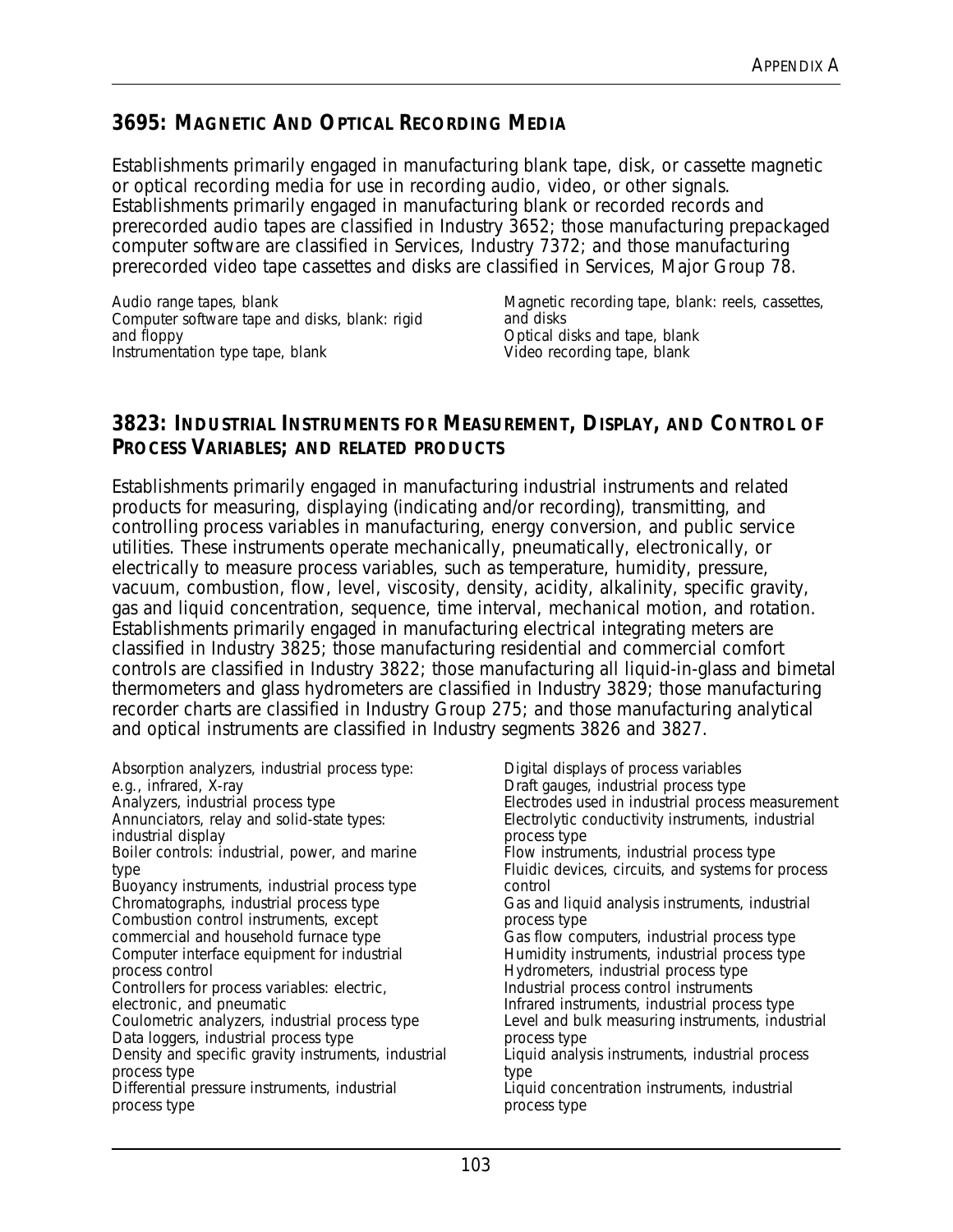## 3695: Magnetic And Optical Recording Media

Establishments primarily engaged in manufacturing blank tape, disk, or cassette magnetic or optical recording media for use in recording audio, video, or other signals. Establishments primarily engaged in manufacturing blank or recorded records and prerecorded audio tapes are classified in Industry 3652; those manufacturing prepackaged computer software are classified in Services, Industry 7372; and those manufacturing prerecorded video tape cassettes and disks are classified in Services, Major Group 78.

Audio range tapes, blank
Computer software tape and disks, blank: rigid and floppy
Instrumentation type tape, blank
Magnetic recording tape, blank: reels, cassettes, and disks
Optical disks and tape, blank
Video recording tape, blank

## 3823: Industrial Instruments for Measurement, Display, and Control of Process Variables; and related products

Establishments primarily engaged in manufacturing industrial instruments and related products for measuring, displaying (indicating and/or recording), transmitting, and controlling process variables in manufacturing, energy conversion, and public service utilities. These instruments operate mechanically, pneumatically, electronically, or electrically to measure process variables, such as temperature, humidity, pressure, vacuum, combustion, flow, level, viscosity, density, acidity, alkalinity, specific gravity, gas and liquid concentration, sequence, time interval, mechanical motion, and rotation. Establishments primarily engaged in manufacturing electrical integrating meters are classified in Industry 3825; those manufacturing residential and commercial comfort controls are classified in Industry 3822; those manufacturing all liquid-in-glass and bimetal thermometers and glass hydrometers are classified in Industry 3829; those manufacturing recorder charts are classified in Industry Group 275; and those manufacturing analytical and optical instruments are classified in Industry segments 3826 and 3827.

Absorption analyzers, industrial process type: e.g., infrared, X-ray
Analyzers, industrial process type
Annunciators, relay and solid-state types: industrial display
Boiler controls: industrial, power, and marine type
Buoyancy instruments, industrial process type
Chromatographs, industrial process type
Combustion control instruments, except commercial and household furnace type
Computer interface equipment for industrial process control
Controllers for process variables: electric, electronic, and pneumatic
Coulometric analyzers, industrial process type
Data loggers, industrial process type
Density and specific gravity instruments, industrial process type
Differential pressure instruments, industrial process type
Digital displays of process variables
Draft gauges, industrial process type
Electrodes used in industrial process measurement
Electrolytic conductivity instruments, industrial process type
Flow instruments, industrial process type
Fluidic devices, circuits, and systems for process control
Gas and liquid analysis instruments, industrial process type
Gas flow computers, industrial process type
Humidity instruments, industrial process type
Hydrometers, industrial process type
Industrial process control instruments
Infrared instruments, industrial process type
Level and bulk measuring instruments, industrial process type
Liquid analysis instruments, industrial process type
Liquid concentration instruments, industrial process type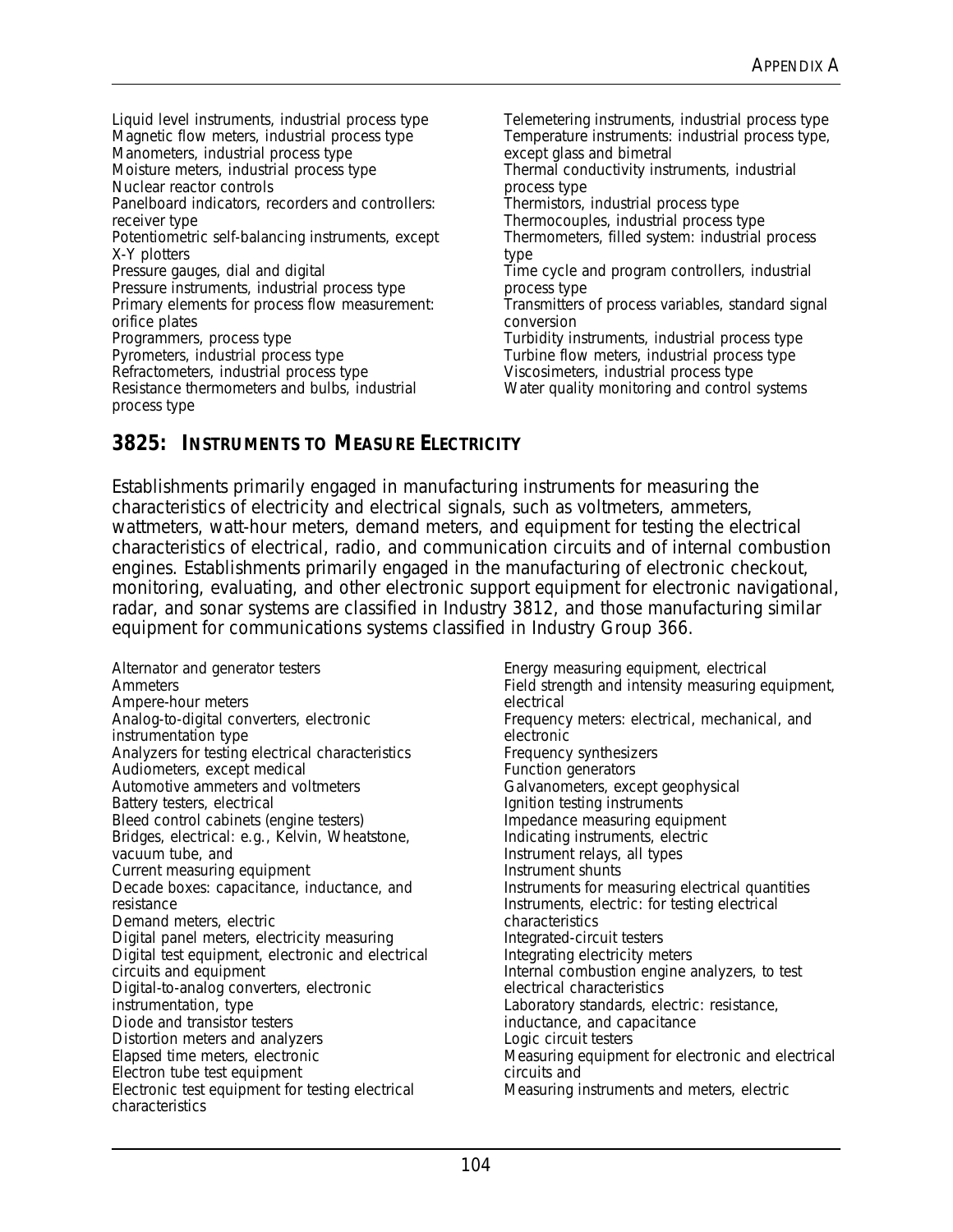Liquid level instruments, industrial process type
Magnetic flow meters, industrial process type
Manometers, industrial process type
Moisture meters, industrial process type
Nuclear reactor controls
Panelboard indicators, recorders and controllers: receiver type
Potentiometric self-balancing instruments, except X-Y plotters
Pressure gauges, dial and digital
Pressure instruments, industrial process type
Primary elements for process flow measurement: orifice plates
Programmers, process type
Pyrometers, industrial process type
Refractometers, industrial process type
Resistance thermometers and bulbs, industrial process type
Telemetering instruments, industrial process type
Temperature instruments: industrial process type, except glass and bimetral
Thermal conductivity instruments, industrial process type
Thermistors, industrial process type
Thermocouples, industrial process type
Thermometers, filled system: industrial process type
Time cycle and program controllers, industrial process type
Transmitters of process variables, standard signal conversion
Turbidity instruments, industrial process type
Turbine flow meters, industrial process type
Viscosimeters, industrial process type
Water quality monitoring and control systems

## 3825: INSTRUMENTS TO MEASURE ELECTRICITY

Establishments primarily engaged in manufacturing instruments for measuring the characteristics of electricity and electrical signals, such as voltmeters, ammeters, wattmeters, watt-hour meters, demand meters, and equipment for testing the electrical characteristics of electrical, radio, and communication circuits and of internal combustion engines. Establishments primarily engaged in the manufacturing of electronic checkout, monitoring, evaluating, and other electronic support equipment for electronic navigational, radar, and sonar systems are classified in Industry 3812, and those manufacturing similar equipment for communications systems classified in Industry Group 366.

Alternator and generator testers
Ammeters
Ampere-hour meters
Analog-to-digital converters, electronic instrumentation type
Analyzers for testing electrical characteristics
Audiometers, except medical
Automotive ammeters and voltmeters
Battery testers, electrical
Bleed control cabinets (engine testers)
Bridges, electrical: e.g., Kelvin, Wheatstone, vacuum tube, and
Current measuring equipment
Decade boxes: capacitance, inductance, and resistance
Demand meters, electric
Digital panel meters, electricity measuring
Digital test equipment, electronic and electrical circuits and equipment
Digital-to-analog converters, electronic instrumentation, type
Diode and transistor testers
Distortion meters and analyzers
Elapsed time meters, electronic
Electron tube test equipment
Electronic test equipment for testing electrical characteristics
Energy measuring equipment, electrical
Field strength and intensity measuring equipment, electrical
Frequency meters: electrical, mechanical, and electronic
Frequency synthesizers
Function generators
Galvanometers, except geophysical
Ignition testing instruments
Impedance measuring equipment
Indicating instruments, electric
Instrument relays, all types
Instrument shunts
Instruments for measuring electrical quantities
Instruments, electric: for testing electrical characteristics
Integrated-circuit testers
Integrating electricity meters
Internal combustion engine analyzers, to test electrical characteristics
Laboratory standards, electric: resistance, inductance, and capacitance
Logic circuit testers
Measuring equipment for electronic and electrical circuits and
Measuring instruments and meters, electric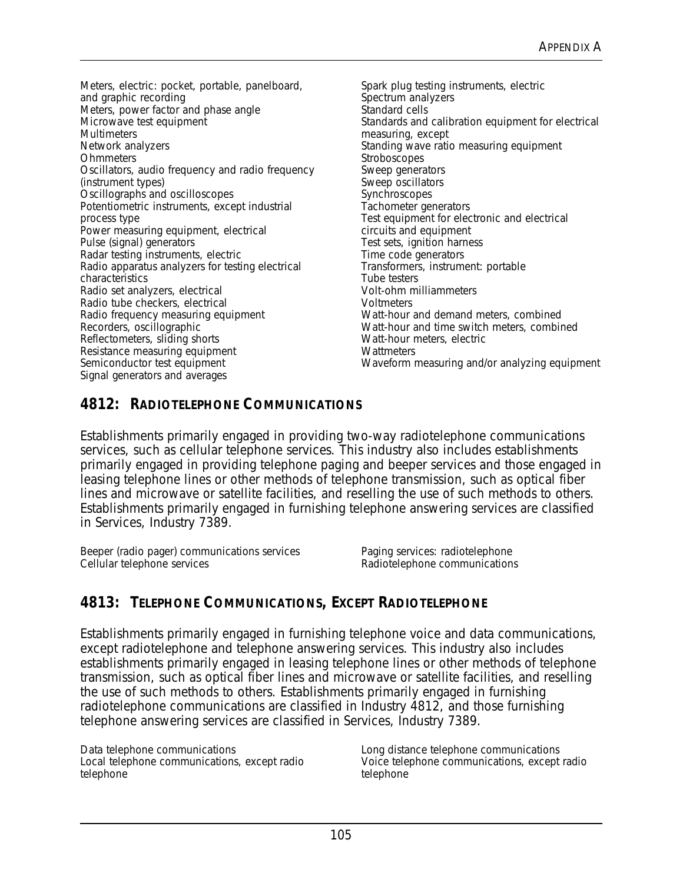Meters, electric: pocket, portable, panelboard, and graphic recording
Meters, power factor and phase angle
Microwave test equipment
Multimeters
Network analyzers
Ohmmeters
Oscillators, audio frequency and radio frequency (instrument types)
Oscillographs and oscilloscopes
Potentiometric instruments, except industrial process type
Power measuring equipment, electrical
Pulse (signal) generators
Radar testing instruments, electric
Radio apparatus analyzers for testing electrical characteristics
Radio set analyzers, electrical
Radio tube checkers, electrical
Radio frequency measuring equipment
Recorders, oscillographic
Reflectometers, sliding shorts
Resistance measuring equipment
Semiconductor test equipment
Signal generators and averages
Spark plug testing instruments, electric
Spectrum analyzers
Standard cells
Standards and calibration equipment for electrical measuring, except
Standing wave ratio measuring equipment
Stroboscopes
Sweep generators
Sweep oscillators
Synchroscopes
Tachometer generators
Test equipment for electronic and electrical circuits and equipment
Test sets, ignition harness
Time code generators
Transformers, instrument: portable
Tube testers
Volt-ohm milliammeters
Voltmeters
Watt-hour and demand meters, combined
Watt-hour and time switch meters, combined
Watt-hour meters, electric
Wattmeters
Waveform measuring and/or analyzing equipment

## 4812: RADIOTELEPHONE COMMUNICATIONS

Establishments primarily engaged in providing two-way radiotelephone communications services, such as cellular telephone services. This industry also includes establishments primarily engaged in providing telephone paging and beeper services and those engaged in leasing telephone lines or other methods of telephone transmission, such as optical fiber lines and microwave or satellite facilities, and reselling the use of such methods to others. Establishments primarily engaged in furnishing telephone answering services are classified in Services, Industry 7389.

Beeper (radio pager) communications services
Cellular telephone services
Paging services: radiotelephone
Radiotelephone communications

## 4813: TELEPHONE COMMUNICATIONS, EXCEPT RADIOTELEPHONE

Establishments primarily engaged in furnishing telephone voice and data communications, except radiotelephone and telephone answering services. This industry also includes establishments primarily engaged in leasing telephone lines or other methods of telephone transmission, such as optical fiber lines and microwave or satellite facilities, and reselling the use of such methods to others. Establishments primarily engaged in furnishing radiotelephone communications are classified in Industry 4812, and those furnishing telephone answering services are classified in Services, Industry 7389.

Data telephone communications
Local telephone communications, except radio telephone
Long distance telephone communications
Voice telephone communications, except radio telephone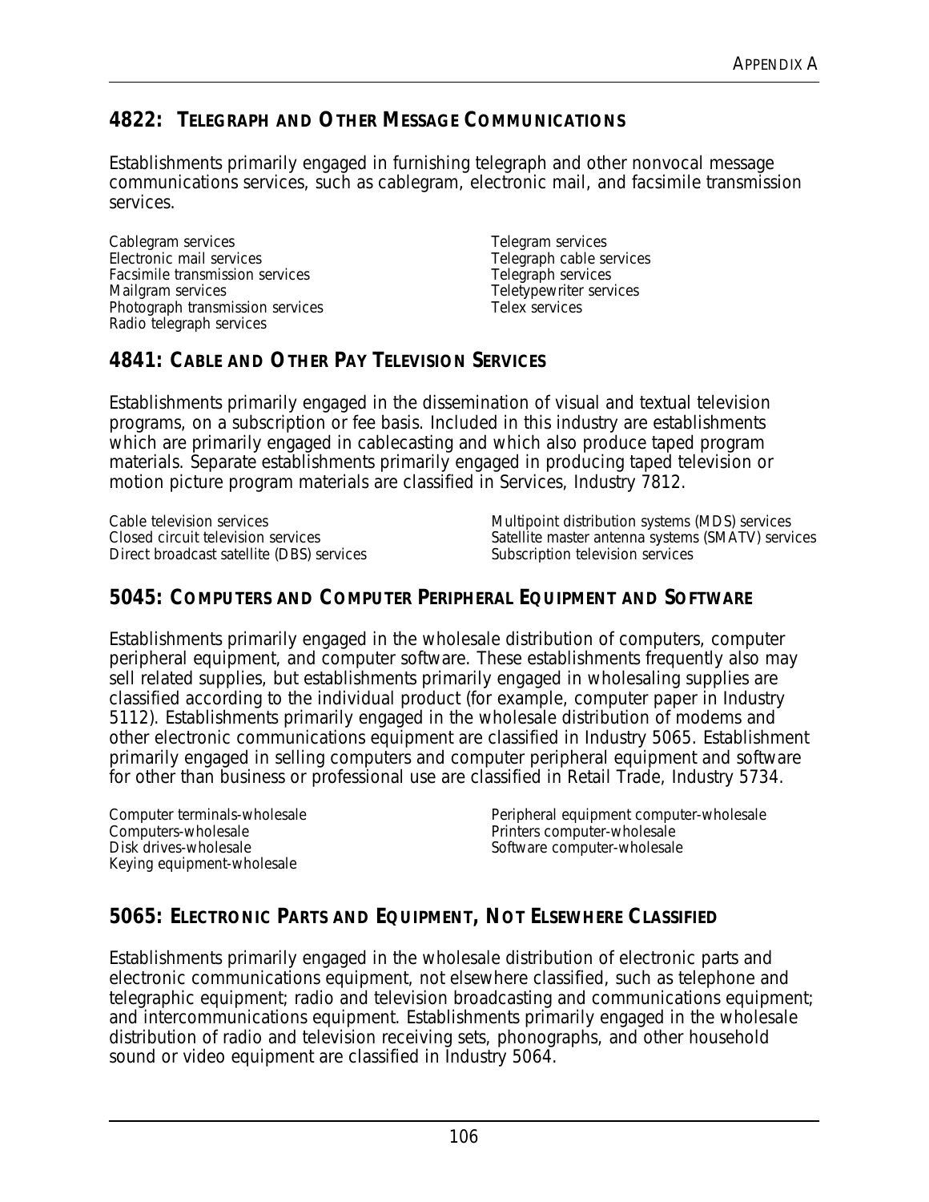## 4822: Telegraph and Other Message Communications

Establishments primarily engaged in furnishing telegraph and other nonvocal message communications services, such as cablegram, electronic mail, and facsimile transmission services.

Cablegram services
Electronic mail services
Facsimile transmission services
Mailgram services
Photograph transmission services
Radio telegraph services
Telegram services
Telegraph cable services
Telegraph services
Teletypewriter services
Telex services

## 4841: Cable and Other Pay Television Services

Establishments primarily engaged in the dissemination of visual and textual television programs, on a subscription or fee basis. Included in this industry are establishments which are primarily engaged in cablecasting and which also produce taped program materials. Separate establishments primarily engaged in producing taped television or motion picture program materials are classified in Services, Industry 7812.

Cable television services
Closed circuit television services
Direct broadcast satellite (DBS) services
Multipoint distribution systems (MDS) services
Satellite master antenna systems (SMATV) services
Subscription television services

## 5045: Computers and Computer Peripheral Equipment and Software

Establishments primarily engaged in the wholesale distribution of computers, computer peripheral equipment, and computer software. These establishments frequently also may sell related supplies, but establishments primarily engaged in wholesaling supplies are classified according to the individual product (for example, computer paper in Industry 5112). Establishments primarily engaged in the wholesale distribution of modems and other electronic communications equipment are classified in Industry 5065. Establishment primarily engaged in selling computers and computer peripheral equipment and software for other than business or professional use are classified in Retail Trade, Industry 5734.

Computer terminals-wholesale
Computers-wholesale
Disk drives-wholesale
Keying equipment-wholesale
Peripheral equipment computer-wholesale
Printers computer-wholesale
Software computer-wholesale

## 5065: Electronic Parts and Equipment, Not Elsewhere Classified

Establishments primarily engaged in the wholesale distribution of electronic parts and electronic communications equipment, not elsewhere classified, such as telephone and telegraphic equipment; radio and television broadcasting and communications equipment; and intercommunications equipment. Establishments primarily engaged in the wholesale distribution of radio and television receiving sets, phonographs, and other household sound or video equipment are classified in Industry 5064.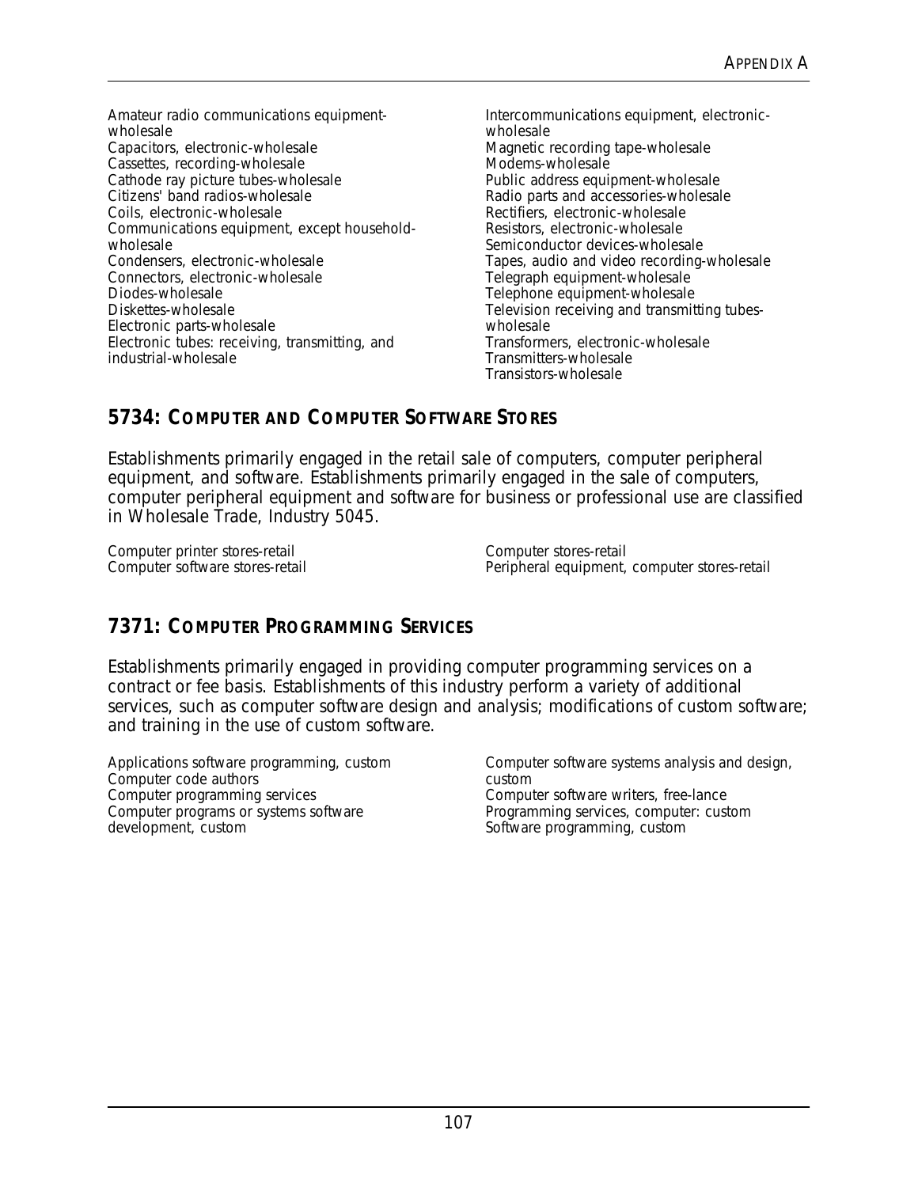Amateur radio communications equipment-wholesale
Capacitors, electronic-wholesale
Cassettes, recording-wholesale
Cathode ray picture tubes-wholesale
Citizens' band radios-wholesale
Coils, electronic-wholesale
Communications equipment, except household-wholesale
Condensers, electronic-wholesale
Connectors, electronic-wholesale
Diodes-wholesale
Diskettes-wholesale
Electronic parts-wholesale
Electronic tubes: receiving, transmitting, and industrial-wholesale
Intercommunications equipment, electronic-wholesale
Magnetic recording tape-wholesale
Modems-wholesale
Public address equipment-wholesale
Radio parts and accessories-wholesale
Rectifiers, electronic-wholesale
Resistors, electronic-wholesale
Semiconductor devices-wholesale
Tapes, audio and video recording-wholesale
Telegraph equipment-wholesale
Telephone equipment-wholesale
Television receiving and transmitting tubes-wholesale
Transformers, electronic-wholesale
Transmitters-wholesale
Transistors-wholesale

## 5734: Computer and Computer Software Stores

Establishments primarily engaged in the retail sale of computers, computer peripheral equipment, and software. Establishments primarily engaged in the sale of computers, computer peripheral equipment and software for business or professional use are classified in Wholesale Trade, Industry 5045.

Computer printer stores-retail
Computer software stores-retail
Computer stores-retail
Peripheral equipment, computer stores-retail

## 7371: Computer Programming Services

Establishments primarily engaged in providing computer programming services on a contract or fee basis. Establishments of this industry perform a variety of additional services, such as computer software design and analysis; modifications of custom software; and training in the use of custom software.

Applications software programming, custom
Computer code authors
Computer programming services
Computer programs or systems software development, custom
Computer software systems analysis and design, custom
Computer software writers, free-lance
Programming services, computer: custom
Software programming, custom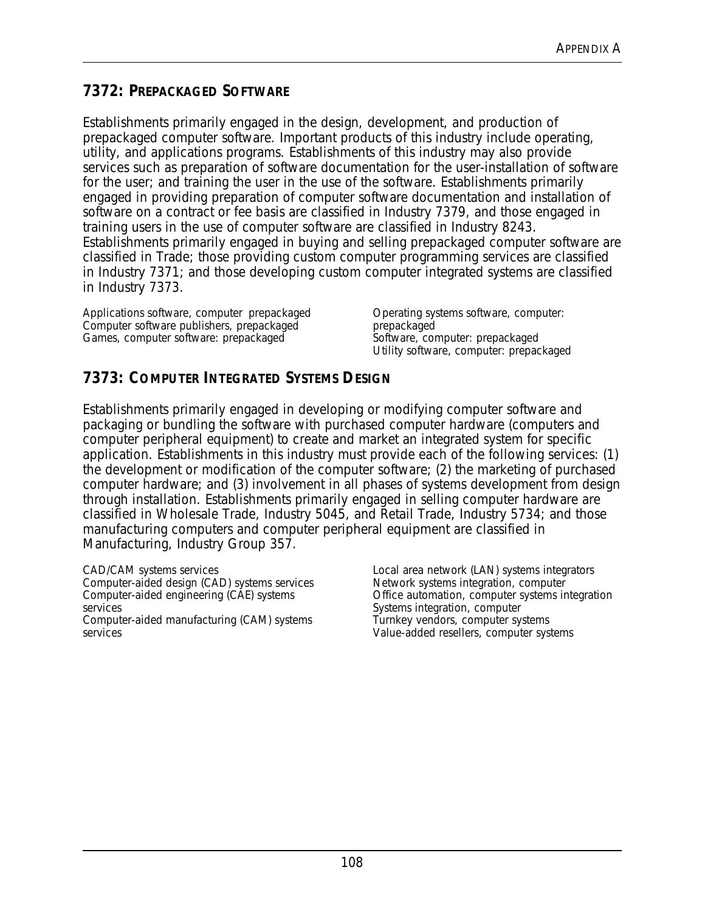## 7372: PREPACKAGED SOFTWARE

Establishments primarily engaged in the design, development, and production of prepackaged computer software. Important products of this industry include operating, utility, and applications programs. Establishments of this industry may also provide services such as preparation of software documentation for the user-installation of software for the user; and training the user in the use of the software. Establishments primarily engaged in providing preparation of computer software documentation and installation of software on a contract or fee basis are classified in Industry 7379, and those engaged in training users in the use of computer software are classified in Industry 8243. Establishments primarily engaged in buying and selling prepackaged computer software are classified in Trade; those providing custom computer programming services are classified in Industry 7371; and those developing custom computer integrated systems are classified in Industry 7373.

Applications software, computer prepackaged
Computer software publishers, prepackaged
Games, computer software: prepackaged
Operating systems software, computer: prepackaged
Software, computer: prepackaged
Utility software, computer: prepackaged

## 7373: COMPUTER INTEGRATED SYSTEMS DESIGN

Establishments primarily engaged in developing or modifying computer software and packaging or bundling the software with purchased computer hardware (computers and computer peripheral equipment) to create and market an integrated system for specific application. Establishments in this industry must provide each of the following services: (1) the development or modification of the computer software; (2) the marketing of purchased computer hardware; and (3) involvement in all phases of systems development from design through installation. Establishments primarily engaged in selling computer hardware are classified in Wholesale Trade, Industry 5045, and Retail Trade, Industry 5734; and those manufacturing computers and computer peripheral equipment are classified in Manufacturing, Industry Group 357.

CAD/CAM systems services
Computer-aided design (CAD) systems services
Computer-aided engineering (CAE) systems services
Computer-aided manufacturing (CAM) systems services
Local area network (LAN) systems integrators
Network systems integration, computer
Office automation, computer systems integration
Systems integration, computer
Turnkey vendors, computer systems
Value-added resellers, computer systems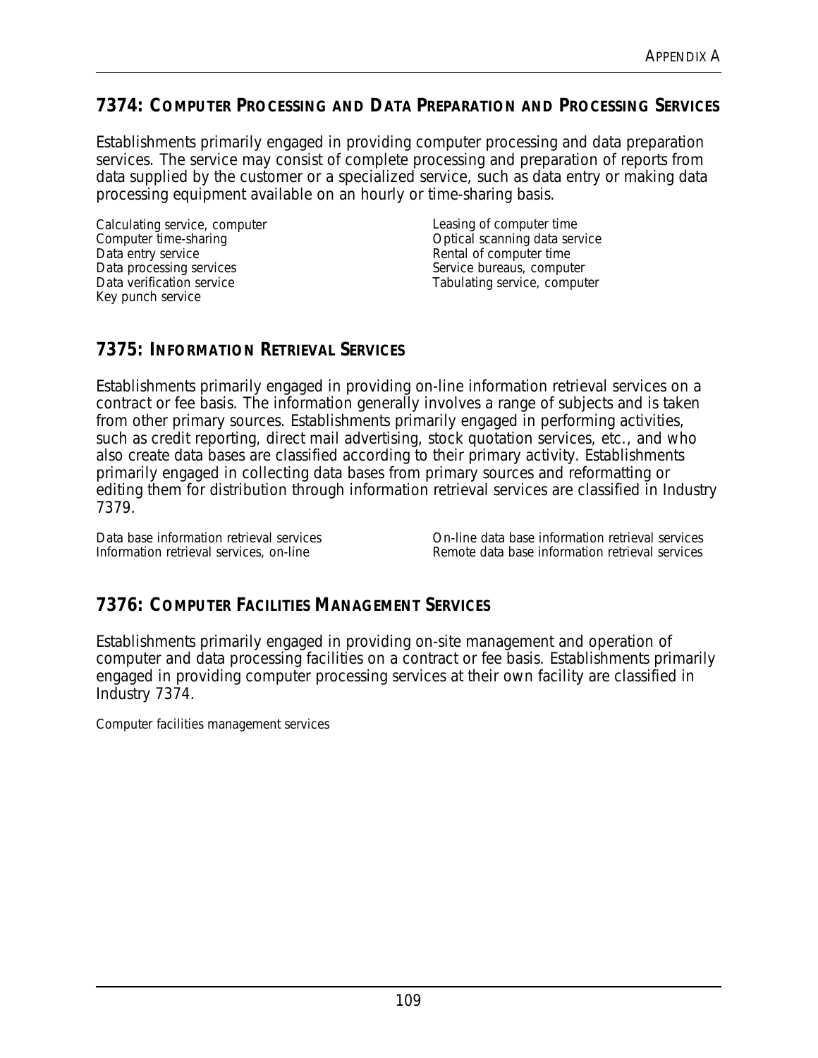## 7374: COMPUTER PROCESSING AND DATA PREPARATION AND PROCESSING SERVICES

Establishments primarily engaged in providing computer processing and data preparation services. The service may consist of complete processing and preparation of reports from data supplied by the customer or a specialized service, such as data entry or making data processing equipment available on an hourly or time-sharing basis.

Calculating service, computer
Computer time-sharing
Data entry service
Data processing services
Data verification service
Key punch service
Leasing of computer time
Optical scanning data service
Rental of computer time
Service bureaus, computer
Tabulating service, computer

## 7375: INFORMATION RETRIEVAL SERVICES

Establishments primarily engaged in providing on-line information retrieval services on a contract or fee basis. The information generally involves a range of subjects and is taken from other primary sources. Establishments primarily engaged in performing activities, such as credit reporting, direct mail advertising, stock quotation services, etc., and who also create data bases are classified according to their primary activity. Establishments primarily engaged in collecting data bases from primary sources and reformatting or editing them for distribution through information retrieval services are classified in Industry 7379.

Data base information retrieval services
Information retrieval services, on-line
On-line data base information retrieval services
Remote data base information retrieval services

## 7376: COMPUTER FACILITIES MANAGEMENT SERVICES

Establishments primarily engaged in providing on-site management and operation of computer and data processing facilities on a contract or fee basis. Establishments primarily engaged in providing computer processing services at their own facility are classified in Industry 7374.

Computer facilities management services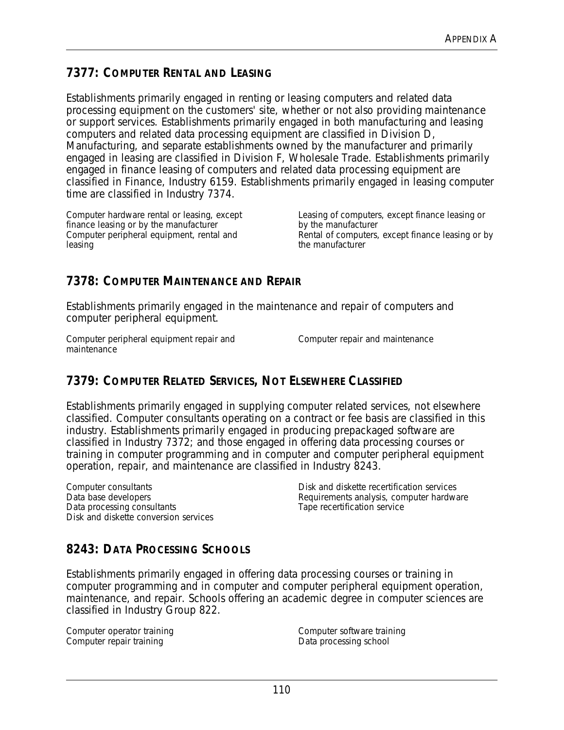## 7377: COMPUTER RENTAL AND LEASING

Establishments primarily engaged in renting or leasing computers and related data processing equipment on the customers' site, whether or not also providing maintenance or support services. Establishments primarily engaged in both manufacturing and leasing computers and related data processing equipment are classified in Division D, Manufacturing, and separate establishments owned by the manufacturer and primarily engaged in leasing are classified in Division F, Wholesale Trade. Establishments primarily engaged in finance leasing of computers and related data processing equipment are classified in Finance, Industry 6159. Establishments primarily engaged in leasing computer time are classified in Industry 7374.

Computer hardware rental or leasing, except finance leasing or by the manufacturer
Computer peripheral equipment, rental and leasing
Leasing of computers, except finance leasing or by the manufacturer
Rental of computers, except finance leasing or by the manufacturer

## 7378: COMPUTER MAINTENANCE AND REPAIR

Establishments primarily engaged in the maintenance and repair of computers and computer peripheral equipment.

Computer peripheral equipment repair and maintenance
Computer repair and maintenance

## 7379: COMPUTER RELATED SERVICES, NOT ELSEWHERE CLASSIFIED

Establishments primarily engaged in supplying computer related services, not elsewhere classified. Computer consultants operating on a contract or fee basis are classified in this industry. Establishments primarily engaged in producing prepackaged software are classified in Industry 7372; and those engaged in offering data processing courses or training in computer programming and in computer and computer peripheral equipment operation, repair, and maintenance are classified in Industry 8243.

Computer consultants
Data base developers
Data processing consultants
Disk and diskette conversion services
Disk and diskette recertification services
Requirements analysis, computer hardware
Tape recertification service

## 8243: DATA PROCESSING SCHOOLS

Establishments primarily engaged in offering data processing courses or training in computer programming and in computer and computer peripheral equipment operation, maintenance, and repair. Schools offering an academic degree in computer sciences are classified in Industry Group 822.

Computer operator training
Computer repair training
Computer software training
Data processing school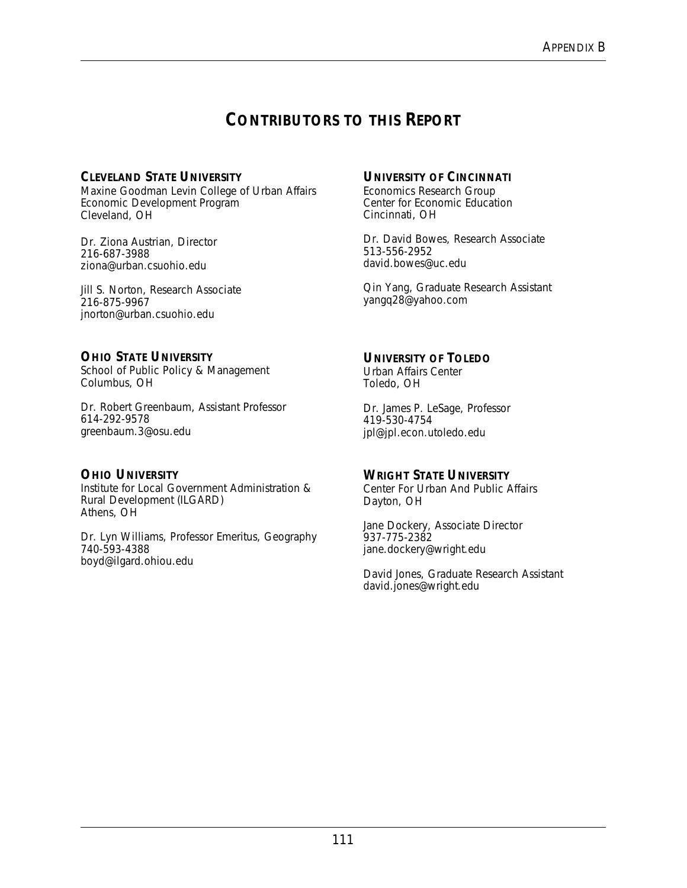# CONTRIBUTORS TO THIS REPORT

**CLEVELAND STATE UNIVERSITY**
Maxine Goodman Levin College of Urban Affairs
Economic Development Program
Cleveland, OH

Dr. Ziona Austrian, Director
216-687-3988
ziona@urban.csuohio.edu

Jill S. Norton, Research Associate
216-875-9967
jnorton@urban.csuohio.edu

**OHIO STATE UNIVERSITY**
School of Public Policy & Management
Columbus, OH

Dr. Robert Greenbaum, Assistant Professor
614-292-9578
greenbaum.3@osu.edu

**OHIO UNIVERSITY**
Institute for Local Government Administration & Rural Development (ILGARD)
Athens, OH

Dr. Lyn Williams, Professor Emeritus, Geography
740-593-4388
boyd@ilgard.ohiou.edu

**UNIVERSITY OF CINCINNATI**
Economics Research Group
Center for Economic Education
Cincinnati, OH

Dr. David Bowes, Research Associate
513-556-2952
david.bowes@uc.edu

Qin Yang, Graduate Research Assistant
yangq28@yahoo.com

**UNIVERSITY OF TOLEDO**
Urban Affairs Center
Toledo, OH

Dr. James P. LeSage, Professor
419-530-4754
jpl@jpl.econ.utoledo.edu

**WRIGHT STATE UNIVERSITY**
Center For Urban And Public Affairs
Dayton, OH

Jane Dockery, Associate Director
937-775-2382
jane.dockery@wright.edu

David Jones, Graduate Research Assistant
david.jones@wright.edu